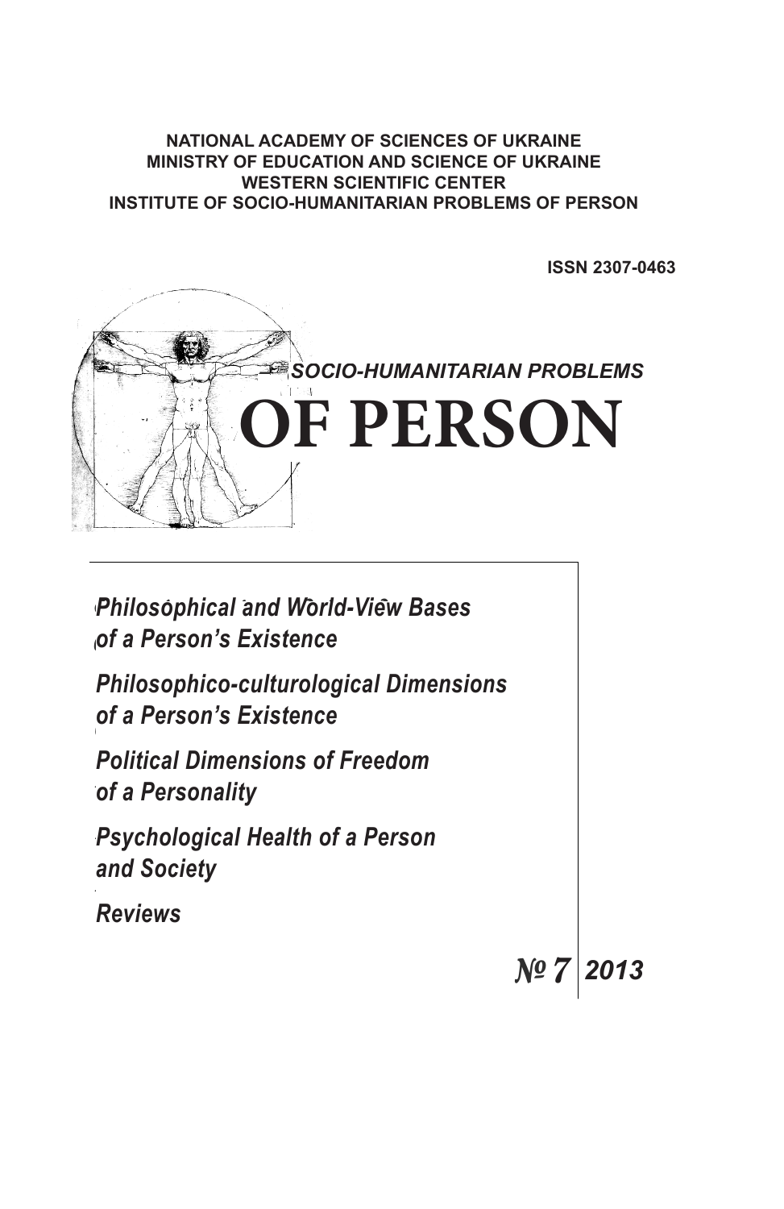**NATIONAL ACADEMY OF SCIENCES OF UKRAINE**
**MINISTRY OF EDUCATION AND SCIENCE OF UKRAINE**
**WESTERN SCIENTIFIC CENTER**
**INSTITUTE OF SOCIO-HUMANITARIAN PROBLEMS OF PERSON**

**ISSN 2307-0463**

# *SOCIO-HUMANITARIAN PROBLEMS*
# OF PERSON

*Philosophical and World-View Bases of a Person's Existence*

*Philosophico-culturological Dimensions of a Person's Existence*

*Political Dimensions of Freedom of a Personality*

*Psychological Health of a Person and Society*

*Reviews*

*№ 7* **2013**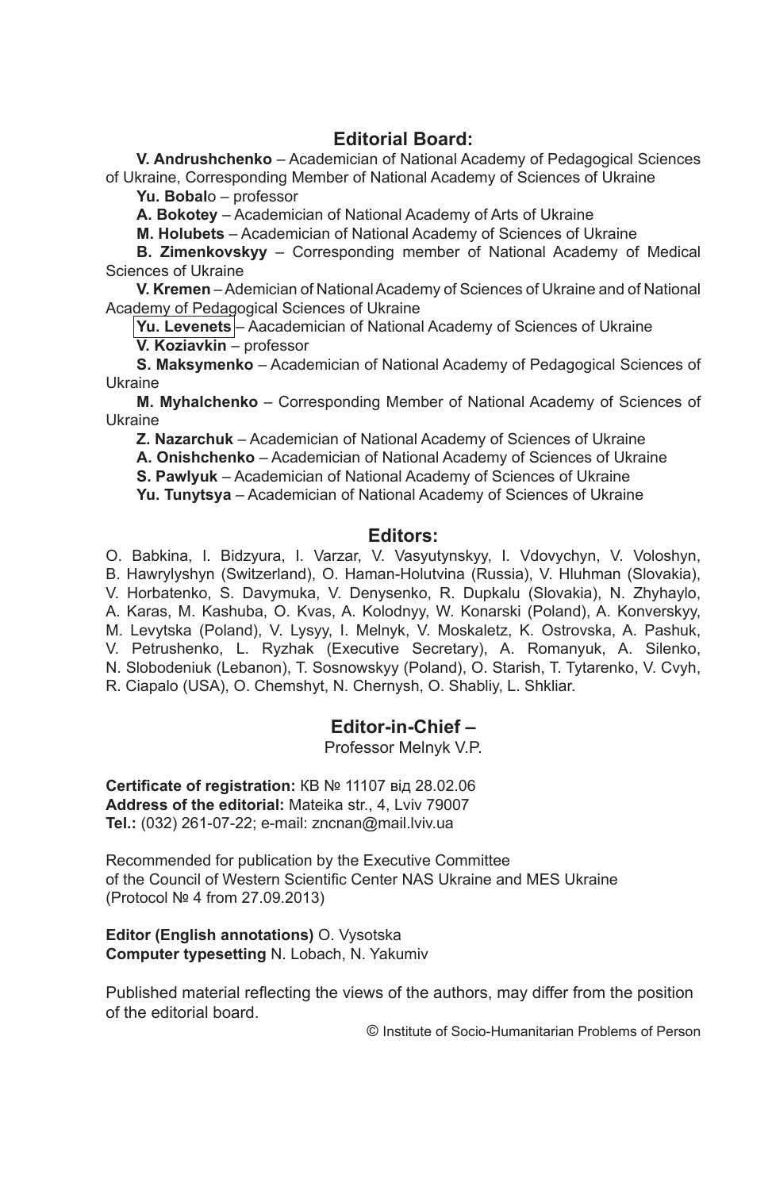## Editorial Board:

**V. Andrushchenko** – Academician of National Academy of Pedagogical Sciences of Ukraine, Corresponding Member of National Academy of Sciences of Ukraine

**Yu. Bobal**o – professor

**A. Bokotey** – Academician of National Academy of Arts of Ukraine

**M. Holubets** – Academician of National Academy of Sciences of Ukraine

**B. Zimenkovskyy** – Corresponding member of National Academy of Medical Sciences of Ukraine

**V. Kremen** – Ademician of National Academy of Sciences of Ukraine and of National Academy of Pedagogical Sciences of Ukraine

**Yu. Levenets** – Aacademician of National Academy of Sciences of Ukraine

**V. Koziavkin** – professor

**S. Maksymenko** – Academician of National Academy of Pedagogical Sciences of Ukraine

**M. Myhalchenko** – Corresponding Member of National Academy of Sciences of Ukraine

**Z. Nazarchuk** – Academician of National Academy of Sciences of Ukraine

**A. Onishchenko** – Academician of National Academy of Sciences of Ukraine

**S. Pawlyuk** – Academician of National Academy of Sciences of Ukraine

**Yu. Tunytsya** – Academician of National Academy of Sciences of Ukraine

## Editors:

O. Babkina, I. Bidzyura, I. Varzar, V. Vasyutynskyy, I. Vdovychyn, V. Voloshyn, B. Hawrylyshyn (Switzerland), O. Haman-Holutvina (Russia), V. Hluhman (Slovakia), V. Horbatenko, S. Davymuka, V. Denysenko, R. Dupkalu (Slovakia), N. Zhyhaylo, A. Karas, M. Kashuba, O. Kvas, A. Kolodnyy, W. Konarski (Poland), A. Konverskyy, M. Levytska (Poland), V. Lysyy, I. Melnyk, V. Moskaletz, K. Ostrovska, A. Pashuk, V. Petrushenko, L. Ryzhak (Executive Secretary), A. Romanyuk, A. Silenko, N. Slobodeniuk (Lebanon), T. Sosnowskyy (Poland), O. Starish, T. Tytarenko, V. Cvyh, R. Ciapalo (USA), O. Chemshyt, N. Chernysh, O. Shabliy, L. Shkliar.

## Editor-in-Chief –

Professor Melnyk V.P.

**Certificate of registration:** КВ № 11107 від 28.02.06
**Address of the editorial:** Mateika str., 4, Lviv 79007
**Tel.:** (032) 261-07-22; e-mail: zncnan@mail.lviv.ua

Recommended for publication by the Executive Committee
of the Council of Western Scientific Center NAS Ukraine and MES Ukraine
(Protocol № 4 from 27.09.2013)

**Editor (English annotations)** O. Vysotska
**Computer typesetting** N. Lobach, N. Yakumiv

Published material reflecting the views of the authors, may differ from the position of the editorial board.

© Institute of Socio-Humanitarian Problems of Person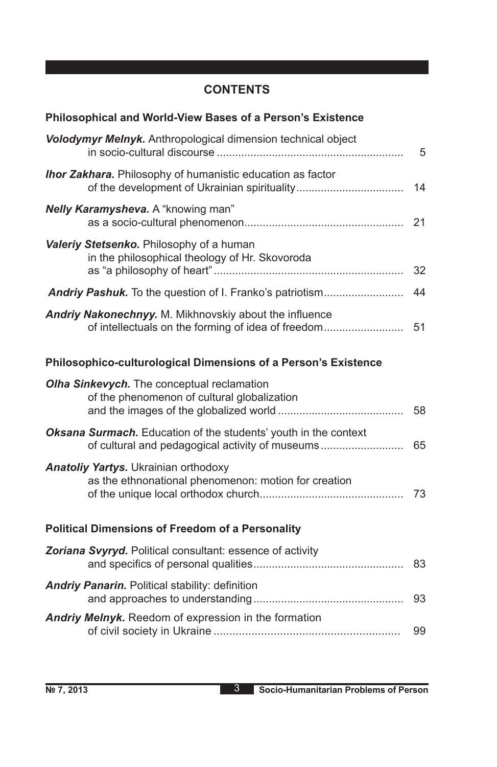## CONTENTS

### Philosophical and World-View Bases of a Person's Existence

***Volodymyr Melnyk.*** Anthropological dimension technical object in socio-cultural discourse ............................................................ 5

***Ihor Zakhara.*** Philosophy of humanistic education as factor of the development of Ukrainian spirituality.................................. 14

***Nelly Karamysheva.*** A "knowing man" as a socio-cultural phenomenon.................................................. 21

***Valeriy Stetsenko.*** Philosophy of a human in the philosophical theology of Hr. Skovoroda as "a philosophy of heart"............................................................ 32

***Andriy Pashuk.*** To the question of I. Franko's patriotism......................... 44

***Andriy Nakonechnyy.*** M. Mikhnovskiy about the influence of intellectuals on the forming of idea of freedom......................... 51

### Philosophico-culturological Dimensions of a Person's Existence

***Olha Sinkevych.*** The conceptual reclamation of the phenomenon of cultural globalization and the images of the globalized world ........................................ 58

***Oksana Surmach.*** Education of the students' youth in the context of cultural and pedagogical activity of museums.......................... 65

***Anatoliy Yartys.*** Ukrainian orthodoxy as the ethnonational phenomenon: motion for creation of the unique local orthodox church............................................. 73

### Political Dimensions of Freedom of a Personality

***Zoriana Svyryd*****.** Political consultant: essence of activity and specifics of personal qualities................................................ 83

***Andriy Panarin.*** Political stability: definition and approaches to understanding................................................ 93

***Andriy Melnyk.*** Reedom of expression in the formation of civil society in Ukraine ........................................................... 99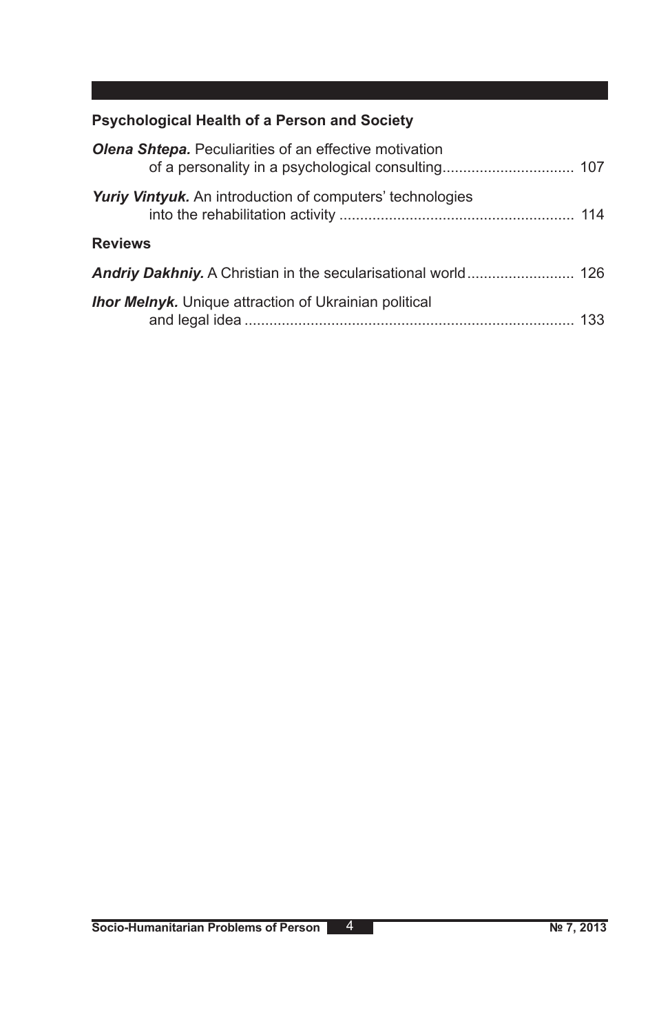## Psychological Health of a Person and Society

***Olena Shtepa.*** Peculiarities of an effective motivation of a personality in a psychological consulting................................ 107

***Yuriy Vintyuk.*** An introduction of computers' technologies into the rehabilitation activity ......................................................... 114

## Reviews

***Andriy Dakhniy.*** A Christian in the secularisational world.......................... 126

***Ihor Melnyk.*** Unique attraction of Ukrainian political and legal idea ................................................................................ 133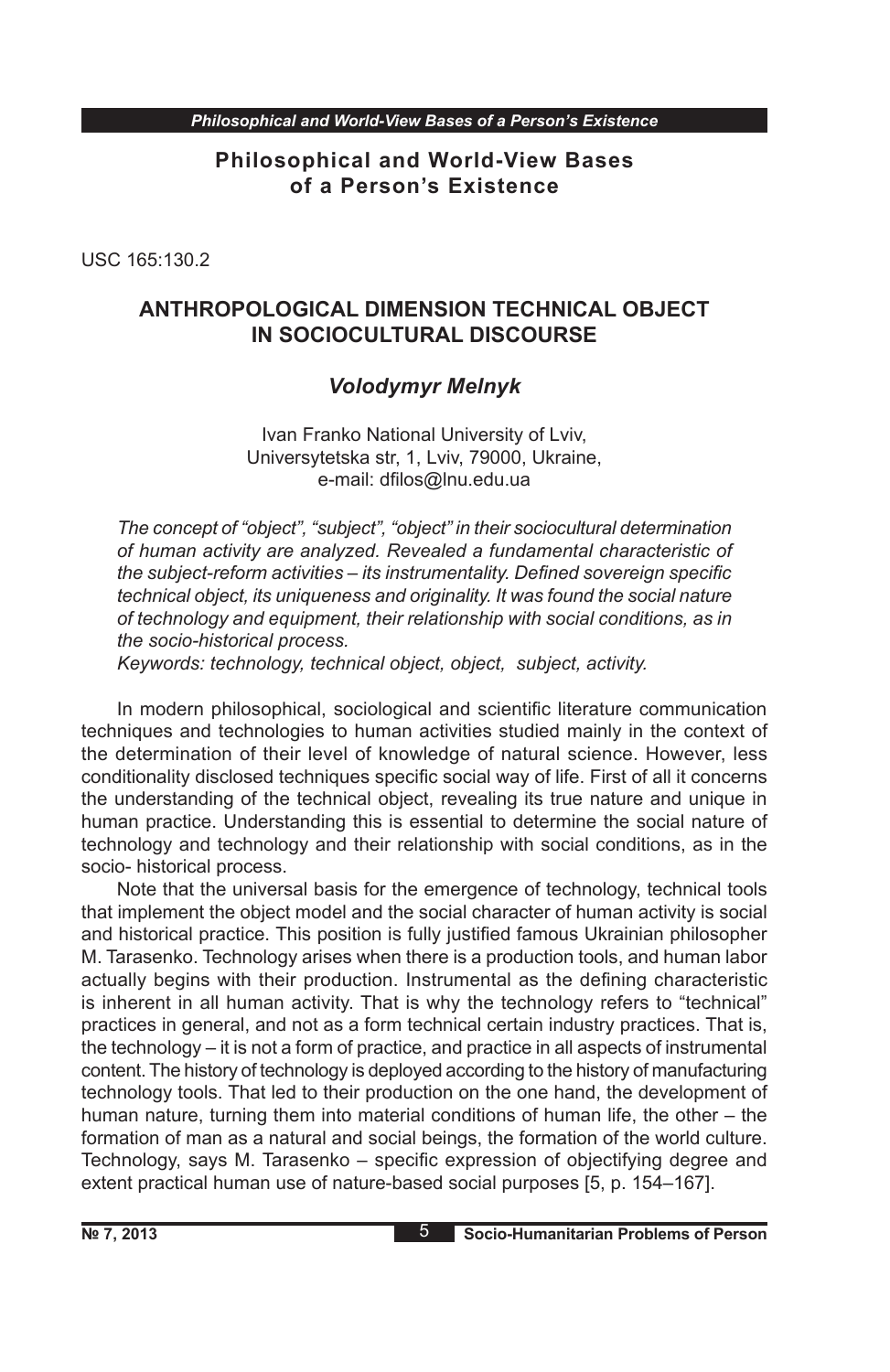## Philosophical and World-View Bases of a Person's Existence

USC 165:130.2

# ANTHROPOLOGICAL DIMENSION TECHNICAL OBJECT IN SOCIOCULTURAL DISCOURSE

### *Volodymyr Melnyk*

Ivan Franko National University of Lviv,
Universytetska str, 1, Lviv, 79000, Ukraine,
e-mail: dfilos@lnu.edu.ua

*The concept of "object", "subject", "object" in their sociocultural determination of human activity are analyzed. Revealed a fundamental characteristic of the subject-reform activities – its instrumentality. Defined sovereign specific technical object, its uniqueness and originality. It was found the social nature of technology and equipment, their relationship with social conditions, as in the socio-historical process.*

*Keywords: technology, technical object, object, subject, activity.*

In modern philosophical, sociological and scientific literature communication techniques and technologies to human activities studied mainly in the context of the determination of their level of knowledge of natural science. However, less conditionality disclosed techniques specific social way of life. First of all it concerns the understanding of the technical object, revealing its true nature and unique in human practice. Understanding this is essential to determine the social nature of technology and technology and their relationship with social conditions, as in the socio- historical process.

Note that the universal basis for the emergence of technology, technical tools that implement the object model and the social character of human activity is social and historical practice. This position is fully justified famous Ukrainian philosopher M. Tarasenko. Technology arises when there is a production tools, and human labor actually begins with their production. Instrumental as the defining characteristic is inherent in all human activity. That is why the technology refers to "technical" practices in general, and not as a form technical certain industry practices. That is, the technology – it is not a form of practice, and practice in all aspects of instrumental content. The history of technology is deployed according to the history of manufacturing technology tools. That led to their production on the one hand, the development of human nature, turning them into material conditions of human life, the other – the formation of man as a natural and social beings, the formation of the world culture. Technology, says M. Tarasenko – specific expression of objectifying degree and extent practical human use of nature-based social purposes [5, p. 154–167].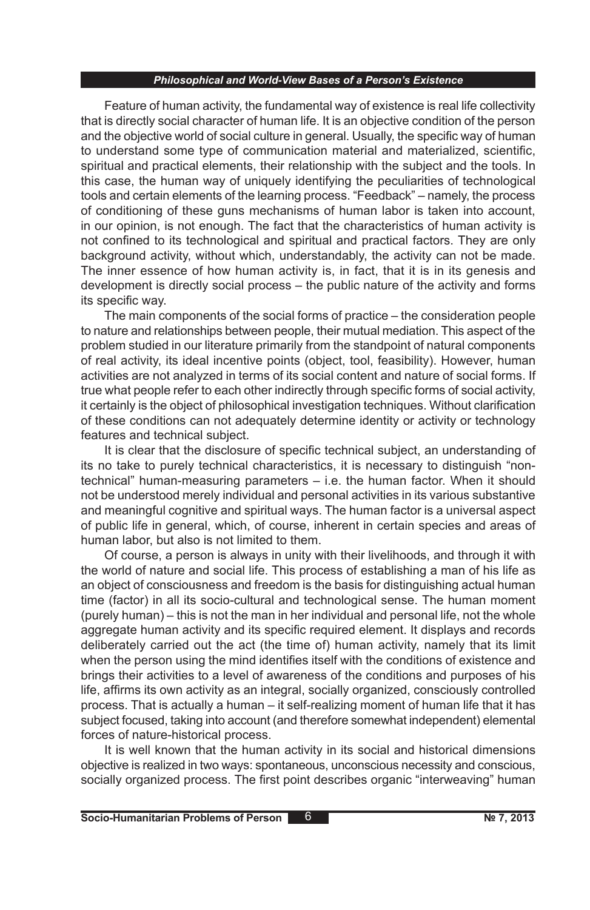Feature of human activity, the fundamental way of existence is real life collectivity that is directly social character of human life. It is an objective condition of the person and the objective world of social culture in general. Usually, the specific way of human to understand some type of communication material and materialized, scientific, spiritual and practical elements, their relationship with the subject and the tools. In this case, the human way of uniquely identifying the peculiarities of technological tools and certain elements of the learning process. "Feedback" – namely, the process of conditioning of these guns mechanisms of human labor is taken into account, in our opinion, is not enough. The fact that the characteristics of human activity is not confined to its technological and spiritual and practical factors. They are only background activity, without which, understandably, the activity can not be made. The inner essence of how human activity is, in fact, that it is in its genesis and development is directly social process – the public nature of the activity and forms its specific way.

The main components of the social forms of practice – the consideration people to nature and relationships between people, their mutual mediation. This aspect of the problem studied in our literature primarily from the standpoint of natural components of real activity, its ideal incentive points (object, tool, feasibility). However, human activities are not analyzed in terms of its social content and nature of social forms. If true what people refer to each other indirectly through specific forms of social activity, it certainly is the object of philosophical investigation techniques. Without clarification of these conditions can not adequately determine identity or activity or technology features and technical subject.

It is clear that the disclosure of specific technical subject, an understanding of its no take to purely technical characteristics, it is necessary to distinguish "non-technical" human-measuring parameters – i.e. the human factor. When it should not be understood merely individual and personal activities in its various substantive and meaningful cognitive and spiritual ways. The human factor is a universal aspect of public life in general, which, of course, inherent in certain species and areas of human labor, but also is not limited to them.

Of course, a person is always in unity with their livelihoods, and through it with the world of nature and social life. This process of establishing a man of his life as an object of consciousness and freedom is the basis for distinguishing actual human time (factor) in all its socio-cultural and technological sense. The human moment (purely human) – this is not the man in her individual and personal life, not the whole aggregate human activity and its specific required element. It displays and records deliberately carried out the act (the time of) human activity, namely that its limit when the person using the mind identifies itself with the conditions of existence and brings their activities to a level of awareness of the conditions and purposes of his life, affirms its own activity as an integral, socially organized, consciously controlled process. That is actually a human – it self-realizing moment of human life that it has subject focused, taking into account (and therefore somewhat independent) elemental forces of nature-historical process.

It is well known that the human activity in its social and historical dimensions objective is realized in two ways: spontaneous, unconscious necessity and conscious, socially organized process. The first point describes organic "interweaving" human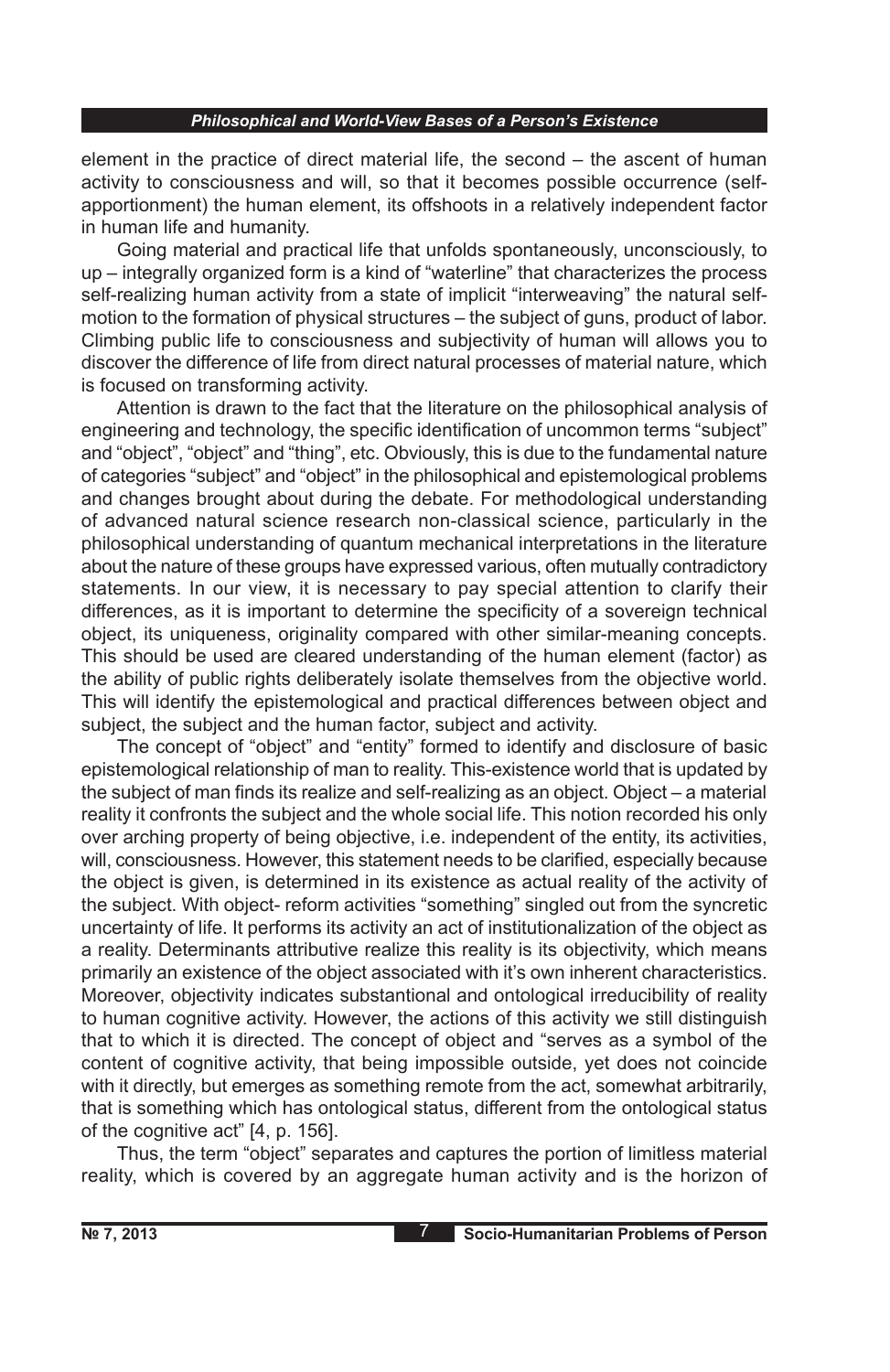element in the practice of direct material life, the second – the ascent of human activity to consciousness and will, so that it becomes possible occurrence (self-apportionment) the human element, its offshoots in a relatively independent factor in human life and humanity.

Going material and practical life that unfolds spontaneously, unconsciously, to up – integrally organized form is a kind of "waterline" that characterizes the process self-realizing human activity from a state of implicit "interweaving" the natural self-motion to the formation of physical structures – the subject of guns, product of labor. Climbing public life to consciousness and subjectivity of human will allows you to discover the difference of life from direct natural processes of material nature, which is focused on transforming activity.

Attention is drawn to the fact that the literature on the philosophical analysis of engineering and technology, the specific identification of uncommon terms "subject" and "object", "object" and "thing", etc. Obviously, this is due to the fundamental nature of categories "subject" and "object" in the philosophical and epistemological problems and changes brought about during the debate. For methodological understanding of advanced natural science research non-classical science, particularly in the philosophical understanding of quantum mechanical interpretations in the literature about the nature of these groups have expressed various, often mutually contradictory statements. In our view, it is necessary to pay special attention to clarify their differences, as it is important to determine the specificity of a sovereign technical object, its uniqueness, originality compared with other similar-meaning concepts. This should be used are cleared understanding of the human element (factor) as the ability of public rights deliberately isolate themselves from the objective world. This will identify the epistemological and practical differences between object and subject, the subject and the human factor, subject and activity.

The concept of "object" and "entity" formed to identify and disclosure of basic epistemological relationship of man to reality. This-existence world that is updated by the subject of man finds its realize and self-realizing as an object. Object – a material reality it confronts the subject and the whole social life. This notion recorded his only over arching property of being objective, i.e. independent of the entity, its activities, will, consciousness. However, this statement needs to be clarified, especially because the object is given, is determined in its existence as actual reality of the activity of the subject. With object- reform activities "something" singled out from the syncretic uncertainty of life. It performs its activity an act of institutionalization of the object as a reality. Determinants attributive realize this reality is its objectivity, which means primarily an existence of the object associated with it's own inherent characteristics. Moreover, objectivity indicates substantional and ontological irreducibility of reality to human cognitive activity. However, the actions of this activity we still distinguish that to which it is directed. The concept of object and "serves as a symbol of the content of cognitive activity, that being impossible outside, yet does not coincide with it directly, but emerges as something remote from the act, somewhat arbitrarily, that is something which has ontological status, different from the ontological status of the cognitive act" [4, p. 156].

Thus, the term "object" separates and captures the portion of limitless material reality, which is covered by an aggregate human activity and is the horizon of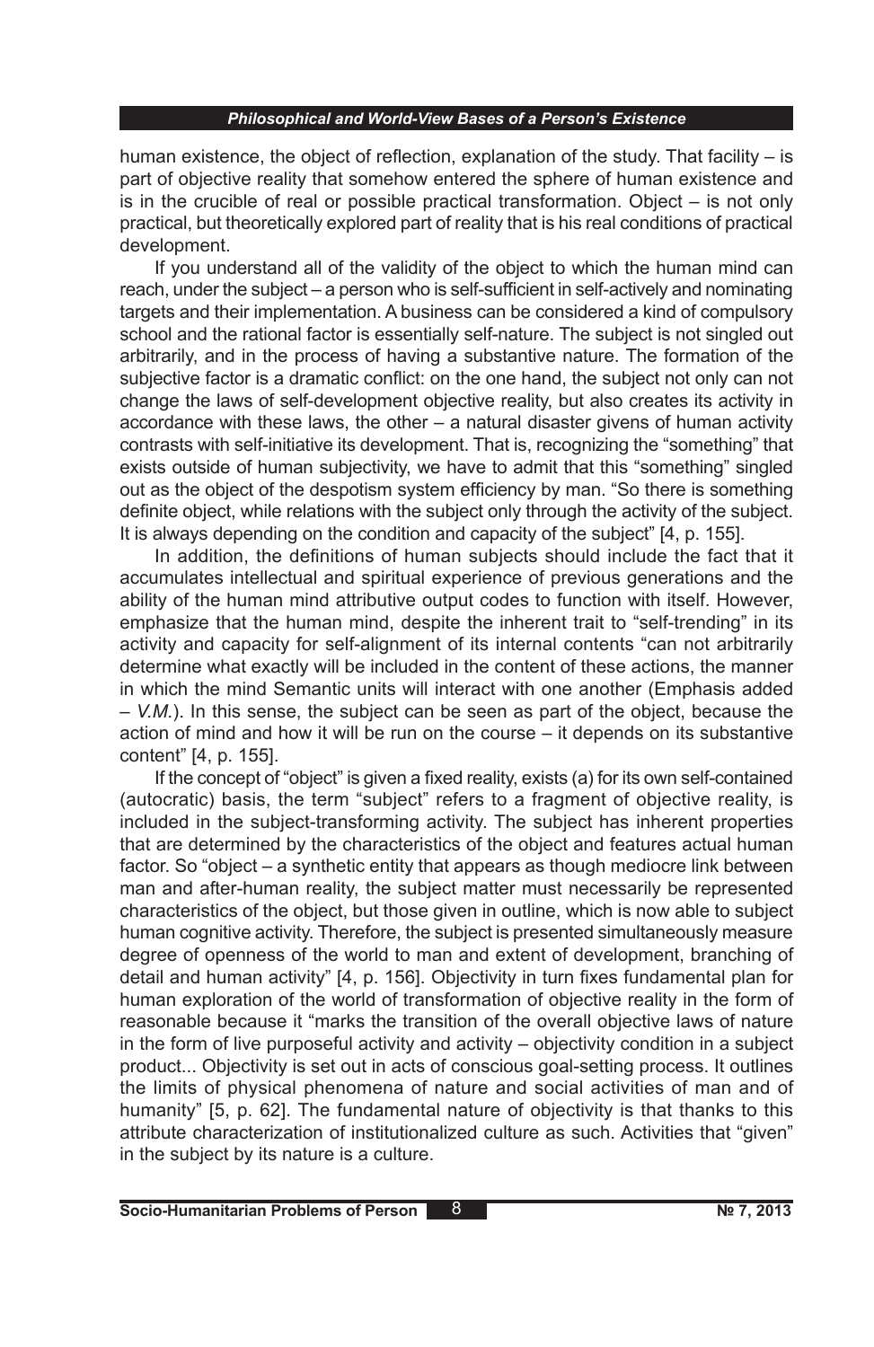human existence, the object of reflection, explanation of the study. That facility – is part of objective reality that somehow entered the sphere of human existence and is in the crucible of real or possible practical transformation. Object – is not only practical, but theoretically explored part of reality that is his real conditions of practical development.

If you understand all of the validity of the object to which the human mind can reach, under the subject – a person who is self-sufficient in self-actively and nominating targets and their implementation. A business can be considered a kind of compulsory school and the rational factor is essentially self-nature. The subject is not singled out arbitrarily, and in the process of having a substantive nature. The formation of the subjective factor is a dramatic conflict: on the one hand, the subject not only can not change the laws of self-development objective reality, but also creates its activity in accordance with these laws, the other – a natural disaster givens of human activity contrasts with self-initiative its development. That is, recognizing the "something" that exists outside of human subjectivity, we have to admit that this "something" singled out as the object of the despotism system efficiency by man. "So there is something definite object, while relations with the subject only through the activity of the subject. It is always depending on the condition and capacity of the subject" [4, p. 155].

In addition, the definitions of human subjects should include the fact that it accumulates intellectual and spiritual experience of previous generations and the ability of the human mind attributive output codes to function with itself. However, emphasize that the human mind, despite the inherent trait to "self-trending" in its activity and capacity for self-alignment of its internal contents "can not arbitrarily determine what exactly will be included in the content of these actions, the manner in which the mind Semantic units will interact with one another (Emphasis added – *V.M.*). In this sense, the subject can be seen as part of the object, because the action of mind and how it will be run on the course – it depends on its substantive content" [4, p. 155].

If the concept of "object" is given a fixed reality, exists (a) for its own self-contained (autocratic) basis, the term "subject" refers to a fragment of objective reality, is included in the subject-transforming activity. The subject has inherent properties that are determined by the characteristics of the object and features actual human factor. So "object – a synthetic entity that appears as though mediocre link between man and after-human reality, the subject matter must necessarily be represented characteristics of the object, but those given in outline, which is now able to subject human cognitive activity. Therefore, the subject is presented simultaneously measure degree of openness of the world to man and extent of development, branching of detail and human activity" [4, p. 156]. Objectivity in turn fixes fundamental plan for human exploration of the world of transformation of objective reality in the form of reasonable because it "marks the transition of the overall objective laws of nature in the form of live purposeful activity and activity – objectivity condition in a subject product... Objectivity is set out in acts of conscious goal-setting process. It outlines the limits of physical phenomena of nature and social activities of man and of humanity" [5, p. 62]. The fundamental nature of objectivity is that thanks to this attribute characterization of institutionalized culture as such. Activities that "given" in the subject by its nature is a culture.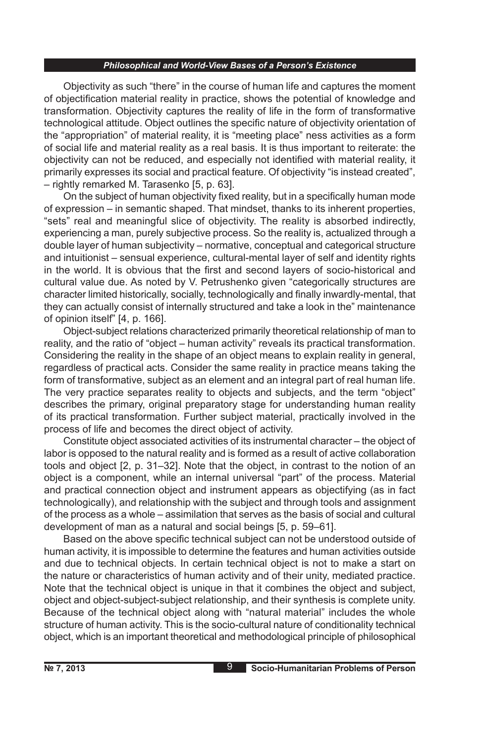Objectivity as such "there" in the course of human life and captures the moment of objectification material reality in practice, shows the potential of knowledge and transformation. Objectivity captures the reality of life in the form of transformative technological attitude. Object outlines the specific nature of objectivity orientation of the "appropriation" of material reality, it is "meeting place" ness activities as a form of social life and material reality as a real basis. It is thus important to reiterate: the objectivity can not be reduced, and especially not identified with material reality, it primarily expresses its social and practical feature. Of objectivity "is instead created", – rightly remarked M. Tarasenko [5, p. 63].

On the subject of human objectivity fixed reality, but in a specifically human mode of expression – in semantic shaped. That mindset, thanks to its inherent properties, "sets" real and meaningful slice of objectivity. The reality is absorbed indirectly, experiencing a man, purely subjective process. So the reality is, actualized through a double layer of human subjectivity – normative, conceptual and categorical structure and intuitionist – sensual experience, cultural-mental layer of self and identity rights in the world. It is obvious that the first and second layers of socio-historical and cultural value due. As noted by V. Petrushenko given "categorically structures are character limited historically, socially, technologically and finally inwardly-mental, that they can actually consist of internally structured and take a look in the" maintenance of opinion itself" [4, p. 166].

Object-subject relations characterized primarily theoretical relationship of man to reality, and the ratio of "object – human activity" reveals its practical transformation. Considering the reality in the shape of an object means to explain reality in general, regardless of practical acts. Consider the same reality in practice means taking the form of transformative, subject as an element and an integral part of real human life. The very practice separates reality to objects and subjects, and the term "object" describes the primary, original preparatory stage for understanding human reality of its practical transformation. Further subject material, practically involved in the process of life and becomes the direct object of activity.

Constitute object associated activities of its instrumental character – the object of labor is opposed to the natural reality and is formed as a result of active collaboration tools and object [2, p. 31–32]. Note that the object, in contrast to the notion of an object is a component, while an internal universal "part" of the process. Material and practical connection object and instrument appears as objectifying (as in fact technologically), and relationship with the subject and through tools and assignment of the process as a whole – assimilation that serves as the basis of social and cultural development of man as a natural and social beings [5, p. 59–61].

Based on the above specific technical subject can not be understood outside of human activity, it is impossible to determine the features and human activities outside and due to technical objects. In certain technical object is not to make a start on the nature or characteristics of human activity and of their unity, mediated practice. Note that the technical object is unique in that it combines the object and subject, object and object-subject-subject relationship, and their synthesis is complete unity. Because of the technical object along with "natural material" includes the whole structure of human activity. This is the socio-cultural nature of conditionality technical object, which is an important theoretical and methodological principle of philosophical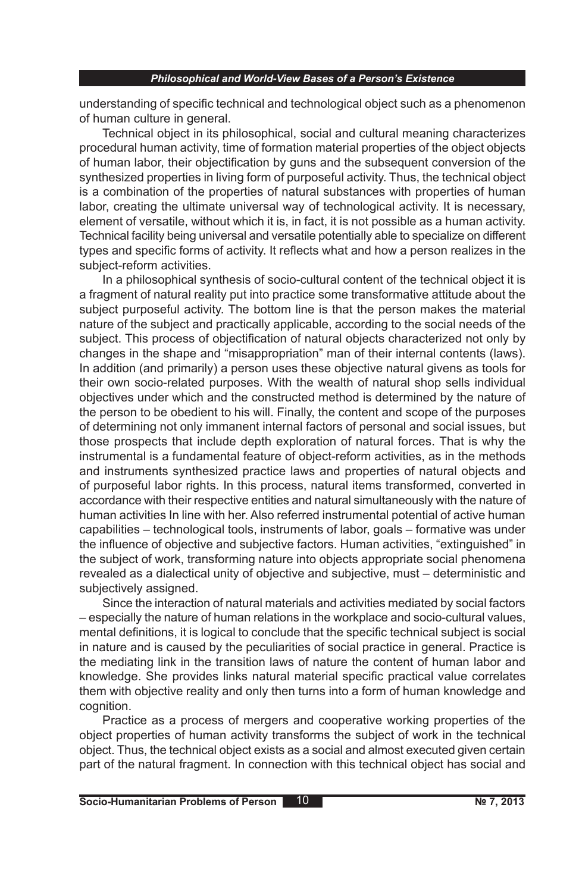understanding of specific technical and technological object such as a phenomenon of human culture in general.

Technical object in its philosophical, social and cultural meaning characterizes procedural human activity, time of formation material properties of the object objects of human labor, their objectification by guns and the subsequent conversion of the synthesized properties in living form of purposeful activity. Thus, the technical object is a combination of the properties of natural substances with properties of human labor, creating the ultimate universal way of technological activity. It is necessary, element of versatile, without which it is, in fact, it is not possible as a human activity. Technical facility being universal and versatile potentially able to specialize on different types and specific forms of activity. It reflects what and how a person realizes in the subject-reform activities.

In a philosophical synthesis of socio-cultural content of the technical object it is a fragment of natural reality put into practice some transformative attitude about the subject purposeful activity. The bottom line is that the person makes the material nature of the subject and practically applicable, according to the social needs of the subject. This process of objectification of natural objects characterized not only by changes in the shape and "misappropriation" man of their internal contents (laws). In addition (and primarily) a person uses these objective natural givens as tools for their own socio-related purposes. With the wealth of natural shop sells individual objectives under which and the constructed method is determined by the nature of the person to be obedient to his will. Finally, the content and scope of the purposes of determining not only immanent internal factors of personal and social issues, but those prospects that include depth exploration of natural forces. That is why the instrumental is a fundamental feature of object-reform activities, as in the methods and instruments synthesized practice laws and properties of natural objects and of purposeful labor rights. In this process, natural items transformed, converted in accordance with their respective entities and natural simultaneously with the nature of human activities In line with her. Also referred instrumental potential of active human capabilities – technological tools, instruments of labor, goals – formative was under the influence of objective and subjective factors. Human activities, "extinguished" in the subject of work, transforming nature into objects appropriate social phenomena revealed as a dialectical unity of objective and subjective, must – deterministic and subjectively assigned.

Since the interaction of natural materials and activities mediated by social factors – especially the nature of human relations in the workplace and socio-cultural values, mental definitions, it is logical to conclude that the specific technical subject is social in nature and is caused by the peculiarities of social practice in general. Practice is the mediating link in the transition laws of nature the content of human labor and knowledge. She provides links natural material specific practical value correlates them with objective reality and only then turns into a form of human knowledge and cognition.

Practice as a process of mergers and cooperative working properties of the object properties of human activity transforms the subject of work in the technical object. Thus, the technical object exists as a social and almost executed given certain part of the natural fragment. In connection with this technical object has social and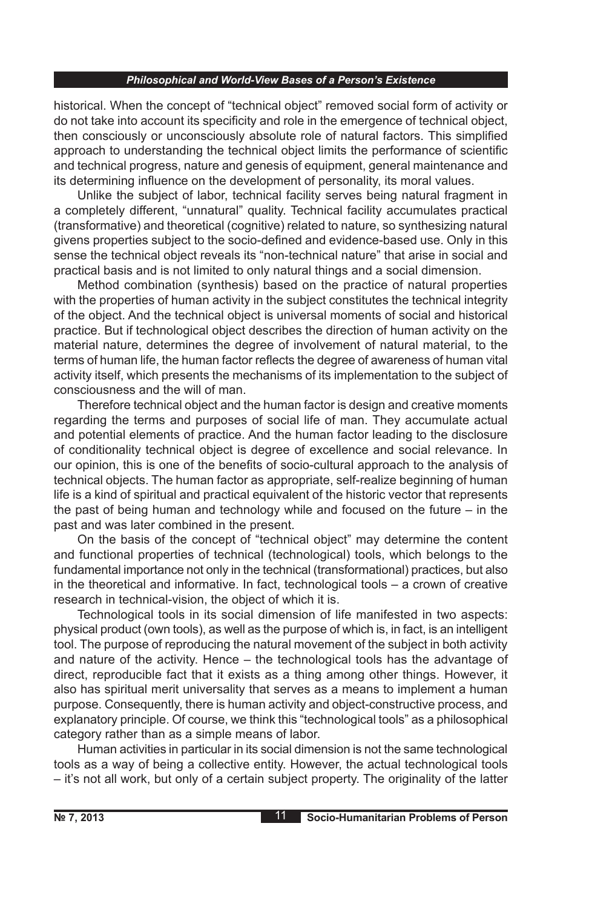historical. When the concept of "technical object" removed social form of activity or do not take into account its specificity and role in the emergence of technical object, then consciously or unconsciously absolute role of natural factors. This simplified approach to understanding the technical object limits the performance of scientific and technical progress, nature and genesis of equipment, general maintenance and its determining influence on the development of personality, its moral values.

Unlike the subject of labor, technical facility serves being natural fragment in a completely different, "unnatural" quality. Technical facility accumulates practical (transformative) and theoretical (cognitive) related to nature, so synthesizing natural givens properties subject to the socio-defined and evidence-based use. Only in this sense the technical object reveals its "non-technical nature" that arise in social and practical basis and is not limited to only natural things and a social dimension.

Method combination (synthesis) based on the practice of natural properties with the properties of human activity in the subject constitutes the technical integrity of the object. And the technical object is universal moments of social and historical practice. But if technological object describes the direction of human activity on the material nature, determines the degree of involvement of natural material, to the terms of human life, the human factor reflects the degree of awareness of human vital activity itself, which presents the mechanisms of its implementation to the subject of consciousness and the will of man.

Therefore technical object and the human factor is design and creative moments regarding the terms and purposes of social life of man. They accumulate actual and potential elements of practice. And the human factor leading to the disclosure of conditionality technical object is degree of excellence and social relevance. In our opinion, this is one of the benefits of socio-cultural approach to the analysis of technical objects. The human factor as appropriate, self-realize beginning of human life is a kind of spiritual and practical equivalent of the historic vector that represents the past of being human and technology while and focused on the future – in the past and was later combined in the present.

On the basis of the concept of "technical object" may determine the content and functional properties of technical (technological) tools, which belongs to the fundamental importance not only in the technical (transformational) practices, but also in the theoretical and informative. In fact, technological tools – a crown of creative research in technical-vision, the object of which it is.

Technological tools in its social dimension of life manifested in two aspects: physical product (own tools), as well as the purpose of which is, in fact, is an intelligent tool. The purpose of reproducing the natural movement of the subject in both activity and nature of the activity. Hence – the technological tools has the advantage of direct, reproducible fact that it exists as a thing among other things. However, it also has spiritual merit universality that serves as a means to implement a human purpose. Consequently, there is human activity and object-constructive process, and explanatory principle. Of course, we think this "technological tools" as a philosophical category rather than as a simple means of labor.

Human activities in particular in its social dimension is not the same technological tools as a way of being a collective entity. However, the actual technological tools – it's not all work, but only of a certain subject property. The originality of the latter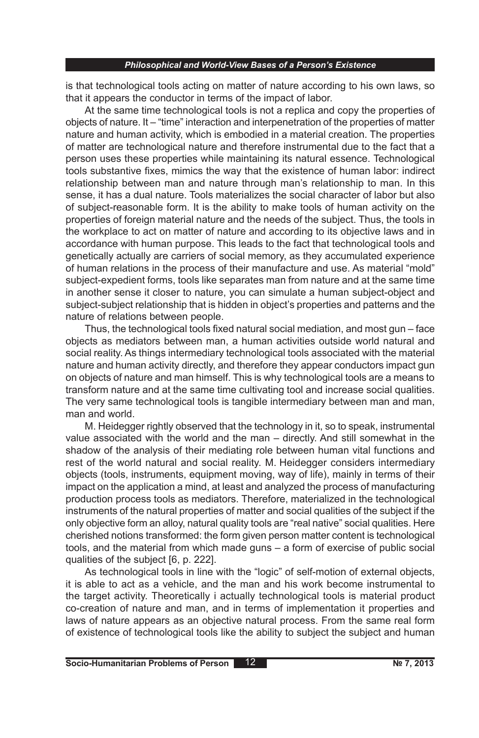is that technological tools acting on matter of nature according to his own laws, so that it appears the conductor in terms of the impact of labor.

At the same time technological tools is not a replica and copy the properties of objects of nature. It – "time" interaction and interpenetration of the properties of matter nature and human activity, which is embodied in a material creation. The properties of matter are technological nature and therefore instrumental due to the fact that a person uses these properties while maintaining its natural essence. Technological tools substantive fixes, mimics the way that the existence of human labor: indirect relationship between man and nature through man's relationship to man. In this sense, it has a dual nature. Tools materializes the social character of labor but also of subject-reasonable form. It is the ability to make tools of human activity on the properties of foreign material nature and the needs of the subject. Thus, the tools in the workplace to act on matter of nature and according to its objective laws and in accordance with human purpose. This leads to the fact that technological tools and genetically actually are carriers of social memory, as they accumulated experience of human relations in the process of their manufacture and use. As material "mold" subject-expedient forms, tools like separates man from nature and at the same time in another sense it closer to nature, you can simulate a human subject-object and subject-subject relationship that is hidden in object's properties and patterns and the nature of relations between people.

Thus, the technological tools fixed natural social mediation, and most gun – face objects as mediators between man, a human activities outside world natural and social reality. As things intermediary technological tools associated with the material nature and human activity directly, and therefore they appear conductors impact gun on objects of nature and man himself. This is why technological tools are a means to transform nature and at the same time cultivating tool and increase social qualities. The very same technological tools is tangible intermediary between man and man, man and world.

M. Heidegger rightly observed that the technology in it, so to speak, instrumental value associated with the world and the man – directly. And still somewhat in the shadow of the analysis of their mediating role between human vital functions and rest of the world natural and social reality. M. Heidegger considers intermediary objects (tools, instruments, equipment moving, way of life), mainly in terms of their impact on the application a mind, at least and analyzed the process of manufacturing production process tools as mediators. Therefore, materialized in the technological instruments of the natural properties of matter and social qualities of the subject if the only objective form an alloy, natural quality tools are "real native" social qualities. Here cherished notions transformed: the form given person matter content is technological tools, and the material from which made guns – a form of exercise of public social qualities of the subject [6, p. 222].

As technological tools in line with the "logic" of self-motion of external objects, it is able to act as a vehicle, and the man and his work become instrumental to the target activity. Theoretically i actually technological tools is material product co-creation of nature and man, and in terms of implementation it properties and laws of nature appears as an objective natural process. From the same real form of existence of technological tools like the ability to subject the subject and human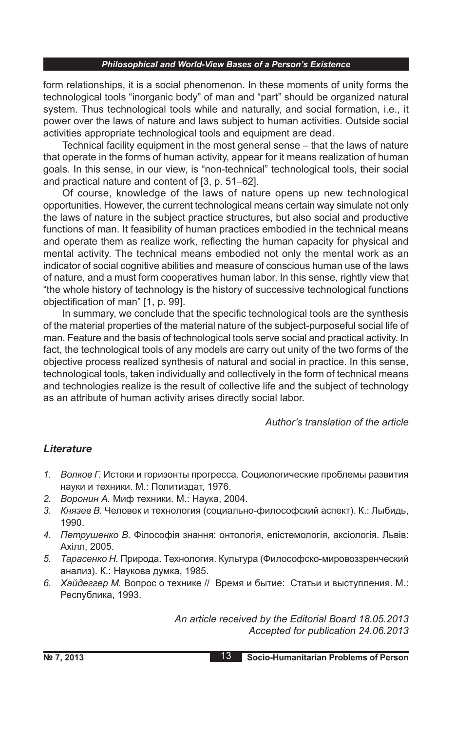form relationships, it is a social phenomenon. In these moments of unity forms the technological tools "inorganic body" of man and "part" should be organized natural system. Thus technological tools while and naturally, and social formation, i.e., it power over the laws of nature and laws subject to human activities. Outside social activities appropriate technological tools and equipment are dead.

Technical facility equipment in the most general sense – that the laws of nature that operate in the forms of human activity, appear for it means realization of human goals. In this sense, in our view, is "non-technical" technological tools, their social and practical nature and content of [3, p. 51–62].

Of course, knowledge of the laws of nature opens up new technological opportunities. However, the current technological means certain way simulate not only the laws of nature in the subject practice structures, but also social and productive functions of man. It feasibility of human practices embodied in the technical means and operate them as realize work, reflecting the human capacity for physical and mental activity. The technical means embodied not only the mental work as an indicator of social cognitive abilities and measure of conscious human use of the laws of nature, and a must form cooperatives human labor. In this sense, rightly view that "the whole history of technology is the history of successive technological functions objectification of man" [1, p. 99].

In summary, we conclude that the specific technological tools are the synthesis of the material properties of the material nature of the subject-purposeful social life of man. Feature and the basis of technological tools serve social and practical activity. In fact, the technological tools of any models are carry out unity of the two forms of the objective process realized synthesis of natural and social in practice. In this sense, technological tools, taken individually and collectively in the form of technical means and technologies realize is the result of collective life and the subject of technology as an attribute of human activity arises directly social labor.

*Author's translation of the article*

### *Literature*

1. *Волков Г.* Истоки и горизонты прогресса. Социологические проблемы развития науки и техники. М.: Политиздат, 1976.
2. *Воронин А.* Миф техники. М.: Наука, 2004.
3. *Князев В.* Человек и технология (социально-философский аспект). К.: Лыбидь, 1990.
4. *Петрушенко В.* Філософія знання: онтологія, епістемологія, аксіологія. Львів: Ахілл, 2005.
5. *Тарасенко Н.* Природа. Технология. Культура (Философско-мировоззренческий анализ). К.: Наукова думка, 1985.
6. *Хайдеггер М.* Вопрос о технике // Время и бытие: Статьи и выступления. М.: Республика, 1993.

*An article received by the Editorial Board 18.05.2013*
*Accepted for publication 24.06.2013*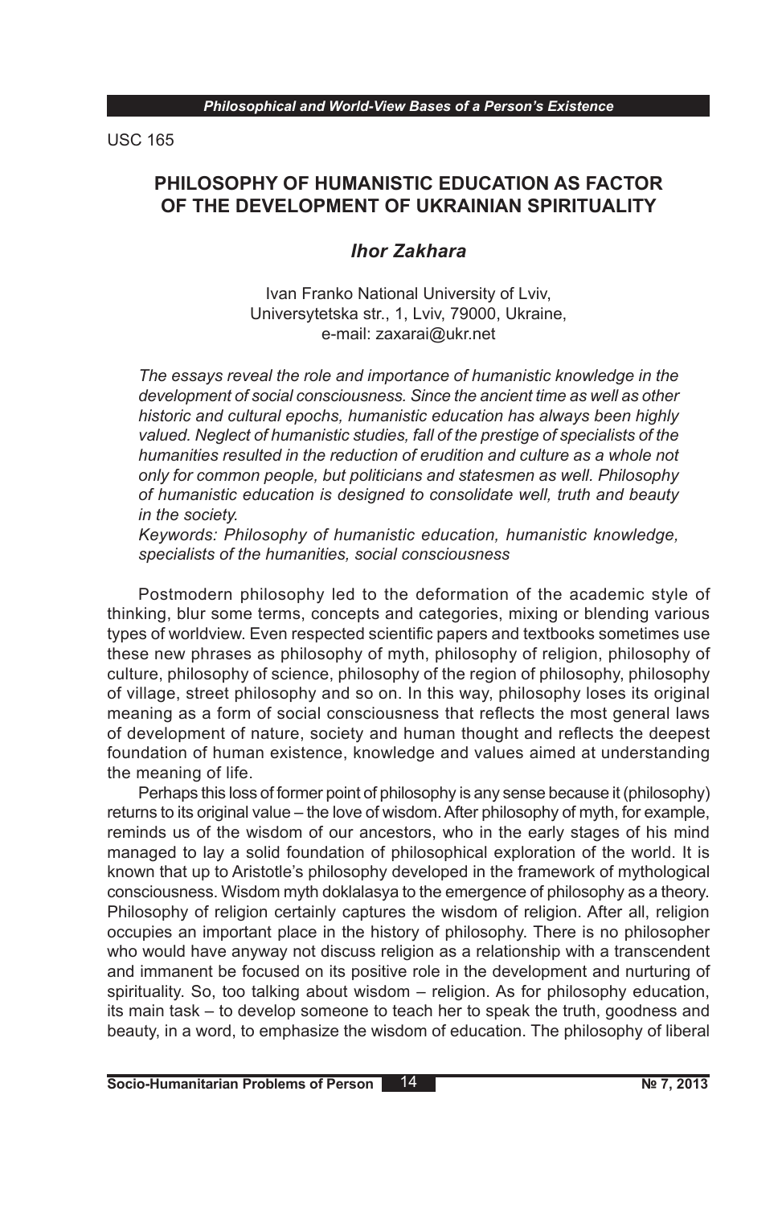USC 165

# PHILOSOPHY OF HUMANISTIC EDUCATION AS FACTOR OF THE DEVELOPMENT OF UKRAINIAN SPIRITUALITY

***Ihor Zakhara***

Ivan Franko National University of Lviv,
Universytetska str., 1, Lviv, 79000, Ukraine,
e-mail: zaxarai@ukr.net

*The essays reveal the role and importance of humanistic knowledge in the development of social consciousness. Since the ancient time as well as other historic and cultural epochs, humanistic education has always been highly valued. Neglect of humanistic studies, fall of the prestige of specialists of the humanities resulted in the reduction of erudition and culture as a whole not only for common people, but politicians and statesmen as well. Philosophy of humanistic education is designed to consolidate well, truth and beauty in the society.*

*Keywords: Philosophy of humanistic education, humanistic knowledge, specialists of the humanities, social consciousness*

Postmodern philosophy led to the deformation of the academic style of thinking, blur some terms, concepts and categories, mixing or blending various types of worldview. Even respected scientific papers and textbooks sometimes use these new phrases as philosophy of myth, philosophy of religion, philosophy of culture, philosophy of science, philosophy of the region of philosophy, philosophy of village, street philosophy and so on. In this way, philosophy loses its original meaning as a form of social consciousness that reflects the most general laws of development of nature, society and human thought and reflects the deepest foundation of human existence, knowledge and values aimed at understanding the meaning of life.

Perhaps this loss of former point of philosophy is any sense because it (philosophy) returns to its original value – the love of wisdom. After philosophy of myth, for example, reminds us of the wisdom of our ancestors, who in the early stages of his mind managed to lay a solid foundation of philosophical exploration of the world. It is known that up to Aristotle's philosophy developed in the framework of mythological consciousness. Wisdom myth doklalasya to the emergence of philosophy as a theory. Philosophy of religion certainly captures the wisdom of religion. After all, religion occupies an important place in the history of philosophy. There is no philosopher who would have anyway not discuss religion as a relationship with a transcendent and immanent be focused on its positive role in the development and nurturing of spirituality. So, too talking about wisdom – religion. As for philosophy education, its main task – to develop someone to teach her to speak the truth, goodness and beauty, in a word, to emphasize the wisdom of education. The philosophy of liberal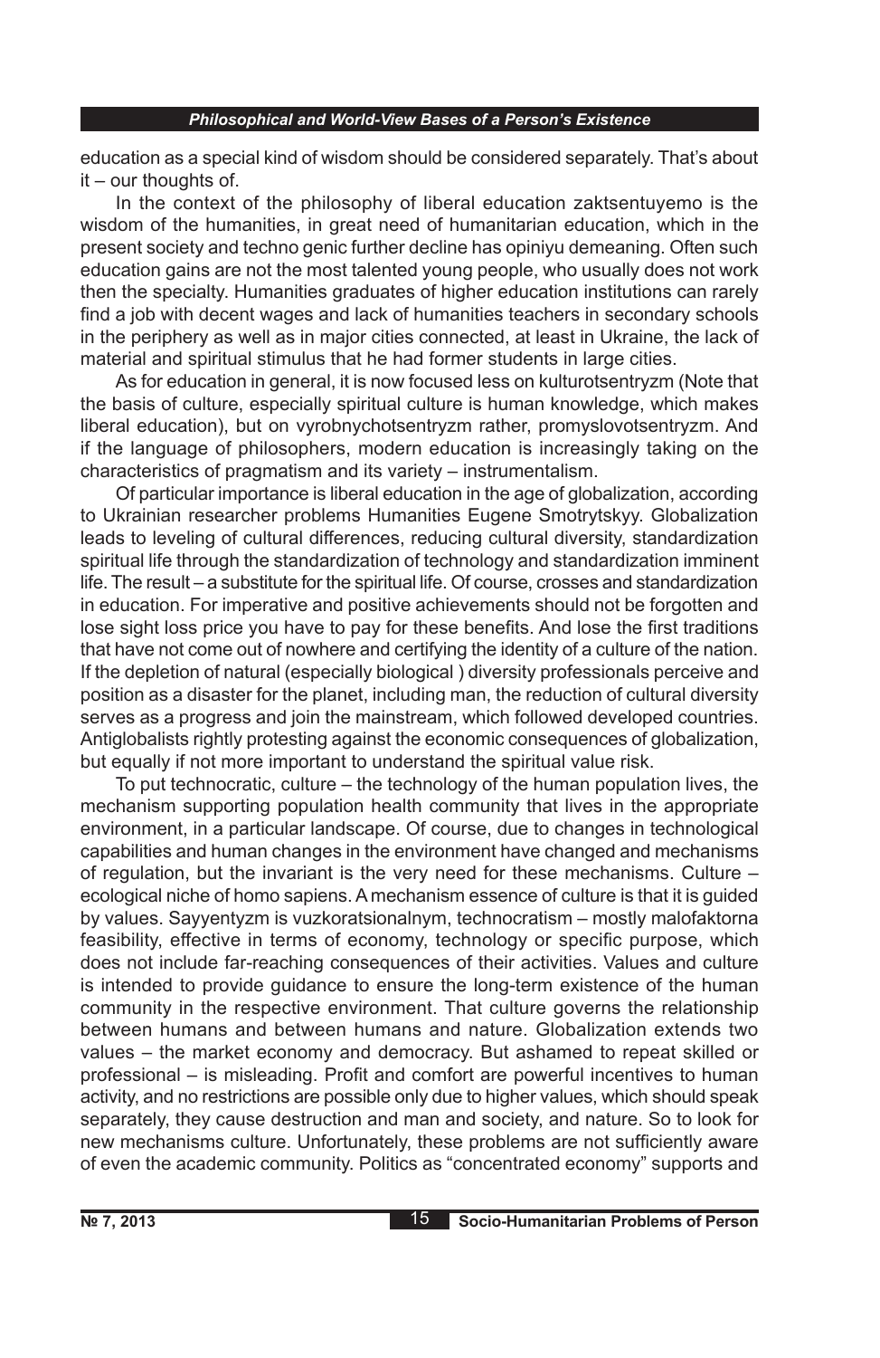education as a special kind of wisdom should be considered separately. That's about it – our thoughts of.

In the context of the philosophy of liberal education zaktsentuyemo is the wisdom of the humanities, in great need of humanitarian education, which in the present society and techno genic further decline has opiniyu demeaning. Often such education gains are not the most talented young people, who usually does not work then the specialty. Humanities graduates of higher education institutions can rarely find a job with decent wages and lack of humanities teachers in secondary schools in the periphery as well as in major cities connected, at least in Ukraine, the lack of material and spiritual stimulus that he had former students in large cities.

As for education in general, it is now focused less on kulturotsentryzm (Note that the basis of culture, especially spiritual culture is human knowledge, which makes liberal education), but on vyrobnychotsentryzm rather, promyslovotsentryzm. And if the language of philosophers, modern education is increasingly taking on the characteristics of pragmatism and its variety – instrumentalism.

Of particular importance is liberal education in the age of globalization, according to Ukrainian researcher problems Humanities Eugene Smotrytskyy. Globalization leads to leveling of cultural differences, reducing cultural diversity, standardization spiritual life through the standardization of technology and standardization imminent life. The result – a substitute for the spiritual life. Of course, crosses and standardization in education. For imperative and positive achievements should not be forgotten and lose sight loss price you have to pay for these benefits. And lose the first traditions that have not come out of nowhere and certifying the identity of a culture of the nation. If the depletion of natural (especially biological ) diversity professionals perceive and position as a disaster for the planet, including man, the reduction of cultural diversity serves as a progress and join the mainstream, which followed developed countries. Antiglobalists rightly protesting against the economic consequences of globalization, but equally if not more important to understand the spiritual value risk.

To put technocratic, culture – the technology of the human population lives, the mechanism supporting population health community that lives in the appropriate environment, in a particular landscape. Of course, due to changes in technological capabilities and human changes in the environment have changed and mechanisms of regulation, but the invariant is the very need for these mechanisms. Culture – ecological niche of homo sapiens. A mechanism essence of culture is that it is guided by values. Sayyentyzm is vuzkoratsionalnym, technocratism – mostly malofaktorna feasibility, effective in terms of economy, technology or specific purpose, which does not include far-reaching consequences of their activities. Values and culture is intended to provide guidance to ensure the long-term existence of the human community in the respective environment. That culture governs the relationship between humans and between humans and nature. Globalization extends two values – the market economy and democracy. But ashamed to repeat skilled or professional – is misleading. Profit and comfort are powerful incentives to human activity, and no restrictions are possible only due to higher values, which should speak separately, they cause destruction and man and society, and nature. So to look for new mechanisms culture. Unfortunately, these problems are not sufficiently aware of even the academic community. Politics as "concentrated economy" supports and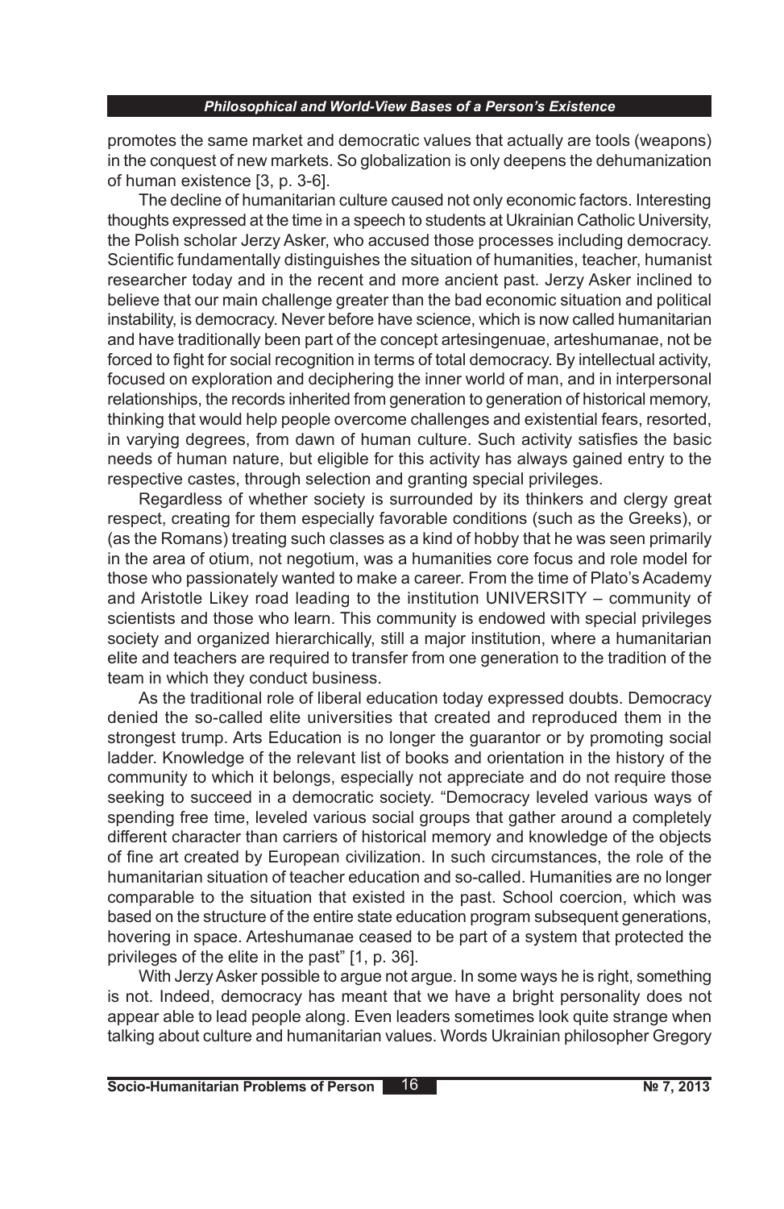promotes the same market and democratic values that actually are tools (weapons) in the conquest of new markets. So globalization is only deepens the dehumanization of human existence [3, p. 3-6].

The decline of humanitarian culture caused not only economic factors. Interesting thoughts expressed at the time in a speech to students at Ukrainian Catholic University, the Polish scholar Jerzy Asker, who accused those processes including democracy. Scientific fundamentally distinguishes the situation of humanities, teacher, humanist researcher today and in the recent and more ancient past. Jerzy Asker inclined to believe that our main challenge greater than the bad economic situation and political instability, is democracy. Never before have science, which is now called humanitarian and have traditionally been part of the concept artesingenuae, arteshumanae, not be forced to fight for social recognition in terms of total democracy. By intellectual activity, focused on exploration and deciphering the inner world of man, and in interpersonal relationships, the records inherited from generation to generation of historical memory, thinking that would help people overcome challenges and existential fears, resorted, in varying degrees, from dawn of human culture. Such activity satisfies the basic needs of human nature, but eligible for this activity has always gained entry to the respective castes, through selection and granting special privileges.

Regardless of whether society is surrounded by its thinkers and clergy great respect, creating for them especially favorable conditions (such as the Greeks), or (as the Romans) treating such classes as a kind of hobby that he was seen primarily in the area of otium, not negotium, was a humanities core focus and role model for those who passionately wanted to make a career. From the time of Plato's Academy and Aristotle Likey road leading to the institution UNIVERSITY – community of scientists and those who learn. This community is endowed with special privileges society and organized hierarchically, still a major institution, where a humanitarian elite and teachers are required to transfer from one generation to the tradition of the team in which they conduct business.

As the traditional role of liberal education today expressed doubts. Democracy denied the so-called elite universities that created and reproduced them in the strongest trump. Arts Education is no longer the guarantor or by promoting social ladder. Knowledge of the relevant list of books and orientation in the history of the community to which it belongs, especially not appreciate and do not require those seeking to succeed in a democratic society. "Democracy leveled various ways of spending free time, leveled various social groups that gather around a completely different character than carriers of historical memory and knowledge of the objects of fine art created by European civilization. In such circumstances, the role of the humanitarian situation of teacher education and so-called. Humanities are no longer comparable to the situation that existed in the past. School coercion, which was based on the structure of the entire state education program subsequent generations, hovering in space. Arteshumanae ceased to be part of a system that protected the privileges of the elite in the past" [1, p. 36].

With Jerzy Asker possible to argue not argue. In some ways he is right, something is not. Indeed, democracy has meant that we have a bright personality does not appear able to lead people along. Even leaders sometimes look quite strange when talking about culture and humanitarian values. Words Ukrainian philosopher Gregory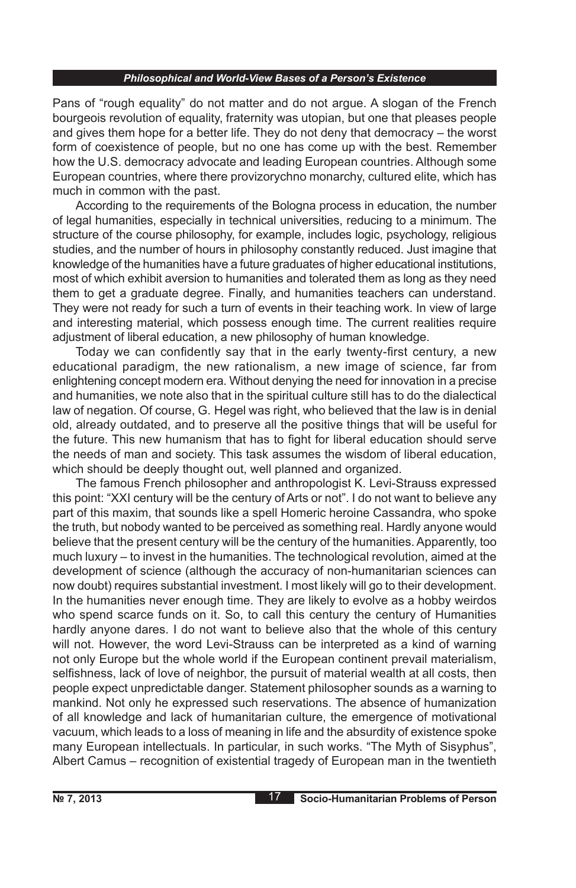Pans of "rough equality" do not matter and do not argue. A slogan of the French bourgeois revolution of equality, fraternity was utopian, but one that pleases people and gives them hope for a better life. They do not deny that democracy – the worst form of coexistence of people, but no one has come up with the best. Remember how the U.S. democracy advocate and leading European countries. Although some European countries, where there provizorychno monarchy, cultured elite, which has much in common with the past.

According to the requirements of the Bologna process in education, the number of legal humanities, especially in technical universities, reducing to a minimum. The structure of the course philosophy, for example, includes logic, psychology, religious studies, and the number of hours in philosophy constantly reduced. Just imagine that knowledge of the humanities have a future graduates of higher educational institutions, most of which exhibit aversion to humanities and tolerated them as long as they need them to get a graduate degree. Finally, and humanities teachers can understand. They were not ready for such a turn of events in their teaching work. In view of large and interesting material, which possess enough time. The current realities require adjustment of liberal education, a new philosophy of human knowledge.

Today we can confidently say that in the early twenty-first century, a new educational paradigm, the new rationalism, a new image of science, far from enlightening concept modern era. Without denying the need for innovation in a precise and humanities, we note also that in the spiritual culture still has to do the dialectical law of negation. Of course, G. Hegel was right, who believed that the law is in denial old, already outdated, and to preserve all the positive things that will be useful for the future. This new humanism that has to fight for liberal education should serve the needs of man and society. This task assumes the wisdom of liberal education, which should be deeply thought out, well planned and organized.

The famous French philosopher and anthropologist K. Levi-Strauss expressed this point: "XXI century will be the century of Arts or not". I do not want to believe any part of this maxim, that sounds like a spell Homeric heroine Cassandra, who spoke the truth, but nobody wanted to be perceived as something real. Hardly anyone would believe that the present century will be the century of the humanities. Apparently, too much luxury – to invest in the humanities. The technological revolution, aimed at the development of science (although the accuracy of non-humanitarian sciences can now doubt) requires substantial investment. I most likely will go to their development. In the humanities never enough time. They are likely to evolve as a hobby weirdos who spend scarce funds on it. So, to call this century the century of Humanities hardly anyone dares. I do not want to believe also that the whole of this century will not. However, the word Levi-Strauss can be interpreted as a kind of warning not only Europe but the whole world if the European continent prevail materialism, selfishness, lack of love of neighbor, the pursuit of material wealth at all costs, then people expect unpredictable danger. Statement philosopher sounds as a warning to mankind. Not only he expressed such reservations. The absence of humanization of all knowledge and lack of humanitarian culture, the emergence of motivational vacuum, which leads to a loss of meaning in life and the absurdity of existence spoke many European intellectuals. In particular, in such works. "The Myth of Sisyphus", Albert Camus – recognition of existential tragedy of European man in the twentieth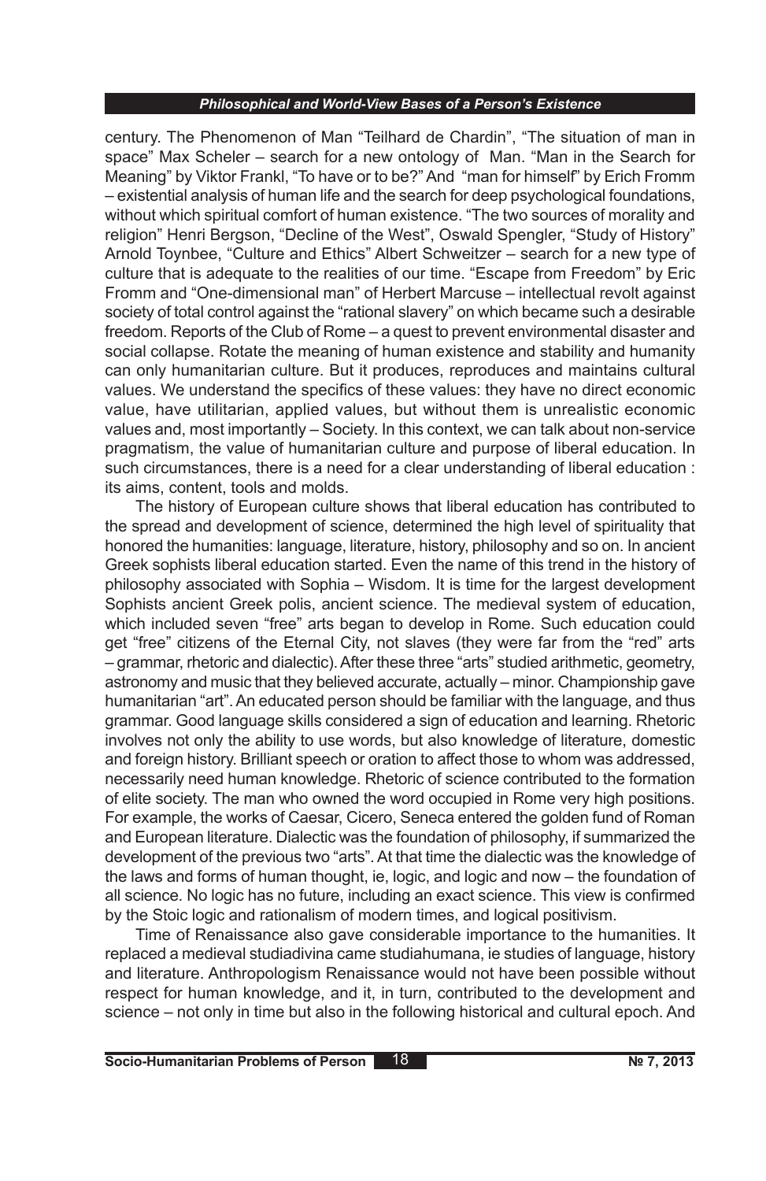century. The Phenomenon of Man "Teilhard de Chardin", "The situation of man in space" Max Scheler – search for a new ontology of Man. "Man in the Search for Meaning" by Viktor Frankl, "To have or to be?" And "man for himself" by Erich Fromm – existential analysis of human life and the search for deep psychological foundations, without which spiritual comfort of human existence. "The two sources of morality and religion" Henri Bergson, "Decline of the West", Oswald Spengler, "Study of History" Arnold Toynbee, "Culture and Ethics" Albert Schweitzer – search for a new type of culture that is adequate to the realities of our time. "Escape from Freedom" by Eric Fromm and "One-dimensional man" of Herbert Marcuse – intellectual revolt against society of total control against the "rational slavery" on which became such a desirable freedom. Reports of the Club of Rome – a quest to prevent environmental disaster and social collapse. Rotate the meaning of human existence and stability and humanity can only humanitarian culture. But it produces, reproduces and maintains cultural values. We understand the specifics of these values: they have no direct economic value, have utilitarian, applied values, but without them is unrealistic economic values and, most importantly – Society. In this context, we can talk about non-service pragmatism, the value of humanitarian culture and purpose of liberal education. In such circumstances, there is a need for a clear understanding of liberal education : its aims, content, tools and molds.

The history of European culture shows that liberal education has contributed to the spread and development of science, determined the high level of spirituality that honored the humanities: language, literature, history, philosophy and so on. In ancient Greek sophists liberal education started. Even the name of this trend in the history of philosophy associated with Sophia – Wisdom. It is time for the largest development Sophists ancient Greek polis, ancient science. The medieval system of education, which included seven "free" arts began to develop in Rome. Such education could get "free" citizens of the Eternal City, not slaves (they were far from the "red" arts – grammar, rhetoric and dialectic). After these three "arts" studied arithmetic, geometry, astronomy and music that they believed accurate, actually – minor. Championship gave humanitarian "art". An educated person should be familiar with the language, and thus grammar. Good language skills considered a sign of education and learning. Rhetoric involves not only the ability to use words, but also knowledge of literature, domestic and foreign history. Brilliant speech or oration to affect those to whom was addressed, necessarily need human knowledge. Rhetoric of science contributed to the formation of elite society. The man who owned the word occupied in Rome very high positions. For example, the works of Caesar, Cicero, Seneca entered the golden fund of Roman and European literature. Dialectic was the foundation of philosophy, if summarized the development of the previous two "arts". At that time the dialectic was the knowledge of the laws and forms of human thought, ie, logic, and logic and now – the foundation of all science. No logic has no future, including an exact science. This view is confirmed by the Stoic logic and rationalism of modern times, and logical positivism.

Time of Renaissance also gave considerable importance to the humanities. It replaced a medieval studiadivina came studiahumana, ie studies of language, history and literature. Anthropologism Renaissance would not have been possible without respect for human knowledge, and it, in turn, contributed to the development and science – not only in time but also in the following historical and cultural epoch. And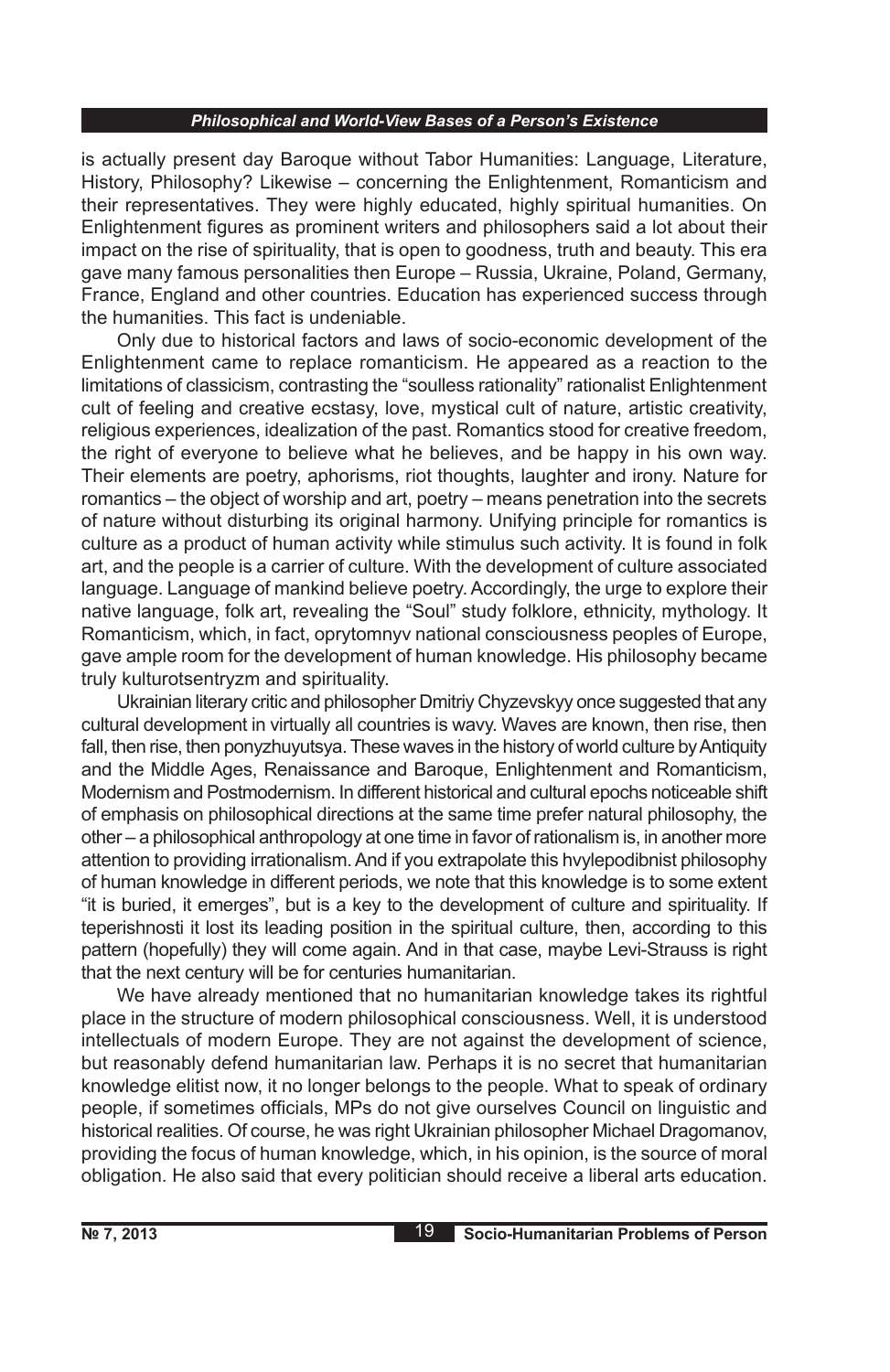is actually present day Baroque without Tabor Humanities: Language, Literature, History, Philosophy? Likewise – concerning the Enlightenment, Romanticism and their representatives. They were highly educated, highly spiritual humanities. On Enlightenment figures as prominent writers and philosophers said a lot about their impact on the rise of spirituality, that is open to goodness, truth and beauty. This era gave many famous personalities then Europe – Russia, Ukraine, Poland, Germany, France, England and other countries. Education has experienced success through the humanities. This fact is undeniable.

Only due to historical factors and laws of socio-economic development of the Enlightenment came to replace romanticism. He appeared as a reaction to the limitations of classicism, contrasting the "soulless rationality" rationalist Enlightenment cult of feeling and creative ecstasy, love, mystical cult of nature, artistic creativity, religious experiences, idealization of the past. Romantics stood for creative freedom, the right of everyone to believe what he believes, and be happy in his own way. Their elements are poetry, aphorisms, riot thoughts, laughter and irony. Nature for romantics – the object of worship and art, poetry – means penetration into the secrets of nature without disturbing its original harmony. Unifying principle for romantics is culture as a product of human activity while stimulus such activity. It is found in folk art, and the people is a carrier of culture. With the development of culture associated language. Language of mankind believe poetry. Accordingly, the urge to explore their native language, folk art, revealing the "Soul" study folklore, ethnicity, mythology. It Romanticism, which, in fact, oprytomnyv national consciousness peoples of Europe, gave ample room for the development of human knowledge. His philosophy became truly kulturotsentryzm and spirituality.

Ukrainian literary critic and philosopher Dmitriy Chyzevskyy once suggested that any cultural development in virtually all countries is wavy. Waves are known, then rise, then fall, then rise, then ponyzhuyutsya. These waves in the history of world culture by Antiquity and the Middle Ages, Renaissance and Baroque, Enlightenment and Romanticism, Modernism and Postmodernism. In different historical and cultural epochs noticeable shift of emphasis on philosophical directions at the same time prefer natural philosophy, the other – a philosophical anthropology at one time in favor of rationalism is, in another more attention to providing irrationalism. And if you extrapolate this hvylepodibnist philosophy of human knowledge in different periods, we note that this knowledge is to some extent "it is buried, it emerges", but is a key to the development of culture and spirituality. If teperishnosti it lost its leading position in the spiritual culture, then, according to this pattern (hopefully) they will come again. And in that case, maybe Levi-Strauss is right that the next century will be for centuries humanitarian.

We have already mentioned that no humanitarian knowledge takes its rightful place in the structure of modern philosophical consciousness. Well, it is understood intellectuals of modern Europe. They are not against the development of science, but reasonably defend humanitarian law. Perhaps it is no secret that humanitarian knowledge elitist now, it no longer belongs to the people. What to speak of ordinary people, if sometimes officials, MPs do not give ourselves Council on linguistic and historical realities. Of course, he was right Ukrainian philosopher Michael Dragomanov, providing the focus of human knowledge, which, in his opinion, is the source of moral obligation. He also said that every politician should receive a liberal arts education.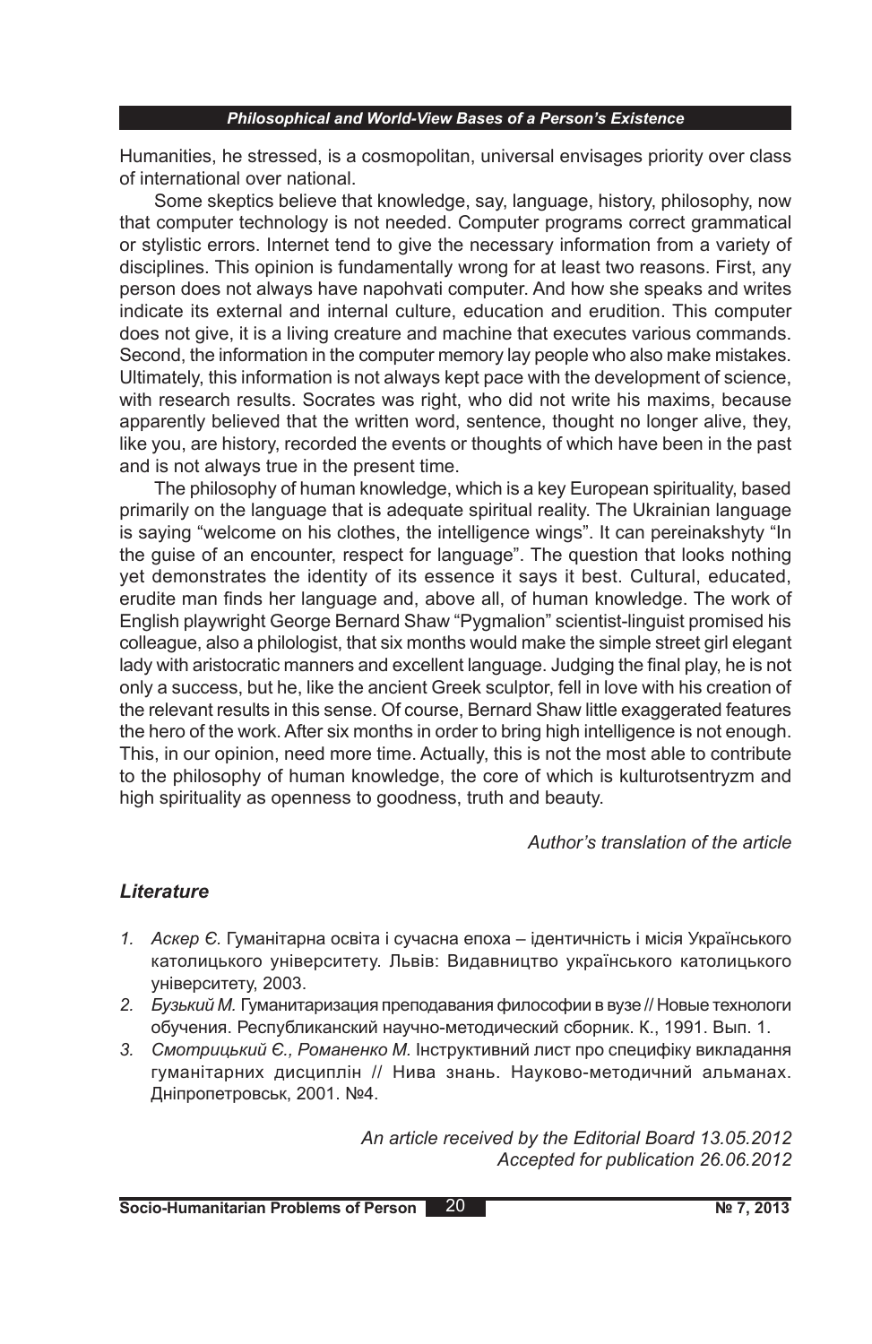Humanities, he stressed, is a cosmopolitan, universal envisages priority over class of international over national.

Some skeptics believe that knowledge, say, language, history, philosophy, now that computer technology is not needed. Computer programs correct grammatical or stylistic errors. Internet tend to give the necessary information from a variety of disciplines. This opinion is fundamentally wrong for at least two reasons. First, any person does not always have napohvati computer. And how she speaks and writes indicate its external and internal culture, education and erudition. This computer does not give, it is a living creature and machine that executes various commands. Second, the information in the computer memory lay people who also make mistakes. Ultimately, this information is not always kept pace with the development of science, with research results. Socrates was right, who did not write his maxims, because apparently believed that the written word, sentence, thought no longer alive, they, like you, are history, recorded the events or thoughts of which have been in the past and is not always true in the present time.

The philosophy of human knowledge, which is a key European spirituality, based primarily on the language that is adequate spiritual reality. The Ukrainian language is saying "welcome on his clothes, the intelligence wings". It can pereinakshyty "In the guise of an encounter, respect for language". The question that looks nothing yet demonstrates the identity of its essence it says it best. Cultural, educated, erudite man finds her language and, above all, of human knowledge. The work of English playwright George Bernard Shaw "Pygmalion" scientist-linguist promised his colleague, also a philologist, that six months would make the simple street girl elegant lady with aristocratic manners and excellent language. Judging the final play, he is not only a success, but he, like the ancient Greek sculptor, fell in love with his creation of the relevant results in this sense. Of course, Bernard Shaw little exaggerated features the hero of the work. After six months in order to bring high intelligence is not enough. This, in our opinion, need more time. Actually, this is not the most able to contribute to the philosophy of human knowledge, the core of which is kulturotsentryzm and high spirituality as openness to goodness, truth and beauty.

*Author's translation of the article*

## *Literature*

1. *Аскер Є.* Гуманітарна освіта і сучасна епоха – ідентичність і місія Українського католицького університету. Львів: Видавництво українського католицького університету, 2003.
2. *Бузький М.* Гуманитаризация преподавания философии в вузе // Новые технологи обучения. Республиканский научно-методический сборник. К., 1991. Вып. 1.
3. *Смотрицький Є., Романенко М.* Інструктивний лист про специфіку викладання гуманітарних дисциплін // Нива знань. Науково-методичний альманах. Дніпропетровськ, 2001. №4.

*An article received by the Editorial Board 13.05.2012*
*Accepted for publication 26.06.2012*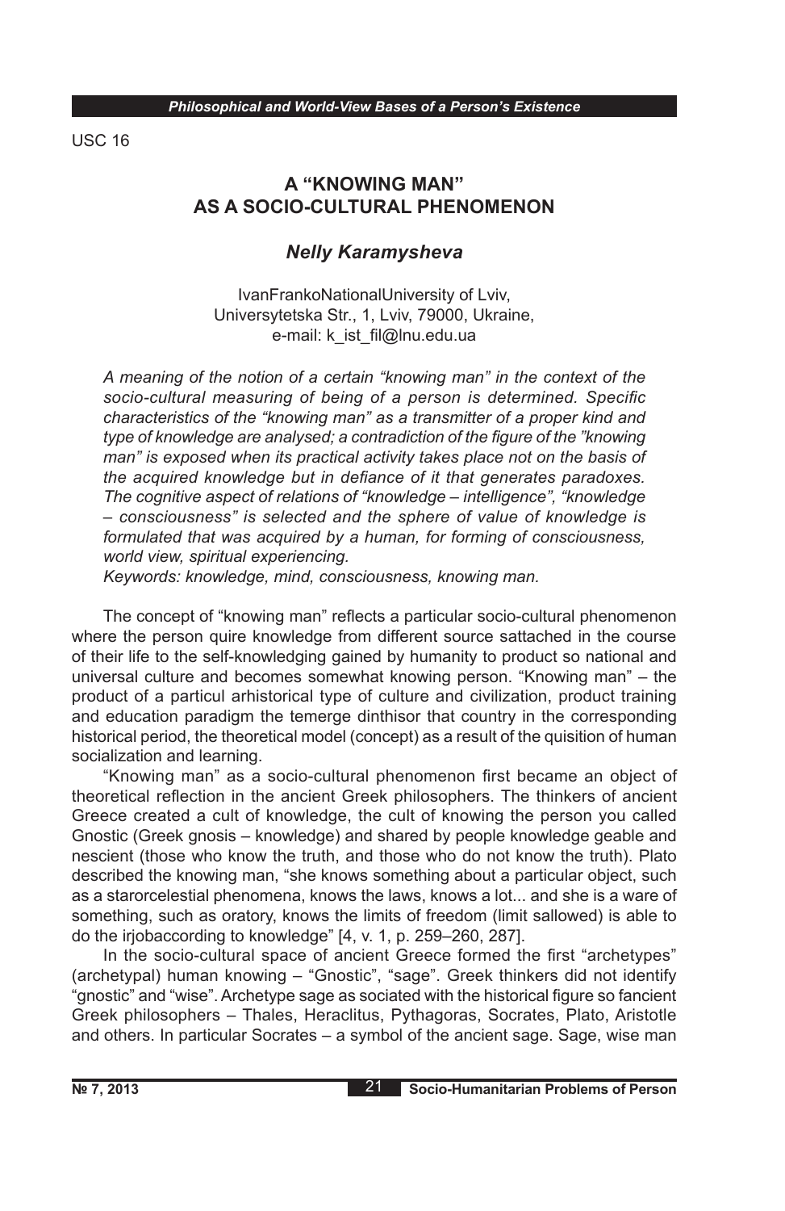USC 16

# A "KNOWING MAN" AS A SOCIO-CULTURAL PHENOMENON

## *Nelly Karamysheva*

IvanFrankoNationalUniversity of Lviv,
Universytetska Str., 1, Lviv, 79000, Ukraine,
e-mail: k_ist_fil@lnu.edu.ua

*A meaning of the notion of a certain "knowing man" in the context of the socio-cultural measuring of being of a person is determined. Specific characteristics of the "knowing man" as a transmitter of a proper kind and type of knowledge are analysed; a contradiction of the figure of the "knowing man" is exposed when its practical activity takes place not on the basis of the acquired knowledge but in defiance of it that generates paradoxes. The cognitive aspect of relations of "knowledge – intelligence", "knowledge – consciousness" is selected and the sphere of value of knowledge is formulated that was acquired by a human, for forming of consciousness, world view, spiritual experiencing.*

*Keywords: knowledge, mind, consciousness, knowing man.*

The concept of "knowing man" reflects a particular socio-cultural phenomenon where the person quire knowledge from different source sattached in the course of their life to the self-knowledging gained by humanity to product so national and universal culture and becomes somewhat knowing person. "Knowing man" – the product of a particul arhistorical type of culture and civilization, product training and education paradigm the temerge dinthisor that country in the corresponding historical period, the theoretical model (concept) as a result of the quisition of human socialization and learning.

"Knowing man" as a socio-cultural phenomenon first became an object of theoretical reflection in the ancient Greek philosophers. The thinkers of ancient Greece created a cult of knowledge, the cult of knowing the person you called Gnostic (Greek gnosis – knowledge) and shared by people knowledge geable and nescient (those who know the truth, and those who do not know the truth). Plato described the knowing man, "she knows something about a particular object, such as a starorcelestial phenomena, knows the laws, knows a lot... and she is a ware of something, such as oratory, knows the limits of freedom (limit sallowed) is able to do the irjobaccording to knowledge" [4, v. 1, p. 259–260, 287].

In the socio-cultural space of ancient Greece formed the first "archetypes" (archetypal) human knowing – "Gnostic", "sage". Greek thinkers did not identify "gnostic" and "wise". Archetype sage as sociated with the historical figure so fancient Greek philosophers – Thales, Heraclitus, Pythagoras, Socrates, Plato, Aristotle and others. In particular Socrates – a symbol of the ancient sage. Sage, wise man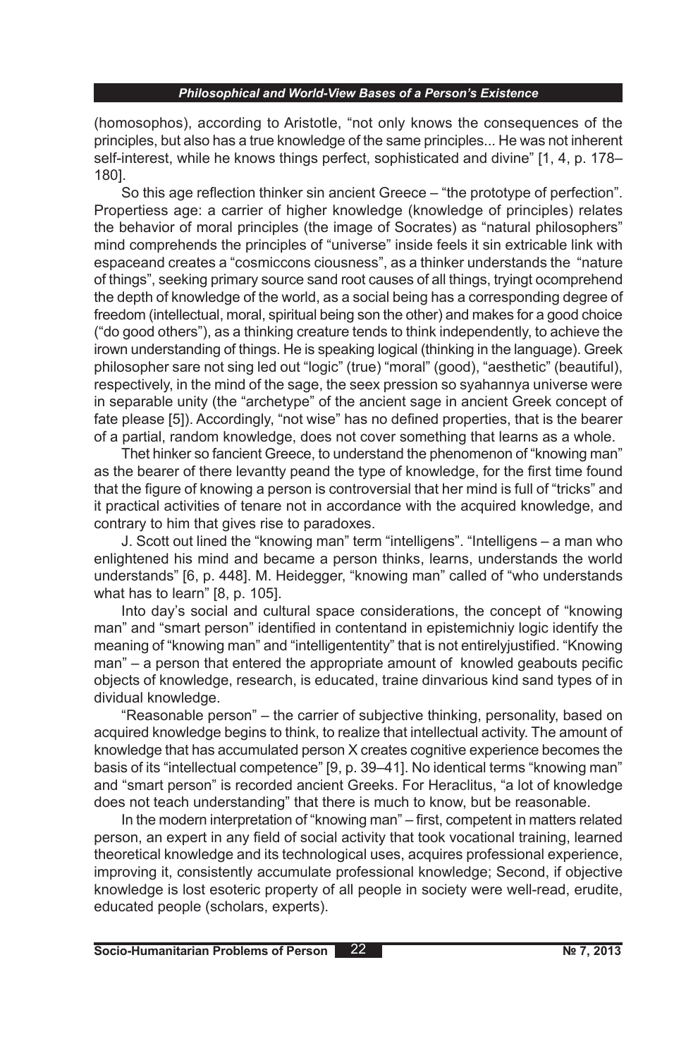(homosophos), according to Aristotle, "not only knows the consequences of the principles, but also has a true knowledge of the same principles... He was not inherent self-interest, while he knows things perfect, sophisticated and divine" [1, 4, p. 178–180].

So this age reflection thinker sin ancient Greece – "the prototype of perfection". Propertiess age: a carrier of higher knowledge (knowledge of principles) relates the behavior of moral principles (the image of Socrates) as "natural philosophers" mind comprehends the principles of "universe" inside feels it sin extricable link with espaceand creates a "cosmiccons ciousness", as a thinker understands the "nature of things", seeking primary source sand root causes of all things, tryingt ocomprehend the depth of knowledge of the world, as a social being has a corresponding degree of freedom (intellectual, moral, spiritual being son the other) and makes for a good choice ("do good others"), as a thinking creature tends to think independently, to achieve the irown understanding of things. He is speaking logical (thinking in the language). Greek philosopher sare not sing led out "logic" (true) "moral" (good), "aesthetic" (beautiful), respectively, in the mind of the sage, the seex pression so syahannya universe were in separable unity (the "archetype" of the ancient sage in ancient Greek concept of fate please [5]). Accordingly, "not wise" has no defined properties, that is the bearer of a partial, random knowledge, does not cover something that learns as a whole.

Thet hinker so fancient Greece, to understand the phenomenon of "knowing man" as the bearer of there levantty peand the type of knowledge, for the first time found that the figure of knowing a person is controversial that her mind is full of "tricks" and it practical activities of tenare not in accordance with the acquired knowledge, and contrary to him that gives rise to paradoxes.

J. Scott out lined the "knowing man" term "intelligens". "Intelligens – a man who enlightened his mind and became a person thinks, learns, understands the world understands" [6, p. 448]. M. Heidegger, "knowing man" called of "who understands what has to learn" [8, p. 105].

Into day's social and cultural space considerations, the concept of "knowing man" and "smart person" identified in contentand in epistemichniy logic identify the meaning of "knowing man" and "intelligententity" that is not entirelyjustified. "Knowing man" – a person that entered the appropriate amount of knowled geabouts pecific objects of knowledge, research, is educated, traine dinvarious kind sand types of in dividual knowledge.

"Reasonable person" – the carrier of subjective thinking, personality, based on acquired knowledge begins to think, to realize that intellectual activity. The amount of knowledge that has accumulated person X creates cognitive experience becomes the basis of its "intellectual competence" [9, p. 39–41]. No identical terms "knowing man" and "smart person" is recorded ancient Greeks. For Heraclitus, "a lot of knowledge does not teach understanding" that there is much to know, but be reasonable.

In the modern interpretation of "knowing man" – first, competent in matters related person, an expert in any field of social activity that took vocational training, learned theoretical knowledge and its technological uses, acquires professional experience, improving it, consistently accumulate professional knowledge; Second, if objective knowledge is lost esoteric property of all people in society were well-read, erudite, educated people (scholars, experts).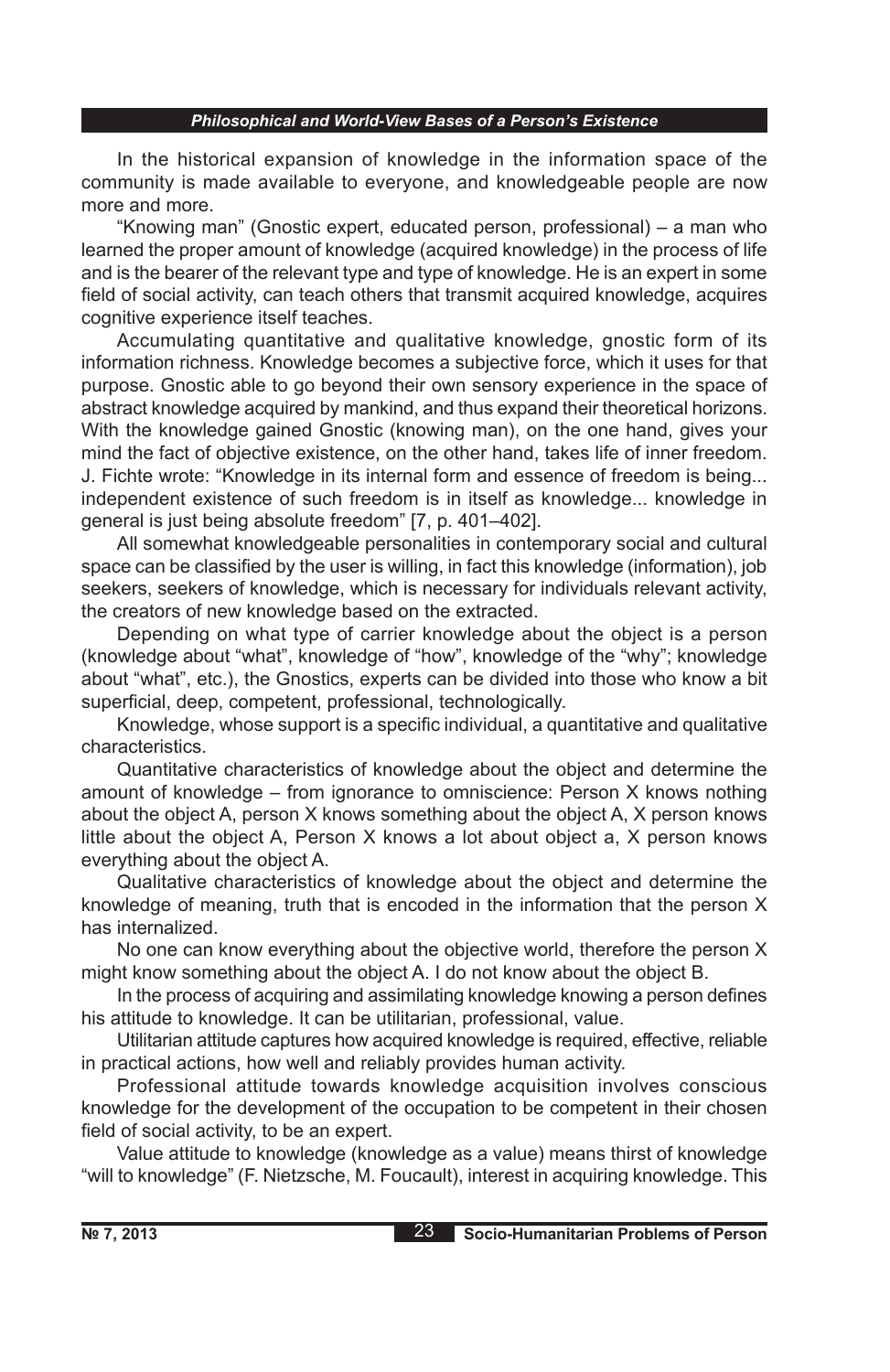In the historical expansion of knowledge in the information space of the community is made available to everyone, and knowledgeable people are now more and more.

"Knowing man" (Gnostic expert, educated person, professional) – a man who learned the proper amount of knowledge (acquired knowledge) in the process of life and is the bearer of the relevant type and type of knowledge. He is an expert in some field of social activity, can teach others that transmit acquired knowledge, acquires cognitive experience itself teaches.

Accumulating quantitative and qualitative knowledge, gnostic form of its information richness. Knowledge becomes a subjective force, which it uses for that purpose. Gnostic able to go beyond their own sensory experience in the space of abstract knowledge acquired by mankind, and thus expand their theoretical horizons. With the knowledge gained Gnostic (knowing man), on the one hand, gives your mind the fact of objective existence, on the other hand, takes life of inner freedom. J. Fichte wrote: "Knowledge in its internal form and essence of freedom is being... independent existence of such freedom is in itself as knowledge... knowledge in general is just being absolute freedom" [7, p. 401–402].

All somewhat knowledgeable personalities in contemporary social and cultural space can be classified by the user is willing, in fact this knowledge (information), job seekers, seekers of knowledge, which is necessary for individuals relevant activity, the creators of new knowledge based on the extracted.

Depending on what type of carrier knowledge about the object is a person (knowledge about "what", knowledge of "how", knowledge of the "why"; knowledge about "what", etc.), the Gnostics, experts can be divided into those who know a bit superficial, deep, competent, professional, technologically.

Knowledge, whose support is a specific individual, a quantitative and qualitative characteristics.

Quantitative characteristics of knowledge about the object and determine the amount of knowledge – from ignorance to omniscience: Person X knows nothing about the object A, person X knows something about the object A, X person knows little about the object A, Person X knows a lot about object a, X person knows everything about the object A.

Qualitative characteristics of knowledge about the object and determine the knowledge of meaning, truth that is encoded in the information that the person X has internalized.

No one can know everything about the objective world, therefore the person X might know something about the object A. I do not know about the object B.

In the process of acquiring and assimilating knowledge knowing a person defines his attitude to knowledge. It can be utilitarian, professional, value.

Utilitarian attitude captures how acquired knowledge is required, effective, reliable in practical actions, how well and reliably provides human activity.

Professional attitude towards knowledge acquisition involves conscious knowledge for the development of the occupation to be competent in their chosen field of social activity, to be an expert.

Value attitude to knowledge (knowledge as a value) means thirst of knowledge "will to knowledge" (F. Nietzsche, M. Foucault), interest in acquiring knowledge. This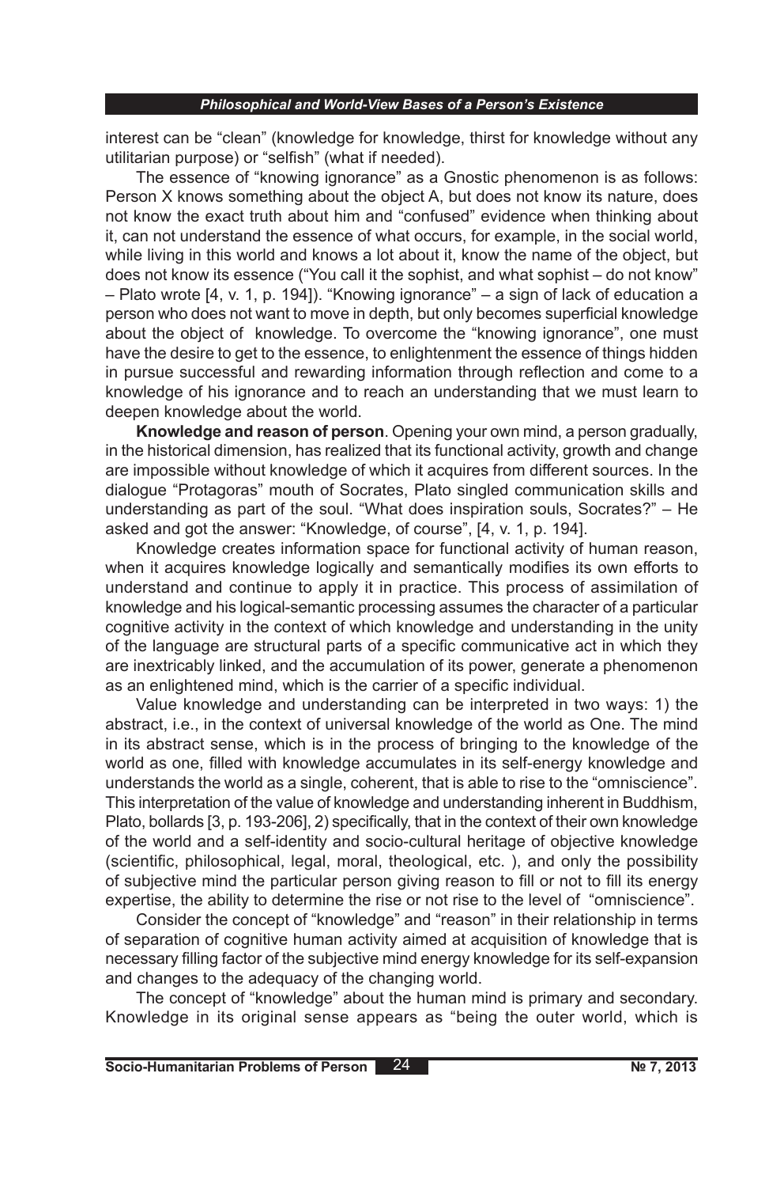interest can be "clean" (knowledge for knowledge, thirst for knowledge without any utilitarian purpose) or "selfish" (what if needed).

The essence of "knowing ignorance" as a Gnostic phenomenon is as follows: Person X knows something about the object A, but does not know its nature, does not know the exact truth about him and "confused" evidence when thinking about it, can not understand the essence of what occurs, for example, in the social world, while living in this world and knows a lot about it, know the name of the object, but does not know its essence ("You call it the sophist, and what sophist – do not know" – Plato wrote [4, v. 1, p. 194]). "Knowing ignorance" – a sign of lack of education a person who does not want to move in depth, but only becomes superficial knowledge about the object of knowledge. To overcome the "knowing ignorance", one must have the desire to get to the essence, to enlightenment the essence of things hidden in pursue successful and rewarding information through reflection and come to a knowledge of his ignorance and to reach an understanding that we must learn to deepen knowledge about the world.

**Knowledge and reason of person**. Opening your own mind, a person gradually, in the historical dimension, has realized that its functional activity, growth and change are impossible without knowledge of which it acquires from different sources. In the dialogue "Protagoras" mouth of Socrates, Plato singled communication skills and understanding as part of the soul. "What does inspiration souls, Socrates?" – He asked and got the answer: "Knowledge, of course", [4, v. 1, p. 194].

Knowledge creates information space for functional activity of human reason, when it acquires knowledge logically and semantically modifies its own efforts to understand and continue to apply it in practice. This process of assimilation of knowledge and his logical-semantic processing assumes the character of a particular cognitive activity in the context of which knowledge and understanding in the unity of the language are structural parts of a specific communicative act in which they are inextricably linked, and the accumulation of its power, generate a phenomenon as an enlightened mind, which is the carrier of a specific individual.

Value knowledge and understanding can be interpreted in two ways: 1) the abstract, i.e., in the context of universal knowledge of the world as One. The mind in its abstract sense, which is in the process of bringing to the knowledge of the world as one, filled with knowledge accumulates in its self-energy knowledge and understands the world as a single, coherent, that is able to rise to the "omniscience". This interpretation of the value of knowledge and understanding inherent in Buddhism, Plato, bollards [3, p. 193-206], 2) specifically, that in the context of their own knowledge of the world and a self-identity and socio-cultural heritage of objective knowledge (scientific, philosophical, legal, moral, theological, etc. ), and only the possibility of subjective mind the particular person giving reason to fill or not to fill its energy expertise, the ability to determine the rise or not rise to the level of "omniscience".

Consider the concept of "knowledge" and "reason" in their relationship in terms of separation of cognitive human activity aimed at acquisition of knowledge that is necessary filling factor of the subjective mind energy knowledge for its self-expansion and changes to the adequacy of the changing world.

The concept of "knowledge" about the human mind is primary and secondary. Knowledge in its original sense appears as "being the outer world, which is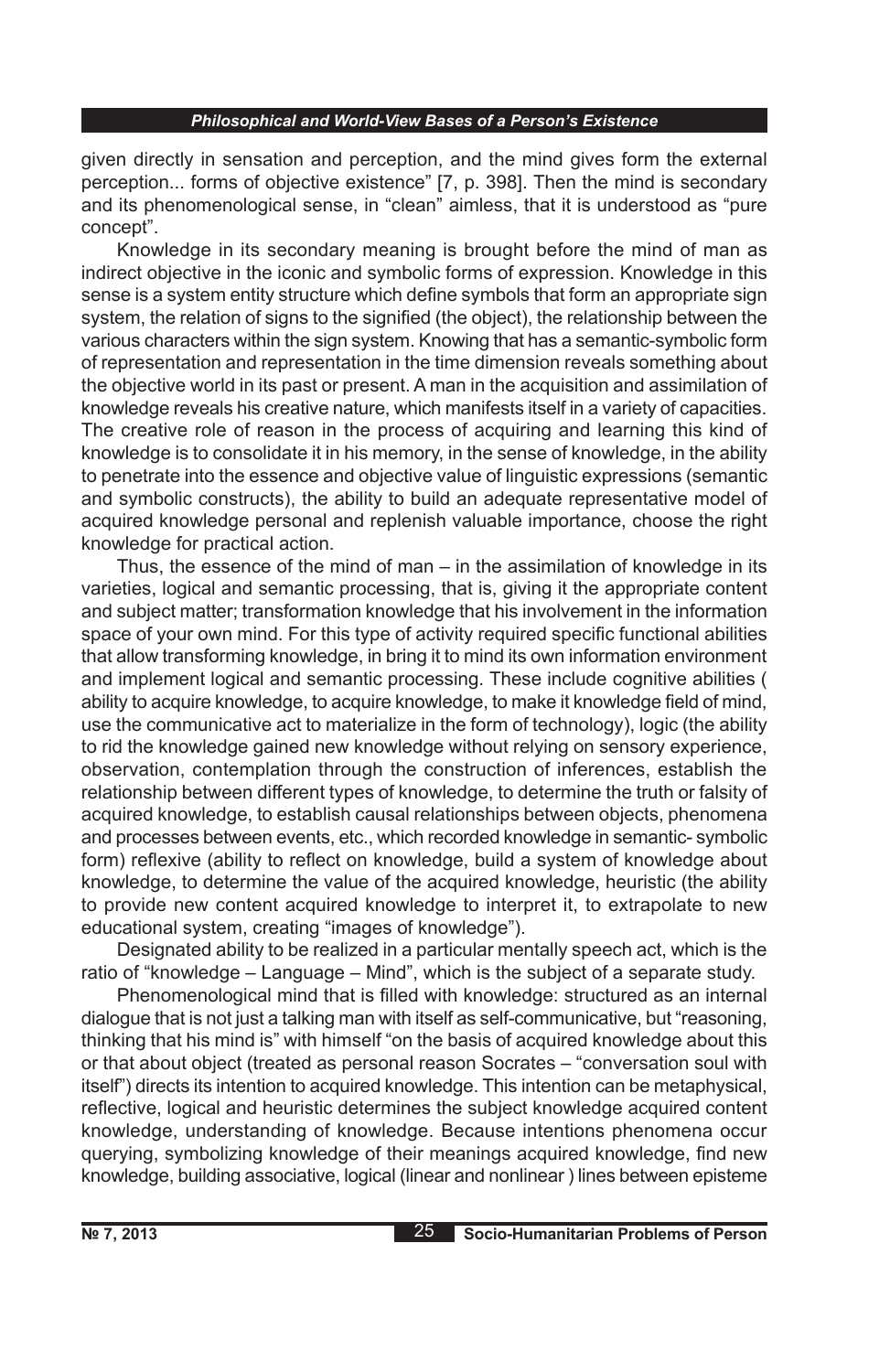given directly in sensation and perception, and the mind gives form the external perception... forms of objective existence" [7, p. 398]. Then the mind is secondary and its phenomenological sense, in "clean" aimless, that it is understood as "pure concept".

Knowledge in its secondary meaning is brought before the mind of man as indirect objective in the iconic and symbolic forms of expression. Knowledge in this sense is a system entity structure which define symbols that form an appropriate sign system, the relation of signs to the signified (the object), the relationship between the various characters within the sign system. Knowing that has a semantic-symbolic form of representation and representation in the time dimension reveals something about the objective world in its past or present. A man in the acquisition and assimilation of knowledge reveals his creative nature, which manifests itself in a variety of capacities. The creative role of reason in the process of acquiring and learning this kind of knowledge is to consolidate it in his memory, in the sense of knowledge, in the ability to penetrate into the essence and objective value of linguistic expressions (semantic and symbolic constructs), the ability to build an adequate representative model of acquired knowledge personal and replenish valuable importance, choose the right knowledge for practical action.

Thus, the essence of the mind of man – in the assimilation of knowledge in its varieties, logical and semantic processing, that is, giving it the appropriate content and subject matter; transformation knowledge that his involvement in the information space of your own mind. For this type of activity required specific functional abilities that allow transforming knowledge, in bring it to mind its own information environment and implement logical and semantic processing. These include cognitive abilities ( ability to acquire knowledge, to acquire knowledge, to make it knowledge field of mind, use the communicative act to materialize in the form of technology), logic (the ability to rid the knowledge gained new knowledge without relying on sensory experience, observation, contemplation through the construction of inferences, establish the relationship between different types of knowledge, to determine the truth or falsity of acquired knowledge, to establish causal relationships between objects, phenomena and processes between events, etc., which recorded knowledge in semantic- symbolic form) reflexive (ability to reflect on knowledge, build a system of knowledge about knowledge, to determine the value of the acquired knowledge, heuristic (the ability to provide new content acquired knowledge to interpret it, to extrapolate to new educational system, creating "images of knowledge").

Designated ability to be realized in a particular mentally speech act, which is the ratio of "knowledge – Language – Mind", which is the subject of a separate study.

Phenomenological mind that is filled with knowledge: structured as an internal dialogue that is not just a talking man with itself as self-communicative, but "reasoning, thinking that his mind is" with himself "on the basis of acquired knowledge about this or that about object (treated as personal reason Socrates – "conversation soul with itself") directs its intention to acquired knowledge. This intention can be metaphysical, reflective, logical and heuristic determines the subject knowledge acquired content knowledge, understanding of knowledge. Because intentions phenomena occur querying, symbolizing knowledge of their meanings acquired knowledge, find new knowledge, building associative, logical (linear and nonlinear ) lines between episteme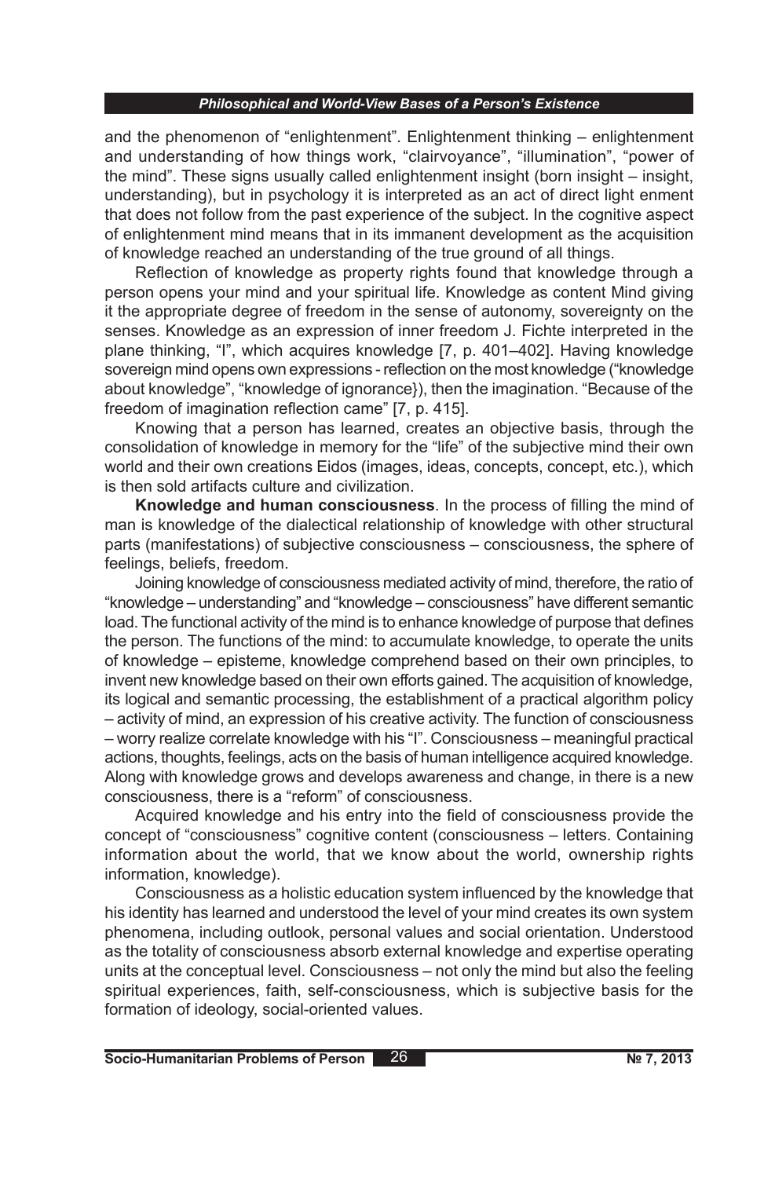and the phenomenon of “enlightenment”. Enlightenment thinking – enlightenment and understanding of how things work, “clairvoyance”, “illumination”, “power of the mind”. These signs usually called enlightenment insight (born insight – insight, understanding), but in psychology it is interpreted as an act of direct light enment that does not follow from the past experience of the subject. In the cognitive aspect of enlightenment mind means that in its immanent development as the acquisition of knowledge reached an understanding of the true ground of all things.

Reflection of knowledge as property rights found that knowledge through a person opens your mind and your spiritual life. Knowledge as content Mind giving it the appropriate degree of freedom in the sense of autonomy, sovereignty on the senses. Knowledge as an expression of inner freedom J. Fichte interpreted in the plane thinking, “I”, which acquires knowledge [7, p. 401–402]. Having knowledge sovereign mind opens own expressions - reflection on the most knowledge (“knowledge about knowledge”, “knowledge of ignorance}), then the imagination. “Because of the freedom of imagination reflection came” [7, p. 415].

Knowing that a person has learned, creates an objective basis, through the consolidation of knowledge in memory for the “life” of the subjective mind their own world and their own creations Eidos (images, ideas, concepts, concept, etc.), which is then sold artifacts culture and civilization.

**Knowledge and human consciousness**. In the process of filling the mind of man is knowledge of the dialectical relationship of knowledge with other structural parts (manifestations) of subjective consciousness – consciousness, the sphere of feelings, beliefs, freedom.

Joining knowledge of consciousness mediated activity of mind, therefore, the ratio of “knowledge – understanding” and “knowledge – consciousness” have different semantic load. The functional activity of the mind is to enhance knowledge of purpose that defines the person. The functions of the mind: to accumulate knowledge, to operate the units of knowledge – episteme, knowledge comprehend based on their own principles, to invent new knowledge based on their own efforts gained. The acquisition of knowledge, its logical and semantic processing, the establishment of a practical algorithm policy – activity of mind, an expression of his creative activity. The function of consciousness – worry realize correlate knowledge with his “I”. Consciousness – meaningful practical actions, thoughts, feelings, acts on the basis of human intelligence acquired knowledge. Along with knowledge grows and develops awareness and change, in there is a new consciousness, there is a “reform” of consciousness.

Acquired knowledge and his entry into the field of consciousness provide the concept of “consciousness” cognitive content (consciousness – letters. Containing information about the world, that we know about the world, ownership rights information, knowledge).

Consciousness as a holistic education system influenced by the knowledge that his identity has learned and understood the level of your mind creates its own system phenomena, including outlook, personal values and social orientation. Understood as the totality of consciousness absorb external knowledge and expertise operating units at the conceptual level. Consciousness – not only the mind but also the feeling spiritual experiences, faith, self-consciousness, which is subjective basis for the formation of ideology, social-oriented values.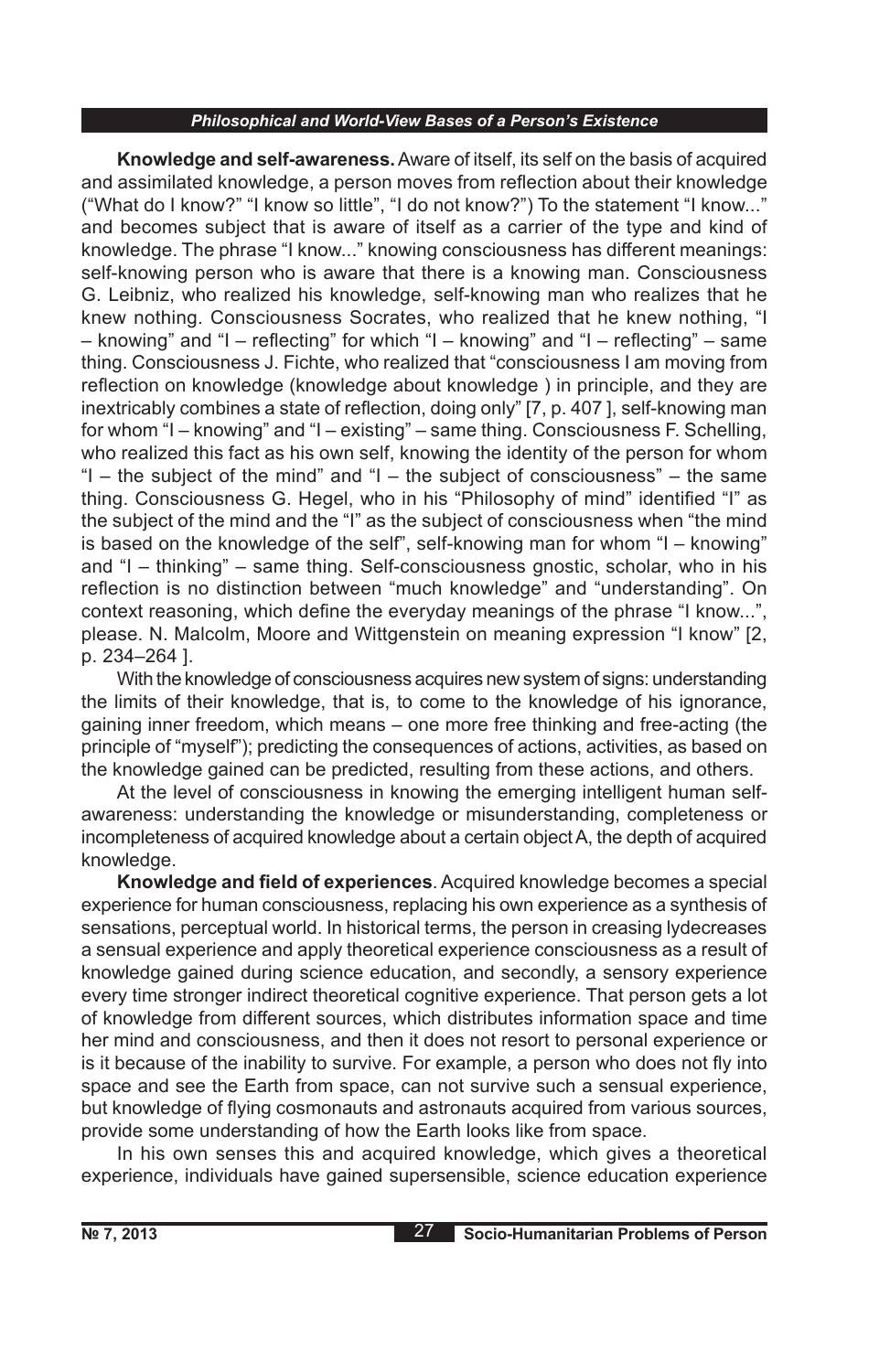**Knowledge and self-awareness.** Aware of itself, its self on the basis of acquired and assimilated knowledge, a person moves from reflection about their knowledge ("What do I know?" "I know so little", "I do not know?") To the statement "I know..." and becomes subject that is aware of itself as a carrier of the type and kind of knowledge. The phrase "I know..." knowing consciousness has different meanings: self-knowing person who is aware that there is a knowing man. Consciousness G. Leibniz, who realized his knowledge, self-knowing man who realizes that he knew nothing. Consciousness Socrates, who realized that he knew nothing, "I – knowing" and "I – reflecting" for which "I – knowing" and "I – reflecting" – same thing. Consciousness J. Fichte, who realized that "consciousness I am moving from reflection on knowledge (knowledge about knowledge ) in principle, and they are inextricably combines a state of reflection, doing only" [7, p. 407 ], self-knowing man for whom "I – knowing" and "I – existing" – same thing. Consciousness F. Schelling, who realized this fact as his own self, knowing the identity of the person for whom "I – the subject of the mind" and "I – the subject of consciousness" – the same thing. Consciousness G. Hegel, who in his "Philosophy of mind" identified "I" as the subject of the mind and the "I" as the subject of consciousness when "the mind is based on the knowledge of the self", self-knowing man for whom "I – knowing" and "I – thinking" – same thing. Self-consciousness gnostic, scholar, who in his reflection is no distinction between "much knowledge" and "understanding". On context reasoning, which define the everyday meanings of the phrase "I know...", please. N. Malcolm, Moore and Wittgenstein on meaning expression "I know" [2, p. 234–264 ].

With the knowledge of consciousness acquires new system of signs: understanding the limits of their knowledge, that is, to come to the knowledge of his ignorance, gaining inner freedom, which means – one more free thinking and free-acting (the principle of "myself"); predicting the consequences of actions, activities, as based on the knowledge gained can be predicted, resulting from these actions, and others.

At the level of consciousness in knowing the emerging intelligent human self-awareness: understanding the knowledge or misunderstanding, completeness or incompleteness of acquired knowledge about a certain object A, the depth of acquired knowledge.

**Knowledge and field of experiences**. Acquired knowledge becomes a special experience for human consciousness, replacing his own experience as a synthesis of sensations, perceptual world. In historical terms, the person in creasing lydecreases a sensual experience and apply theoretical experience consciousness as a result of knowledge gained during science education, and secondly, a sensory experience every time stronger indirect theoretical cognitive experience. That person gets a lot of knowledge from different sources, which distributes information space and time her mind and consciousness, and then it does not resort to personal experience or is it because of the inability to survive. For example, a person who does not fly into space and see the Earth from space, can not survive such a sensual experience, but knowledge of flying cosmonauts and astronauts acquired from various sources, provide some understanding of how the Earth looks like from space.

In his own senses this and acquired knowledge, which gives a theoretical experience, individuals have gained supersensible, science education experience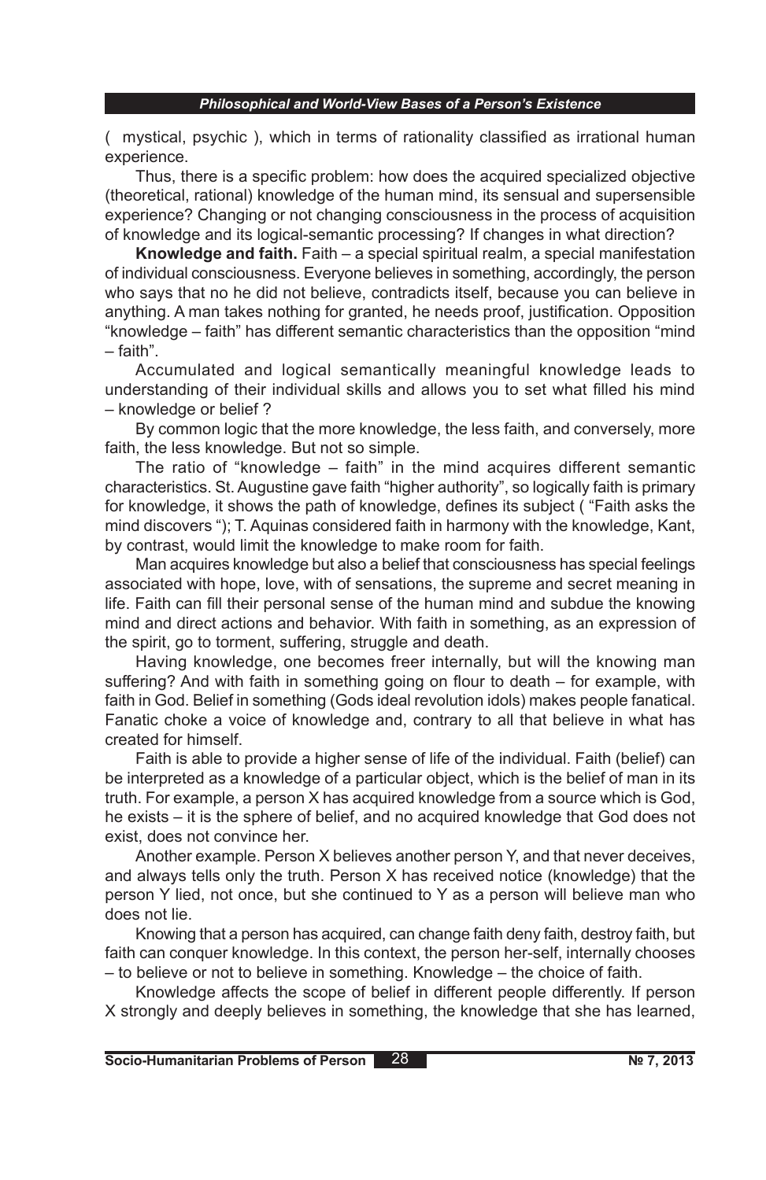( mystical, psychic ), which in terms of rationality classified as irrational human experience.

Thus, there is a specific problem: how does the acquired specialized objective (theoretical, rational) knowledge of the human mind, its sensual and supersensible experience? Changing or not changing consciousness in the process of acquisition of knowledge and its logical-semantic processing? If changes in what direction?

**Knowledge and faith.** Faith – a special spiritual realm, a special manifestation of individual consciousness. Everyone believes in something, accordingly, the person who says that no he did not believe, contradicts itself, because you can believe in anything. A man takes nothing for granted, he needs proof, justification. Opposition "knowledge – faith" has different semantic characteristics than the opposition "mind – faith".

Accumulated and logical semantically meaningful knowledge leads to understanding of their individual skills and allows you to set what filled his mind – knowledge or belief ?

By common logic that the more knowledge, the less faith, and conversely, more faith, the less knowledge. But not so simple.

The ratio of "knowledge – faith" in the mind acquires different semantic characteristics. St. Augustine gave faith "higher authority", so logically faith is primary for knowledge, it shows the path of knowledge, defines its subject ( "Faith asks the mind discovers "); T. Aquinas considered faith in harmony with the knowledge, Kant, by contrast, would limit the knowledge to make room for faith.

Man acquires knowledge but also a belief that consciousness has special feelings associated with hope, love, with of sensations, the supreme and secret meaning in life. Faith can fill their personal sense of the human mind and subdue the knowing mind and direct actions and behavior. With faith in something, as an expression of the spirit, go to torment, suffering, struggle and death.

Having knowledge, one becomes freer internally, but will the knowing man suffering? And with faith in something going on flour to death – for example, with faith in God. Belief in something (Gods ideal revolution idols) makes people fanatical. Fanatic choke a voice of knowledge and, contrary to all that believe in what has created for himself.

Faith is able to provide a higher sense of life of the individual. Faith (belief) can be interpreted as a knowledge of a particular object, which is the belief of man in its truth. For example, a person X has acquired knowledge from a source which is God, he exists – it is the sphere of belief, and no acquired knowledge that God does not exist, does not convince her.

Another example. Person X believes another person Y, and that never deceives, and always tells only the truth. Person X has received notice (knowledge) that the person Y lied, not once, but she continued to Y as a person will believe man who does not lie.

Knowing that a person has acquired, can change faith deny faith, destroy faith, but faith can conquer knowledge. In this context, the person her-self, internally chooses – to believe or not to believe in something. Knowledge – the choice of faith.

Knowledge affects the scope of belief in different people differently. If person X strongly and deeply believes in something, the knowledge that she has learned,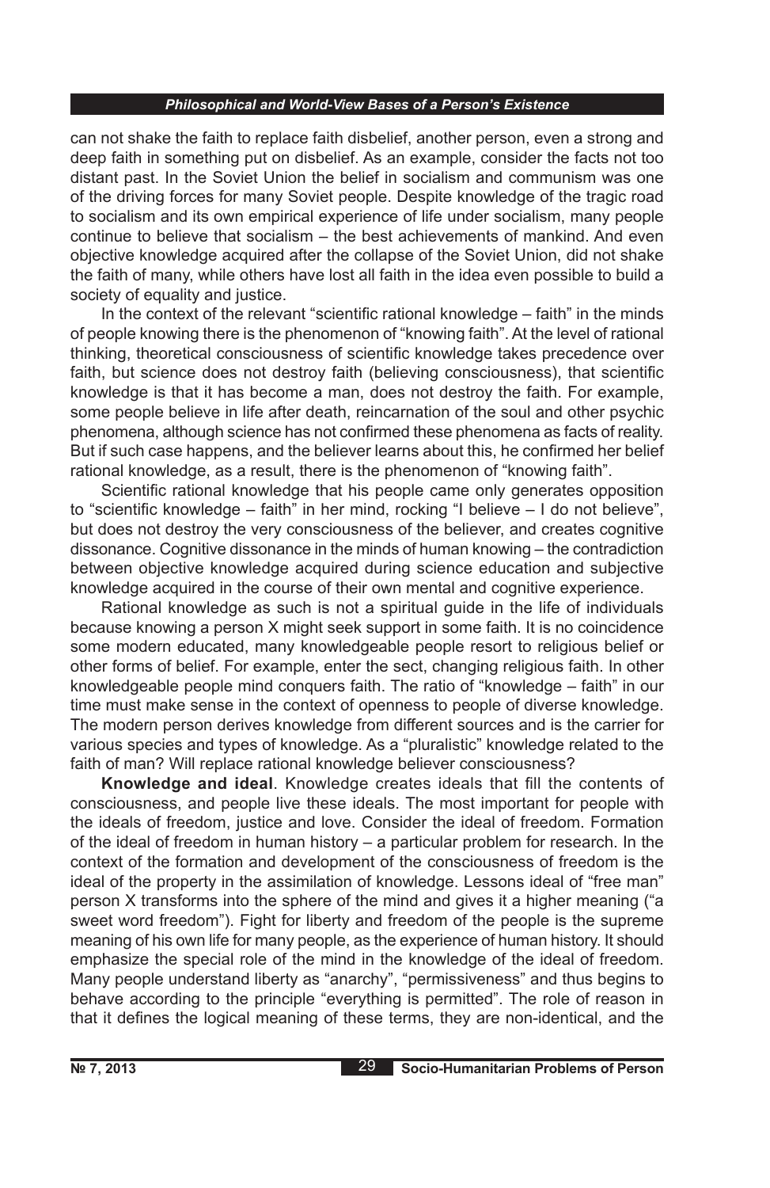can not shake the faith to replace faith disbelief, another person, even a strong and deep faith in something put on disbelief. As an example, consider the facts not too distant past. In the Soviet Union the belief in socialism and communism was one of the driving forces for many Soviet people. Despite knowledge of the tragic road to socialism and its own empirical experience of life under socialism, many people continue to believe that socialism – the best achievements of mankind. And even objective knowledge acquired after the collapse of the Soviet Union, did not shake the faith of many, while others have lost all faith in the idea even possible to build a society of equality and justice.

In the context of the relevant "scientific rational knowledge – faith" in the minds of people knowing there is the phenomenon of "knowing faith". At the level of rational thinking, theoretical consciousness of scientific knowledge takes precedence over faith, but science does not destroy faith (believing consciousness), that scientific knowledge is that it has become a man, does not destroy the faith. For example, some people believe in life after death, reincarnation of the soul and other psychic phenomena, although science has not confirmed these phenomena as facts of reality. But if such case happens, and the believer learns about this, he confirmed her belief rational knowledge, as a result, there is the phenomenon of "knowing faith".

Scientific rational knowledge that his people came only generates opposition to "scientific knowledge – faith" in her mind, rocking "I believe – I do not believe", but does not destroy the very consciousness of the believer, and creates cognitive dissonance. Cognitive dissonance in the minds of human knowing – the contradiction between objective knowledge acquired during science education and subjective knowledge acquired in the course of their own mental and cognitive experience.

Rational knowledge as such is not a spiritual guide in the life of individuals because knowing a person X might seek support in some faith. It is no coincidence some modern educated, many knowledgeable people resort to religious belief or other forms of belief. For example, enter the sect, changing religious faith. In other knowledgeable people mind conquers faith. The ratio of "knowledge – faith" in our time must make sense in the context of openness to people of diverse knowledge. The modern person derives knowledge from different sources and is the carrier for various species and types of knowledge. As a "pluralistic" knowledge related to the faith of man? Will replace rational knowledge believer consciousness?

**Knowledge and ideal**. Knowledge creates ideals that fill the contents of consciousness, and people live these ideals. The most important for people with the ideals of freedom, justice and love. Consider the ideal of freedom. Formation of the ideal of freedom in human history – a particular problem for research. In the context of the formation and development of the consciousness of freedom is the ideal of the property in the assimilation of knowledge. Lessons ideal of "free man" person X transforms into the sphere of the mind and gives it a higher meaning ("a sweet word freedom"). Fight for liberty and freedom of the people is the supreme meaning of his own life for many people, as the experience of human history. It should emphasize the special role of the mind in the knowledge of the ideal of freedom. Many people understand liberty as "anarchy", "permissiveness" and thus begins to behave according to the principle "everything is permitted". The role of reason in that it defines the logical meaning of these terms, they are non-identical, and the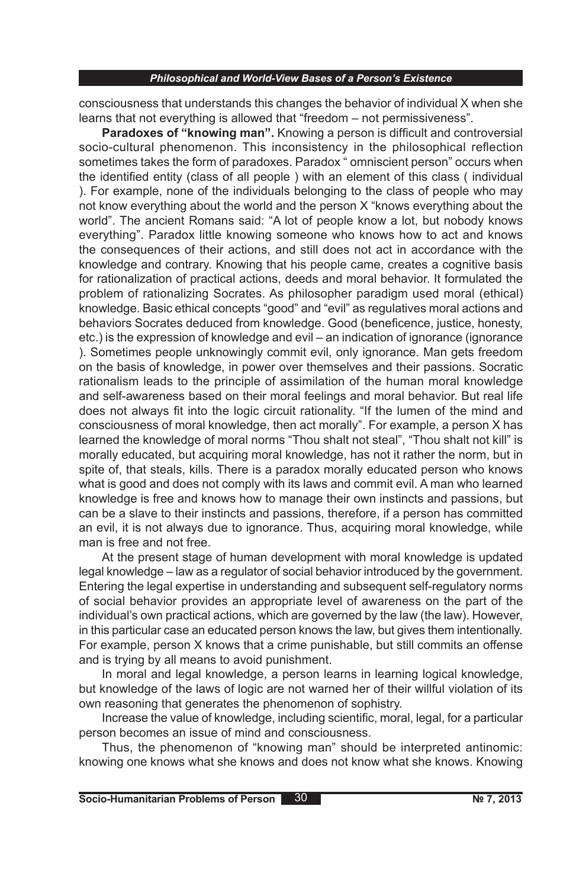consciousness that understands this changes the behavior of individual X when she learns that not everything is allowed that "freedom – not permissiveness".

**Paradoxes of "knowing man".** Knowing a person is difficult and controversial socio-cultural phenomenon. This inconsistency in the philosophical reflection sometimes takes the form of paradoxes. Paradox " omniscient person" occurs when the identified entity (class of all people ) with an element of this class ( individual ). For example, none of the individuals belonging to the class of people who may not know everything about the world and the person X "knows everything about the world". The ancient Romans said: "A lot of people know a lot, but nobody knows everything". Paradox little knowing someone who knows how to act and knows the consequences of their actions, and still does not act in accordance with the knowledge and contrary. Knowing that his people came, creates a cognitive basis for rationalization of practical actions, deeds and moral behavior. It formulated the problem of rationalizing Socrates. As philosopher paradigm used moral (ethical) knowledge. Basic ethical concepts "good" and "evil" as regulatives moral actions and behaviors Socrates deduced from knowledge. Good (beneficence, justice, honesty, etc.) is the expression of knowledge and evil – an indication of ignorance (ignorance ). Sometimes people unknowingly commit evil, only ignorance. Man gets freedom on the basis of knowledge, in power over themselves and their passions. Socratic rationalism leads to the principle of assimilation of the human moral knowledge and self-awareness based on their moral feelings and moral behavior. But real life does not always fit into the logic circuit rationality. "If the lumen of the mind and consciousness of moral knowledge, then act morally". For example, a person X has learned the knowledge of moral norms "Thou shalt not steal", "Thou shalt not kill" is morally educated, but acquiring moral knowledge, has not it rather the norm, but in spite of, that steals, kills. There is a paradox morally educated person who knows what is good and does not comply with its laws and commit evil. A man who learned knowledge is free and knows how to manage their own instincts and passions, but can be a slave to their instincts and passions, therefore, if a person has committed an evil, it is not always due to ignorance. Thus, acquiring moral knowledge, while man is free and not free.

At the present stage of human development with moral knowledge is updated legal knowledge – law as a regulator of social behavior introduced by the government. Entering the legal expertise in understanding and subsequent self-regulatory norms of social behavior provides an appropriate level of awareness on the part of the individual's own practical actions, which are governed by the law (the law). However, in this particular case an educated person knows the law, but gives them intentionally. For example, person X knows that a crime punishable, but still commits an offense and is trying by all means to avoid punishment.

In moral and legal knowledge, a person learns in learning logical knowledge, but knowledge of the laws of logic are not warned her of their willful violation of its own reasoning that generates the phenomenon of sophistry.

Increase the value of knowledge, including scientific, moral, legal, for a particular person becomes an issue of mind and consciousness.

Thus, the phenomenon of "knowing man" should be interpreted antinomic: knowing one knows what she knows and does not know what she knows. Knowing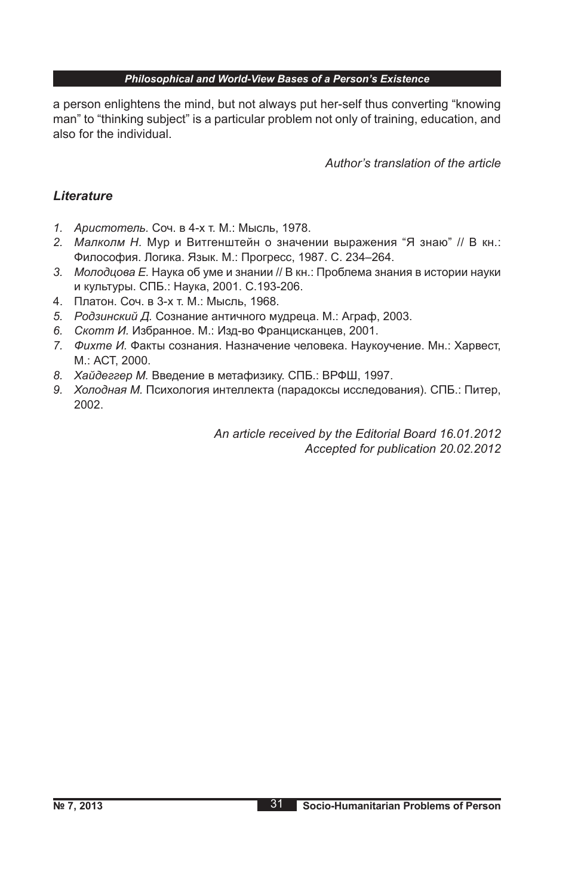a person enlightens the mind, but not always put her-self thus converting “knowing man” to “thinking subject” is a particular problem not only of training, education, and also for the individual.

*Author’s translation of the article*

### *Literature*

1. *Аристотель.* Соч. в 4-х т. М.: Мысль, 1978.
2. *Малколм Н.* Мур и Витгенштейн о значении выражения “Я знаю” // В кн.: Философия. Логика. Язык. М.: Прогресс, 1987. С. 234–264.
3. *Молодцова Е.* Наука об уме и знании // В кн.: Проблема знания в истории науки и культуры. СПБ.: Наука, 2001. С.193-206.
4. Платон. Соч. в 3-х т. М.: Мысль, 1968.
5. *Родзинский Д.* Сознание античного мудреца. М.: Аграф, 2003.
6. *Скотт И.* Избранное. М.: Изд-во Францисканцев, 2001.
7. *Фихте И.* Факты сознания. Назначение человека. Наукоучение. Мн.: Харвест, М.: АСТ, 2000.
8. *Хайдеггер М.* Введение в метафизику. СПБ.: ВРФШ, 1997.
9. *Холодная М.* Психология интеллекта (парадоксы исследования). СПБ.: Питер, 2002.

*An article received by the Editorial Board 16.01.2012*
*Accepted for publication 20.02.2012*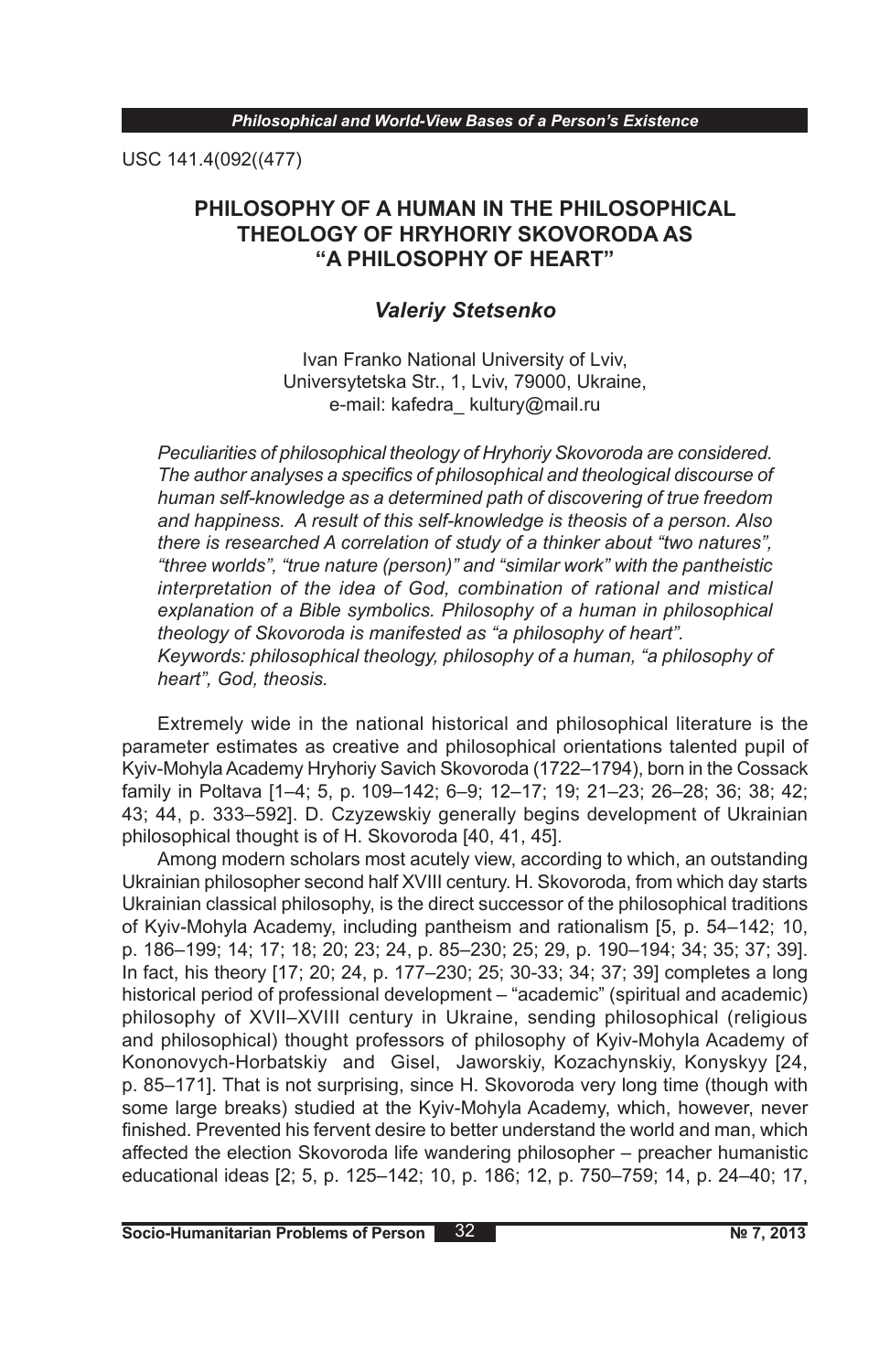USC 141.4(092((477)

# PHILOSOPHY OF A HUMAN IN THE PHILOSOPHICAL THEOLOGY OF HRYHORIY SKOVORODA AS "A PHILOSOPHY OF HEART"

## *Valeriy Stetsenko*

Ivan Franko National University of Lviv,
Universytetska Str., 1, Lviv, 79000, Ukraine,
e-mail: kafedra_ kultury@mail.ru

*Peculiarities of philosophical theology of Hryhoriy Skovoroda are considered. The author analyses a specifics of philosophical and theological discourse of human self-knowledge as a determined path of discovering of true freedom and happiness. A result of this self-knowledge is theosis of a person. Also there is researched A correlation of study of a thinker about "two natures", "three worlds", "true nature (person)" and "similar work" with the pantheistic interpretation of the idea of God, combination of rational and mistical explanation of a Bible symbolics. Philosophy of a human in philosophical theology of Skovoroda is manifested as "a philosophy of heart".*

*Keywords: philosophical theology, philosophy of a human, "a philosophy of heart", God, theosis.*

Extremely wide in the national historical and philosophical literature is the parameter estimates as creative and philosophical orientations talented pupil of Kyiv-Mohyla Academy Hryhoriy Savich Skovoroda (1722–1794), born in the Cossack family in Poltava [1–4; 5, p. 109–142; 6–9; 12–17; 19; 21–23; 26–28; 36; 38; 42; 43; 44, p. 333–592]. D. Czyzewskiy generally begins development of Ukrainian philosophical thought is of H. Skovoroda [40, 41, 45].

Among modern scholars most acutely view, according to which, an outstanding Ukrainian philosopher second half XVIII century. H. Skovoroda, from which day starts Ukrainian classical philosophy, is the direct successor of the philosophical traditions of Kyiv-Mohyla Academy, including pantheism and rationalism [5, p. 54–142; 10, p. 186–199; 14; 17; 18; 20; 23; 24, p. 85–230; 25; 29, p. 190–194; 34; 35; 37; 39]. In fact, his theory [17; 20; 24, p. 177–230; 25; 30-33; 34; 37; 39] completes a long historical period of professional development – "academic" (spiritual and academic) philosophy of XVII–XVIII century in Ukraine, sending philosophical (religious and philosophical) thought professors of philosophy of Kyiv-Mohyla Academy of Kononovych-Horbatskiy and Gisel, Jaworskiy, Kozachynskiy, Konyskyy [24, p. 85–171]. That is not surprising, since H. Skovoroda very long time (though with some large breaks) studied at the Kyiv-Mohyla Academy, which, however, never finished. Prevented his fervent desire to better understand the world and man, which affected the election Skovoroda life wandering philosopher – preacher humanistic educational ideas [2; 5, p. 125–142; 10, p. 186; 12, p. 750–759; 14, p. 24–40; 17,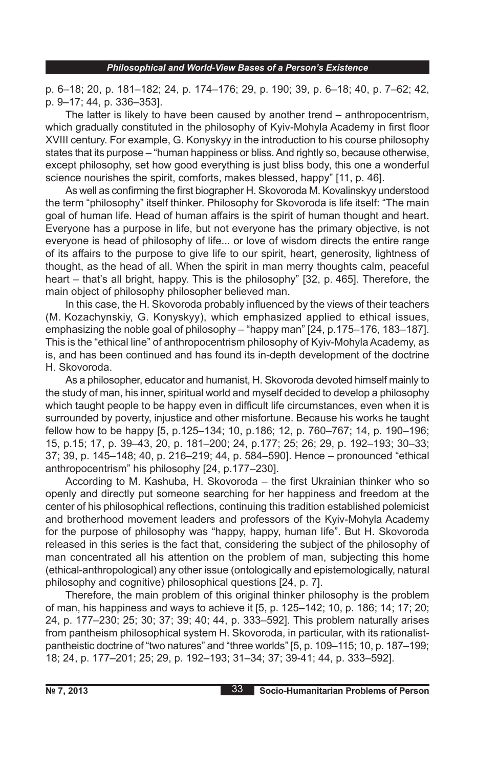p. 6–18; 20, p. 181–182; 24, p. 174–176; 29, p. 190; 39, p. 6–18; 40, p. 7–62; 42, p. 9–17; 44, p. 336–353].

The latter is likely to have been caused by another trend – anthropocentrism, which gradually constituted in the philosophy of Kyiv-Mohyla Academy in first floor XVIII century. For example, G. Konyskyy in the introduction to his course philosophy states that its purpose – "human happiness or bliss. And rightly so, because otherwise, except philosophy, set how good everything is just bliss body, this one a wonderful science nourishes the spirit, comforts, makes blessed, happy" [11, p. 46].

As well as confirming the first biographer H. Skovoroda M. Kovalinskyy understood the term "philosophy" itself thinker. Philosophy for Skovoroda is life itself: "The main goal of human life. Head of human affairs is the spirit of human thought and heart. Everyone has a purpose in life, but not everyone has the primary objective, is not everyone is head of philosophy of life... or love of wisdom directs the entire range of its affairs to the purpose to give life to our spirit, heart, generosity, lightness of thought, as the head of all. When the spirit in man merry thoughts calm, peaceful heart – that's all bright, happy. This is the philosophy" [32, p. 465]. Therefore, the main object of philosophy philosopher believed man.

In this case, the H. Skovoroda probably influenced by the views of their teachers (M. Kozachynskiy, G. Konyskyy), which emphasized applied to ethical issues, emphasizing the noble goal of philosophy – "happy man" [24, p.175–176, 183–187]. This is the "ethical line" of anthropocentrism philosophy of Kyiv-Mohyla Academy, as is, and has been continued and has found its in-depth development of the doctrine H. Skovoroda.

As a philosopher, educator and humanist, H. Skovoroda devoted himself mainly to the study of man, his inner, spiritual world and myself decided to develop a philosophy which taught people to be happy even in difficult life circumstances, even when it is surrounded by poverty, injustice and other misfortune. Because his works he taught fellow how to be happy [5, p.125–134; 10, p.186; 12, p. 760–767; 14, p. 190–196; 15, p.15; 17, p. 39–43, 20, p. 181–200; 24, p.177; 25; 26; 29, p. 192–193; 30–33; 37; 39, p. 145–148; 40, p. 216–219; 44, p. 584–590]. Hence – pronounced "ethical anthropocentrism" his philosophy [24, p.177–230].

According to M. Kashuba, H. Skovoroda – the first Ukrainian thinker who so openly and directly put someone searching for her happiness and freedom at the center of his philosophical reflections, continuing this tradition established polemicist and brotherhood movement leaders and professors of the Kyiv-Mohyla Academy for the purpose of philosophy was "happy, happy, human life". But H. Skovoroda released in this series is the fact that, considering the subject of the philosophy of man concentrated all his attention on the problem of man, subjecting this home (ethical-anthropological) any other issue (ontologically and epistemologically, natural philosophy and cognitive) philosophical questions [24, p. 7].

Therefore, the main problem of this original thinker philosophy is the problem of man, his happiness and ways to achieve it [5, p. 125–142; 10, p. 186; 14; 17; 20; 24, p. 177–230; 25; 30; 37; 39; 40; 44, p. 333–592]. This problem naturally arises from pantheism philosophical system H. Skovoroda, in particular, with its rationalist-pantheistic doctrine of "two natures" and "three worlds" [5, p. 109–115; 10, p. 187–199; 18; 24, p. 177–201; 25; 29, p. 192–193; 31–34; 37; 39-41; 44, p. 333–592].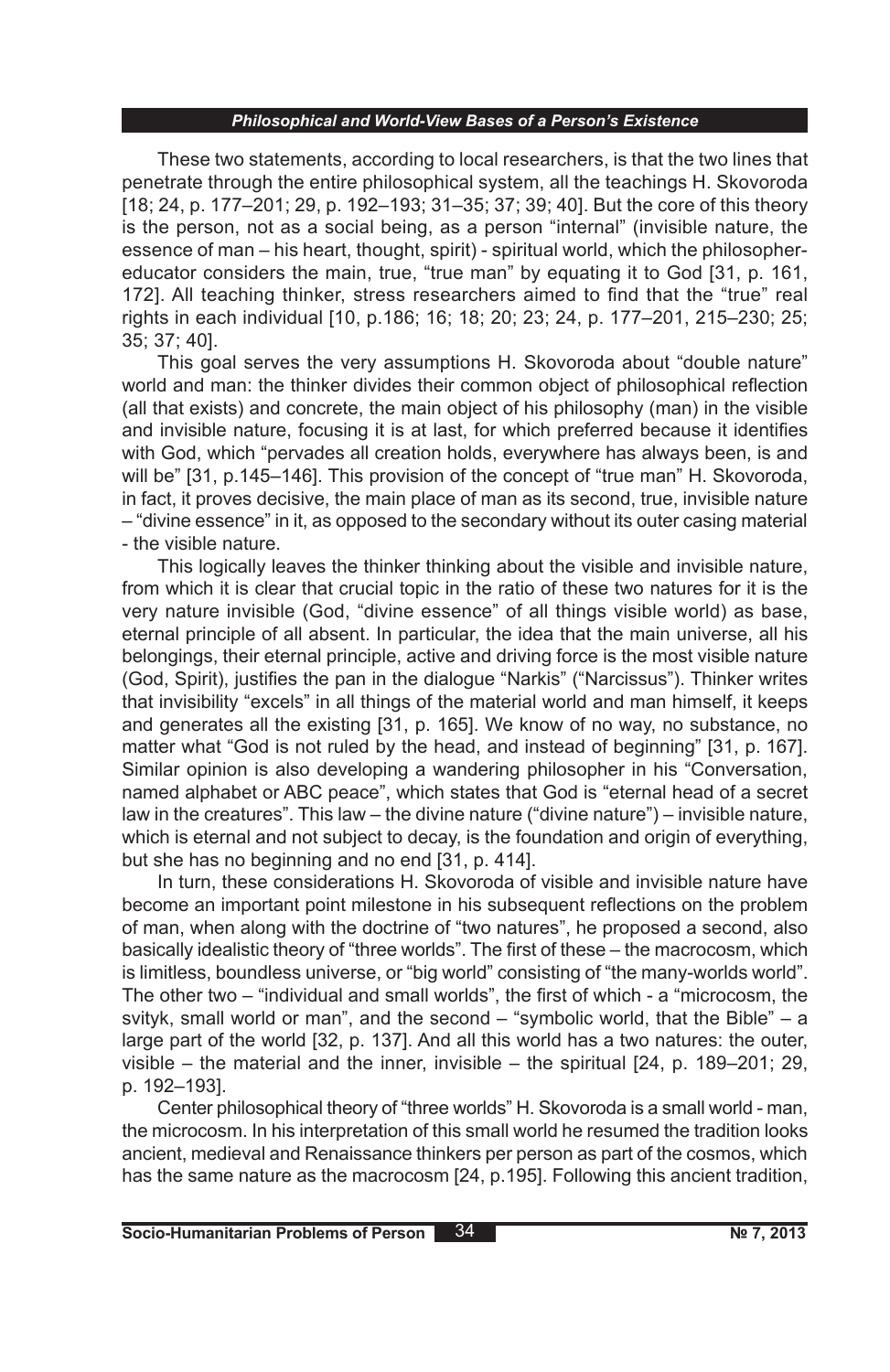These two statements, according to local researchers, is that the two lines that penetrate through the entire philosophical system, all the teachings H. Skovoroda [18; 24, p. 177–201; 29, p. 192–193; 31–35; 37; 39; 40]. But the core of this theory is the person, not as a social being, as a person "internal" (invisible nature, the essence of man – his heart, thought, spirit) - spiritual world, which the philosopher-educator considers the main, true, "true man" by equating it to God [31, p. 161, 172]. All teaching thinker, stress researchers aimed to find that the "true" real rights in each individual [10, p.186; 16; 18; 20; 23; 24, p. 177–201, 215–230; 25; 35; 37; 40].

This goal serves the very assumptions H. Skovoroda about "double nature" world and man: the thinker divides their common object of philosophical reflection (all that exists) and concrete, the main object of his philosophy (man) in the visible and invisible nature, focusing it is at last, for which preferred because it identifies with God, which "pervades all creation holds, everywhere has always been, is and will be" [31, p.145–146]. This provision of the concept of "true man" H. Skovoroda, in fact, it proves decisive, the main place of man as its second, true, invisible nature – "divine essence" in it, as opposed to the secondary without its outer casing material - the visible nature.

This logically leaves the thinker thinking about the visible and invisible nature, from which it is clear that crucial topic in the ratio of these two natures for it is the very nature invisible (God, "divine essence" of all things visible world) as base, eternal principle of all absent. In particular, the idea that the main universe, all his belongings, their eternal principle, active and driving force is the most visible nature (God, Spirit), justifies the pan in the dialogue "Narkis" ("Narcissus"). Thinker writes that invisibility "excels" in all things of the material world and man himself, it keeps and generates all the existing [31, p. 165]. We know of no way, no substance, no matter what "God is not ruled by the head, and instead of beginning" [31, p. 167]. Similar opinion is also developing a wandering philosopher in his "Conversation, named alphabet or ABC peace", which states that God is "eternal head of a secret law in the creatures". This law – the divine nature ("divine nature") – invisible nature, which is eternal and not subject to decay, is the foundation and origin of everything, but she has no beginning and no end [31, p. 414].

In turn, these considerations H. Skovoroda of visible and invisible nature have become an important point milestone in his subsequent reflections on the problem of man, when along with the doctrine of "two natures", he proposed a second, also basically idealistic theory of "three worlds". The first of these – the macrocosm, which is limitless, boundless universe, or "big world" consisting of "the many-worlds world". The other two – "individual and small worlds", the first of which - a "microcosm, the svityk, small world or man", and the second – "symbolic world, that the Bible" – a large part of the world [32, p. 137]. And all this world has a two natures: the outer, visible – the material and the inner, invisible – the spiritual [24, p. 189–201; 29, p. 192–193].

Center philosophical theory of "three worlds" H. Skovoroda is a small world - man, the microcosm. In his interpretation of this small world he resumed the tradition looks ancient, medieval and Renaissance thinkers per person as part of the cosmos, which has the same nature as the macrocosm [24, p.195]. Following this ancient tradition,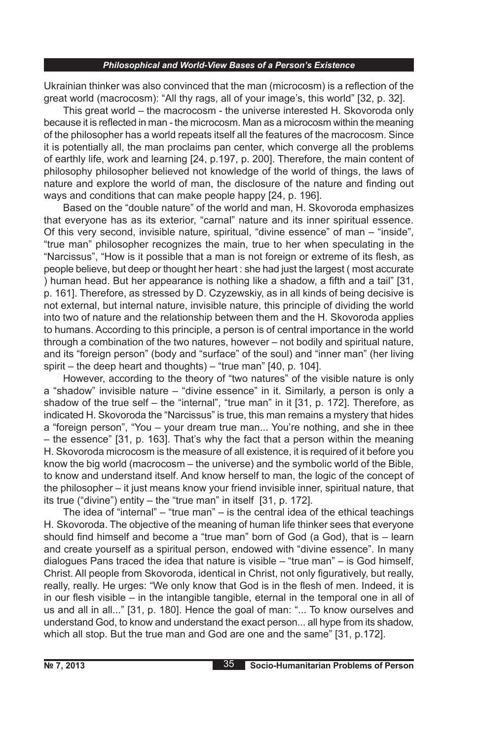Ukrainian thinker was also convinced that the man (microcosm) is a reflection of the great world (macrocosm): "All thy rags, all of your image's, this world" [32, p. 32].

This great world – the macrocosm - the universe interested H. Skovoroda only because it is reflected in man - the microcosm. Man as a microcosm within the meaning of the philosopher has a world repeats itself all the features of the macrocosm. Since it is potentially all, the man proclaims pan center, which converge all the problems of earthly life, work and learning [24, p.197, p. 200]. Therefore, the main content of philosophy philosopher believed not knowledge of the world of things, the laws of nature and explore the world of man, the disclosure of the nature and finding out ways and conditions that can make people happy [24, p. 196].

Based on the "double nature" of the world and man, H. Skovoroda emphasizes that everyone has as its exterior, "carnal" nature and its inner spiritual essence. Of this very second, invisible nature, spiritual, "divine essence" of man – "inside", "true man" philosopher recognizes the main, true to her when speculating in the "Narcissus", "How is it possible that a man is not foreign or extreme of its flesh, as people believe, but deep or thought her heart : she had just the largest ( most accurate ) human head. But her appearance is nothing like a shadow, a fifth and a tail" [31, p. 161]. Therefore, as stressed by D. Czyzewskiy, as in all kinds of being decisive is not external, but internal nature, invisible nature, this principle of dividing the world into two of nature and the relationship between them and the H. Skovoroda applies to humans. According to this principle, a person is of central importance in the world through a combination of the two natures, however – not bodily and spiritual nature, and its "foreign person" (body and "surface" of the soul) and "inner man" (her living spirit – the deep heart and thoughts) – "true man" [40, p. 104].

However, according to the theory of "two natures" of the visible nature is only a "shadow" invisible nature – "divine essence" in it. Similarly, a person is only a shadow of the true self – the "internal", "true man" in it [31, p. 172]. Therefore, as indicated H. Skovoroda the "Narcissus" is true, this man remains a mystery that hides a "foreign person", "You – your dream true man... You're nothing, and she in thee – the essence" [31, p. 163]. That's why the fact that a person within the meaning H. Skovoroda microcosm is the measure of all existence, it is required of it before you know the big world (macrocosm – the universe) and the symbolic world of the Bible, to know and understand itself. And know herself to man, the logic of the concept of the philosopher – it just means know your friend invisible inner, spiritual nature, that its true ("divine") entity – the "true man" in itself [31, p. 172].

The idea of "internal" – "true man" – is the central idea of the ethical teachings H. Skovoroda. The objective of the meaning of human life thinker sees that everyone should find himself and become a "true man" born of God (a God), that is – learn and create yourself as a spiritual person, endowed with "divine essence". In many dialogues Pans traced the idea that nature is visible – "true man" – is God himself, Christ. All people from Skovoroda, identical in Christ, not only figuratively, but really, really, really. He urges: "We only know that God is in the flesh of men. Indeed, it is in our flesh visible – in the intangible tangible, eternal in the temporal one in all of us and all in all..." [31, p. 180]. Hence the goal of man: "... To know ourselves and understand God, to know and understand the exact person... all hype from its shadow, which all stop. But the true man and God are one and the same" [31, p.172].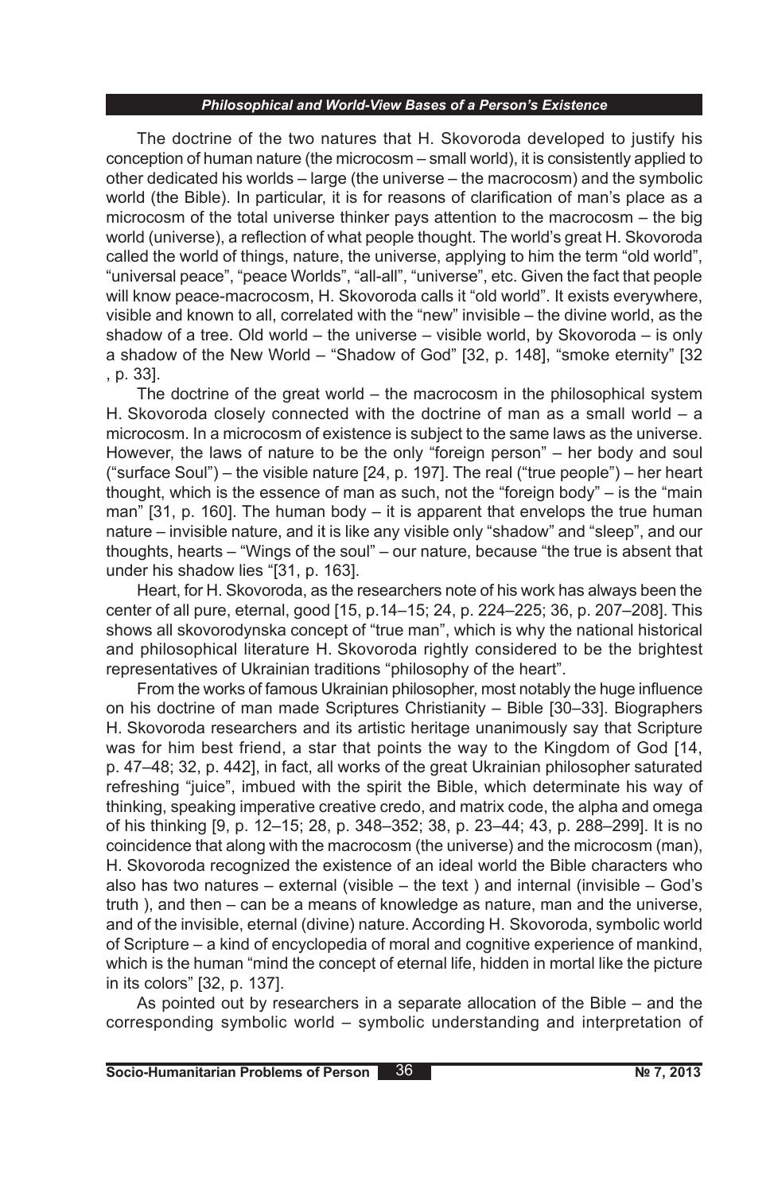The doctrine of the two natures that H. Skovoroda developed to justify his conception of human nature (the microcosm – small world), it is consistently applied to other dedicated his worlds – large (the universe – the macrocosm) and the symbolic world (the Bible). In particular, it is for reasons of clarification of man's place as a microcosm of the total universe thinker pays attention to the macrocosm – the big world (universe), a reflection of what people thought. The world's great H. Skovoroda called the world of things, nature, the universe, applying to him the term "old world", "universal peace", "peace Worlds", "all-all", "universe", etc. Given the fact that people will know peace-macrocosm, H. Skovoroda calls it "old world". It exists everywhere, visible and known to all, correlated with the "new" invisible – the divine world, as the shadow of a tree. Old world – the universe – visible world, by Skovoroda – is only a shadow of the New World – "Shadow of God" [32, p. 148], "smoke eternity" [32 , p. 33].

The doctrine of the great world – the macrocosm in the philosophical system H. Skovoroda closely connected with the doctrine of man as a small world – a microcosm. In a microcosm of existence is subject to the same laws as the universe. However, the laws of nature to be the only "foreign person" – her body and soul ("surface Soul") – the visible nature [24, p. 197]. The real ("true people") – her heart thought, which is the essence of man as such, not the "foreign body" – is the "main man" [31, p. 160]. The human body – it is apparent that envelops the true human nature – invisible nature, and it is like any visible only "shadow" and "sleep", and our thoughts, hearts – "Wings of the soul" – our nature, because "the true is absent that under his shadow lies "[31, p. 163].

Heart, for H. Skovoroda, as the researchers note of his work has always been the center of all pure, eternal, good [15, p.14–15; 24, p. 224–225; 36, p. 207–208]. This shows all skovorodynska concept of "true man", which is why the national historical and philosophical literature H. Skovoroda rightly considered to be the brightest representatives of Ukrainian traditions "philosophy of the heart".

From the works of famous Ukrainian philosopher, most notably the huge influence on his doctrine of man made Scriptures Christianity – Bible [30–33]. Biographers H. Skovoroda researchers and its artistic heritage unanimously say that Scripture was for him best friend, a star that points the way to the Kingdom of God [14, p. 47–48; 32, p. 442], in fact, all works of the great Ukrainian philosopher saturated refreshing "juice", imbued with the spirit the Bible, which determinate his way of thinking, speaking imperative creative credo, and matrix code, the alpha and omega of his thinking [9, p. 12–15; 28, p. 348–352; 38, p. 23–44; 43, p. 288–299]. It is no coincidence that along with the macrocosm (the universe) and the microcosm (man), H. Skovoroda recognized the existence of an ideal world the Bible characters who also has two natures – external (visible – the text ) and internal (invisible – God's truth ), and then – can be a means of knowledge as nature, man and the universe, and of the invisible, eternal (divine) nature. According H. Skovoroda, symbolic world of Scripture – a kind of encyclopedia of moral and cognitive experience of mankind, which is the human "mind the concept of eternal life, hidden in mortal like the picture in its colors" [32, p. 137].

As pointed out by researchers in a separate allocation of the Bible – and the corresponding symbolic world – symbolic understanding and interpretation of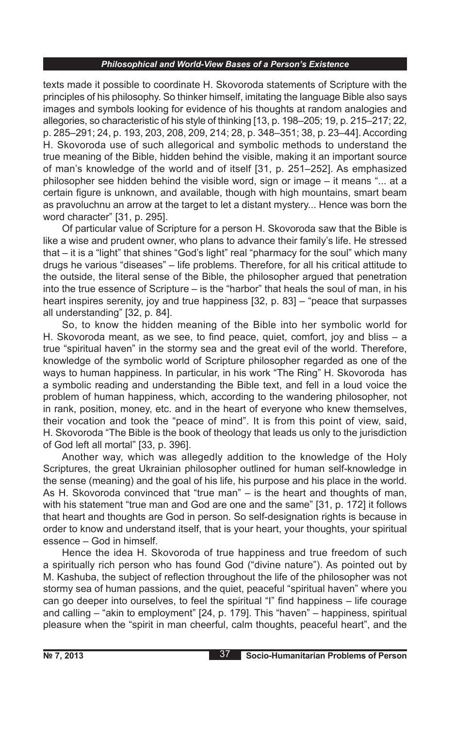texts made it possible to coordinate H. Skovoroda statements of Scripture with the principles of his philosophy. So thinker himself, imitating the language Bible also says images and symbols looking for evidence of his thoughts at random analogies and allegories, so characteristic of his style of thinking [13, p. 198–205; 19, p. 215–217; 22, p. 285–291; 24, p. 193, 203, 208, 209, 214; 28, p. 348–351; 38, p. 23–44]. According H. Skovoroda use of such allegorical and symbolic methods to understand the true meaning of the Bible, hidden behind the visible, making it an important source of man's knowledge of the world and of itself [31, p. 251–252]. As emphasized philosopher see hidden behind the visible word, sign or image – it means "... at a certain figure is unknown, and available, though with high mountains, smart beam as pravoluchnu an arrow at the target to let a distant mystery... Hence was born the word character" [31, p. 295].

Of particular value of Scripture for a person H. Skovoroda saw that the Bible is like a wise and prudent owner, who plans to advance their family's life. He stressed that – it is a "light" that shines "God's light" real "pharmacy for the soul" which many drugs he various "diseases" – life problems. Therefore, for all his critical attitude to the outside, the literal sense of the Bible, the philosopher argued that penetration into the true essence of Scripture – is the "harbor" that heals the soul of man, in his heart inspires serenity, joy and true happiness [32, p. 83] – "peace that surpasses all understanding" [32, p. 84].

So, to know the hidden meaning of the Bible into her symbolic world for H. Skovoroda meant, as we see, to find peace, quiet, comfort, joy and bliss – a true "spiritual haven" in the stormy sea and the great evil of the world. Therefore, knowledge of the symbolic world of Scripture philosopher regarded as one of the ways to human happiness. In particular, in his work "The Ring" H. Skovoroda has a symbolic reading and understanding the Bible text, and fell in a loud voice the problem of human happiness, which, according to the wandering philosopher, not in rank, position, money, etc. and in the heart of everyone who knew themselves, their vocation and took the "peace of mind". It is from this point of view, said, H. Skovoroda "The Bible is the book of theology that leads us only to the jurisdiction of God left all mortal" [33, p. 396].

Another way, which was allegedly addition to the knowledge of the Holy Scriptures, the great Ukrainian philosopher outlined for human self-knowledge in the sense (meaning) and the goal of his life, his purpose and his place in the world. As H. Skovoroda convinced that "true man" – is the heart and thoughts of man, with his statement "true man and God are one and the same" [31, p. 172] it follows that heart and thoughts are God in person. So self-designation rights is because in order to know and understand itself, that is your heart, your thoughts, your spiritual essence – God in himself.

Hence the idea H. Skovoroda of true happiness and true freedom of such a spiritually rich person who has found God ("divine nature"). As pointed out by M. Kashuba, the subject of reflection throughout the life of the philosopher was not stormy sea of human passions, and the quiet, peaceful "spiritual haven" where you can go deeper into ourselves, to feel the spiritual "I" find happiness – life courage and calling – "akin to employment" [24, p. 179]. This "haven" – happiness, spiritual pleasure when the "spirit in man cheerful, calm thoughts, peaceful heart", and the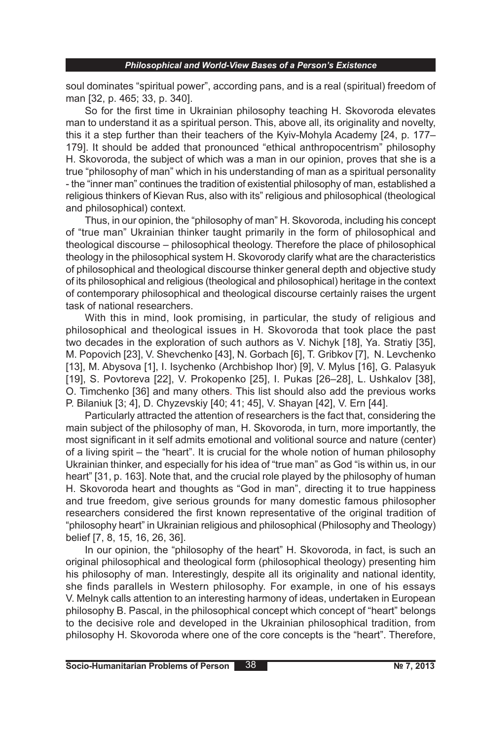soul dominates "spiritual power", according pans, and is a real (spiritual) freedom of man [32, p. 465; 33, p. 340].

So for the first time in Ukrainian philosophy teaching H. Skovoroda elevates man to understand it as a spiritual person. This, above all, its originality and novelty, this it a step further than their teachers of the Kyiv-Mohyla Academy [24, p. 177–179]. It should be added that pronounced "ethical anthropocentrism" philosophy H. Skovoroda, the subject of which was a man in our opinion, proves that she is a true "philosophy of man" which in his understanding of man as a spiritual personality - the "inner man" continues the tradition of existential philosophy of man, established a religious thinkers of Kievan Rus, also with its" religious and philosophical (theological and philosophical) context.

Thus, in our opinion, the "philosophy of man" H. Skovoroda, including his concept of "true man" Ukrainian thinker taught primarily in the form of philosophical and theological discourse – philosophical theology. Therefore the place of philosophical theology in the philosophical system H. Skovorody clarify what are the characteristics of philosophical and theological discourse thinker general depth and objective study of its philosophical and religious (theological and philosophical) heritage in the context of contemporary philosophical and theological discourse certainly raises the urgent task of national researchers.

With this in mind, look promising, in particular, the study of religious and philosophical and theological issues in H. Skovoroda that took place the past two decades in the exploration of such authors as V. Nichyk [18], Ya. Stratiy [35], M. Popovich [23], V. Shevchenko [43], N. Gorbach [6], T. Gribkov [7], N. Levchenko [13], M. Abysova [1], I. Isychenko (Archbishop Ihor) [9], V. Mylus [16], G. Palasyuk [19], S. Povtoreva [22], V. Prokopenko [25], I. Pukas [26–28], L. Ushkalov [38], O. Timchenko [36] and many others. This list should also add the previous works P. Bilaniuk [3; 4], D. Chyzevskiy [40; 41; 45], V. Shayan [42], V. Ern [44].

Particularly attracted the attention of researchers is the fact that, considering the main subject of the philosophy of man, H. Skovoroda, in turn, more importantly, the most significant in it self admits emotional and volitional source and nature (center) of a living spirit – the "heart". It is crucial for the whole notion of human philosophy Ukrainian thinker, and especially for his idea of "true man" as God "is within us, in our heart" [31, p. 163]. Note that, and the crucial role played by the philosophy of human H. Skovoroda heart and thoughts as "God in man", directing it to true happiness and true freedom, give serious grounds for many domestic famous philosopher researchers considered the first known representative of the original tradition of "philosophy heart" in Ukrainian religious and philosophical (Philosophy and Theology) belief [7, 8, 15, 16, 26, 36].

In our opinion, the "philosophy of the heart" H. Skovoroda, in fact, is such an original philosophical and theological form (philosophical theology) presenting him his philosophy of man. Interestingly, despite all its originality and national identity, she finds parallels in Western philosophy. For example, in one of his essays V. Melnyk calls attention to an interesting harmony of ideas, undertaken in European philosophy B. Pascal, in the philosophical concept which concept of "heart" belongs to the decisive role and developed in the Ukrainian philosophical tradition, from philosophy H. Skovoroda where one of the core concepts is the "heart". Therefore,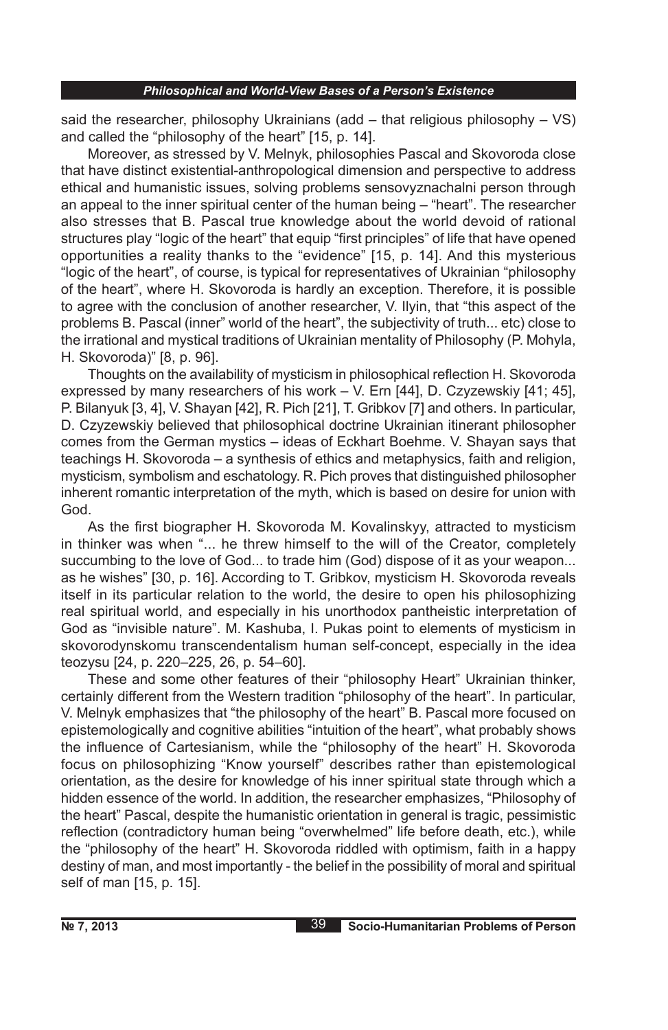said the researcher, philosophy Ukrainians (add – that religious philosophy – VS) and called the "philosophy of the heart" [15, p. 14].

Moreover, as stressed by V. Melnyk, philosophies Pascal and Skovoroda close that have distinct existential-anthropological dimension and perspective to address ethical and humanistic issues, solving problems sensovyznachalni person through an appeal to the inner spiritual center of the human being – "heart". The researcher also stresses that B. Pascal true knowledge about the world devoid of rational structures play "logic of the heart" that equip "first principles" of life that have opened opportunities a reality thanks to the "evidence" [15, p. 14]. And this mysterious "logic of the heart", of course, is typical for representatives of Ukrainian "philosophy of the heart", where H. Skovoroda is hardly an exception. Therefore, it is possible to agree with the conclusion of another researcher, V. Ilyin, that "this aspect of the problems B. Pascal (inner" world of the heart", the subjectivity of truth... etc) close to the irrational and mystical traditions of Ukrainian mentality of Philosophy (P. Mohyla, H. Skovoroda)" [8, p. 96].

Thoughts on the availability of mysticism in philosophical reflection H. Skovoroda expressed by many researchers of his work – V. Ern [44], D. Czyzewskiy [41; 45], P. Bilanyuk [3, 4], V. Shayan [42], R. Pich [21], T. Gribkov [7] and others. In particular, D. Czyzewskiy believed that philosophical doctrine Ukrainian itinerant philosopher comes from the German mystics – ideas of Eckhart Boehme. V. Shayan says that teachings H. Skovoroda – a synthesis of ethics and metaphysics, faith and religion, mysticism, symbolism and eschatology. R. Pich proves that distinguished philosopher inherent romantic interpretation of the myth, which is based on desire for union with God.

As the first biographer H. Skovoroda M. Kovalinskyy, attracted to mysticism in thinker was when "... he threw himself to the will of the Creator, completely succumbing to the love of God... to trade him (God) dispose of it as your weapon... as he wishes" [30, p. 16]. According to T. Gribkov, mysticism H. Skovoroda reveals itself in its particular relation to the world, the desire to open his philosophizing real spiritual world, and especially in his unorthodox pantheistic interpretation of God as "invisible nature". M. Kashuba, I. Pukas point to elements of mysticism in skovorodynskomu transcendentalism human self-concept, especially in the idea teozysu [24, p. 220–225, 26, p. 54–60].

These and some other features of their "philosophy Heart" Ukrainian thinker, certainly different from the Western tradition "philosophy of the heart". In particular, V. Melnyk emphasizes that "the philosophy of the heart" B. Pascal more focused on epistemologically and cognitive abilities "intuition of the heart", what probably shows the influence of Cartesianism, while the "philosophy of the heart" H. Skovoroda focus on philosophizing "Know yourself" describes rather than epistemological orientation, as the desire for knowledge of his inner spiritual state through which a hidden essence of the world. In addition, the researcher emphasizes, "Philosophy of the heart" Pascal, despite the humanistic orientation in general is tragic, pessimistic reflection (contradictory human being "overwhelmed" life before death, etc.), while the "philosophy of the heart" H. Skovoroda riddled with optimism, faith in a happy destiny of man, and most importantly - the belief in the possibility of moral and spiritual self of man [15, p. 15].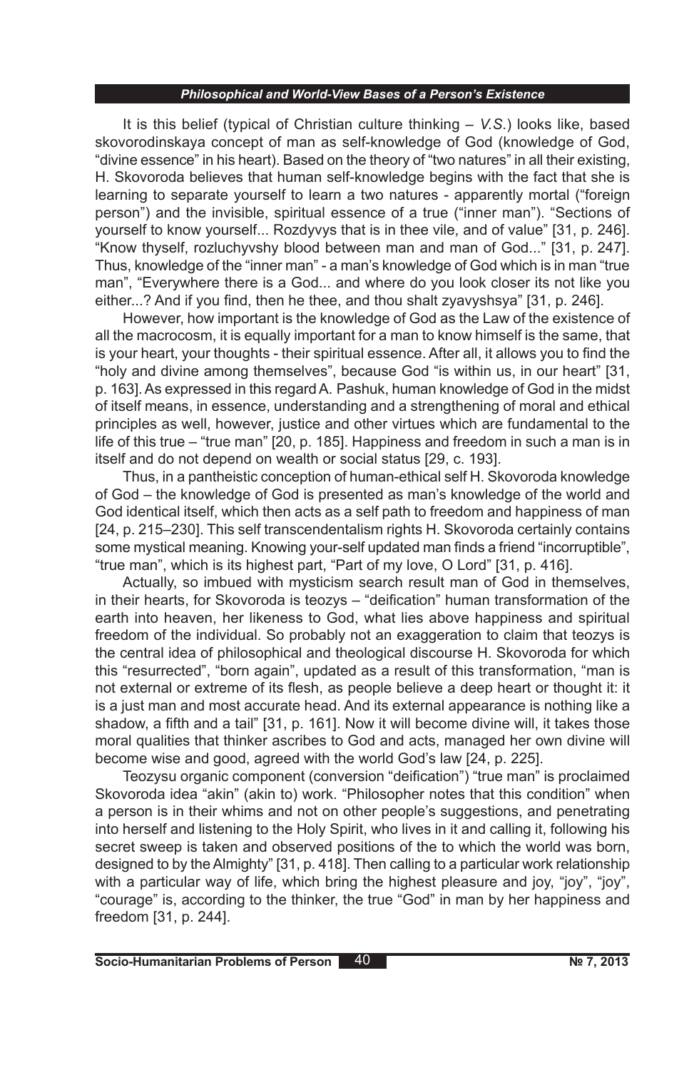It is this belief (typical of Christian culture thinking – *V.S.*) looks like, based skovorodinskaya concept of man as self-knowledge of God (knowledge of God, “divine essence” in his heart). Based on the theory of “two natures” in all their existing, H. Skovoroda believes that human self-knowledge begins with the fact that she is learning to separate yourself to learn a two natures - apparently mortal (“foreign person”) and the invisible, spiritual essence of a true (“inner man”). “Sections of yourself to know yourself... Rozdyvys that is in thee vile, and of value” [31, p. 246]. “Know thyself, rozluchyvshy blood between man and man of God...” [31, p. 247]. Thus, knowledge of the “inner man” - a man’s knowledge of God which is in man “true man”, “Everywhere there is a God... and where do you look closer its not like you either...? And if you find, then he thee, and thou shalt zyavyshsya” [31, p. 246].

However, how important is the knowledge of God as the Law of the existence of all the macrocosm, it is equally important for a man to know himself is the same, that is your heart, your thoughts - their spiritual essence. After all, it allows you to find the “holy and divine among themselves”, because God “is within us, in our heart” [31, p. 163]. As expressed in this regard A. Pashuk, human knowledge of God in the midst of itself means, in essence, understanding and a strengthening of moral and ethical principles as well, however, justice and other virtues which are fundamental to the life of this true – “true man” [20, p. 185]. Happiness and freedom in such a man is in itself and do not depend on wealth or social status [29, c. 193].

Thus, in a pantheistic conception of human-ethical self H. Skovoroda knowledge of God – the knowledge of God is presented as man’s knowledge of the world and God identical itself, which then acts as a self path to freedom and happiness of man [24, p. 215–230]. This self transcendentalism rights H. Skovoroda certainly contains some mystical meaning. Knowing your-self updated man finds a friend “incorruptible”, “true man”, which is its highest part, “Part of my love, O Lord” [31, p. 416].

Actually, so imbued with mysticism search result man of God in themselves, in their hearts, for Skovoroda is teozys – “deification” human transformation of the earth into heaven, her likeness to God, what lies above happiness and spiritual freedom of the individual. So probably not an exaggeration to claim that teozys is the central idea of philosophical and theological discourse H. Skovoroda for which this “resurrected”, “born again”, updated as a result of this transformation, “man is not external or extreme of its flesh, as people believe a deep heart or thought it: it is a just man and most accurate head. And its external appearance is nothing like a shadow, a fifth and a tail” [31, p. 161]. Now it will become divine will, it takes those moral qualities that thinker ascribes to God and acts, managed her own divine will become wise and good, agreed with the world God’s law [24, p. 225].

Teozysu organic component (conversion “deification”) “true man” is proclaimed Skovoroda idea “akin” (akin to) work. “Philosopher notes that this condition” when a person is in their whims and not on other people’s suggestions, and penetrating into herself and listening to the Holy Spirit, who lives in it and calling it, following his secret sweep is taken and observed positions of the to which the world was born, designed to by the Almighty” [31, p. 418]. Then calling to a particular work relationship with a particular way of life, which bring the highest pleasure and joy, “joy”, “joy”, “courage” is, according to the thinker, the true “God” in man by her happiness and freedom [31, p. 244].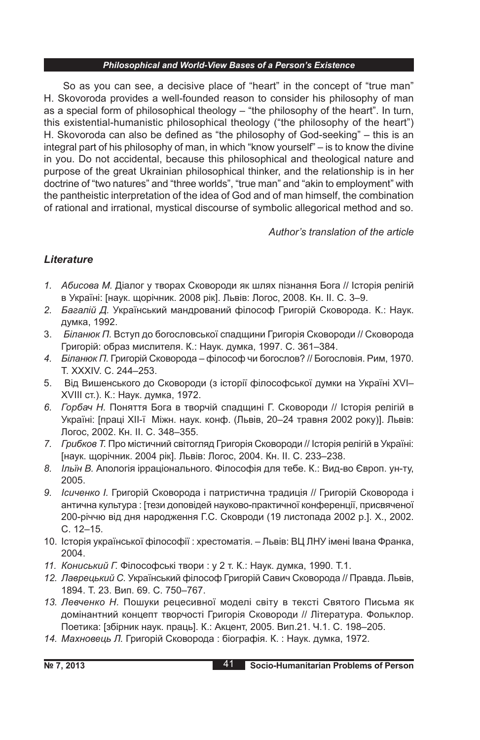So as you can see, a decisive place of "heart" in the concept of "true man" H. Skovoroda provides a well-founded reason to consider his philosophy of man as a special form of philosophical theology – "the philosophy of the heart". In turn, this existential-humanistic philosophical theology ("the philosophy of the heart") H. Skovoroda can also be defined as "the philosophy of God-seeking" – this is an integral part of his philosophy of man, in which "know yourself" – is to know the divine in you. Do not accidental, because this philosophical and theological nature and purpose of the great Ukrainian philosophical thinker, and the relationship is in her doctrine of "two natures" and "three worlds", "true man" and "akin to employment" with the pantheistic interpretation of the idea of God and of man himself, the combination of rational and irrational, mystical discourse of symbolic allegorical method and so.

*Author's translation of the article*

### *Literature*

1. *Абисова М.* Діалог у творах Сковороди як шлях пізнання Бога // Історія релігій в Україні: [наук. щорічник. 2008 рік]. Львів: Логос, 2008. Кн. II. С. 3–9.
2. *Багалій Д.* Український мандрований філософ Григорій Сковорода. К.: Наук. думка, 1992.
3. *Біланюк П.* Вступ до богословської спадщини Григорія Сковороди // Сковорода Григорій: образ мислителя. К.: Наук. думка, 1997. С. 361–384.
4. *Біланюк П.* Григорій Сковорода – філософ чи богослов? // Богословія. Рим, 1970. Т. XXXIV. С. 244–253.
5. Від Вишенського до Сковороди (з історії філософської думки на Україні XVI–XVIII ст.). К.: Наук. думка, 1972.
6. *Горбач Н.* Поняття Бога в творчій спадщині Г. Сковороди // Історія релігій в Україні: [праці XII-ї Міжн. наук. конф. (Львів, 20–24 травня 2002 року)]. Львів: Логос, 2002. Кн. II. С. 348–355.
7. *Грибков Т.* Про містичний світогляд Григорія Сковороди // Історія релігій в Україні: [наук. щорічник. 2004 рік]. Львів: Логос, 2004. Кн. II. С. 233–238.
8. *Ільїн В.* Апологія ірраціонального. Філософія для тебе. К.: Вид-во Європ. ун-ту, 2005.
9. *Ісиченко І.* Григорій Сковорода і патристична традиція // Григорій Сковорода і антична культура : [тези доповідей науково-практичної конференції, присвяченої 200-річчю від дня народження Г.С. Скворди (19 листопада 2002 р.]. Х., 2002. С. 12–15.
10. Історія української філософії : хрестоматія. – Львів: ВЦ ЛНУ імені Івана Франка, 2004.
11. *Кониський Г.* Філософські твори : у 2 т. К.: Наук. думка, 1990. Т.1.
12. *Лаврецький С.* Український філософ Григорій Савич Сковорода // Правда. Львів, 1894. Т. 23. Вип. 69. С. 750–767.
13. *Левченко Н.* Пошуки рецесивної моделі світу в тексті Святого Письма як домінантний концепт творчості Григорія Сковороди // Література. Фольклор. Поетика: [збірник наук. праць]. К.: Акцент, 2005. Вип.21. Ч.1. С. 198–205.
14. *Махновець Л.* Григорій Сковорода : біографія. К. : Наук. думка, 1972.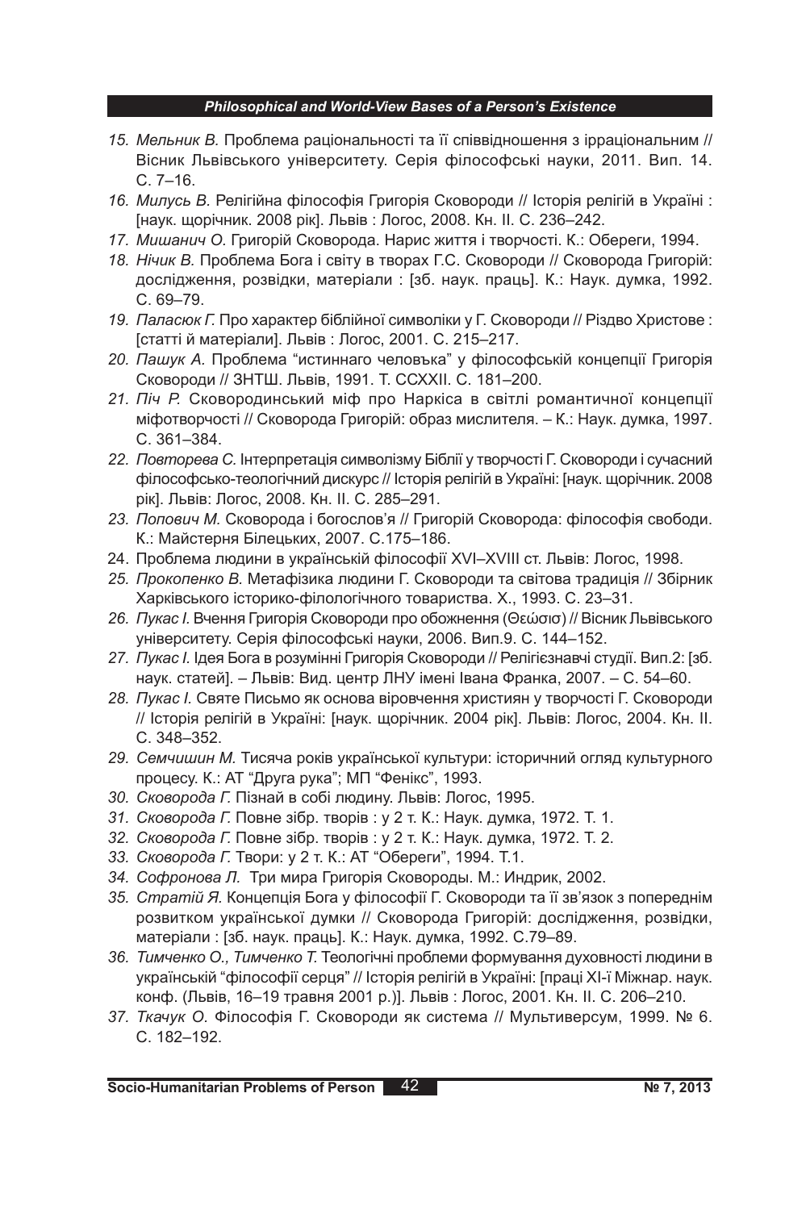15. *Мельник В.* Проблема раціональності та її співвідношення з ірраціональним // Вісник Львівського університету. Серія філософські науки, 2011. Вип. 14. С. 7–16.
16. *Милусь В.* Релігійна філософія Григорія Сковороди // Історія релігій в Україні : [наук. щорічник. 2008 рік]. Львів : Логос, 2008. Кн. ІІ. С. 236–242.
17. *Мишанич О.* Григорій Сковорода. Нарис життя і творчості. К.: Обереги, 1994.
18. *Нічик В.* Проблема Бога і світу в творах Г.С. Сковороди // Сковорода Григорій: дослідження, розвідки, матеріали : [зб. наук. праць]. К.: Наук. думка, 1992. С. 69–79.
19. *Паласюк Г.* Про характер біблійної символіки у Г. Сковороди // Різдво Христове : [статті й матеріали]. Львів : Логос, 2001. С. 215–217.
20. *Пашук А.* Проблема "истиннаго человѣка" у філософській концепції Григорія Сковороди // ЗНТШ. Львів, 1991. Т. ССХХІІ. С. 181–200.
21. *Піч Р.* Сковородинський міф про Наркіса в світлі романтичної концепції міфотворчості // Сковорода Григорій: образ мислителя. – К.: Наук. думка, 1997. С. 361–384.
22. *Повторева С.* Інтерпретація символізму Біблії у творчості Г. Сковороди і сучасний філософсько-теологічний дискурс // Історія релігій в Україні: [наук. щорічник. 2008 рік]. Львів: Логос, 2008. Кн. ІІ. С. 285–291.
23. *Попович М.* Сковорода і богослов'я // Григорій Сковорода: філософія свободи. К.: Майстерня Білецьких, 2007. С.175–186.
24. Проблема людини в українській філософії XVI–XVIII ст. Львів: Логос, 1998.
25. *Прокопенко В.* Метафізика людини Г. Сковороди та світова традиція // Збірник Харківського історико-філологічного товариства. Х., 1993. С. 23–31.
26. *Пукас І.* Вчення Григорія Сковороди про обоження (Θεώσισ) // Вісник Львівського університету. Серія філософські науки, 2006. Вип.9. С. 144–152.
27. *Пукас І.* Ідея Бога в розумінні Григорія Сковороди // Релігієзнавчі студії. Вип.2: [зб. наук. статей]. – Львів: Вид. центр ЛНУ імені Івана Франка, 2007. – С. 54–60.
28. *Пукас І.* Святе Письмо як основа віровчення християн у творчості Г. Сковороди // Історія релігій в Україні: [наук. щорічник. 2004 рік]. Львів: Логос, 2004. Кн. ІІ. С. 348–352.
29. *Семчишин М.* Тисяча років української культури: історичний огляд культурного процесу. К.: АТ "Друга рука"; МП "Фенікс", 1993.
30. *Сковорода Г.* Пізнай в собі людину. Львів: Логос, 1995.
31. *Сковорода Г.* Повне зібр. творів : у 2 т. К.: Наук. думка, 1972. Т. 1.
32. *Сковорода Г.* Повне зібр. творів : у 2 т. К.: Наук. думка, 1972. Т. 2.
33. *Сковорода Г.* Твори: у 2 т. К.: АТ "Обереги", 1994. Т.1.
34. *Софронова Л.* Три мира Григорія Сковороды. М.: Индрик, 2002.
35. *Стратій Я.* Концепція Бога у філософії Г. Сковороди та її зв'язок з попереднім розвитком української думки // Сковорода Григорій: дослідження, розвідки, матеріали : [зб. наук. праць]. К.: Наук. думка, 1992. С.79–89.
36. *Тимченко О., Тимченко Т.* Теологічні проблеми формування духовності людини в українській "філософії серця" // Історія релігій в Україні: [праці XI-ї Міжнар. наук. конф. (Львів, 16–19 травня 2001 р.)]. Львів : Логос, 2001. Кн. ІІ. С. 206–210.
37. *Ткачук О.* Філософія Г. Сковороди як система // Мультиверсум, 1999. № 6. С. 182–192.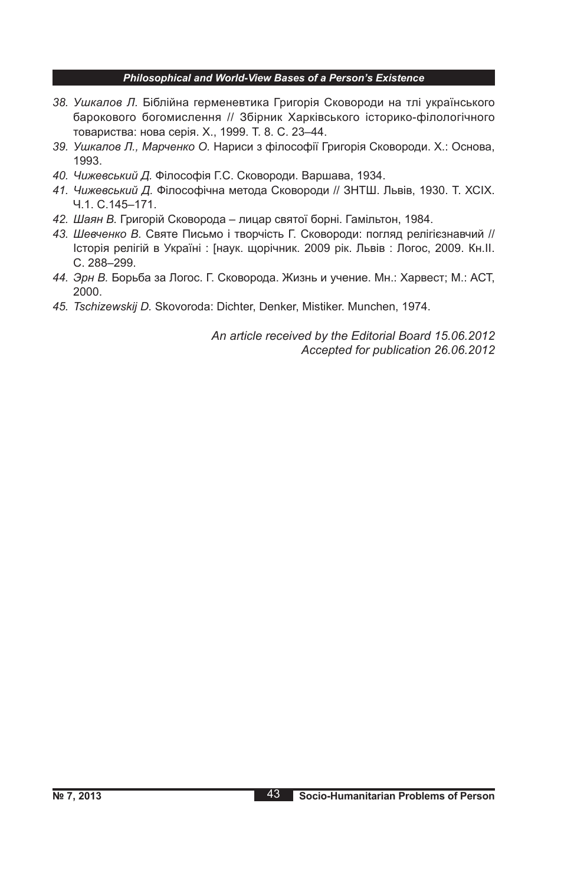38. *Ушкалов Л.* Біблійна герменевтика Григорія Сковороди на тлі українського барокового богомислення // Збірник Харківського історико-філологічного товариства: нова серія. Х., 1999. Т. 8. С. 23–44.
39. *Ушкалов Л., Марченко О.* Нариси з філософії Григорія Сковороди. Х.: Основа, 1993.
40. *Чижевський Д.* Філософія Г.С. Сковороди. Варшава, 1934.
41. *Чижевський Д.* Філософічна метода Сковороди // ЗНТШ. Львів, 1930. Т. XCIX. Ч.1. С.145–171.
42. *Шаян В.* Григорій Сковорода – лицар святої борні. Гамільтон, 1984.
43. *Шевченко В.* Святе Письмо і творчість Г. Сковороди: погляд релігієзнавчий // Історія релігій в Україні : [наук. щорічник. 2009 рік. Львів : Логос, 2009. Кн.II. С. 288–299.
44. *Эрн В.* Борьба за Логос. Г. Сковорода. Жизнь и учение. Мн.: Харвест; М.: АСТ, 2000.
45. *Tschizewskij D.* Skovoroda: Dichter, Denker, Mistiker. Munchen, 1974.

*An article received by the Editorial Board 15.06.2012*
*Accepted for publication 26.06.2012*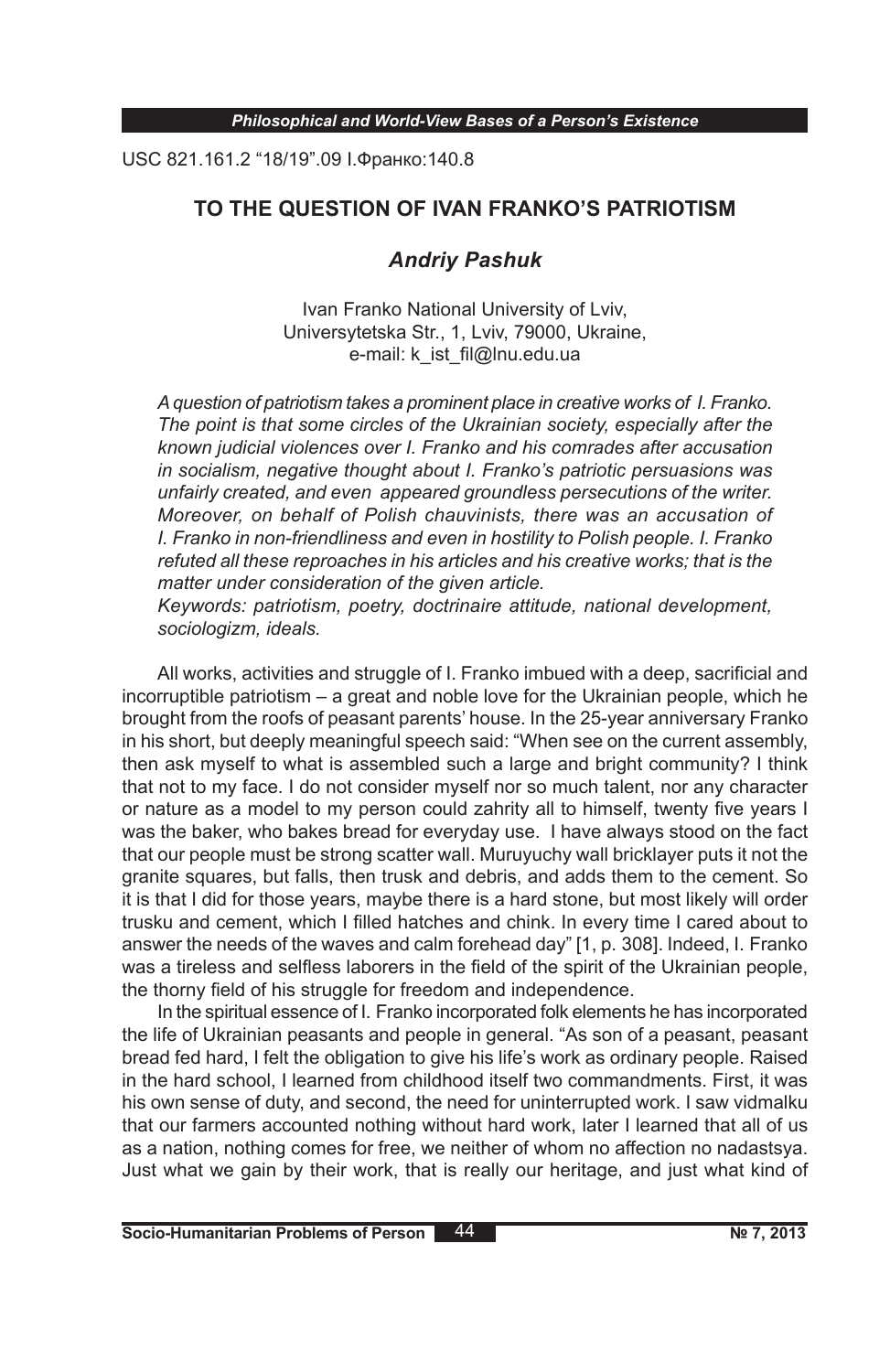USC 821.161.2 "18/19".09 І.Франко:140.8

# TO THE QUESTION OF IVAN FRANKO'S PATRIOTISM

## *Andriy Pashuk*

Ivan Franko National University of Lviv,
Universytetska Str., 1, Lviv, 79000, Ukraine,
e-mail: k_ist_fil@lnu.edu.ua

*A question of patriotism takes a prominent place in creative works of I. Franko. The point is that some circles of the Ukrainian society, especially after the known judicial violences over I. Franko and his comrades after accusation in socialism, negative thought about I. Franko's patriotic persuasions was unfairly created, and even appeared groundless persecutions of the writer. Moreover, on behalf of Polish chauvinists, there was an accusation of I. Franko in non-friendliness and even in hostility to Polish people. I. Franko refuted all these reproaches in his articles and his creative works; that is the matter under consideration of the given article.*

*Keywords: patriotism, poetry, doctrinaire attitude, national development, sociologizm, ideals.*

All works, activities and struggle of I. Franko imbued with a deep, sacrificial and incorruptible patriotism – a great and noble love for the Ukrainian people, which he brought from the roofs of peasant parents' house. In the 25-year anniversary Franko in his short, but deeply meaningful speech said: "When see on the current assembly, then ask myself to what is assembled such a large and bright community? I think that not to my face. I do not consider myself nor so much talent, nor any character or nature as a model to my person could zahrity all to himself, twenty five years I was the baker, who bakes bread for everyday use. I have always stood on the fact that our people must be strong scatter wall. Muruyuchy wall bricklayer puts it not the granite squares, but falls, then trusk and debris, and adds them to the cement. So it is that I did for those years, maybe there is a hard stone, but most likely will order trusku and cement, which I filled hatches and chink. In every time I cared about to answer the needs of the waves and calm forehead day" [1, p. 308]. Indeed, I. Franko was a tireless and selfless laborers in the field of the spirit of the Ukrainian people, the thorny field of his struggle for freedom and independence.

In the spiritual essence of I. Franko incorporated folk elements he has incorporated the life of Ukrainian peasants and people in general. "As son of a peasant, peasant bread fed hard, I felt the obligation to give his life's work as ordinary people. Raised in the hard school, I learned from childhood itself two commandments. First, it was his own sense of duty, and second, the need for uninterrupted work. I saw vidmalku that our farmers accounted nothing without hard work, later I learned that all of us as a nation, nothing comes for free, we neither of whom no affection no nadastsya. Just what we gain by their work, that is really our heritage, and just what kind of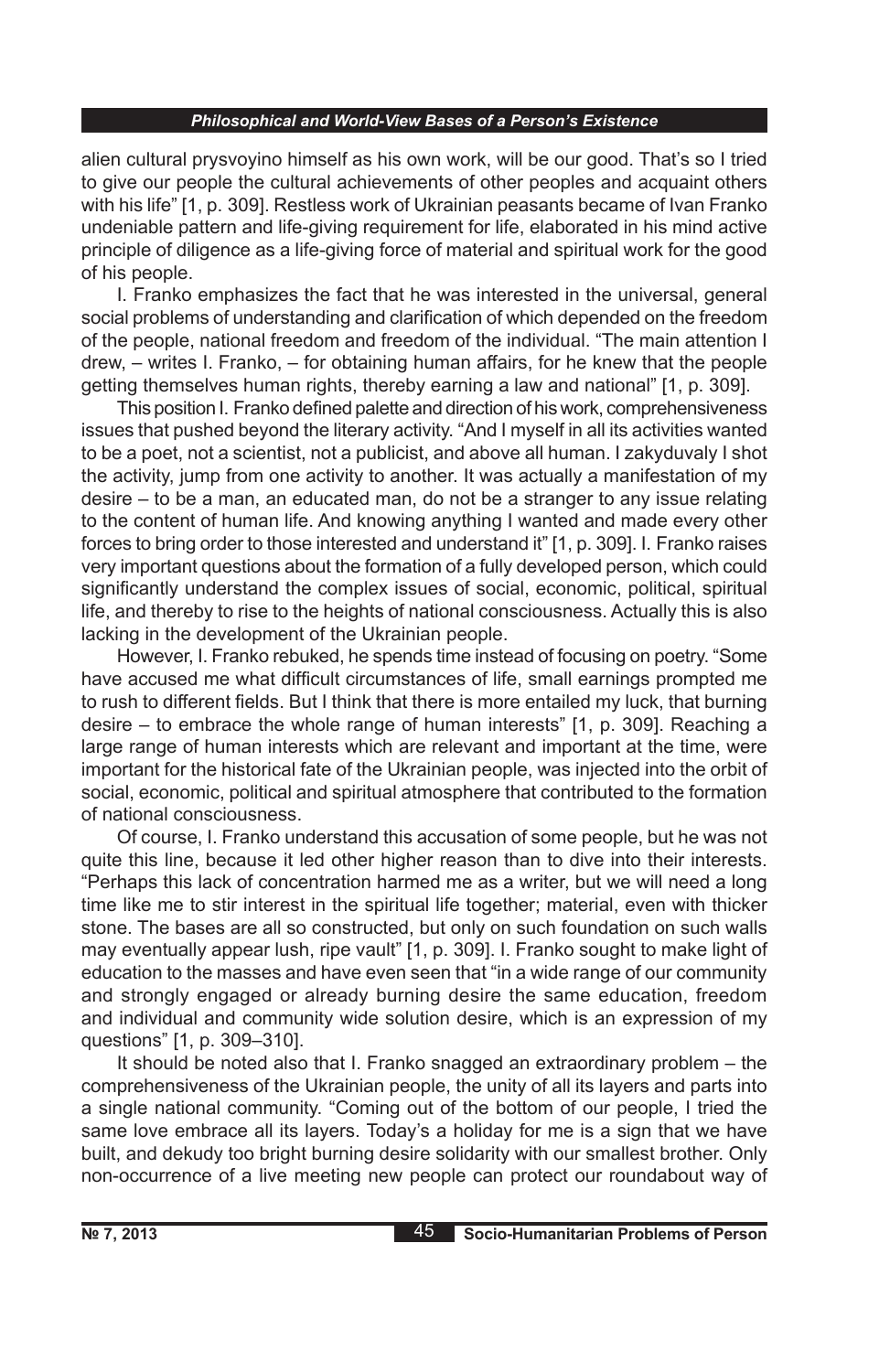alien cultural prysvoyino himself as his own work, will be our good. That's so I tried to give our people the cultural achievements of other peoples and acquaint others with his life" [1, p. 309]. Restless work of Ukrainian peasants became of Ivan Franko undeniable pattern and life-giving requirement for life, elaborated in his mind active principle of diligence as a life-giving force of material and spiritual work for the good of his people.

I. Franko emphasizes the fact that he was interested in the universal, general social problems of understanding and clarification of which depended on the freedom of the people, national freedom and freedom of the individual. "The main attention I drew, – writes I. Franko, – for obtaining human affairs, for he knew that the people getting themselves human rights, thereby earning a law and national" [1, p. 309].

This position I. Franko defined palette and direction of his work, comprehensiveness issues that pushed beyond the literary activity. "And I myself in all its activities wanted to be a poet, not a scientist, not a publicist, and above all human. I zakyduvaly I shot the activity, jump from one activity to another. It was actually a manifestation of my desire – to be a man, an educated man, do not be a stranger to any issue relating to the content of human life. And knowing anything I wanted and made every other forces to bring order to those interested and understand it" [1, p. 309]. I. Franko raises very important questions about the formation of a fully developed person, which could significantly understand the complex issues of social, economic, political, spiritual life, and thereby to rise to the heights of national consciousness. Actually this is also lacking in the development of the Ukrainian people.

However, I. Franko rebuked, he spends time instead of focusing on poetry. "Some have accused me what difficult circumstances of life, small earnings prompted me to rush to different fields. But I think that there is more entailed my luck, that burning desire – to embrace the whole range of human interests" [1, p. 309]. Reaching a large range of human interests which are relevant and important at the time, were important for the historical fate of the Ukrainian people, was injected into the orbit of social, economic, political and spiritual atmosphere that contributed to the formation of national consciousness.

Of course, I. Franko understand this accusation of some people, but he was not quite this line, because it led other higher reason than to dive into their interests. "Perhaps this lack of concentration harmed me as a writer, but we will need a long time like me to stir interest in the spiritual life together; material, even with thicker stone. The bases are all so constructed, but only on such foundation on such walls may eventually appear lush, ripe vault" [1, p. 309]. I. Franko sought to make light of education to the masses and have even seen that "in a wide range of our community and strongly engaged or already burning desire the same education, freedom and individual and community wide solution desire, which is an expression of my questions" [1, p. 309–310].

It should be noted also that I. Franko snagged an extraordinary problem – the comprehensiveness of the Ukrainian people, the unity of all its layers and parts into a single national community. "Coming out of the bottom of our people, I tried the same love embrace all its layers. Today's a holiday for me is a sign that we have built, and dekudy too bright burning desire solidarity with our smallest brother. Only non-occurrence of a live meeting new people can protect our roundabout way of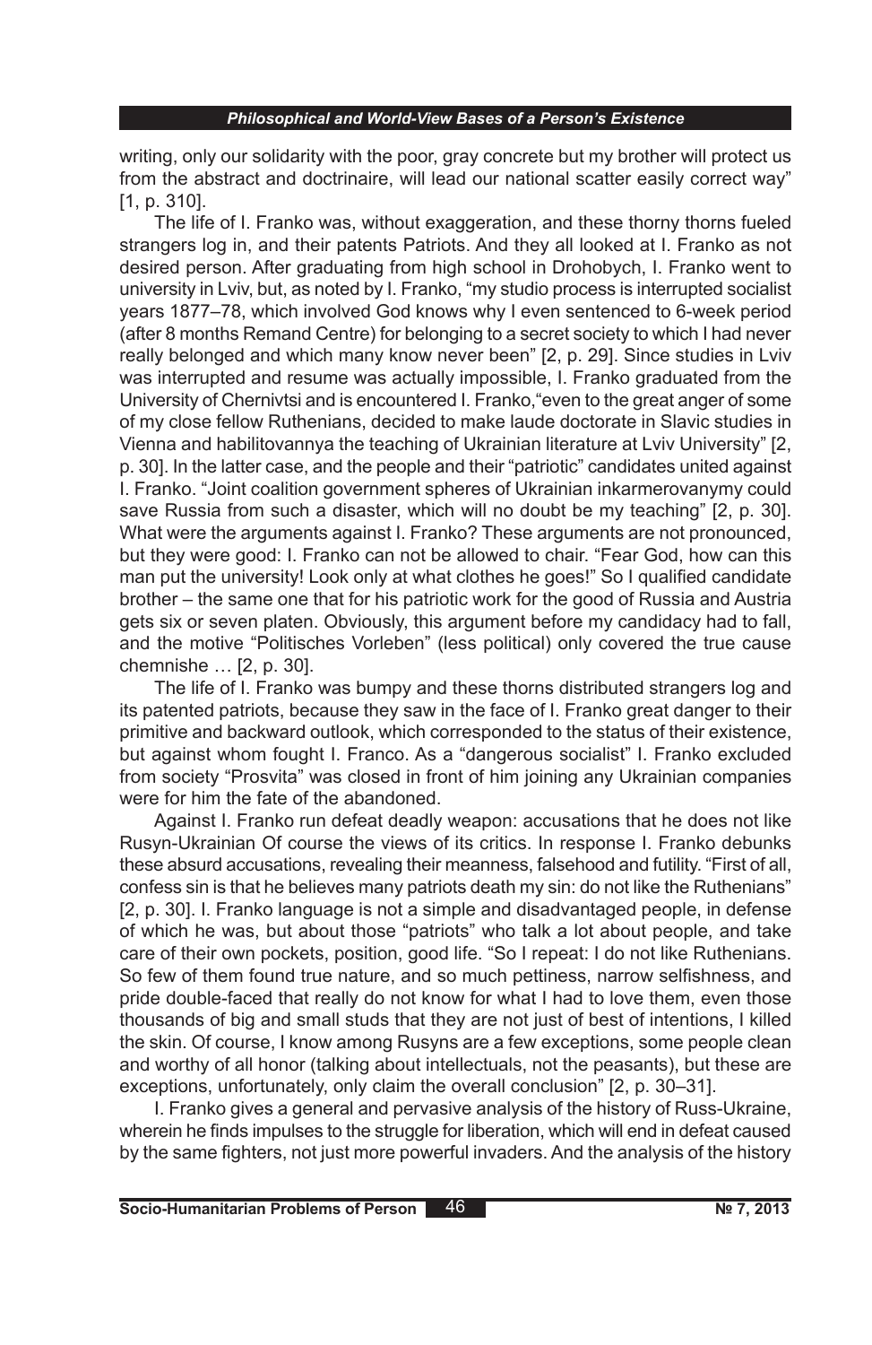writing, only our solidarity with the poor, gray concrete but my brother will protect us from the abstract and doctrinaire, will lead our national scatter easily correct way" [1, p. 310].

The life of I. Franko was, without exaggeration, and these thorny thorns fueled strangers log in, and their patents Patriots. And they all looked at I. Franko as not desired person. After graduating from high school in Drohobych, I. Franko went to university in Lviv, but, as noted by I. Franko, "my studio process is interrupted socialist years 1877–78, which involved God knows why I even sentenced to 6-week period (after 8 months Remand Centre) for belonging to a secret society to which I had never really belonged and which many know never been" [2, p. 29]. Since studies in Lviv was interrupted and resume was actually impossible, I. Franko graduated from the University of Chernivtsi and is encountered I. Franko,"even to the great anger of some of my close fellow Ruthenians, decided to make laude doctorate in Slavic studies in Vienna and habilitovannya the teaching of Ukrainian literature at Lviv University" [2, p. 30]. In the latter case, and the people and their "patriotic" candidates united against I. Franko. "Joint coalition government spheres of Ukrainian inkarmerovanymy could save Russia from such a disaster, which will no doubt be my teaching" [2, p. 30]. What were the arguments against I. Franko? These arguments are not pronounced, but they were good: I. Franko can not be allowed to chair. "Fear God, how can this man put the university! Look only at what clothes he goes!" So I qualified candidate brother – the same one that for his patriotic work for the good of Russia and Austria gets six or seven platen. Obviously, this argument before my candidacy had to fall, and the motive "Politisches Vorleben" (less political) only covered the true cause chemnishe … [2, p. 30].

The life of I. Franko was bumpy and these thorns distributed strangers log and its patented patriots, because they saw in the face of I. Franko great danger to their primitive and backward outlook, which corresponded to the status of their existence, but against whom fought I. Franco. As a "dangerous socialist" I. Franko excluded from society "Prosvita" was closed in front of him joining any Ukrainian companies were for him the fate of the abandoned.

Against I. Franko run defeat deadly weapon: accusations that he does not like Rusyn-Ukrainian Of course the views of its critics. In response I. Franko debunks these absurd accusations, revealing their meanness, falsehood and futility. "First of all, confess sin is that he believes many patriots death my sin: do not like the Ruthenians" [2, p. 30]. I. Franko language is not a simple and disadvantaged people, in defense of which he was, but about those "patriots" who talk a lot about people, and take care of their own pockets, position, good life. "So I repeat: I do not like Ruthenians. So few of them found true nature, and so much pettiness, narrow selfishness, and pride double-faced that really do not know for what I had to love them, even those thousands of big and small studs that they are not just of best of intentions, I killed the skin. Of course, I know among Rusyns are a few exceptions, some people clean and worthy of all honor (talking about intellectuals, not the peasants), but these are exceptions, unfortunately, only claim the overall conclusion" [2, p. 30–31].

I. Franko gives a general and pervasive analysis of the history of Russ-Ukraine, wherein he finds impulses to the struggle for liberation, which will end in defeat caused by the same fighters, not just more powerful invaders. And the analysis of the history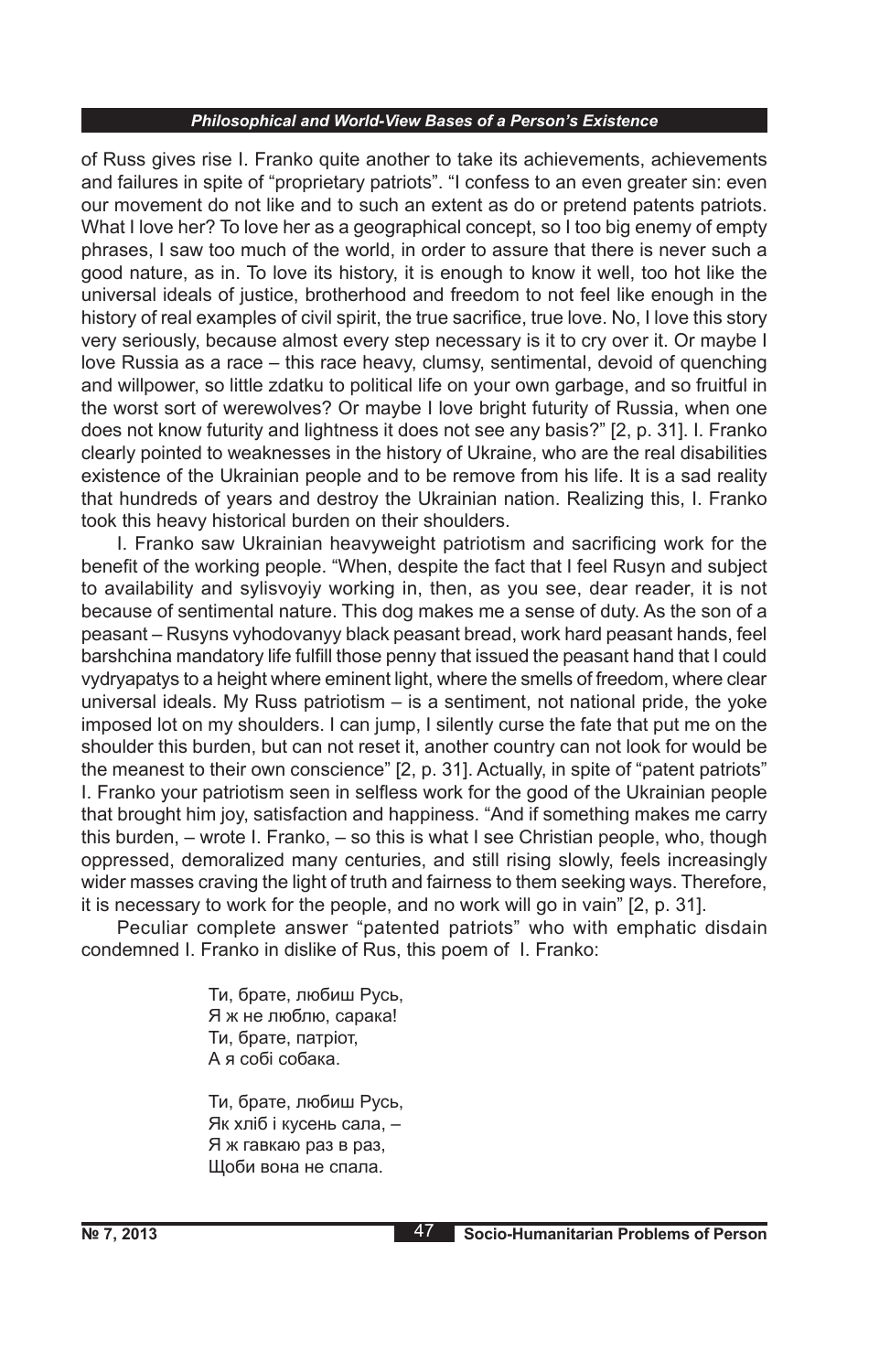of Russ gives rise I. Franko quite another to take its achievements, achievements and failures in spite of "proprietary patriots". "I confess to an even greater sin: even our movement do not like and to such an extent as do or pretend patents patriots. What I love her? To love her as a geographical concept, so I too big enemy of empty phrases, I saw too much of the world, in order to assure that there is never such a good nature, as in. To love its history, it is enough to know it well, too hot like the universal ideals of justice, brotherhood and freedom to not feel like enough in the history of real examples of civil spirit, the true sacrifice, true love. No, I love this story very seriously, because almost every step necessary is it to cry over it. Or maybe I love Russia as a race – this race heavy, clumsy, sentimental, devoid of quenching and willpower, so little zdatku to political life on your own garbage, and so fruitful in the worst sort of werewolves? Or maybe I love bright futurity of Russia, when one does not know futurity and lightness it does not see any basis?" [2, p. 31]. I. Franko clearly pointed to weaknesses in the history of Ukraine, who are the real disabilities existence of the Ukrainian people and to be remove from his life. It is a sad reality that hundreds of years and destroy the Ukrainian nation. Realizing this, I. Franko took this heavy historical burden on their shoulders.

I. Franko saw Ukrainian heavyweight patriotism and sacrificing work for the benefit of the working people. "When, despite the fact that I feel Rusyn and subject to availability and sylisvoyiy working in, then, as you see, dear reader, it is not because of sentimental nature. This dog makes me a sense of duty. As the son of a peasant – Rusyns vyhodovanyy black peasant bread, work hard peasant hands, feel barshchina mandatory life fulfill those penny that issued the peasant hand that I could vydryapatys to a height where eminent light, where the smells of freedom, where clear universal ideals. My Russ patriotism – is a sentiment, not national pride, the yoke imposed lot on my shoulders. I can jump, I silently curse the fate that put me on the shoulder this burden, but can not reset it, another country can not look for would be the meanest to their own conscience" [2, p. 31]. Actually, in spite of "patent patriots" I. Franko your patriotism seen in selfless work for the good of the Ukrainian people that brought him joy, satisfaction and happiness. "And if something makes me carry this burden, – wrote I. Franko, – so this is what I see Christian people, who, though oppressed, demoralized many centuries, and still rising slowly, feels increasingly wider masses craving the light of truth and fairness to them seeking ways. Therefore, it is necessary to work for the people, and no work will go in vain" [2, p. 31].

Peculiar complete answer "patented patriots" who with emphatic disdain condemned I. Franko in dislike of Rus, this poem of I. Franko:

Ти, брате, любиш Русь,
Я ж не люблю, сарака!
Ти, брате, патріот,
А я собі собака.

Ти, брате, любиш Русь,
Як хліб і кусень сала, –
Я ж гавкаю раз в раз,
Щоби вона не спала.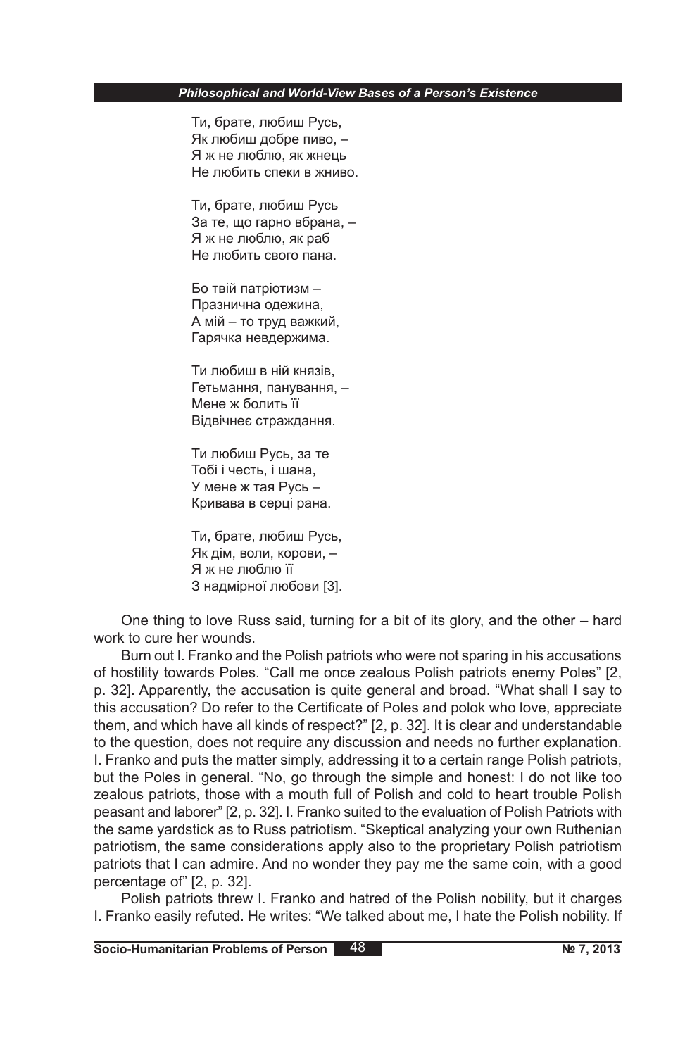Ти, брате, любиш Русь,
Як любиш добре пиво, –
Я ж не люблю, як жнець
Не любить спеки в жниво.

Ти, брате, любиш Русь
За те, що гарно вбрана, –
Я ж не люблю, як раб
Не любить свого пана.

Бо твій патріотизм –
Празнична одежина,
А мій – то труд важкий,
Гарячка невдержима.

Ти любиш в ній князів,
Гетьмання, панування, –
Мене ж болить її
Відвічнеє страждання.

Ти любиш Русь, за те
Тобі і честь, і шана,
У мене ж тая Русь –
Кривава в серці рана.

Ти, брате, любиш Русь,
Як дім, воли, корови, –
Я ж не люблю її
З надмірної любови [3].

One thing to love Russ said, turning for a bit of its glory, and the other – hard work to cure her wounds.

Burn out I. Franko and the Polish patriots who were not sparing in his accusations of hostility towards Poles. "Call me once zealous Polish patriots enemy Poles" [2, p. 32]. Apparently, the accusation is quite general and broad. "What shall I say to this accusation? Do refer to the Certificate of Poles and polok who love, appreciate them, and which have all kinds of respect?" [2, p. 32]. It is clear and understandable to the question, does not require any discussion and needs no further explanation. I. Franko and puts the matter simply, addressing it to a certain range Polish patriots, but the Poles in general. "No, go through the simple and honest: I do not like too zealous patriots, those with a mouth full of Polish and cold to heart trouble Polish peasant and laborer" [2, p. 32]. I. Franko suited to the evaluation of Polish Patriots with the same yardstick as to Russ patriotism. "Skeptical analyzing your own Ruthenian patriotism, the same considerations apply also to the proprietary Polish patriotism patriots that I can admire. And no wonder they pay me the same coin, with a good percentage of" [2, p. 32].

Polish patriots threw I. Franko and hatred of the Polish nobility, but it charges I. Franko easily refuted. He writes: "We talked about me, I hate the Polish nobility. If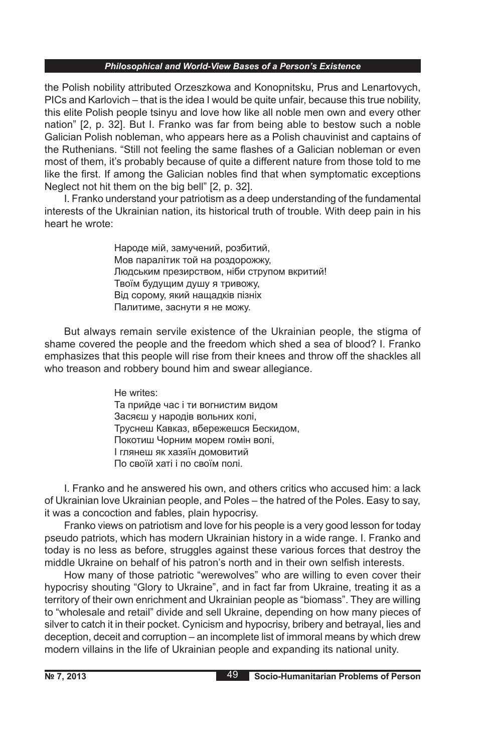the Polish nobility attributed Orzeszkowa and Konopnitsku, Prus and Lenartovych, PICs and Karlovich – that is the idea I would be quite unfair, because this true nobility, this elite Polish people tsinyu and love how like all noble men own and every other nation" [2, p. 32]. But I. Franko was far from being able to bestow such a noble Galician Polish nobleman, who appears here as a Polish chauvinist and captains of the Ruthenians. "Still not feeling the same flashes of a Galician nobleman or even most of them, it's probably because of quite a different nature from those told to me like the first. If among the Galician nobles find that when symptomatic exceptions Neglect not hit them on the big bell" [2, p. 32].

I. Franko understand your patriotism as a deep understanding of the fundamental interests of the Ukrainian nation, its historical truth of trouble. With deep pain in his heart he wrote:

> Народе мій, замучений, розбитий,
> Мов паралітик той на роздорожжу,
> Людським презирством, ніби струпом вкритий!
> Твоїм будущим душу я тривожу,
> Від сорому, який нащадків пізніх
> Палитиме, заснути я не можу.

But always remain servile existence of the Ukrainian people, the stigma of shame covered the people and the freedom which shed a sea of blood? I. Franko emphasizes that this people will rise from their knees and throw off the shackles all who treason and robbery bound him and swear allegiance.

> He writes:
> Та прийде час і ти вогнистим видом
> Засяєш у народів вольних колі,
> Труснеш Кавказ, вбережешся Бескидом,
> Покотиш Чорним морем гомін волі,
> І глянеш як хазяїн домовитий
> По своїй хаті і по своїм полі.

I. Franko and he answered his own, and others critics who accused him: a lack of Ukrainian love Ukrainian people, and Poles – the hatred of the Poles. Easy to say, it was a concoction and fables, plain hypocrisy.

Franko views on patriotism and love for his people is a very good lesson for today pseudo patriots, which has modern Ukrainian history in a wide range. I. Franko and today is no less as before, struggles against these various forces that destroy the middle Ukraine on behalf of his patron's north and in their own selfish interests.

How many of those patriotic "werewolves" who are willing to even cover their hypocrisy shouting "Glory to Ukraine", and in fact far from Ukraine, treating it as a territory of their own enrichment and Ukrainian people as "biomass". They are willing to "wholesale and retail" divide and sell Ukraine, depending on how many pieces of silver to catch it in their pocket. Cynicism and hypocrisy, bribery and betrayal, lies and deception, deceit and corruption – an incomplete list of immoral means by which drew modern villains in the life of Ukrainian people and expanding its national unity.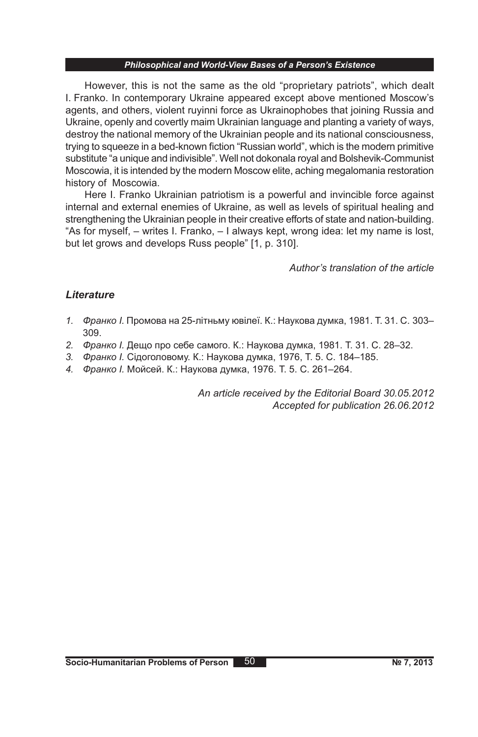However, this is not the same as the old "proprietary patriots", which dealt I. Franko. In contemporary Ukraine appeared except above mentioned Moscow's agents, and others, violent ruyinni force as Ukrainophobes that joining Russia and Ukraine, openly and covertly maim Ukrainian language and planting a variety of ways, destroy the national memory of the Ukrainian people and its national consciousness, trying to squeeze in a bed-known fiction "Russian world", which is the modern primitive substitute "a unique and indivisible". Well not dokonala royal and Bolshevik-Communist Moscowia, it is intended by the modern Moscow elite, aching megalomania restoration history of Moscowia.

Here I. Franko Ukrainian patriotism is a powerful and invincible force against internal and external enemies of Ukraine, as well as levels of spiritual healing and strengthening the Ukrainian people in their creative efforts of state and nation-building. "As for myself, – writes I. Franko, – I always kept, wrong idea: let my name is lost, but let grows and develops Russ people" [1, p. 310].

*Author's translation of the article*

## *Literature*

1. *Франко І.* Промова на 25-літньму ювілеї. К.: Наукова думка, 1981. Т. 31. С. 303–309.
2. *Франко І.* Дещо про себе самого. К.: Наукова думка, 1981. Т. 31. С. 28–32.
3. *Франко І.* Сідоголовому. К.: Наукова думка, 1976, Т. 5. С. 184–185.
4. *Франко І.* Мойсей. К.: Наукова думка, 1976. Т. 5. С. 261–264.

*An article received by the Editorial Board 30.05.2012*
*Accepted for publication 26.06.2012*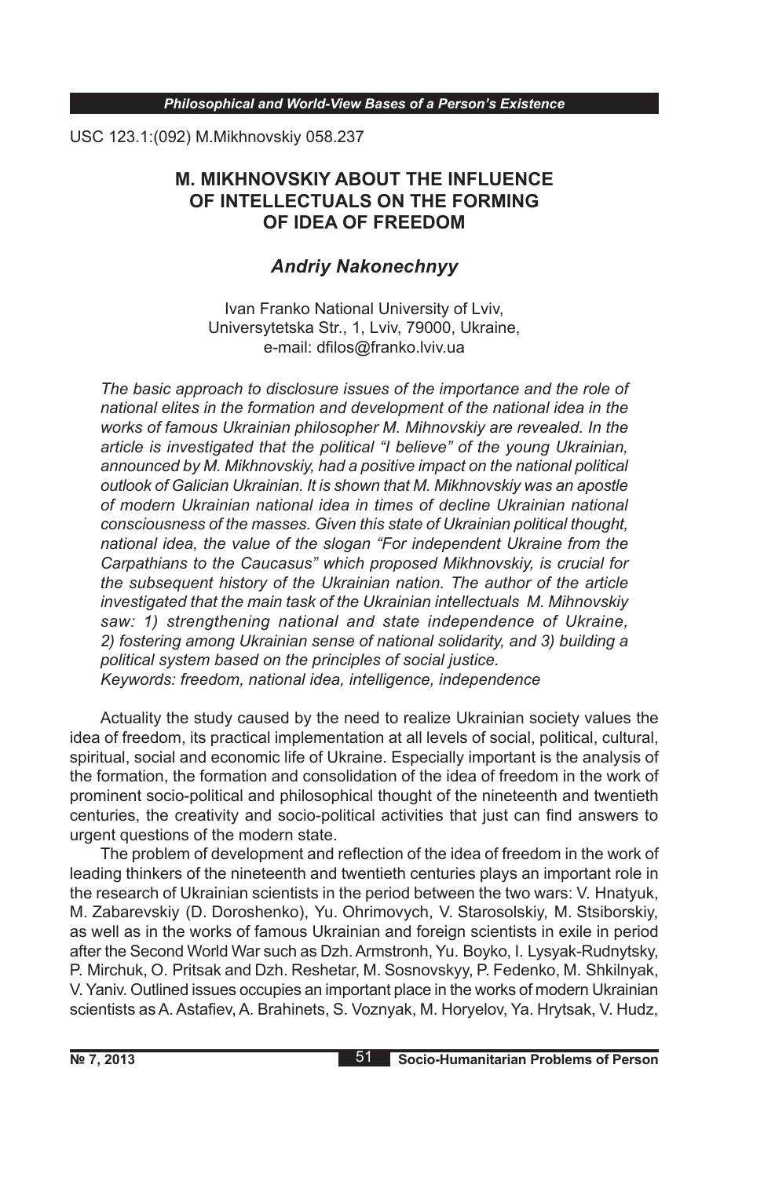USC 123.1:(092) M.Mikhnovskiy 058.237

# M. MIKHNOVSKIY ABOUT THE INFLUENCE OF INTELLECTUALS ON THE FORMING OF IDEA OF FREEDOM

### *Andriy Nakonechnyy*

Ivan Franko National University of Lviv,
Universytetska Str., 1, Lviv, 79000, Ukraine,
e-mail: dfilos@franko.lviv.ua

*The basic approach to disclosure issues of the importance and the role of national elites in the formation and development of the national idea in the works of famous Ukrainian philosopher M. Mihnovskiy are revealed. In the article is investigated that the political "I believe" of the young Ukrainian, announced by M. Mikhnovskiy, had a positive impact on the national political outlook of Galician Ukrainian. It is shown that M. Mikhnovskiy was an apostle of modern Ukrainian national idea in times of decline Ukrainian national consciousness of the masses. Given this state of Ukrainian political thought, national idea, the value of the slogan "For independent Ukraine from the Carpathians to the Caucasus" which proposed Mikhnovskiy, is crucial for the subsequent history of the Ukrainian nation. The author of the article investigated that the main task of the Ukrainian intellectuals M. Mihnovskiy saw: 1) strengthening national and state independence of Ukraine, 2) fostering among Ukrainian sense of national solidarity, and 3) building a political system based on the principles of social justice.*
*Keywords: freedom, national idea, intelligence, independence*

Actuality the study caused by the need to realize Ukrainian society values the idea of freedom, its practical implementation at all levels of social, political, cultural, spiritual, social and economic life of Ukraine. Especially important is the analysis of the formation, the formation and consolidation of the idea of freedom in the work of prominent socio-political and philosophical thought of the nineteenth and twentieth centuries, the creativity and socio-political activities that just can find answers to urgent questions of the modern state.

The problem of development and reflection of the idea of freedom in the work of leading thinkers of the nineteenth and twentieth centuries plays an important role in the research of Ukrainian scientists in the period between the two wars: V. Hnatyuk, M. Zabarevskiy (D. Doroshenko), Yu. Ohrimovych, V. Starosolskiy, M. Stsiborskiy, as well as in the works of famous Ukrainian and foreign scientists in exile in period after the Second World War such as Dzh. Armstronh, Yu. Boyko, I. Lysyak-Rudnytsky, P. Mirchuk, O. Pritsak and Dzh. Reshetar, M. Sosnovskyy, P. Fedenko, M. Shkilnyak, V. Yaniv. Outlined issues occupies an important place in the works of modern Ukrainian scientists as A. Astafiev, A. Brahinets, S. Voznyak, M. Horyelov, Ya. Hrytsak, V. Hudz,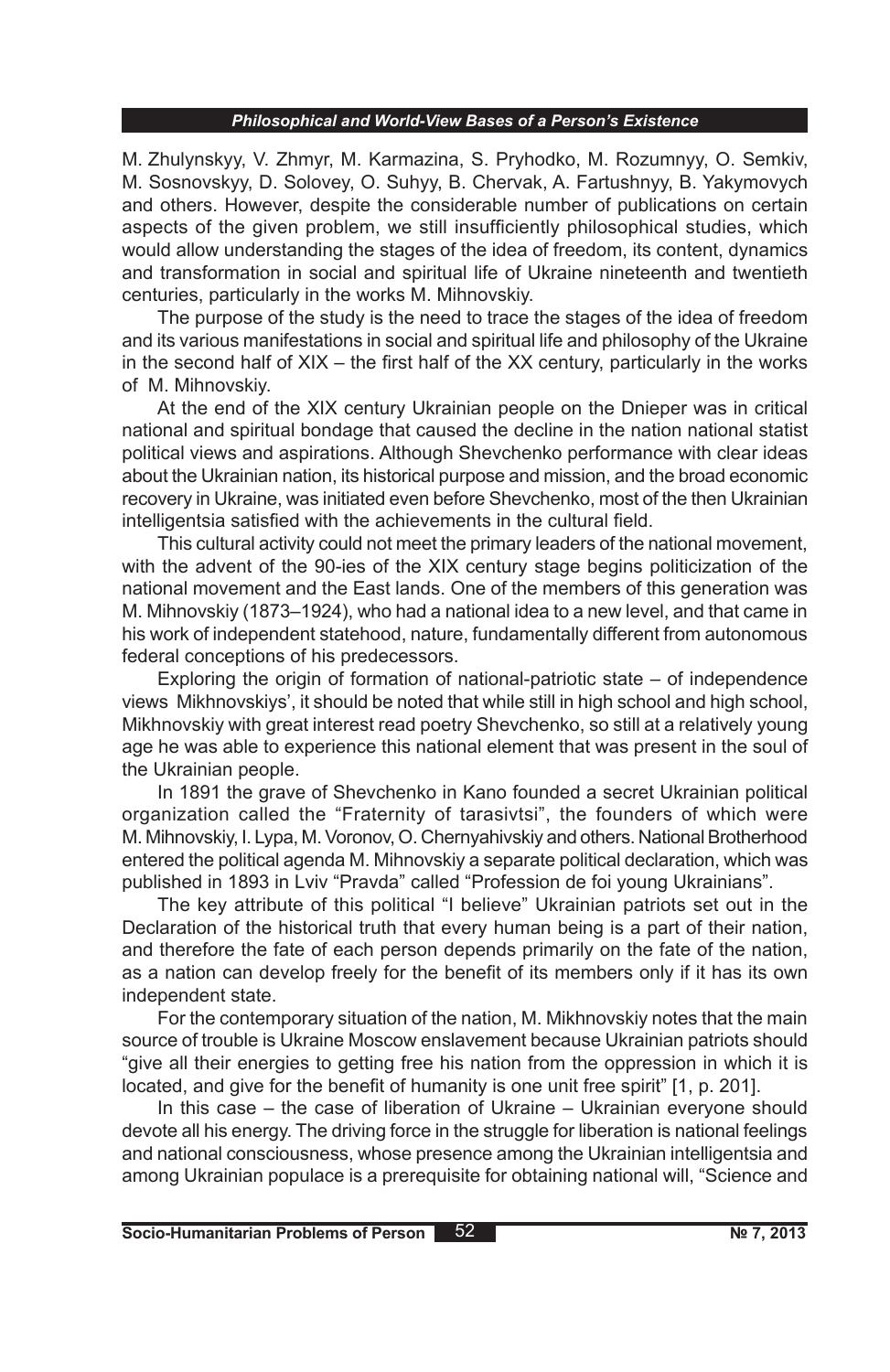M. Zhulynskyy, V. Zhmyr, M. Karmazina, S. Pryhodko, M. Rozumnyy, O. Semkiv, M. Sosnovskyy, D. Solovey, O. Suhyy, B. Chervak, A. Fartushnyy, B. Yakymovych and others. However, despite the considerable number of publications on certain aspects of the given problem, we still insufficiently philosophical studies, which would allow understanding the stages of the idea of freedom, its content, dynamics and transformation in social and spiritual life of Ukraine nineteenth and twentieth centuries, particularly in the works M. Mihnovskiy.

The purpose of the study is the need to trace the stages of the idea of freedom and its various manifestations in social and spiritual life and philosophy of the Ukraine in the second half of XIX – the first half of the XX century, particularly in the works of M. Mihnovskiy.

At the end of the XIX century Ukrainian people on the Dnieper was in critical national and spiritual bondage that caused the decline in the nation national statist political views and aspirations. Although Shevchenko performance with clear ideas about the Ukrainian nation, its historical purpose and mission, and the broad economic recovery in Ukraine, was initiated even before Shevchenko, most of the then Ukrainian intelligentsia satisfied with the achievements in the cultural field.

This cultural activity could not meet the primary leaders of the national movement, with the advent of the 90-ies of the XIX century stage begins politicization of the national movement and the East lands. One of the members of this generation was M. Mihnovskiy (1873–1924), who had a national idea to a new level, and that came in his work of independent statehood, nature, fundamentally different from autonomous federal conceptions of his predecessors.

Exploring the origin of formation of national-patriotic state – of independence views Mikhnovskiys', it should be noted that while still in high school and high school, Mikhnovskiy with great interest read poetry Shevchenko, so still at a relatively young age he was able to experience this national element that was present in the soul of the Ukrainian people.

In 1891 the grave of Shevchenko in Kano founded a secret Ukrainian political organization called the "Fraternity of tarasivtsi", the founders of which were M. Mihnovskiy, I. Lypa, M. Voronov, O. Chernyahivskiy and others. National Brotherhood entered the political agenda M. Mihnovskiy a separate political declaration, which was published in 1893 in Lviv "Pravda" called "Profession de foi young Ukrainians".

The key attribute of this political "I believe" Ukrainian patriots set out in the Declaration of the historical truth that every human being is a part of their nation, and therefore the fate of each person depends primarily on the fate of the nation, as a nation can develop freely for the benefit of its members only if it has its own independent state.

For the contemporary situation of the nation, M. Mikhnovskiy notes that the main source of trouble is Ukraine Moscow enslavement because Ukrainian patriots should "give all their energies to getting free his nation from the oppression in which it is located, and give for the benefit of humanity is one unit free spirit" [1, p. 201].

In this case – the case of liberation of Ukraine – Ukrainian everyone should devote all his energy. The driving force in the struggle for liberation is national feelings and national consciousness, whose presence among the Ukrainian intelligentsia and among Ukrainian populace is a prerequisite for obtaining national will, "Science and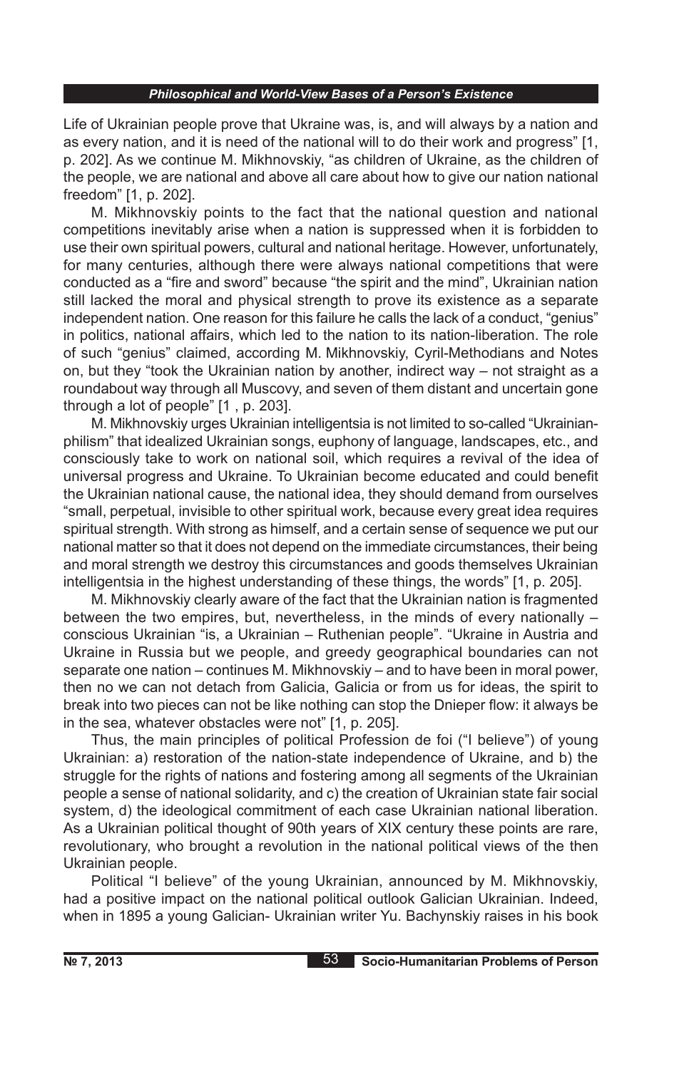Life of Ukrainian people prove that Ukraine was, is, and will always by a nation and as every nation, and it is need of the national will to do their work and progress" [1, p. 202]. As we continue M. Mikhnovskiy, "as children of Ukraine, as the children of the people, we are national and above all care about how to give our nation national freedom" [1, p. 202].

M. Mikhnovskiy points to the fact that the national question and national competitions inevitably arise when a nation is suppressed when it is forbidden to use their own spiritual powers, cultural and national heritage. However, unfortunately, for many centuries, although there were always national competitions that were conducted as a "fire and sword" because "the spirit and the mind", Ukrainian nation still lacked the moral and physical strength to prove its existence as a separate independent nation. One reason for this failure he calls the lack of a conduct, "genius" in politics, national affairs, which led to the nation to its nation-liberation. The role of such "genius" claimed, according M. Mikhnovskiy, Cyril-Methodians and Notes on, but they "took the Ukrainian nation by another, indirect way – not straight as a roundabout way through all Muscovy, and seven of them distant and uncertain gone through a lot of people" [1 , p. 203].

M. Mikhnovskiy urges Ukrainian intelligentsia is not limited to so-called "Ukrainian-philism" that idealized Ukrainian songs, euphony of language, landscapes, etc., and consciously take to work on national soil, which requires a revival of the idea of universal progress and Ukraine. To Ukrainian become educated and could benefit the Ukrainian national cause, the national idea, they should demand from ourselves "small, perpetual, invisible to other spiritual work, because every great idea requires spiritual strength. With strong as himself, and a certain sense of sequence we put our national matter so that it does not depend on the immediate circumstances, their being and moral strength we destroy this circumstances and goods themselves Ukrainian intelligentsia in the highest understanding of these things, the words" [1, p. 205].

M. Mikhnovskiy clearly aware of the fact that the Ukrainian nation is fragmented between the two empires, but, nevertheless, in the minds of every nationally – conscious Ukrainian "is, a Ukrainian – Ruthenian people". "Ukraine in Austria and Ukraine in Russia but we people, and greedy geographical boundaries can not separate one nation – continues M. Mikhnovskiy – and to have been in moral power, then no we can not detach from Galicia, Galicia or from us for ideas, the spirit to break into two pieces can not be like nothing can stop the Dnieper flow: it always be in the sea, whatever obstacles were not" [1, p. 205].

Thus, the main principles of political Profession de foi ("I believe") of young Ukrainian: a) restoration of the nation-state independence of Ukraine, and b) the struggle for the rights of nations and fostering among all segments of the Ukrainian people a sense of national solidarity, and c) the creation of Ukrainian state fair social system, d) the ideological commitment of each case Ukrainian national liberation. As a Ukrainian political thought of 90th years of XIX century these points are rare, revolutionary, who brought a revolution in the national political views of the then Ukrainian people.

Political "I believe" of the young Ukrainian, announced by M. Mikhnovskiy, had a positive impact on the national political outlook Galician Ukrainian. Indeed, when in 1895 a young Galician- Ukrainian writer Yu. Bachynskiy raises in his book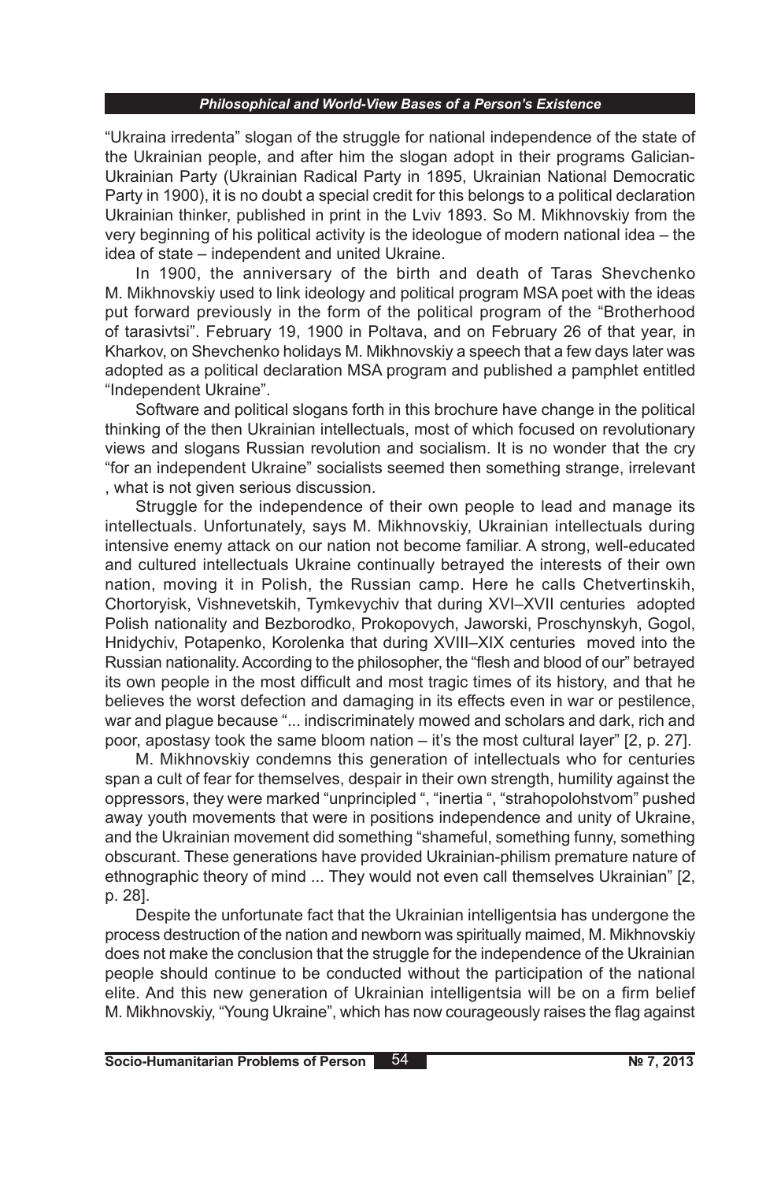"Ukraina irredenta" slogan of the struggle for national independence of the state of the Ukrainian people, and after him the slogan adopt in their programs Galician-Ukrainian Party (Ukrainian Radical Party in 1895, Ukrainian National Democratic Party in 1900), it is no doubt a special credit for this belongs to a political declaration Ukrainian thinker, published in print in the Lviv 1893. So M. Mikhnovskiy from the very beginning of his political activity is the ideologue of modern national idea – the idea of state – independent and united Ukraine.

In 1900, the anniversary of the birth and death of Taras Shevchenko M. Mikhnovskiy used to link ideology and political program MSA poet with the ideas put forward previously in the form of the political program of the "Brotherhood of tarasivtsi". February 19, 1900 in Poltava, and on February 26 of that year, in Kharkov, on Shevchenko holidays M. Mikhnovskiy a speech that a few days later was adopted as a political declaration MSA program and published a pamphlet entitled "Independent Ukraine".

Software and political slogans forth in this brochure have change in the political thinking of the then Ukrainian intellectuals, most of which focused on revolutionary views and slogans Russian revolution and socialism. It is no wonder that the cry "for an independent Ukraine" socialists seemed then something strange, irrelevant , what is not given serious discussion.

Struggle for the independence of their own people to lead and manage its intellectuals. Unfortunately, says M. Mikhnovskiy, Ukrainian intellectuals during intensive enemy attack on our nation not become familiar. A strong, well-educated and cultured intellectuals Ukraine continually betrayed the interests of their own nation, moving it in Polish, the Russian camp. Here he calls Chetvertinskih, Chortoryisk, Vishnevetskih, Tymkevychiv that during XVI–XVII centuries adopted Polish nationality and Bezborodko, Prokopovych, Jaworski, Proschynskyh, Gogol, Hnidychiv, Potapenko, Korolenka that during XVIII–XIX centuries moved into the Russian nationality. According to the philosopher, the "flesh and blood of our" betrayed its own people in the most difficult and most tragic times of its history, and that he believes the worst defection and damaging in its effects even in war or pestilence, war and plague because "... indiscriminately mowed and scholars and dark, rich and poor, apostasy took the same bloom nation – it's the most cultural layer" [2, p. 27].

M. Mikhnovskiy condemns this generation of intellectuals who for centuries span a cult of fear for themselves, despair in their own strength, humility against the oppressors, they were marked "unprincipled ", "inertia ", "strahopolohstvom" pushed away youth movements that were in positions independence and unity of Ukraine, and the Ukrainian movement did something "shameful, something funny, something obscurant. These generations have provided Ukrainian-philism premature nature of ethnographic theory of mind ... They would not even call themselves Ukrainian" [2, p. 28].

Despite the unfortunate fact that the Ukrainian intelligentsia has undergone the process destruction of the nation and newborn was spiritually maimed, M. Mikhnovskiy does not make the conclusion that the struggle for the independence of the Ukrainian people should continue to be conducted without the participation of the national elite. And this new generation of Ukrainian intelligentsia will be on a firm belief M. Mikhnovskiy, "Young Ukraine", which has now courageously raises the flag against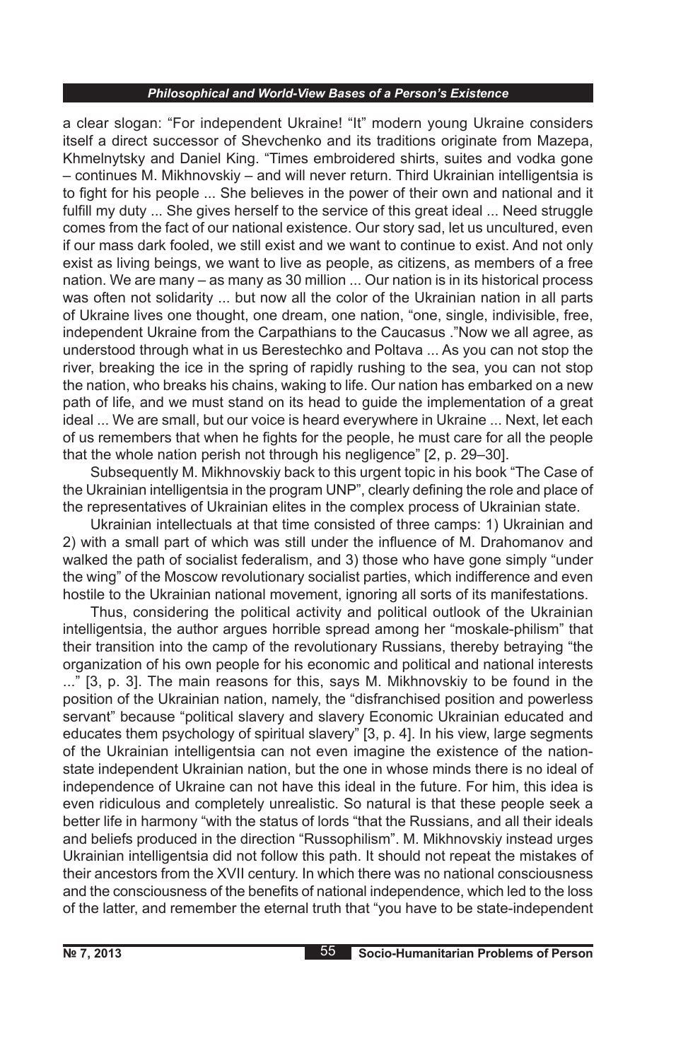a clear slogan: "For independent Ukraine! "It" modern young Ukraine considers itself a direct successor of Shevchenko and its traditions originate from Mazepa, Khmelnytsky and Daniel King. "Times embroidered shirts, suites and vodka gone – continues M. Mikhnovskiy – and will never return. Third Ukrainian intelligentsia is to fight for his people ... She believes in the power of their own and national and it fulfill my duty ... She gives herself to the service of this great ideal ... Need struggle comes from the fact of our national existence. Our story sad, let us uncultured, even if our mass dark fooled, we still exist and we want to continue to exist. And not only exist as living beings, we want to live as people, as citizens, as members of a free nation. We are many – as many as 30 million ... Our nation is in its historical process was often not solidarity ... but now all the color of the Ukrainian nation in all parts of Ukraine lives one thought, one dream, one nation, "one, single, indivisible, free, independent Ukraine from the Carpathians to the Caucasus ."Now we all agree, as understood through what in us Berestechko and Poltava ... As you can not stop the river, breaking the ice in the spring of rapidly rushing to the sea, you can not stop the nation, who breaks his chains, waking to life. Our nation has embarked on a new path of life, and we must stand on its head to guide the implementation of a great ideal ... We are small, but our voice is heard everywhere in Ukraine ... Next, let each of us remembers that when he fights for the people, he must care for all the people that the whole nation perish not through his negligence" [2, p. 29–30].

Subsequently M. Mikhnovskiy back to this urgent topic in his book "The Case of the Ukrainian intelligentsia in the program UNP", clearly defining the role and place of the representatives of Ukrainian elites in the complex process of Ukrainian state.

Ukrainian intellectuals at that time consisted of three camps: 1) Ukrainian and 2) with a small part of which was still under the influence of M. Drahomanov and walked the path of socialist federalism, and 3) those who have gone simply "under the wing" of the Moscow revolutionary socialist parties, which indifference and even hostile to the Ukrainian national movement, ignoring all sorts of its manifestations.

Thus, considering the political activity and political outlook of the Ukrainian intelligentsia, the author argues horrible spread among her "moskale-philism" that their transition into the camp of the revolutionary Russians, thereby betraying "the organization of his own people for his economic and political and national interests ..." [3, p. 3]. The main reasons for this, says M. Mikhnovskiy to be found in the position of the Ukrainian nation, namely, the "disfranchised position and powerless servant" because "political slavery and slavery Economic Ukrainian educated and educates them psychology of spiritual slavery" [3, p. 4]. In his view, large segments of the Ukrainian intelligentsia can not even imagine the existence of the nation-state independent Ukrainian nation, but the one in whose minds there is no ideal of independence of Ukraine can not have this ideal in the future. For him, this idea is even ridiculous and completely unrealistic. So natural is that these people seek a better life in harmony "with the status of lords "that the Russians, and all their ideals and beliefs produced in the direction "Russophilism". M. Mikhnovskiy instead urges Ukrainian intelligentsia did not follow this path. It should not repeat the mistakes of their ancestors from the XVII century. In which there was no national consciousness and the consciousness of the benefits of national independence, which led to the loss of the latter, and remember the eternal truth that "you have to be state-independent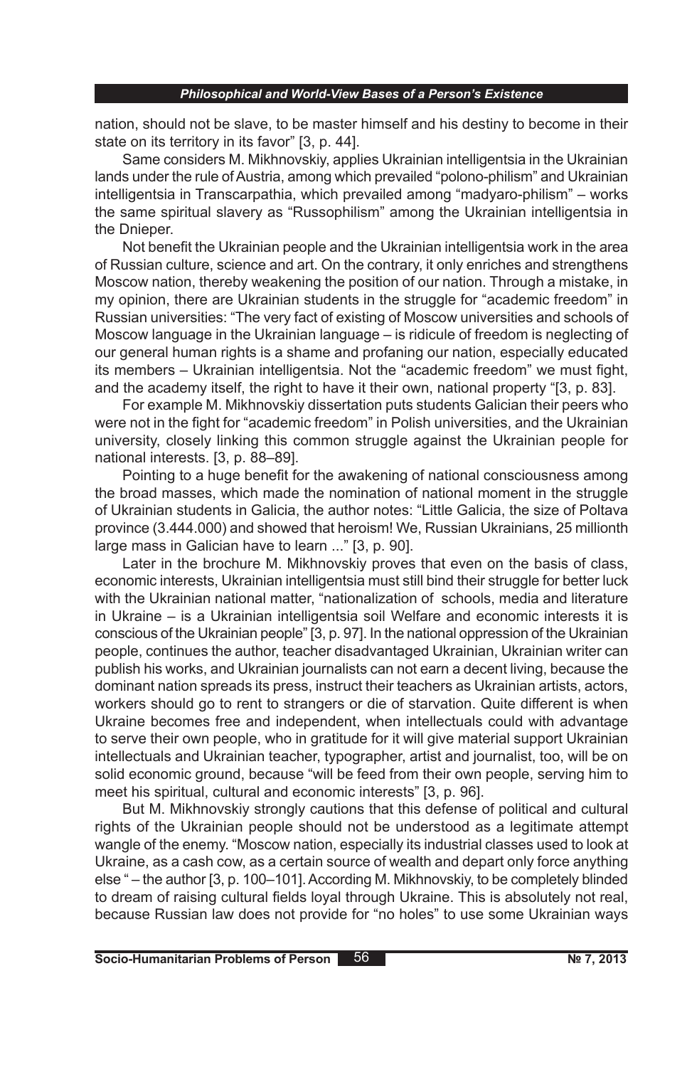nation, should not be slave, to be master himself and his destiny to become in their state on its territory in its favor" [3, p. 44].

Same considers M. Mikhnovskiy, applies Ukrainian intelligentsia in the Ukrainian lands under the rule of Austria, among which prevailed "polono-philism" and Ukrainian intelligentsia in Transcarpathia, which prevailed among "madyaro-philism" – works the same spiritual slavery as "Russophilism" among the Ukrainian intelligentsia in the Dnieper.

Not benefit the Ukrainian people and the Ukrainian intelligentsia work in the area of Russian culture, science and art. On the contrary, it only enriches and strengthens Moscow nation, thereby weakening the position of our nation. Through a mistake, in my opinion, there are Ukrainian students in the struggle for "academic freedom" in Russian universities: "The very fact of existing of Moscow universities and schools of Moscow language in the Ukrainian language – is ridicule of freedom is neglecting of our general human rights is a shame and profaning our nation, especially educated its members – Ukrainian intelligentsia. Not the "academic freedom" we must fight, and the academy itself, the right to have it their own, national property "[3, p. 83].

For example M. Mikhnovskiy dissertation puts students Galician their peers who were not in the fight for "academic freedom" in Polish universities, and the Ukrainian university, closely linking this common struggle against the Ukrainian people for national interests. [3, p. 88–89].

Pointing to a huge benefit for the awakening of national consciousness among the broad masses, which made the nomination of national moment in the struggle of Ukrainian students in Galicia, the author notes: "Little Galicia, the size of Poltava province (3.444.000) and showed that heroism! We, Russian Ukrainians, 25 millionth large mass in Galician have to learn ..." [3, p. 90].

Later in the brochure M. Mikhnovskiy proves that even on the basis of class, economic interests, Ukrainian intelligentsia must still bind their struggle for better luck with the Ukrainian national matter, "nationalization of schools, media and literature in Ukraine – is a Ukrainian intelligentsia soil Welfare and economic interests it is conscious of the Ukrainian people" [3, p. 97]. In the national oppression of the Ukrainian people, continues the author, teacher disadvantaged Ukrainian, Ukrainian writer can publish his works, and Ukrainian journalists can not earn a decent living, because the dominant nation spreads its press, instruct their teachers as Ukrainian artists, actors, workers should go to rent to strangers or die of starvation. Quite different is when Ukraine becomes free and independent, when intellectuals could with advantage to serve their own people, who in gratitude for it will give material support Ukrainian intellectuals and Ukrainian teacher, typographer, artist and journalist, too, will be on solid economic ground, because "will be feed from their own people, serving him to meet his spiritual, cultural and economic interests" [3, p. 96].

But M. Mikhnovskiy strongly cautions that this defense of political and cultural rights of the Ukrainian people should not be understood as a legitimate attempt wangle of the enemy. "Moscow nation, especially its industrial classes used to look at Ukraine, as a cash cow, as a certain source of wealth and depart only force anything else " – the author [3, p. 100–101]. According M. Mikhnovskiy, to be completely blinded to dream of raising cultural fields loyal through Ukraine. This is absolutely not real, because Russian law does not provide for "no holes" to use some Ukrainian ways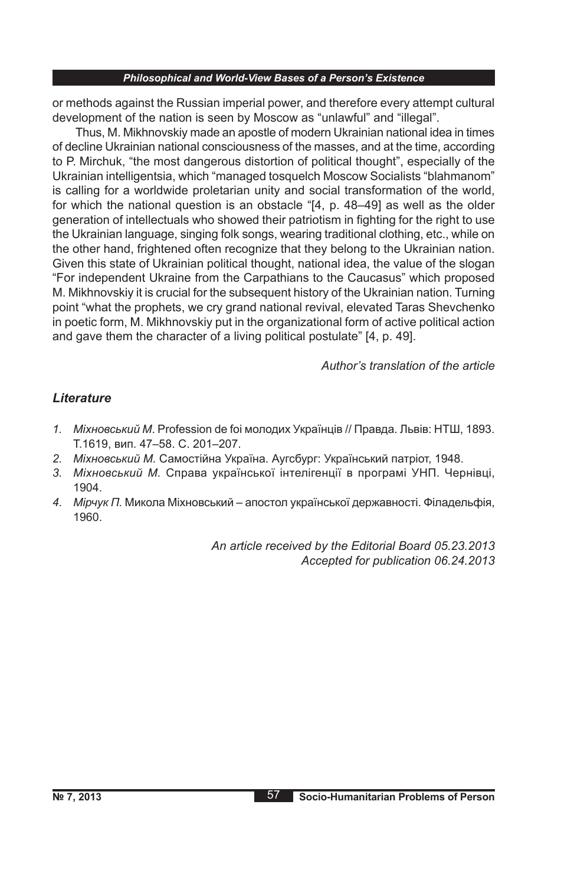or methods against the Russian imperial power, and therefore every attempt cultural development of the nation is seen by Moscow as "unlawful" and "illegal".

Thus, M. Mikhnovskiy made an apostle of modern Ukrainian national idea in times of decline Ukrainian national consciousness of the masses, and at the time, according to P. Mirchuk, "the most dangerous distortion of political thought", especially of the Ukrainian intelligentsia, which "managed tosquelch Moscow Socialists "blahmanom" is calling for a worldwide proletarian unity and social transformation of the world, for which the national question is an obstacle "[4, p. 48–49] as well as the older generation of intellectuals who showed their patriotism in fighting for the right to use the Ukrainian language, singing folk songs, wearing traditional clothing, etc., while on the other hand, frightened often recognize that they belong to the Ukrainian nation. Given this state of Ukrainian political thought, national idea, the value of the slogan "For independent Ukraine from the Carpathians to the Caucasus" which proposed M. Mikhnovskiy it is crucial for the subsequent history of the Ukrainian nation. Turning point "what the prophets, we cry grand national revival, elevated Taras Shevchenko in poetic form, M. Mikhnovskiy put in the organizational form of active political action and gave them the character of a living political postulate" [4, p. 49].

*Author's translation of the article*

### *Literature*

1. *Міхновський М*. Profession de foi молодих Українців // Правда. Львів: НТШ, 1893. Т.1619, вип. 47–58. С. 201–207.
2. *Міхновський М.* Самостійна Україна. Аугсбург: Український патріот, 1948.
3. *Міхновський М.* Справа української інтелігенції в програмі УНП. Чернівці, 1904.
4. *Мірчук П.* Микола Міхновський – апостол української державності. Філадельфія, 1960.

*An article received by the Editorial Board 05.23.2013*
*Accepted for publication 06.24.2013*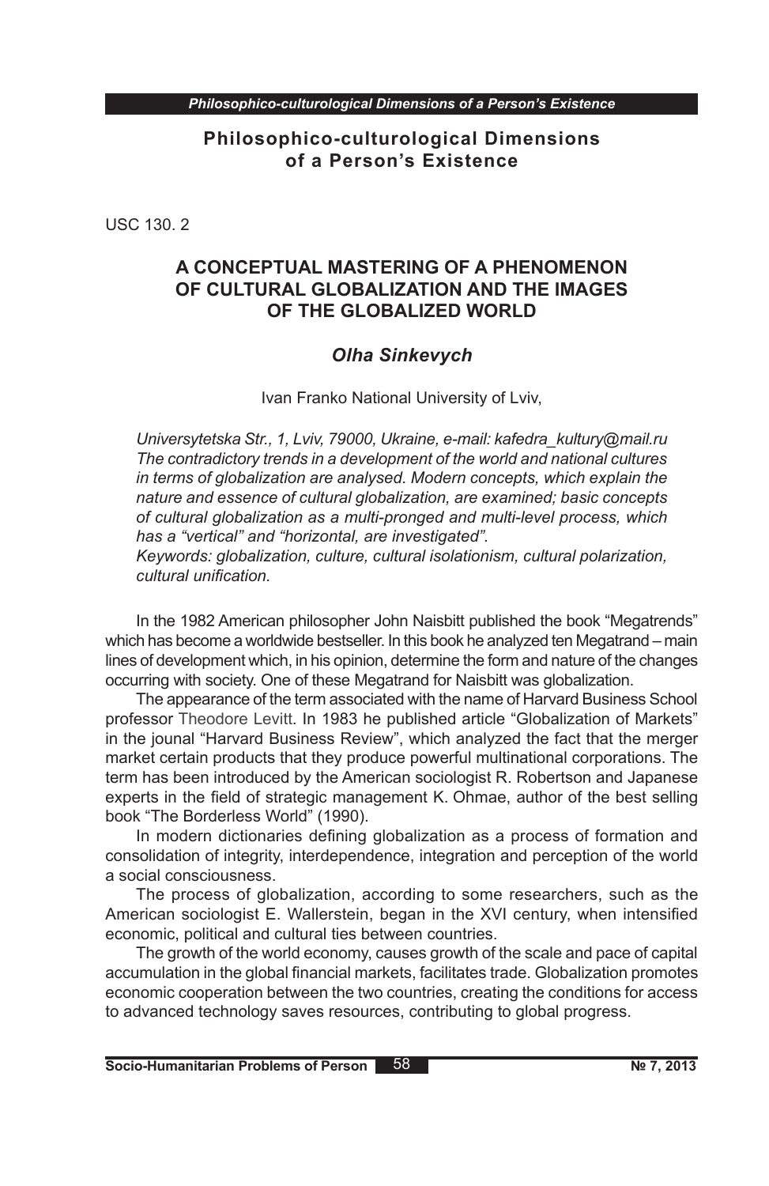## Philosophico-culturological Dimensions of a Person's Existence

USC 130. 2

# A CONCEPTUAL MASTERING OF A PHENOMENON OF CULTURAL GLOBALIZATION AND THE IMAGES OF THE GLOBALIZED WORLD

***Olha Sinkevych***

Ivan Franko National University of Lviv,

*Universytetska Str., 1, Lviv, 79000, Ukraine, e-mail: kafedra_kultury@mail.ru*
*The contradictory trends in a development of the world and national cultures in terms of globalization are analysed. Modern concepts, which explain the nature and essence of cultural globalization, are examined; basic concepts of cultural globalization as a multi-pronged and multi-level process, which has a "vertical" and "horizontal, are investigated".*
*Keywords: globalization, culture, cultural isolationism, cultural polarization, cultural unification.*

In the 1982 American philosopher John Naisbitt published the book "Megatrends" which has become a worldwide bestseller. In this book he analyzed ten Megatrand – main lines of development which, in his opinion, determine the form and nature of the changes occurring with society. One of these Megatrand for Naisbitt was globalization.

The appearance of the term associated with the name of Harvard Business School professor Theodore Levitt. In 1983 he published article "Globalization of Markets" in the jounal "Harvard Business Review", which analyzed the fact that the merger market certain products that they produce powerful multinational corporations. The term has been introduced by the American sociologist R. Robertson and Japanese experts in the field of strategic management K. Ohmae, author of the best selling book "The Borderless World" (1990).

In modern dictionaries defining globalization as a process of formation and consolidation of integrity, interdependence, integration and perception of the world a social consciousness.

The process of globalization, according to some researchers, such as the American sociologist E. Wallerstein, began in the XVI century, when intensified economic, political and cultural ties between countries.

The growth of the world economy, causes growth of the scale and pace of capital accumulation in the global financial markets, facilitates trade. Globalization promotes economic cooperation between the two countries, creating the conditions for access to advanced technology saves resources, contributing to global progress.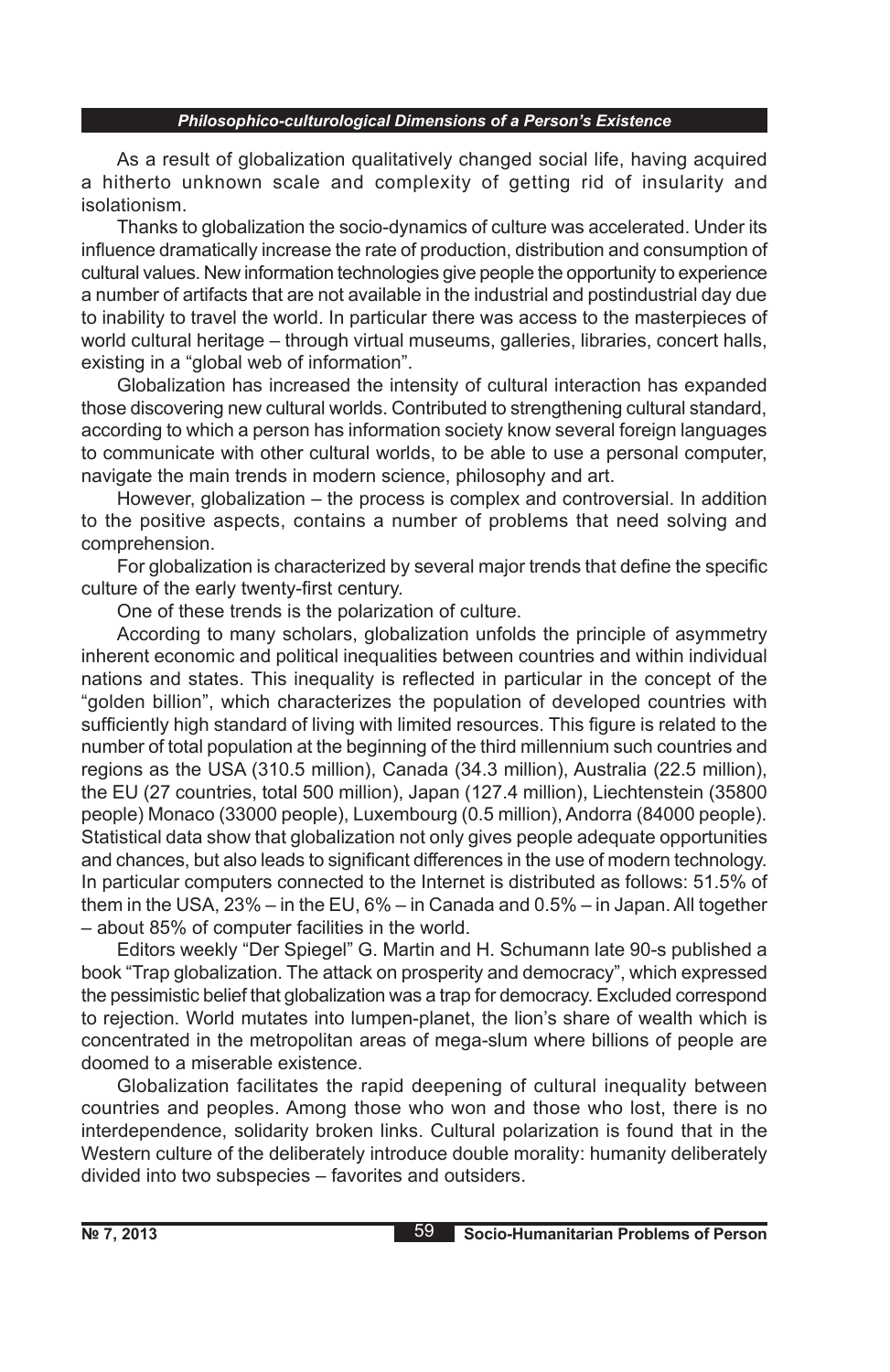As a result of globalization qualitatively changed social life, having acquired a hitherto unknown scale and complexity of getting rid of insularity and isolationism.

Thanks to globalization the socio-dynamics of culture was accelerated. Under its influence dramatically increase the rate of production, distribution and consumption of cultural values. New information technologies give people the opportunity to experience a number of artifacts that are not available in the industrial and postindustrial day due to inability to travel the world. In particular there was access to the masterpieces of world cultural heritage – through virtual museums, galleries, libraries, concert halls, existing in a "global web of information".

Globalization has increased the intensity of cultural interaction has expanded those discovering new cultural worlds. Contributed to strengthening cultural standard, according to which a person has information society know several foreign languages to communicate with other cultural worlds, to be able to use a personal computer, navigate the main trends in modern science, philosophy and art.

However, globalization – the process is complex and controversial. In addition to the positive aspects, contains a number of problems that need solving and comprehension.

For globalization is characterized by several major trends that define the specific culture of the early twenty-first century.

One of these trends is the polarization of culture.

According to many scholars, globalization unfolds the principle of asymmetry inherent economic and political inequalities between countries and within individual nations and states. This inequality is reflected in particular in the concept of the "golden billion", which characterizes the population of developed countries with sufficiently high standard of living with limited resources. This figure is related to the number of total population at the beginning of the third millennium such countries and regions as the USA (310.5 million), Canada (34.3 million), Australia (22.5 million), the EU (27 countries, total 500 million), Japan (127.4 million), Liechtenstein (35800 people) Monaco (33000 people), Luxembourg (0.5 million), Andorra (84000 people). Statistical data show that globalization not only gives people adequate opportunities and chances, but also leads to significant differences in the use of modern technology. In particular computers connected to the Internet is distributed as follows: 51.5% of them in the USA, 23% – in the EU, 6% – in Canada and 0.5% – in Japan. All together – about 85% of computer facilities in the world.

Editors weekly "Der Spiegel" G. Martin and H. Schumann late 90-s published a book "Trap globalization. The attack on prosperity and democracy", which expressed the pessimistic belief that globalization was a trap for democracy. Excluded correspond to rejection. World mutates into lumpen-planet, the lion's share of wealth which is concentrated in the metropolitan areas of mega-slum where billions of people are doomed to a miserable existence.

Globalization facilitates the rapid deepening of cultural inequality between countries and peoples. Among those who won and those who lost, there is no interdependence, solidarity broken links. Cultural polarization is found that in the Western culture of the deliberately introduce double morality: humanity deliberately divided into two subspecies – favorites and outsiders.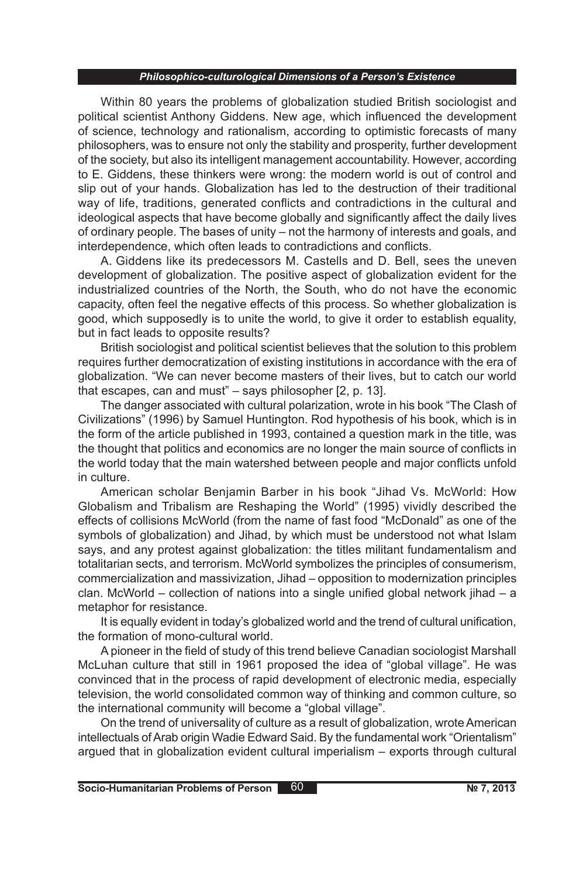Within 80 years the problems of globalization studied British sociologist and political scientist Anthony Giddens. New age, which influenced the development of science, technology and rationalism, according to optimistic forecasts of many philosophers, was to ensure not only the stability and prosperity, further development of the society, but also its intelligent management accountability. However, according to E. Giddens, these thinkers were wrong: the modern world is out of control and slip out of your hands. Globalization has led to the destruction of their traditional way of life, traditions, generated conflicts and contradictions in the cultural and ideological aspects that have become globally and significantly affect the daily lives of ordinary people. The bases of unity – not the harmony of interests and goals, and interdependence, which often leads to contradictions and conflicts.

A. Giddens like its predecessors M. Castells and D. Bell, sees the uneven development of globalization. The positive aspect of globalization evident for the industrialized countries of the North, the South, who do not have the economic capacity, often feel the negative effects of this process. So whether globalization is good, which supposedly is to unite the world, to give it order to establish equality, but in fact leads to opposite results?

British sociologist and political scientist believes that the solution to this problem requires further democratization of existing institutions in accordance with the era of globalization. "We can never become masters of their lives, but to catch our world that escapes, can and must" – says philosopher [2, p. 13].

The danger associated with cultural polarization, wrote in his book "The Clash of Civilizations" (1996) by Samuel Huntington. Rod hypothesis of his book, which is in the form of the article published in 1993, contained a question mark in the title, was the thought that politics and economics are no longer the main source of conflicts in the world today that the main watershed between people and major conflicts unfold in culture.

American scholar Benjamin Barber in his book "Jihad Vs. McWorld: How Globalism and Tribalism are Reshaping the World" (1995) vividly described the effects of collisions McWorld (from the name of fast food "McDonald" as one of the symbols of globalization) and Jihad, by which must be understood not what Islam says, and any protest against globalization: the titles militant fundamentalism and totalitarian sects, and terrorism. McWorld symbolizes the principles of consumerism, commercialization and massivization, Jihad – opposition to modernization principles clan. McWorld – collection of nations into a single unified global network jihad – a metaphor for resistance.

It is equally evident in today's globalized world and the trend of cultural unification, the formation of mono-cultural world.

A pioneer in the field of study of this trend believe Canadian sociologist Marshall McLuhan culture that still in 1961 proposed the idea of "global village". He was convinced that in the process of rapid development of electronic media, especially television, the world consolidated common way of thinking and common culture, so the international community will become a "global village".

On the trend of universality of culture as a result of globalization, wrote American intellectuals of Arab origin Wadie Edward Said. By the fundamental work "Orientalism" argued that in globalization evident cultural imperialism – exports through cultural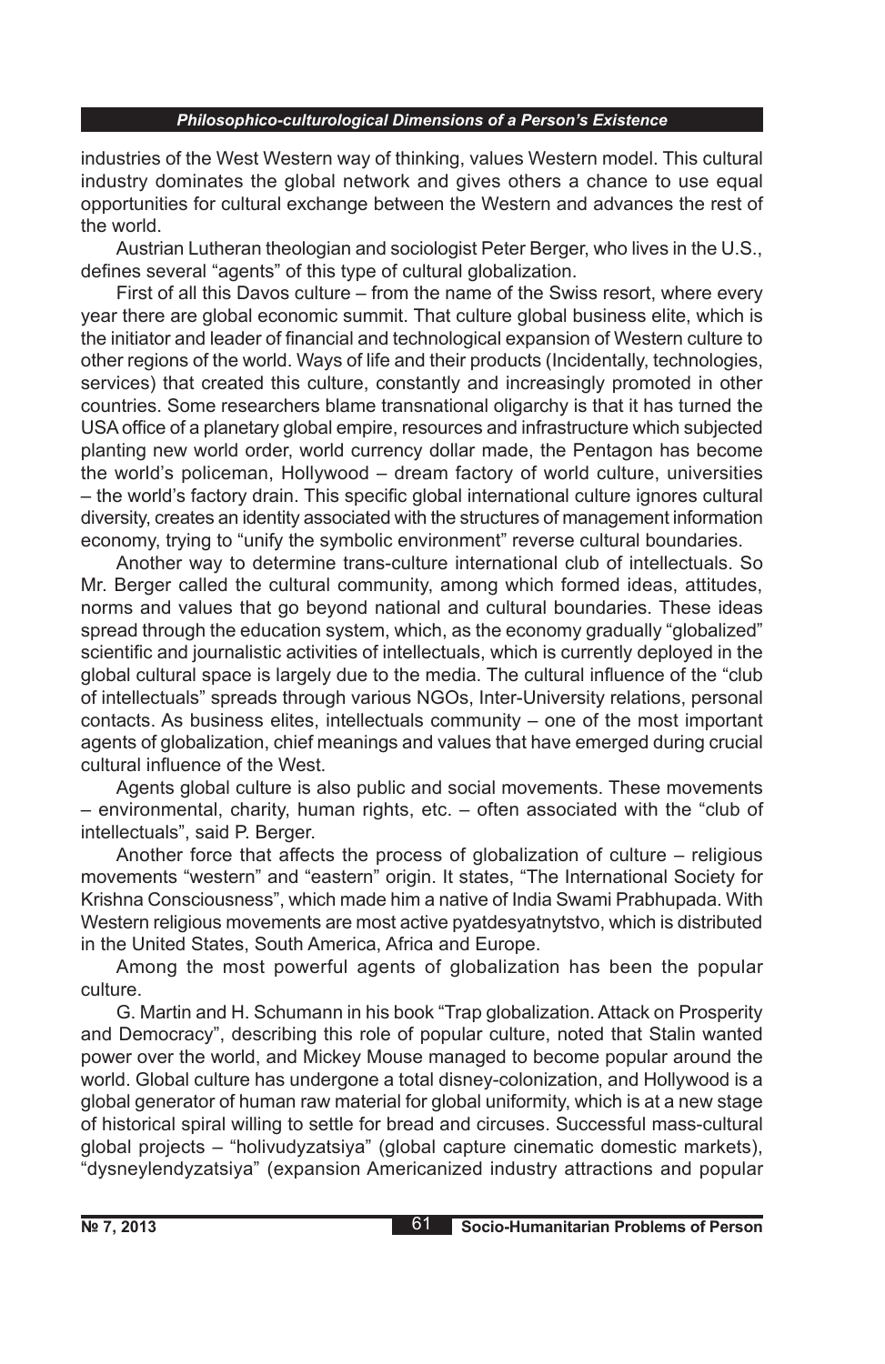industries of the West Western way of thinking, values Western model. This cultural industry dominates the global network and gives others a chance to use equal opportunities for cultural exchange between the Western and advances the rest of the world.

Austrian Lutheran theologian and sociologist Peter Berger, who lives in the U.S., defines several "agents" of this type of cultural globalization.

First of all this Davos culture – from the name of the Swiss resort, where every year there are global economic summit. That culture global business elite, which is the initiator and leader of financial and technological expansion of Western culture to other regions of the world. Ways of life and their products (Incidentally, technologies, services) that created this culture, constantly and increasingly promoted in other countries. Some researchers blame transnational oligarchy is that it has turned the USA office of a planetary global empire, resources and infrastructure which subjected planting new world order, world currency dollar made, the Pentagon has become the world's policeman, Hollywood – dream factory of world culture, universities – the world's factory drain. This specific global international culture ignores cultural diversity, creates an identity associated with the structures of management information economy, trying to "unify the symbolic environment" reverse cultural boundaries.

Another way to determine trans-culture international club of intellectuals. So Mr. Berger called the cultural community, among which formed ideas, attitudes, norms and values that go beyond national and cultural boundaries. These ideas spread through the education system, which, as the economy gradually "globalized" scientific and journalistic activities of intellectuals, which is currently deployed in the global cultural space is largely due to the media. The cultural influence of the "club of intellectuals" spreads through various NGOs, Inter-University relations, personal contacts. As business elites, intellectuals community – one of the most important agents of globalization, chief meanings and values that have emerged during crucial cultural influence of the West.

Agents global culture is also public and social movements. These movements – environmental, charity, human rights, etc. – often associated with the "club of intellectuals", said P. Berger.

Another force that affects the process of globalization of culture – religious movements "western" and "eastern" origin. It states, "The International Society for Krishna Consciousness", which made him a native of India Swami Prabhupada. With Western religious movements are most active pyatdesyatnytstvo, which is distributed in the United States, South America, Africa and Europe.

Among the most powerful agents of globalization has been the popular culture.

G. Martin and H. Schumann in his book "Trap globalization. Attack on Prosperity and Democracy", describing this role of popular culture, noted that Stalin wanted power over the world, and Mickey Mouse managed to become popular around the world. Global culture has undergone a total disney-colonization, and Hollywood is a global generator of human raw material for global uniformity, which is at a new stage of historical spiral willing to settle for bread and circuses. Successful mass-cultural global projects – "holivudyzatsiya" (global capture cinematic domestic markets), "dysneylendyzatsiya" (expansion Americanized industry attractions and popular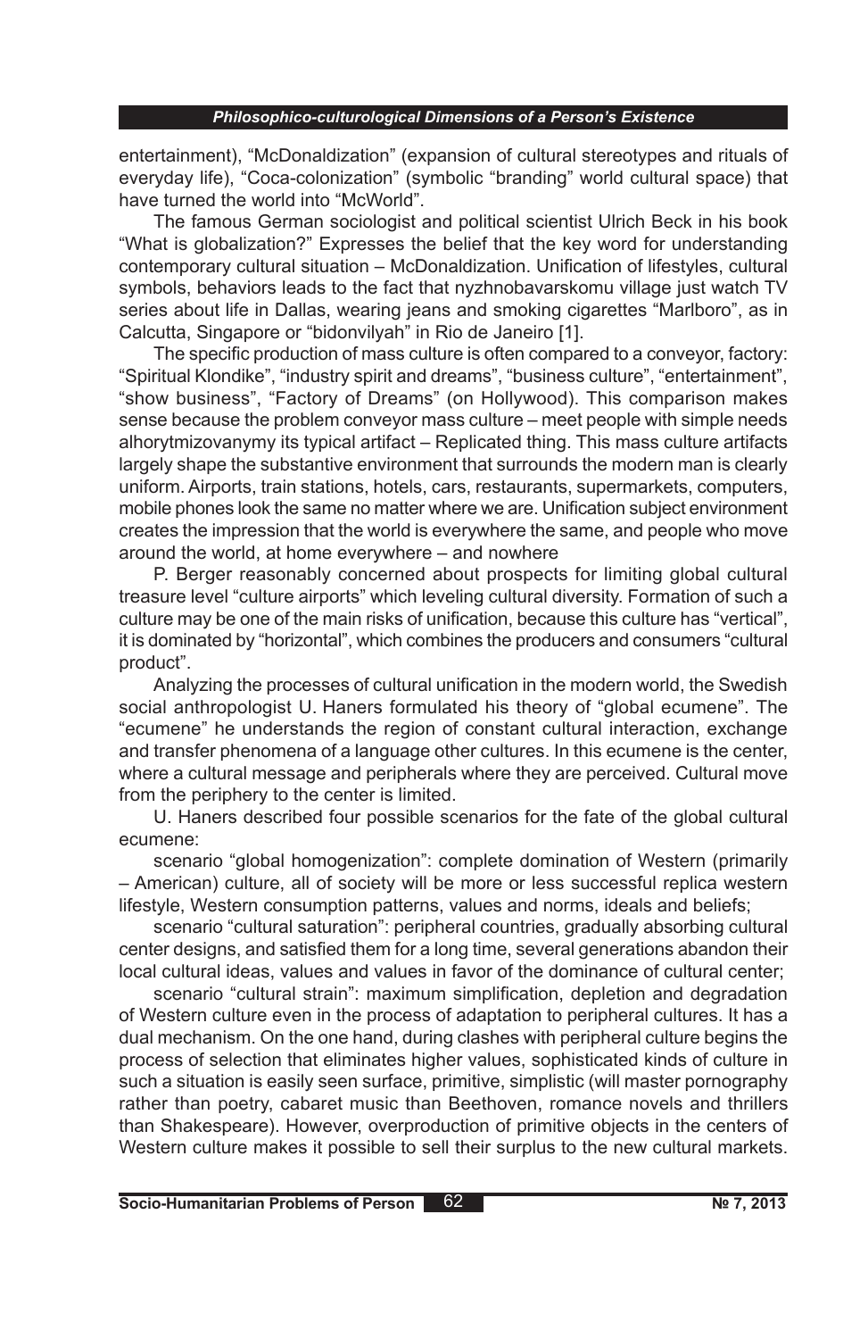entertainment), "McDonaldization" (expansion of cultural stereotypes and rituals of everyday life), "Coca-colonization" (symbolic "branding" world cultural space) that have turned the world into "McWorld".

The famous German sociologist and political scientist Ulrich Beck in his book "What is globalization?" Expresses the belief that the key word for understanding contemporary cultural situation – McDonaldization. Unification of lifestyles, cultural symbols, behaviors leads to the fact that nyzhnobavarskomu village just watch TV series about life in Dallas, wearing jeans and smoking cigarettes "Marlboro", as in Calcutta, Singapore or "bidonvilyah" in Rio de Janeiro [1].

The specific production of mass culture is often compared to a conveyor, factory: "Spiritual Klondike", "industry spirit and dreams", "business culture", "entertainment", "show business", "Factory of Dreams" (on Hollywood). This comparison makes sense because the problem conveyor mass culture – meet people with simple needs alhorytmizovanymy its typical artifact – Replicated thing. This mass culture artifacts largely shape the substantive environment that surrounds the modern man is clearly uniform. Airports, train stations, hotels, cars, restaurants, supermarkets, computers, mobile phones look the same no matter where we are. Unification subject environment creates the impression that the world is everywhere the same, and people who move around the world, at home everywhere – and nowhere

P. Berger reasonably concerned about prospects for limiting global cultural treasure level "culture airports" which leveling cultural diversity. Formation of such a culture may be one of the main risks of unification, because this culture has "vertical", it is dominated by "horizontal", which combines the producers and consumers "cultural product".

Analyzing the processes of cultural unification in the modern world, the Swedish social anthropologist U. Haners formulated his theory of "global ecumene". The "ecumene" he understands the region of constant cultural interaction, exchange and transfer phenomena of a language other cultures. In this ecumene is the center, where a cultural message and peripherals where they are perceived. Cultural move from the periphery to the center is limited.

U. Haners described four possible scenarios for the fate of the global cultural ecumene:

scenario "global homogenization": complete domination of Western (primarily – American) culture, all of society will be more or less successful replica western lifestyle, Western consumption patterns, values and norms, ideals and beliefs;

scenario "cultural saturation": peripheral countries, gradually absorbing cultural center designs, and satisfied them for a long time, several generations abandon their local cultural ideas, values and values in favor of the dominance of cultural center;

scenario "cultural strain": maximum simplification, depletion and degradation of Western culture even in the process of adaptation to peripheral cultures. It has a dual mechanism. On the one hand, during clashes with peripheral culture begins the process of selection that eliminates higher values, sophisticated kinds of culture in such a situation is easily seen surface, primitive, simplistic (will master pornography rather than poetry, cabaret music than Beethoven, romance novels and thrillers than Shakespeare). However, overproduction of primitive objects in the centers of Western culture makes it possible to sell their surplus to the new cultural markets.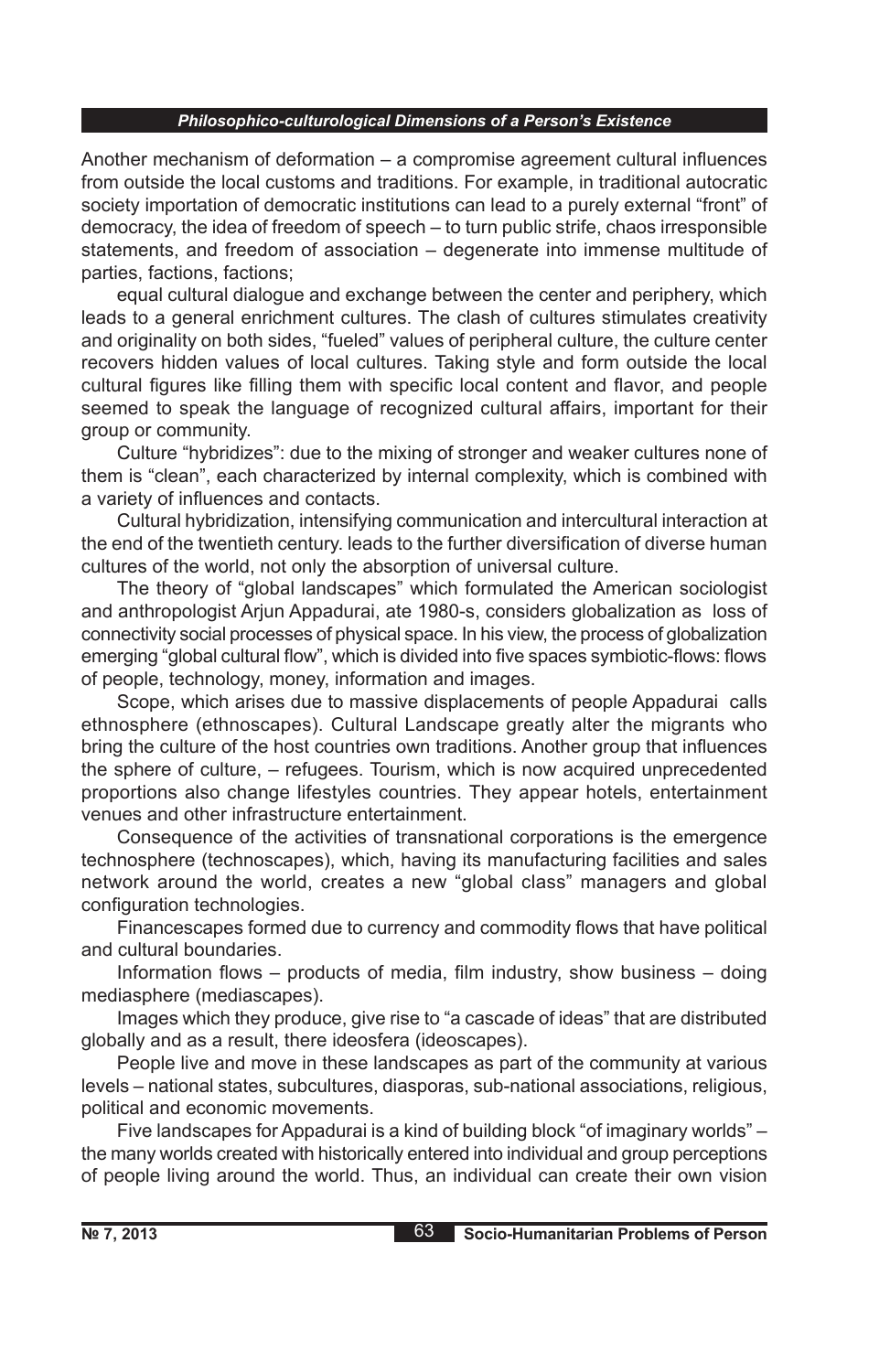Another mechanism of deformation – a compromise agreement cultural influences from outside the local customs and traditions. For example, in traditional autocratic society importation of democratic institutions can lead to a purely external "front" of democracy, the idea of freedom of speech – to turn public strife, chaos irresponsible statements, and freedom of association – degenerate into immense multitude of parties, factions, factions;

equal cultural dialogue and exchange between the center and periphery, which leads to a general enrichment cultures. The clash of cultures stimulates creativity and originality on both sides, "fueled" values of peripheral culture, the culture center recovers hidden values of local cultures. Taking style and form outside the local cultural figures like filling them with specific local content and flavor, and people seemed to speak the language of recognized cultural affairs, important for their group or community.

Culture "hybridizes": due to the mixing of stronger and weaker cultures none of them is "clean", each characterized by internal complexity, which is combined with a variety of influences and contacts.

Cultural hybridization, intensifying communication and intercultural interaction at the end of the twentieth century. leads to the further diversification of diverse human cultures of the world, not only the absorption of universal culture.

The theory of "global landscapes" which formulated the American sociologist and anthropologist Arjun Appadurai, ate 1980-s, considers globalization as loss of connectivity social processes of physical space. In his view, the process of globalization emerging "global cultural flow", which is divided into five spaces symbiotic-flows: flows of people, technology, money, information and images.

Scope, which arises due to massive displacements of people Appadurai calls ethnosphere (ethnoscapes). Cultural Landscape greatly alter the migrants who bring the culture of the host countries own traditions. Another group that influences the sphere of culture, – refugees. Tourism, which is now acquired unprecedented proportions also change lifestyles countries. They appear hotels, entertainment venues and other infrastructure entertainment.

Consequence of the activities of transnational corporations is the emergence technosphere (technoscapes), which, having its manufacturing facilities and sales network around the world, creates a new "global class" managers and global configuration technologies.

Financescapes formed due to currency and commodity flows that have political and cultural boundaries.

Information flows – products of media, film industry, show business – doing mediasphere (mediascapes).

Images which they produce, give rise to "a cascade of ideas" that are distributed globally and as a result, there ideosfera (ideoscapes).

People live and move in these landscapes as part of the community at various levels – national states, subcultures, diasporas, sub-national associations, religious, political and economic movements.

Five landscapes for Appadurai is a kind of building block "of imaginary worlds" – the many worlds created with historically entered into individual and group perceptions of people living around the world. Thus, an individual can create their own vision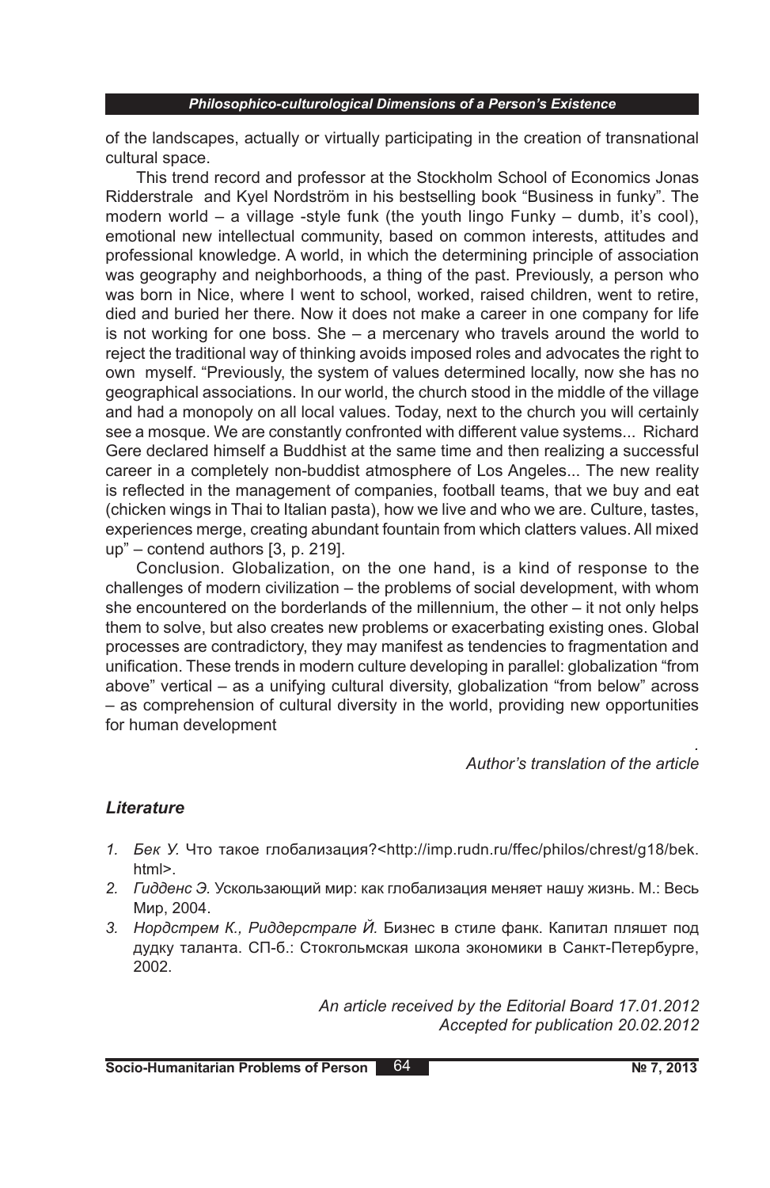of the landscapes, actually or virtually participating in the creation of transnational cultural space.

This trend record and professor at the Stockholm School of Economics Jonas Ridderstrale and Kyel Nordström in his bestselling book "Business in funky". The modern world – a village -style funk (the youth lingo Funky – dumb, it's cool), emotional new intellectual community, based on common interests, attitudes and professional knowledge. A world, in which the determining principle of association was geography and neighborhoods, a thing of the past. Previously, a person who was born in Nice, where I went to school, worked, raised children, went to retire, died and buried her there. Now it does not make a career in one company for life is not working for one boss. She – a mercenary who travels around the world to reject the traditional way of thinking avoids imposed roles and advocates the right to own myself. "Previously, the system of values determined locally, now she has no geographical associations. In our world, the church stood in the middle of the village and had a monopoly on all local values. Today, next to the church you will certainly see a mosque. We are constantly confronted with different value systems... Richard Gere declared himself a Buddhist at the same time and then realizing a successful career in a completely non-buddist atmosphere of Los Angeles... The new reality is reflected in the management of companies, football teams, that we buy and eat (chicken wings in Thai to Italian pasta), how we live and who we are. Culture, tastes, experiences merge, creating abundant fountain from which clatters values. All mixed up" – contend authors [3, p. 219].

Conclusion. Globalization, on the one hand, is a kind of response to the challenges of modern civilization – the problems of social development, with whom she encountered on the borderlands of the millennium, the other – it not only helps them to solve, but also creates new problems or exacerbating existing ones. Global processes are contradictory, they may manifest as tendencies to fragmentation and unification. These trends in modern culture developing in parallel: globalization "from above" vertical – as a unifying cultural diversity, globalization "from below" across – as comprehension of cultural diversity in the world, providing new opportunities for human development

.

*Author's translation of the article*

## *Literature*

1. *Бек У.* Что такое глобализация?<http://imp.rudn.ru/ffec/philos/chrest/g18/bek.html>.
2. *Гидденс Э.* Ускользающий мир: как глобализация меняет нашу жизнь. М.: Весь Мир, 2004.
3. *Нордстрем К., Риддерстрале Й.* Бизнес в стиле фанк. Капитал пляшет под дудку таланта. СП-б.: Стокгольмская школа экономики в Санкт-Петербурге, 2002.

*An article received by the Editorial Board 17.01.2012*
*Accepted for publication 20.02.2012*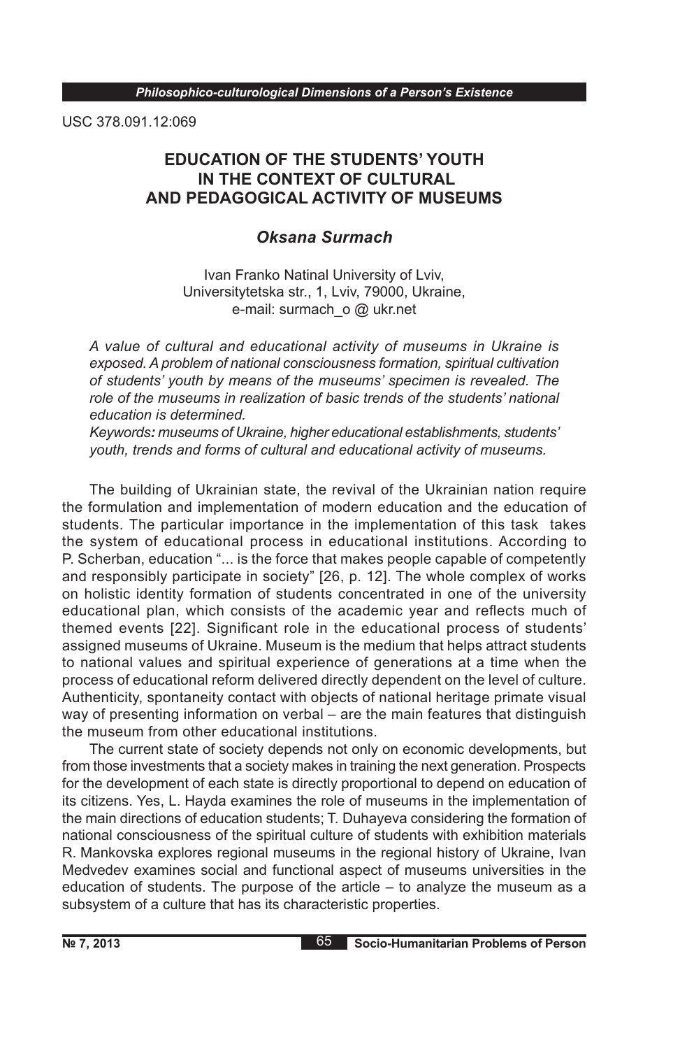USC 378.091.12:069

# EDUCATION OF THE STUDENTS' YOUTH IN THE CONTEXT OF CULTURAL AND PEDAGOGICAL ACTIVITY OF MUSEUMS

### *Oksana Surmach*

Ivan Franko Natinal University of Lviv,
Universitytetska str., 1, Lviv, 79000, Ukraine,
e-mail: surmach_o @ ukr.net

*A value of cultural and educational activity of museums in Ukraine is exposed. A problem of national consciousness formation, spiritual cultivation of students' youth by means of the museums' specimen is revealed. The role of the museums in realization of basic trends of the students' national education is determined.*

*Keywords: museums of Ukraine, higher educational establishments, students' youth, trends and forms of cultural and educational activity of museums.*

The building of Ukrainian state, the revival of the Ukrainian nation require the formulation and implementation of modern education and the education of students. The particular importance in the implementation of this task takes the system of educational process in educational institutions. According to P. Scherban, education "... is the force that makes people capable of competently and responsibly participate in society" [26, p. 12]. The whole complex of works on holistic identity formation of students concentrated in one of the university educational plan, which consists of the academic year and reflects much of themed events [22]. Significant role in the educational process of students' assigned museums of Ukraine. Museum is the medium that helps attract students to national values and spiritual experience of generations at a time when the process of educational reform delivered directly dependent on the level of culture. Authenticity, spontaneity contact with objects of national heritage primate visual way of presenting information on verbal – are the main features that distinguish the museum from other educational institutions.

The current state of society depends not only on economic developments, but from those investments that a society makes in training the next generation. Prospects for the development of each state is directly proportional to depend on education of its citizens. Yes, L. Hayda examines the role of museums in the implementation of the main directions of education students; T. Duhayeva considering the formation of national consciousness of the spiritual culture of students with exhibition materials R. Mankovska explores regional museums in the regional history of Ukraine, Ivan Medvedev examines social and functional aspect of museums universities in the education of students. The purpose of the article – to analyze the museum as a subsystem of a culture that has its characteristic properties.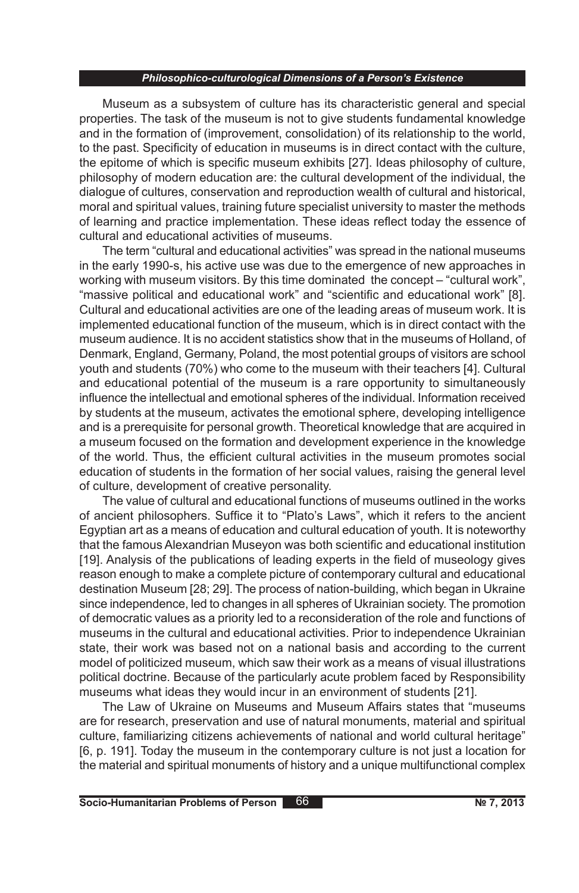Museum as a subsystem of culture has its characteristic general and special properties. The task of the museum is not to give students fundamental knowledge and in the formation of (improvement, consolidation) of its relationship to the world, to the past. Specificity of education in museums is in direct contact with the culture, the epitome of which is specific museum exhibits [27]. Ideas philosophy of culture, philosophy of modern education are: the cultural development of the individual, the dialogue of cultures, conservation and reproduction wealth of cultural and historical, moral and spiritual values, training future specialist university to master the methods of learning and practice implementation. These ideas reflect today the essence of cultural and educational activities of museums.

The term "cultural and educational activities" was spread in the national museums in the early 1990-s, his active use was due to the emergence of new approaches in working with museum visitors. By this time dominated the concept – "cultural work", "massive political and educational work" and "scientific and educational work" [8]. Cultural and educational activities are one of the leading areas of museum work. It is implemented educational function of the museum, which is in direct contact with the museum audience. It is no accident statistics show that in the museums of Holland, of Denmark, England, Germany, Poland, the most potential groups of visitors are school youth and students (70%) who come to the museum with their teachers [4]. Cultural and educational potential of the museum is a rare opportunity to simultaneously influence the intellectual and emotional spheres of the individual. Information received by students at the museum, activates the emotional sphere, developing intelligence and is a prerequisite for personal growth. Theoretical knowledge that are acquired in a museum focused on the formation and development experience in the knowledge of the world. Thus, the efficient cultural activities in the museum promotes social education of students in the formation of her social values, raising the general level of culture, development of creative personality.

The value of cultural and educational functions of museums outlined in the works of ancient philosophers. Suffice it to "Plato's Laws", which it refers to the ancient Egyptian art as a means of education and cultural education of youth. It is noteworthy that the famous Alexandrian Museyon was both scientific and educational institution [19]. Analysis of the publications of leading experts in the field of museology gives reason enough to make a complete picture of contemporary cultural and educational destination Museum [28; 29]. The process of nation-building, which began in Ukraine since independence, led to changes in all spheres of Ukrainian society. The promotion of democratic values as a priority led to a reconsideration of the role and functions of museums in the cultural and educational activities. Prior to independence Ukrainian state, their work was based not on a national basis and according to the current model of politicized museum, which saw their work as a means of visual illustrations political doctrine. Because of the particularly acute problem faced by Responsibility museums what ideas they would incur in an environment of students [21].

The Law of Ukraine on Museums and Museum Affairs states that "museums are for research, preservation and use of natural monuments, material and spiritual culture, familiarizing citizens achievements of national and world cultural heritage" [6, p. 191]. Today the museum in the contemporary culture is not just a location for the material and spiritual monuments of history and a unique multifunctional complex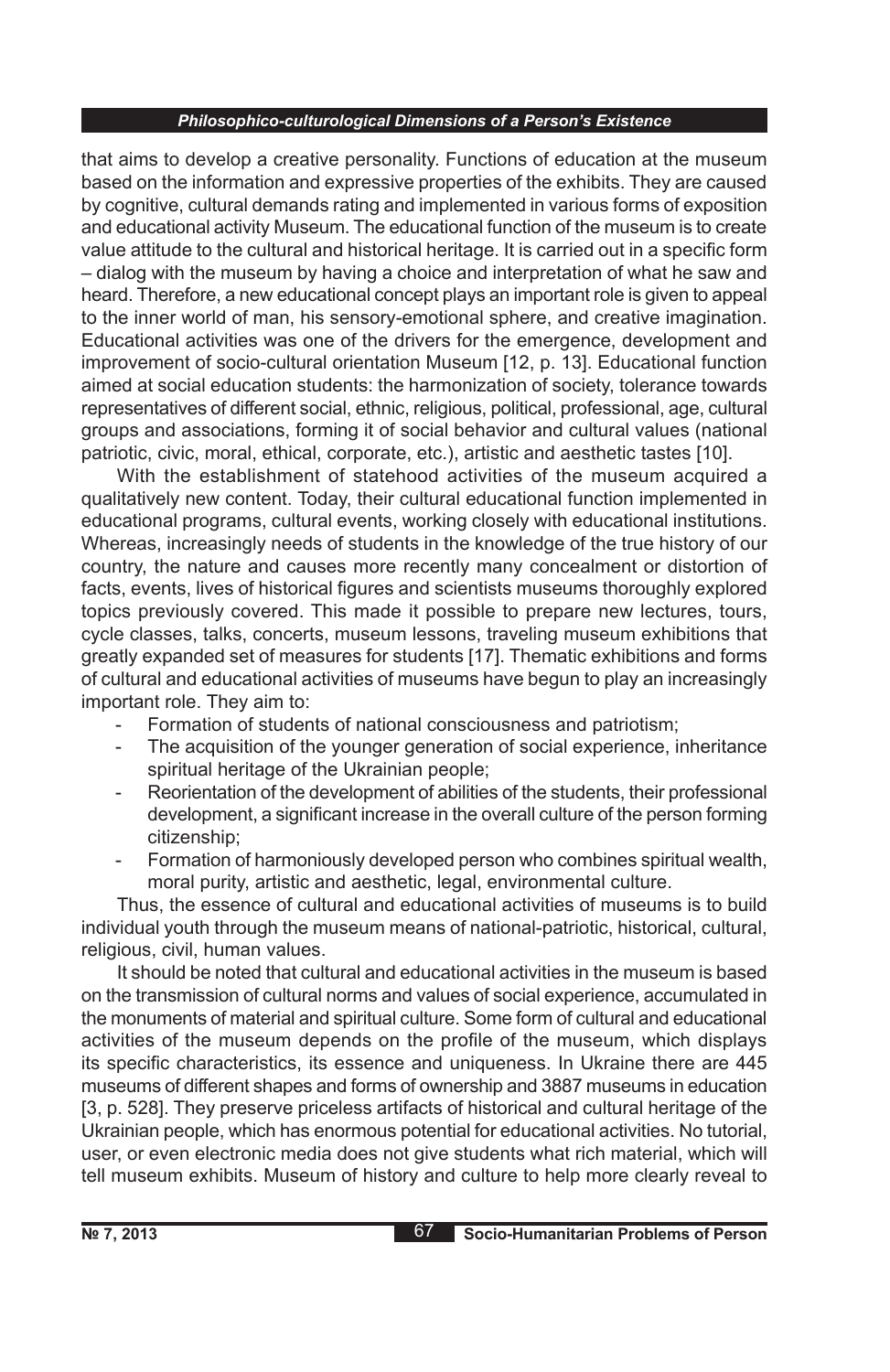that aims to develop a creative personality. Functions of education at the museum based on the information and expressive properties of the exhibits. They are caused by cognitive, cultural demands rating and implemented in various forms of exposition and educational activity Museum. The educational function of the museum is to create value attitude to the cultural and historical heritage. It is carried out in a specific form – dialog with the museum by having a choice and interpretation of what he saw and heard. Therefore, a new educational concept plays an important role is given to appeal to the inner world of man, his sensory-emotional sphere, and creative imagination. Educational activities was one of the drivers for the emergence, development and improvement of socio-cultural orientation Museum [12, p. 13]. Educational function aimed at social education students: the harmonization of society, tolerance towards representatives of different social, ethnic, religious, political, professional, age, cultural groups and associations, forming it of social behavior and cultural values (national patriotic, civic, moral, ethical, corporate, etc.), artistic and aesthetic tastes [10].

With the establishment of statehood activities of the museum acquired a qualitatively new content. Today, their cultural educational function implemented in educational programs, cultural events, working closely with educational institutions. Whereas, increasingly needs of students in the knowledge of the true history of our country, the nature and causes more recently many concealment or distortion of facts, events, lives of historical figures and scientists museums thoroughly explored topics previously covered. This made it possible to prepare new lectures, tours, cycle classes, talks, concerts, museum lessons, traveling museum exhibitions that greatly expanded set of measures for students [17]. Thematic exhibitions and forms of cultural and educational activities of museums have begun to play an increasingly important role. They aim to:

- Formation of students of national consciousness and patriotism;
- The acquisition of the younger generation of social experience, inheritance spiritual heritage of the Ukrainian people;
- Reorientation of the development of abilities of the students, their professional development, a significant increase in the overall culture of the person forming citizenship;
- Formation of harmoniously developed person who combines spiritual wealth, moral purity, artistic and aesthetic, legal, environmental culture.

Thus, the essence of cultural and educational activities of museums is to build individual youth through the museum means of national-patriotic, historical, cultural, religious, civil, human values.

It should be noted that cultural and educational activities in the museum is based on the transmission of cultural norms and values of social experience, accumulated in the monuments of material and spiritual culture. Some form of cultural and educational activities of the museum depends on the profile of the museum, which displays its specific characteristics, its essence and uniqueness. In Ukraine there are 445 museums of different shapes and forms of ownership and 3887 museums in education [3, p. 528]. They preserve priceless artifacts of historical and cultural heritage of the Ukrainian people, which has enormous potential for educational activities. No tutorial, user, or even electronic media does not give students what rich material, which will tell museum exhibits. Museum of history and culture to help more clearly reveal to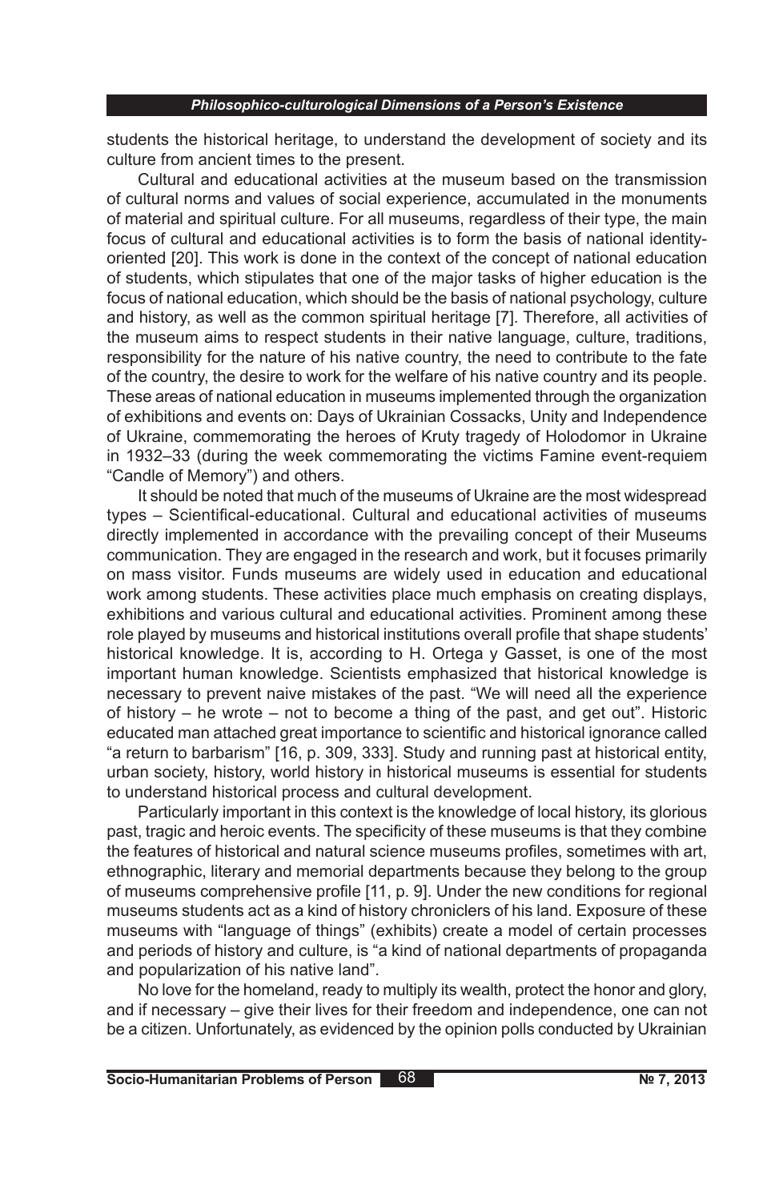students the historical heritage, to understand the development of society and its culture from ancient times to the present.

Cultural and educational activities at the museum based on the transmission of cultural norms and values of social experience, accumulated in the monuments of material and spiritual culture. For all museums, regardless of their type, the main focus of cultural and educational activities is to form the basis of national identity-oriented [20]. This work is done in the context of the concept of national education of students, which stipulates that one of the major tasks of higher education is the focus of national education, which should be the basis of national psychology, culture and history, as well as the common spiritual heritage [7]. Therefore, all activities of the museum aims to respect students in their native language, culture, traditions, responsibility for the nature of his native country, the need to contribute to the fate of the country, the desire to work for the welfare of his native country and its people. These areas of national education in museums implemented through the organization of exhibitions and events on: Days of Ukrainian Cossacks, Unity and Independence of Ukraine, commemorating the heroes of Kruty tragedy of Holodomor in Ukraine in 1932–33 (during the week commemorating the victims Famine event-requiem "Candle of Memory") and others.

It should be noted that much of the museums of Ukraine are the most widespread types – Scientifical-educational. Cultural and educational activities of museums directly implemented in accordance with the prevailing concept of their Museums communication. They are engaged in the research and work, but it focuses primarily on mass visitor. Funds museums are widely used in education and educational work among students. These activities place much emphasis on creating displays, exhibitions and various cultural and educational activities. Prominent among these role played by museums and historical institutions overall profile that shape students' historical knowledge. It is, according to H. Ortega y Gasset, is one of the most important human knowledge. Scientists emphasized that historical knowledge is necessary to prevent naive mistakes of the past. "We will need all the experience of history – he wrote – not to become a thing of the past, and get out". Historic educated man attached great importance to scientific and historical ignorance called "a return to barbarism" [16, p. 309, 333]. Study and running past at historical entity, urban society, history, world history in historical museums is essential for students to understand historical process and cultural development.

Particularly important in this context is the knowledge of local history, its glorious past, tragic and heroic events. The specificity of these museums is that they combine the features of historical and natural science museums profiles, sometimes with art, ethnographic, literary and memorial departments because they belong to the group of museums comprehensive profile [11, p. 9]. Under the new conditions for regional museums students act as a kind of history chroniclers of his land. Exposure of these museums with "language of things" (exhibits) create a model of certain processes and periods of history and culture, is "a kind of national departments of propaganda and popularization of his native land".

No love for the homeland, ready to multiply its wealth, protect the honor and glory, and if necessary – give their lives for their freedom and independence, one can not be a citizen. Unfortunately, as evidenced by the opinion polls conducted by Ukrainian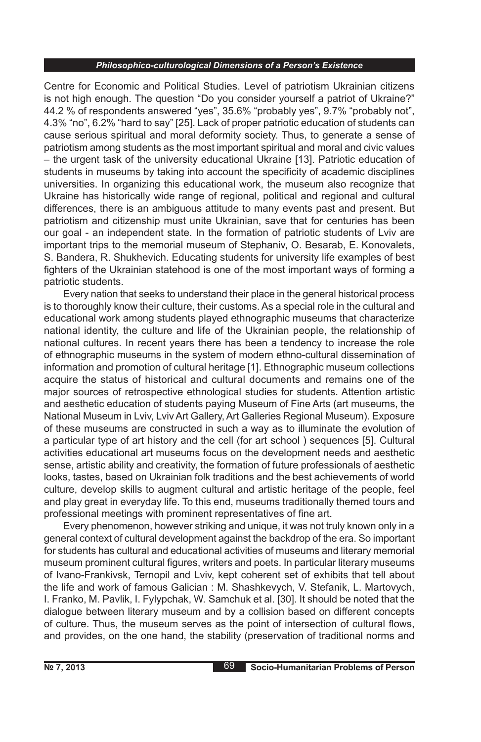Centre for Economic and Political Studies. Level of patriotism Ukrainian citizens is not high enough. The question "Do you consider yourself a patriot of Ukraine?" 44.2 % of respondents answered "yes", 35.6% "probably yes", 9.7% "probably not", 4.3% "no", 6.2% "hard to say" [25]. Lack of proper patriotic education of students can cause serious spiritual and moral deformity society. Thus, to generate a sense of patriotism among students as the most important spiritual and moral and civic values – the urgent task of the university educational Ukraine [13]. Patriotic education of students in museums by taking into account the specificity of academic disciplines universities. In organizing this educational work, the museum also recognize that Ukraine has historically wide range of regional, political and regional and cultural differences, there is an ambiguous attitude to many events past and present. But patriotism and citizenship must unite Ukrainian, save that for centuries has been our goal - an independent state. In the formation of patriotic students of Lviv are important trips to the memorial museum of Stephaniv, O. Besarab, E. Konovalets, S. Bandera, R. Shukhevich. Educating students for university life examples of best fighters of the Ukrainian statehood is one of the most important ways of forming a patriotic students.

Every nation that seeks to understand their place in the general historical process is to thoroughly know their culture, their customs. As a special role in the cultural and educational work among students played ethnographic museums that characterize national identity, the culture and life of the Ukrainian people, the relationship of national cultures. In recent years there has been a tendency to increase the role of ethnographic museums in the system of modern ethno-cultural dissemination of information and promotion of cultural heritage [1]. Ethnographic museum collections acquire the status of historical and cultural documents and remains one of the major sources of retrospective ethnological studies for students. Attention artistic and aesthetic education of students paying Museum of Fine Arts (art museums, the National Museum in Lviv, Lviv Art Gallery, Art Galleries Regional Museum). Exposure of these museums are constructed in such a way as to illuminate the evolution of a particular type of art history and the cell (for art school ) sequences [5]. Cultural activities educational art museums focus on the development needs and aesthetic sense, artistic ability and creativity, the formation of future professionals of aesthetic looks, tastes, based on Ukrainian folk traditions and the best achievements of world culture, develop skills to augment cultural and artistic heritage of the people, feel and play great in everyday life. To this end, museums traditionally themed tours and professional meetings with prominent representatives of fine art.

Every phenomenon, however striking and unique, it was not truly known only in a general context of cultural development against the backdrop of the era. So important for students has cultural and educational activities of museums and literary memorial museum prominent cultural figures, writers and poets. In particular literary museums of Ivano-Frankivsk, Ternopil and Lviv, kept coherent set of exhibits that tell about the life and work of famous Galician : M. Shashkevych, V. Stefanik, L. Martovych, I. Franko, M. Pavlik, I. Fylypchak, W. Samchuk et al. [30]. It should be noted that the dialogue between literary museum and by a collision based on different concepts of culture. Thus, the museum serves as the point of intersection of cultural flows, and provides, on the one hand, the stability (preservation of traditional norms and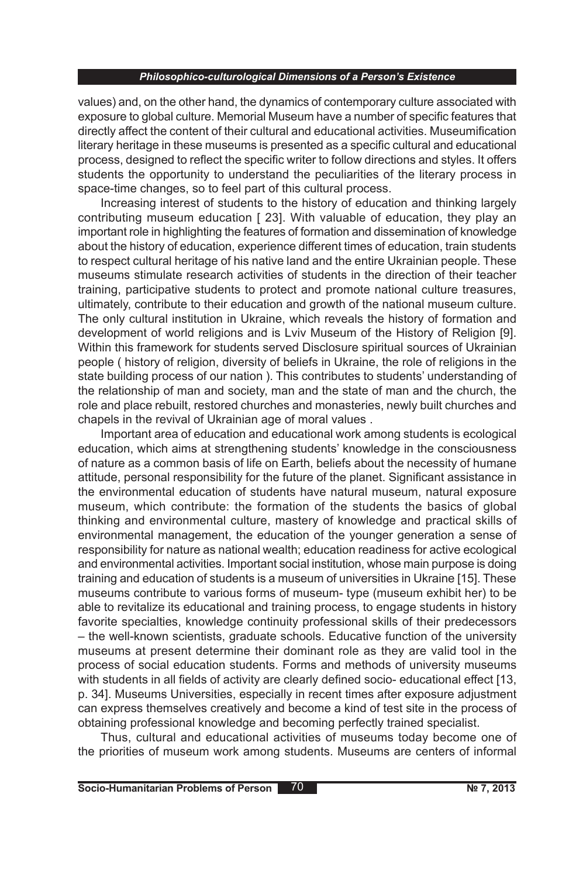values) and, on the other hand, the dynamics of contemporary culture associated with exposure to global culture. Memorial Museum have a number of specific features that directly affect the content of their cultural and educational activities. Museumification literary heritage in these museums is presented as a specific cultural and educational process, designed to reflect the specific writer to follow directions and styles. It offers students the opportunity to understand the peculiarities of the literary process in space-time changes, so to feel part of this cultural process.

Increasing interest of students to the history of education and thinking largely contributing museum education [ 23]. With valuable of education, they play an important role in highlighting the features of formation and dissemination of knowledge about the history of education, experience different times of education, train students to respect cultural heritage of his native land and the entire Ukrainian people. These museums stimulate research activities of students in the direction of their teacher training, participative students to protect and promote national culture treasures, ultimately, contribute to their education and growth of the national museum culture. The only cultural institution in Ukraine, which reveals the history of formation and development of world religions and is Lviv Museum of the History of Religion [9]. Within this framework for students served Disclosure spiritual sources of Ukrainian people ( history of religion, diversity of beliefs in Ukraine, the role of religions in the state building process of our nation ). This contributes to students' understanding of the relationship of man and society, man and the state of man and the church, the role and place rebuilt, restored churches and monasteries, newly built churches and chapels in the revival of Ukrainian age of moral values .

Important area of education and educational work among students is ecological education, which aims at strengthening students' knowledge in the consciousness of nature as a common basis of life on Earth, beliefs about the necessity of humane attitude, personal responsibility for the future of the planet. Significant assistance in the environmental education of students have natural museum, natural exposure museum, which contribute: the formation of the students the basics of global thinking and environmental culture, mastery of knowledge and practical skills of environmental management, the education of the younger generation a sense of responsibility for nature as national wealth; education readiness for active ecological and environmental activities. Important social institution, whose main purpose is doing training and education of students is a museum of universities in Ukraine [15]. These museums contribute to various forms of museum- type (museum exhibit her) to be able to revitalize its educational and training process, to engage students in history favorite specialties, knowledge continuity professional skills of their predecessors – the well-known scientists, graduate schools. Educative function of the university museums at present determine their dominant role as they are valid tool in the process of social education students. Forms and methods of university museums with students in all fields of activity are clearly defined socio- educational effect [13, p. 34]. Museums Universities, especially in recent times after exposure adjustment can express themselves creatively and become a kind of test site in the process of obtaining professional knowledge and becoming perfectly trained specialist.

Thus, cultural and educational activities of museums today become one of the priorities of museum work among students. Museums are centers of informal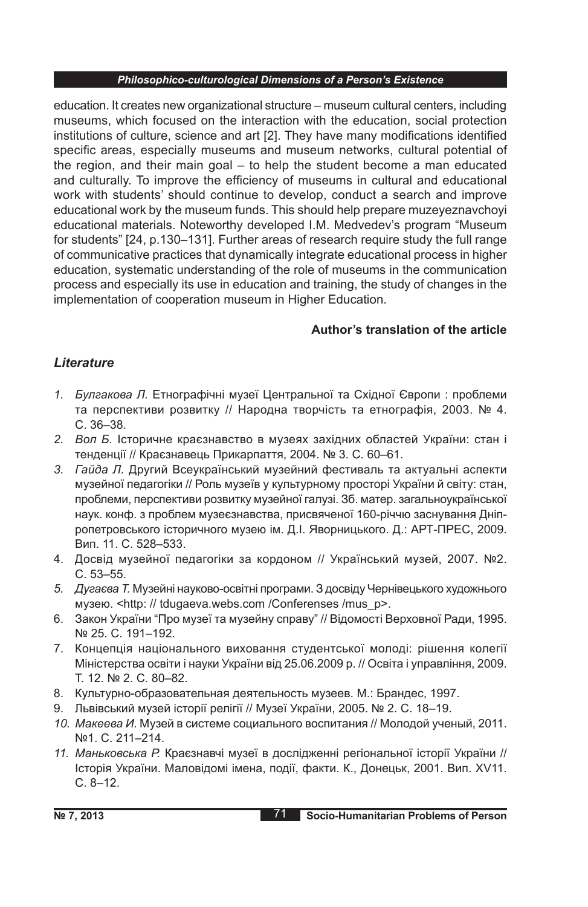education. It creates new organizational structure – museum cultural centers, including museums, which focused on the interaction with the education, social protection institutions of culture, science and art [2]. They have many modifications identified specific areas, especially museums and museum networks, cultural potential of the region, and their main goal – to help the student become a man educated and culturally. To improve the efficiency of museums in cultural and educational work with students' should continue to develop, conduct a search and improve educational work by the museum funds. This should help prepare muzeyeznavchoyi educational materials. Noteworthy developed I.M. Medvedev's program "Museum for students" [24, p.130–131]. Further areas of research require study the full range of communicative practices that dynamically integrate educational process in higher education, systematic understanding of the role of museums in the communication process and especially its use in education and training, the study of changes in the implementation of cooperation museum in Higher Education.

**Author's translation of the article**

## *Literature*

1. *Булгакова Л.* Етнографічні музеї Центральної та Східної Європи : проблеми та перспективи розвитку // Народна творчість та етнографія, 2003. № 4. С. 36–38.
2. *Вол Б.* Історичне краєзнавство в музеях західних областей України: стан і тенденції // Краєзнавець Прикарпаття, 2004. № 3. С. 60–61.
3. *Гайда Л.* Другий Всеукраїнський музейний фестиваль та актуальні аспекти музейної педагогіки // Роль музеїв у культурному просторі України й світу: стан, проблеми, перспективи розвитку музейної галузі. Зб. матер. загальноукраїнської наук. конф. з проблем музеєзнавства, присвяченої 160-річчю заснування Дніпропетровського історичного музею ім. Д.І. Яворницького. Д.: АРТ-ПРЕС, 2009. Вип. 11. С. 528–533.
4. Досвід музейної педагогіки за кордоном // Український музей, 2007. №2. С. 53–55.
5. *Дугаєва Т.* Музейні науково-освітні програми. З досвіду Чернівецького художнього музею. <http: // tdugaeva.webs.com /Conferenses /mus_p>.
6. Закон України "Про музеї та музейну справу" // Відомості Верховної Ради, 1995. № 25. С. 191–192.
7. Концепція національного виховання студентської молоді: рішення колегії Міністерства освіти і науки України від 25.06.2009 р. // Освіта і управління, 2009. Т. 12. № 2. С. 80–82.
8. Культурно-образовательная деятельность музеев. М.: Брандес, 1997.
9. Львівський музей історії релігії // Музеї України, 2005. № 2. С. 18–19.
10. *Макеева И.* Музей в системе социального воспитания // Молодой ученый, 2011. №1. С. 211–214.
11. *Маньковська Р.* Краєзнавчі музеї в дослідженні регіональної історії України // Історія України. Маловідомі імена, події, факти. К., Донецьк, 2001. Вип. XV11. С. 8–12.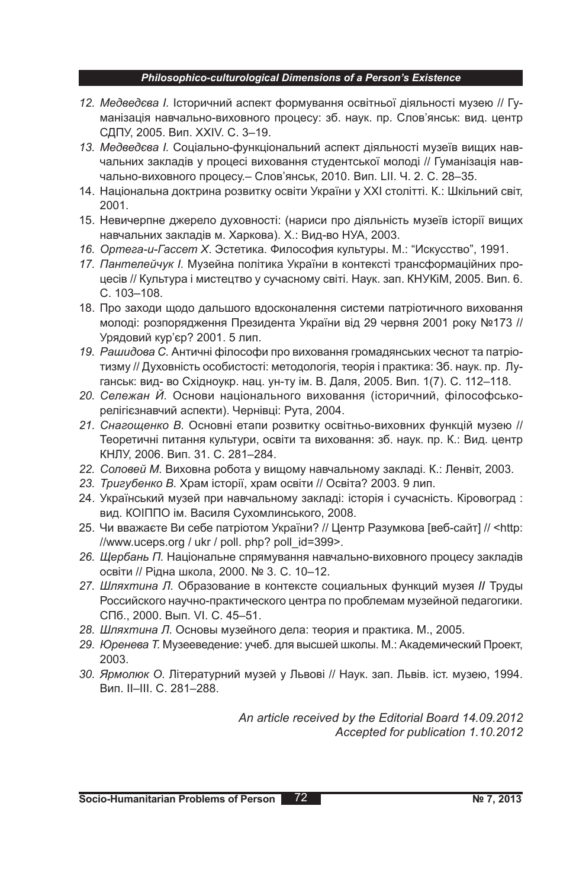12. *Медведєва І.* Історичний аспект формування освітньої діяльності музею // Гуманізація навчально-виховного процесу: зб. наук. пр. Слов'янськ: вид. центр СДПУ, 2005. Вип. XXIV. С. 3–19.
13. *Медведєва І.* Соціально-функціональний аспект діяльності музеїв вищих навчальних закладів у процесі виховання студентської молоді // Гуманізація навчально-виховного процесу.– Слов'янськ, 2010. Вип. LII. Ч. 2. С. 28–35.
14. Національна доктрина розвитку освіти України у XXI столітті. К.: Шкільний світ, 2001.
15. Невичерпне джерело духовності: (нариси про діяльність музеїв історії вищих навчальних закладів м. Харкова). Х.: Вид-во НУА, 2003.
16. *Ортега-и-Гассет Х.* Эстетика. Философия культуры. М.: "Искусство", 1991.
17. *Пантелейчук І.* Музейна політика України в контексті трансформаційних процесів // Культура і мистецтво у сучасному світі. Наук. зап. КНУКіМ, 2005. Вип. 6. С. 103–108.
18. Про заходи щодо дальшого вдосконалення системи патріотичного виховання молоді: розпорядження Президента України від 29 червня 2001 року №173 // Урядовий кур'єр? 2001. 5 лип.
19. *Рашидова С.* Античні філософи про виховання громадянських чеснот та патріотизму // Духовність особистості: методологія, теорія і практика: Зб. наук. пр. Луганськ: вид- во Східноукр. нац. ун-ту ім. В. Даля, 2005. Вип. 1(7). С. 112–118.
20. *Сележан Й.* Основи національного виховання (історичний, філософсько-релігієзнавчий аспекти). Чернівці: Рута, 2004.
21. *Снагощенко В.* Основні етапи розвитку освітньо-виховних функцій музею // Теоретичні питання культури, освіти та виховання: зб. наук. пр. К.: Вид. центр КНЛУ, 2006. Вип. 31. С. 281–284.
22. *Соловей М.* Виховна робота у вищому навчальному закладі. К.: Ленвіт, 2003.
23. *Тригубенко В.* Храм історії, храм освіти // Освіта? 2003. 9 лип.
24. Український музей при навчальному закладі: історія і сучасність. Кіровоград : вид. КОІППО ім. Василя Сухомлинського, 2008.
25. Чи вважаєте Ви себе патріотом України? // Центр Разумкова [веб-сайт] // <http: //www.uceps.org / ukr / poll. php? poll_id=399>.
26. *Щербань П.* Національне спрямування навчально-виховного процесу закладів освіти // Рідна школа, 2000. № 3. С. 10–12.
27. *Шляхтина Л.* Образование в контексте социальных функций музея *//* Труды Российского научно-практического центра по проблемам музейной педагогики. СПб., 2000. Вып. VI. С. 45–51.
28. *Шляхтина Л.* Основы музейного дела: теория и практика. М., 2005.
29. *Юренева Т.* Музееведение: учеб. для высшей школы. М.: Академический Проект, 2003.
30. *Ярмолюк О.* Літературний музей у Львові // Наук. зап. Львів. іст. музею, 1994. Вип. II–III. С. 281–288.

*An article received by the Editorial Board 14.09.2012*
*Accepted for publication 1.10.2012*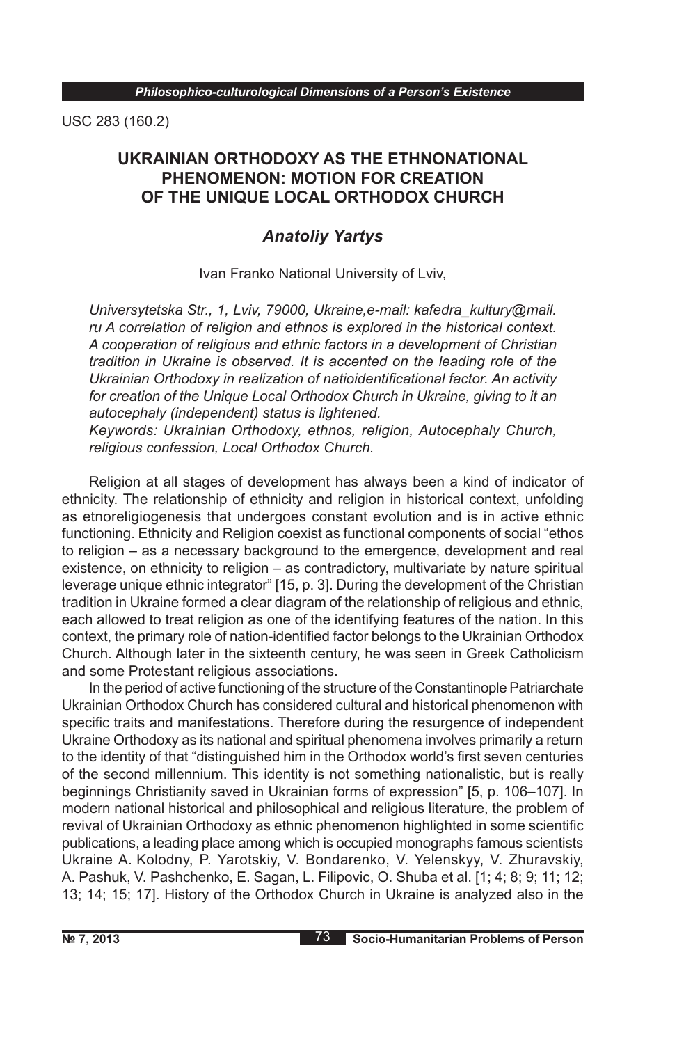USC 283 (160.2)

# UKRAINIAN ORTHODOXY AS THE ETHNONATIONAL PHENOMENON: MOTION FOR CREATION OF THE UNIQUE LOCAL ORTHODOX CHURCH

## *Anatoliy Yartys*

Ivan Franko National University of Lviv,

*Universytetska Str., 1, Lviv, 79000, Ukraine,e-mail: kafedra_kultury@mail.ru A correlation of religion and ethnos is explored in the historical context. A cooperation of religious and ethnic factors in a development of Christian tradition in Ukraine is observed. It is accented on the leading role of the Ukrainian Orthodoxy in realization of natioidentificational factor. An activity for creation of the Unique Local Orthodox Church in Ukraine, giving to it an autocephaly (independent) status is lightened.*

*Keywords: Ukrainian Orthodoxy, ethnos, religion, Autocephaly Church, religious confession, Local Orthodox Church.*

Religion at all stages of development has always been a kind of indicator of ethnicity. The relationship of ethnicity and religion in historical context, unfolding as etnoreligiogenesis that undergoes constant evolution and is in active ethnic functioning. Ethnicity and Religion coexist as functional components of social "ethos to religion – as a necessary background to the emergence, development and real existence, on ethnicity to religion – as contradictory, multivariate by nature spiritual leverage unique ethnic integrator" [15, p. 3]. During the development of the Christian tradition in Ukraine formed a clear diagram of the relationship of religious and ethnic, each allowed to treat religion as one of the identifying features of the nation. In this context, the primary role of nation-identified factor belongs to the Ukrainian Orthodox Church. Although later in the sixteenth century, he was seen in Greek Catholicism and some Protestant religious associations.

In the period of active functioning of the structure of the Constantinople Patriarchate Ukrainian Orthodox Church has considered cultural and historical phenomenon with specific traits and manifestations. Therefore during the resurgence of independent Ukraine Orthodoxy as its national and spiritual phenomena involves primarily a return to the identity of that "distinguished him in the Orthodox world's first seven centuries of the second millennium. This identity is not something nationalistic, but is really beginnings Christianity saved in Ukrainian forms of expression" [5, p. 106–107]. In modern national historical and philosophical and religious literature, the problem of revival of Ukrainian Orthodoxy as ethnic phenomenon highlighted in some scientific publications, a leading place among which is occupied monographs famous scientists Ukraine A. Kolodny, P. Yarotskiy, V. Bondarenko, V. Yelenskyy, V. Zhuravskiy, A. Pashuk, V. Pashchenko, E. Sagan, L. Filipovic, O. Shuba et al. [1; 4; 8; 9; 11; 12; 13; 14; 15; 17]. History of the Orthodox Church in Ukraine is analyzed also in the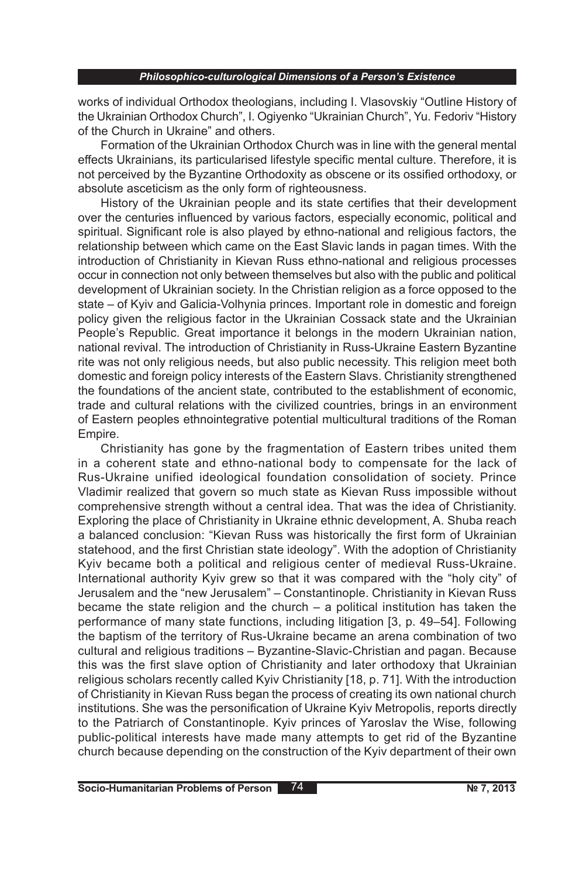works of individual Orthodox theologians, including I. Vlasovskiy "Outline History of the Ukrainian Orthodox Church", I. Ogiyenko "Ukrainian Church", Yu. Fedoriv "History of the Church in Ukraine" and others.

Formation of the Ukrainian Orthodox Church was in line with the general mental effects Ukrainians, its particularised lifestyle specific mental culture. Therefore, it is not perceived by the Byzantine Orthodoxity as obscene or its ossified orthodoxy, or absolute asceticism as the only form of righteousness.

History of the Ukrainian people and its state certifies that their development over the centuries influenced by various factors, especially economic, political and spiritual. Significant role is also played by ethno-national and religious factors, the relationship between which came on the East Slavic lands in pagan times. With the introduction of Christianity in Kievan Russ ethno-national and religious processes occur in connection not only between themselves but also with the public and political development of Ukrainian society. In the Christian religion as a force opposed to the state – of Kyiv and Galicia-Volhynia princes. Important role in domestic and foreign policy given the religious factor in the Ukrainian Cossack state and the Ukrainian People's Republic. Great importance it belongs in the modern Ukrainian nation, national revival. The introduction of Christianity in Russ-Ukraine Eastern Byzantine rite was not only religious needs, but also public necessity. This religion meet both domestic and foreign policy interests of the Eastern Slavs. Christianity strengthened the foundations of the ancient state, contributed to the establishment of economic, trade and cultural relations with the civilized countries, brings in an environment of Eastern peoples ethnointegrative potential multicultural traditions of the Roman Empire.

Christianity has gone by the fragmentation of Eastern tribes united them in a coherent state and ethno-national body to compensate for the lack of Rus-Ukraine unified ideological foundation consolidation of society. Prince Vladimir realized that govern so much state as Kievan Russ impossible without comprehensive strength without a central idea. That was the idea of Christianity. Exploring the place of Christianity in Ukraine ethnic development, A. Shuba reach a balanced conclusion: "Kievan Russ was historically the first form of Ukrainian statehood, and the first Christian state ideology". With the adoption of Christianity Kyiv became both a political and religious center of medieval Russ-Ukraine. International authority Kyiv grew so that it was compared with the "holy city" of Jerusalem and the "new Jerusalem" – Constantinople. Christianity in Kievan Russ became the state religion and the church – a political institution has taken the performance of many state functions, including litigation [3, p. 49–54]. Following the baptism of the territory of Rus-Ukraine became an arena combination of two cultural and religious traditions – Byzantine-Slavic-Christian and pagan. Because this was the first slave option of Christianity and later orthodoxy that Ukrainian religious scholars recently called Kyiv Christianity [18, p. 71]. With the introduction of Christianity in Kievan Russ began the process of creating its own national church institutions. She was the personification of Ukraine Kyiv Metropolis, reports directly to the Patriarch of Constantinople. Kyiv princes of Yaroslav the Wise, following public-political interests have made many attempts to get rid of the Byzantine church because depending on the construction of the Kyiv department of their own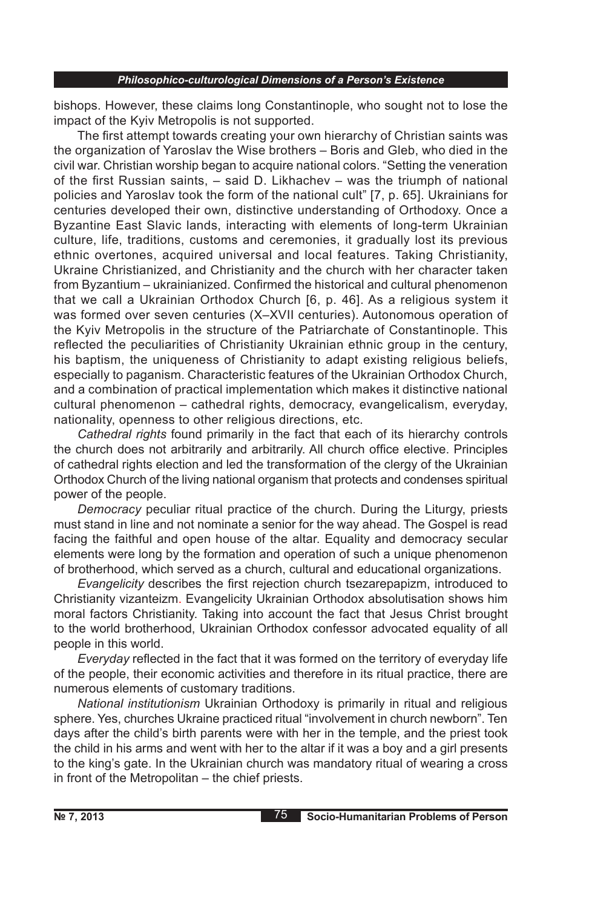bishops. However, these claims long Constantinople, who sought not to lose the impact of the Kyiv Metropolis is not supported.

The first attempt towards creating your own hierarchy of Christian saints was the organization of Yaroslav the Wise brothers – Boris and Gleb, who died in the civil war. Christian worship began to acquire national colors. "Setting the veneration of the first Russian saints, – said D. Likhachev – was the triumph of national policies and Yaroslav took the form of the national cult" [7, p. 65]. Ukrainians for centuries developed their own, distinctive understanding of Orthodoxy. Once a Byzantine East Slavic lands, interacting with elements of long-term Ukrainian culture, life, traditions, customs and ceremonies, it gradually lost its previous ethnic overtones, acquired universal and local features. Taking Christianity, Ukraine Christianized, and Christianity and the church with her character taken from Byzantium – ukrainianized. Confirmed the historical and cultural phenomenon that we call a Ukrainian Orthodox Church [6, p. 46]. As a religious system it was formed over seven centuries (X–XVII centuries). Autonomous operation of the Kyiv Metropolis in the structure of the Patriarchate of Constantinople. This reflected the peculiarities of Christianity Ukrainian ethnic group in the century, his baptism, the uniqueness of Christianity to adapt existing religious beliefs, especially to paganism. Characteristic features of the Ukrainian Orthodox Church, and a combination of practical implementation which makes it distinctive national cultural phenomenon – cathedral rights, democracy, evangelicalism, everyday, nationality, openness to other religious directions, etc.

*Cathedral rights* found primarily in the fact that each of its hierarchy controls the church does not arbitrarily and arbitrarily. All church office elective. Principles of cathedral rights election and led the transformation of the clergy of the Ukrainian Orthodox Church of the living national organism that protects and condenses spiritual power of the people.

*Democracy* peculiar ritual practice of the church. During the Liturgy, priests must stand in line and not nominate a senior for the way ahead. The Gospel is read facing the faithful and open house of the altar. Equality and democracy secular elements were long by the formation and operation of such a unique phenomenon of brotherhood, which served as a church, cultural and educational organizations.

*Evangelicity* describes the first rejection church tsezarepapizm, introduced to Christianity vizanteizm. Evangelicity Ukrainian Orthodox absolutisation shows him moral factors Christianity. Taking into account the fact that Jesus Christ brought to the world brotherhood, Ukrainian Orthodox confessor advocated equality of all people in this world.

*Everyday* reflected in the fact that it was formed on the territory of everyday life of the people, their economic activities and therefore in its ritual practice, there are numerous elements of customary traditions.

*National institutionism* Ukrainian Orthodoxy is primarily in ritual and religious sphere. Yes, churches Ukraine practiced ritual "involvement in church newborn". Ten days after the child's birth parents were with her in the temple, and the priest took the child in his arms and went with her to the altar if it was a boy and a girl presents to the king's gate. In the Ukrainian church was mandatory ritual of wearing a cross in front of the Metropolitan – the chief priests.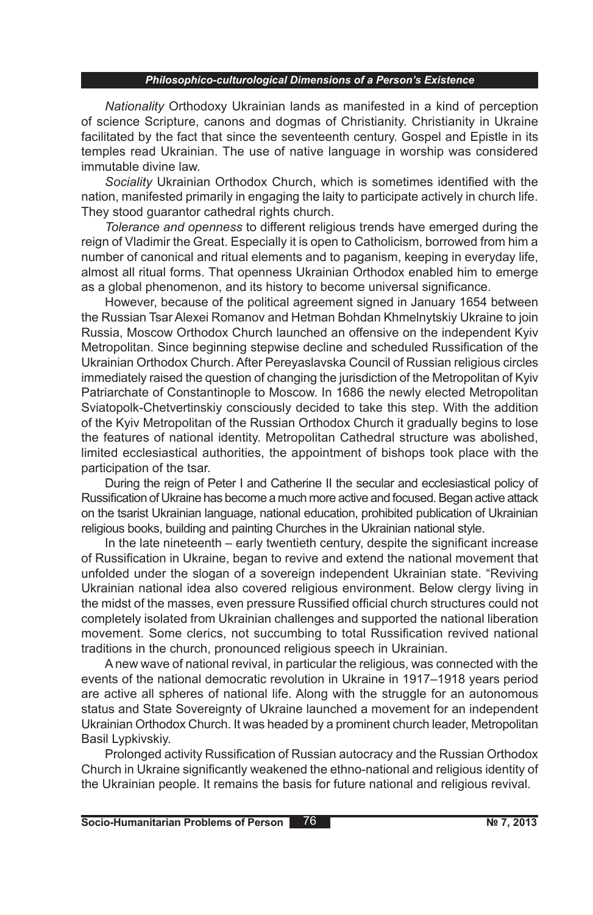*Nationality* Orthodoxy Ukrainian lands as manifested in a kind of perception of science Scripture, canons and dogmas of Christianity. Christianity in Ukraine facilitated by the fact that since the seventeenth century. Gospel and Epistle in its temples read Ukrainian. The use of native language in worship was considered immutable divine law.

*Sociality* Ukrainian Orthodox Church, which is sometimes identified with the nation, manifested primarily in engaging the laity to participate actively in church life. They stood guarantor cathedral rights church.

*Tolerance and openness* to different religious trends have emerged during the reign of Vladimir the Great. Especially it is open to Catholicism, borrowed from him a number of canonical and ritual elements and to paganism, keeping in everyday life, almost all ritual forms. That openness Ukrainian Orthodox enabled him to emerge as a global phenomenon, and its history to become universal significance.

However, because of the political agreement signed in January 1654 between the Russian Tsar Alexei Romanov and Hetman Bohdan Khmelnytskiy Ukraine to join Russia, Moscow Orthodox Church launched an offensive on the independent Kyiv Metropolitan. Since beginning stepwise decline and scheduled Russification of the Ukrainian Orthodox Church. After Pereyaslavska Council of Russian religious circles immediately raised the question of changing the jurisdiction of the Metropolitan of Kyiv Patriarchate of Constantinople to Moscow. In 1686 the newly elected Metropolitan Sviatopolk-Chetvertinskiy consciously decided to take this step. With the addition of the Kyiv Metropolitan of the Russian Orthodox Church it gradually begins to lose the features of national identity. Metropolitan Cathedral structure was abolished, limited ecclesiastical authorities, the appointment of bishops took place with the participation of the tsar.

During the reign of Peter I and Catherine II the secular and ecclesiastical policy of Russification of Ukraine has become a much more active and focused. Began active attack on the tsarist Ukrainian language, national education, prohibited publication of Ukrainian religious books, building and painting Churches in the Ukrainian national style.

In the late nineteenth – early twentieth century, despite the significant increase of Russification in Ukraine, began to revive and extend the national movement that unfolded under the slogan of a sovereign independent Ukrainian state. "Reviving Ukrainian national idea also covered religious environment. Below clergy living in the midst of the masses, even pressure Russified official church structures could not completely isolated from Ukrainian challenges and supported the national liberation movement. Some clerics, not succumbing to total Russification revived national traditions in the church, pronounced religious speech in Ukrainian.

A new wave of national revival, in particular the religious, was connected with the events of the national democratic revolution in Ukraine in 1917–1918 years period are active all spheres of national life. Along with the struggle for an autonomous status and State Sovereignty of Ukraine launched a movement for an independent Ukrainian Orthodox Church. It was headed by a prominent church leader, Metropolitan Basil Lypkivskiy.

Prolonged activity Russification of Russian autocracy and the Russian Orthodox Church in Ukraine significantly weakened the ethno-national and religious identity of the Ukrainian people. It remains the basis for future national and religious revival.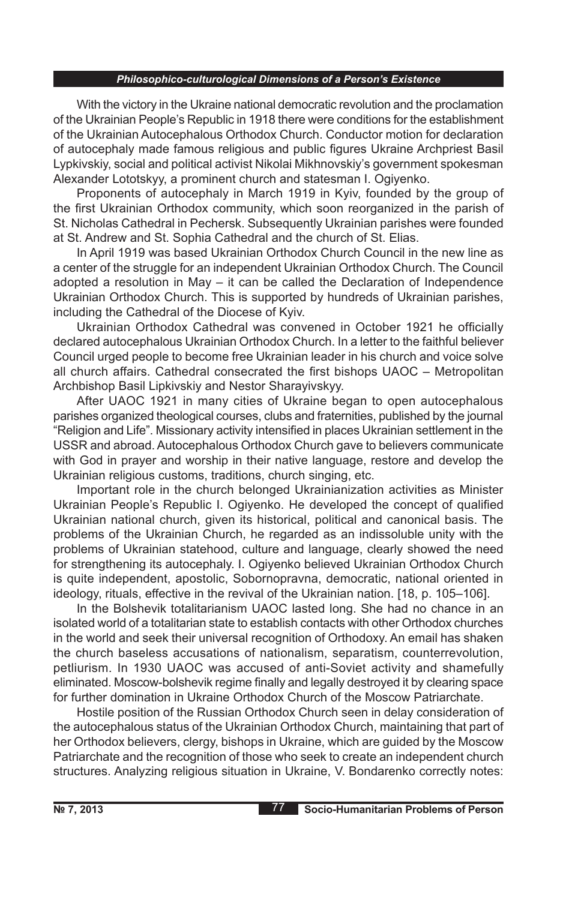With the victory in the Ukraine national democratic revolution and the proclamation of the Ukrainian People's Republic in 1918 there were conditions for the establishment of the Ukrainian Autocephalous Orthodox Church. Conductor motion for declaration of autocephaly made famous religious and public figures Ukraine Archpriest Basil Lypkivskiy, social and political activist Nikolai Mikhnovskiy's government spokesman Alexander Lototskyy, a prominent church and statesman I. Ogiyenko.

Proponents of autocephaly in March 1919 in Kyiv, founded by the group of the first Ukrainian Orthodox community, which soon reorganized in the parish of St. Nicholas Cathedral in Pechersk. Subsequently Ukrainian parishes were founded at St. Andrew and St. Sophia Cathedral and the church of St. Elias.

In April 1919 was based Ukrainian Orthodox Church Council in the new line as a center of the struggle for an independent Ukrainian Orthodox Church. The Council adopted a resolution in May – it can be called the Declaration of Independence Ukrainian Orthodox Church. This is supported by hundreds of Ukrainian parishes, including the Cathedral of the Diocese of Kyiv.

Ukrainian Orthodox Cathedral was convened in October 1921 he officially declared autocephalous Ukrainian Orthodox Church. In a letter to the faithful believer Council urged people to become free Ukrainian leader in his church and voice solve all church affairs. Cathedral consecrated the first bishops UAOC – Metropolitan Archbishop Basil Lipkivskiy and Nestor Sharayivskyy.

After UAOC 1921 in many cities of Ukraine began to open autocephalous parishes organized theological courses, clubs and fraternities, published by the journal "Religion and Life". Missionary activity intensified in places Ukrainian settlement in the USSR and abroad. Autocephalous Orthodox Church gave to believers communicate with God in prayer and worship in their native language, restore and develop the Ukrainian religious customs, traditions, church singing, etc.

Important role in the church belonged Ukrainianization activities as Minister Ukrainian People's Republic I. Ogiyenko. He developed the concept of qualified Ukrainian national church, given its historical, political and canonical basis. The problems of the Ukrainian Church, he regarded as an indissoluble unity with the problems of Ukrainian statehood, culture and language, clearly showed the need for strengthening its autocephaly. I. Ogiyenko believed Ukrainian Orthodox Church is quite independent, apostolic, Sobornopravna, democratic, national oriented in ideology, rituals, effective in the revival of the Ukrainian nation. [18, p. 105–106].

In the Bolshevik totalitarianism UAOC lasted long. She had no chance in an isolated world of a totalitarian state to establish contacts with other Orthodox churches in the world and seek their universal recognition of Orthodoxy. An email has shaken the church baseless accusations of nationalism, separatism, counterrevolution, petliurism. In 1930 UAOC was accused of anti-Soviet activity and shamefully eliminated. Moscow-bolshevik regime finally and legally destroyed it by clearing space for further domination in Ukraine Orthodox Church of the Moscow Patriarchate.

Hostile position of the Russian Orthodox Church seen in delay consideration of the autocephalous status of the Ukrainian Orthodox Church, maintaining that part of her Orthodox believers, clergy, bishops in Ukraine, which are guided by the Moscow Patriarchate and the recognition of those who seek to create an independent church structures. Analyzing religious situation in Ukraine, V. Bondarenko correctly notes: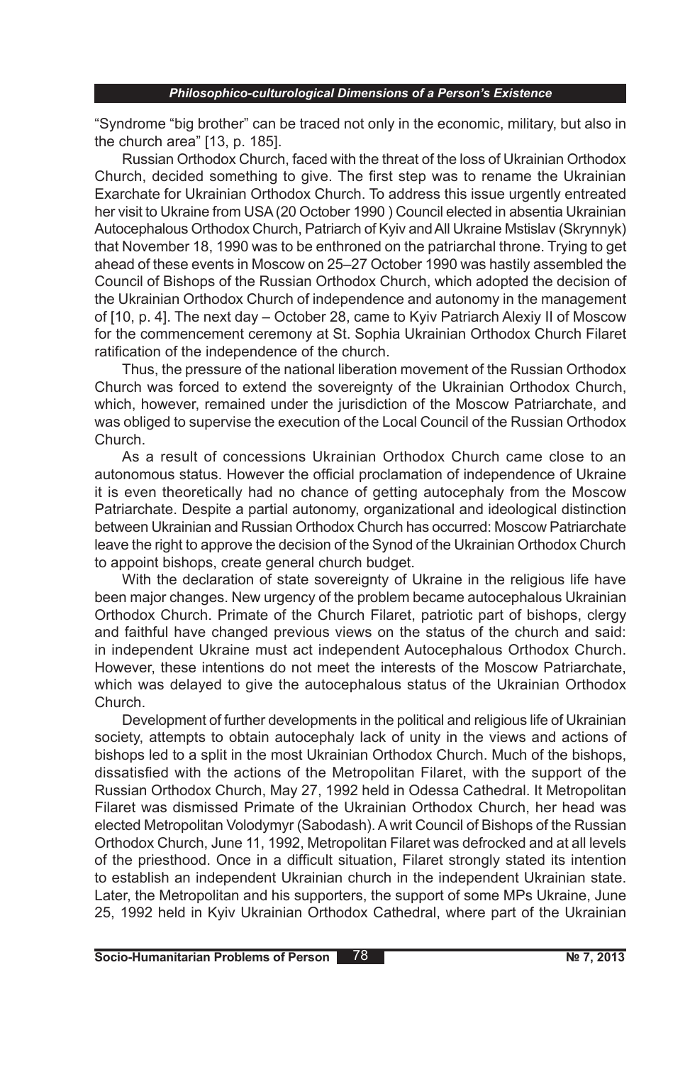“Syndrome “big brother” can be traced not only in the economic, military, but also in the church area” [13, p. 185].

Russian Orthodox Church, faced with the threat of the loss of Ukrainian Orthodox Church, decided something to give. The first step was to rename the Ukrainian Exarchate for Ukrainian Orthodox Church. To address this issue urgently entreated her visit to Ukraine from USA (20 October 1990 ) Council elected in absentia Ukrainian Autocephalous Orthodox Church, Patriarch of Kyiv and All Ukraine Mstislav (Skrynnyk) that November 18, 1990 was to be enthroned on the patriarchal throne. Trying to get ahead of these events in Moscow on 25–27 October 1990 was hastily assembled the Council of Bishops of the Russian Orthodox Church, which adopted the decision of the Ukrainian Orthodox Church of independence and autonomy in the management of [10, p. 4]. The next day – October 28, came to Kyiv Patriarch Alexiy II of Moscow for the commencement ceremony at St. Sophia Ukrainian Orthodox Church Filaret ratification of the independence of the church.

Thus, the pressure of the national liberation movement of the Russian Orthodox Church was forced to extend the sovereignty of the Ukrainian Orthodox Church, which, however, remained under the jurisdiction of the Moscow Patriarchate, and was obliged to supervise the execution of the Local Council of the Russian Orthodox Church.

As a result of concessions Ukrainian Orthodox Church came close to an autonomous status. However the official proclamation of independence of Ukraine it is even theoretically had no chance of getting autocephaly from the Moscow Patriarchate. Despite a partial autonomy, organizational and ideological distinction between Ukrainian and Russian Orthodox Church has occurred: Moscow Patriarchate leave the right to approve the decision of the Synod of the Ukrainian Orthodox Church to appoint bishops, create general church budget.

With the declaration of state sovereignty of Ukraine in the religious life have been major changes. New urgency of the problem became autocephalous Ukrainian Orthodox Church. Primate of the Church Filaret, patriotic part of bishops, clergy and faithful have changed previous views on the status of the church and said: in independent Ukraine must act independent Autocephalous Orthodox Church. However, these intentions do not meet the interests of the Moscow Patriarchate, which was delayed to give the autocephalous status of the Ukrainian Orthodox Church.

Development of further developments in the political and religious life of Ukrainian society, attempts to obtain autocephaly lack of unity in the views and actions of bishops led to a split in the most Ukrainian Orthodox Church. Much of the bishops, dissatisfied with the actions of the Metropolitan Filaret, with the support of the Russian Orthodox Church, May 27, 1992 held in Odessa Cathedral. It Metropolitan Filaret was dismissed Primate of the Ukrainian Orthodox Church, her head was elected Metropolitan Volodymyr (Sabodash). A writ Council of Bishops of the Russian Orthodox Church, June 11, 1992, Metropolitan Filaret was defrocked and at all levels of the priesthood. Once in a difficult situation, Filaret strongly stated its intention to establish an independent Ukrainian church in the independent Ukrainian state. Later, the Metropolitan and his supporters, the support of some MPs Ukraine, June 25, 1992 held in Kyiv Ukrainian Orthodox Cathedral, where part of the Ukrainian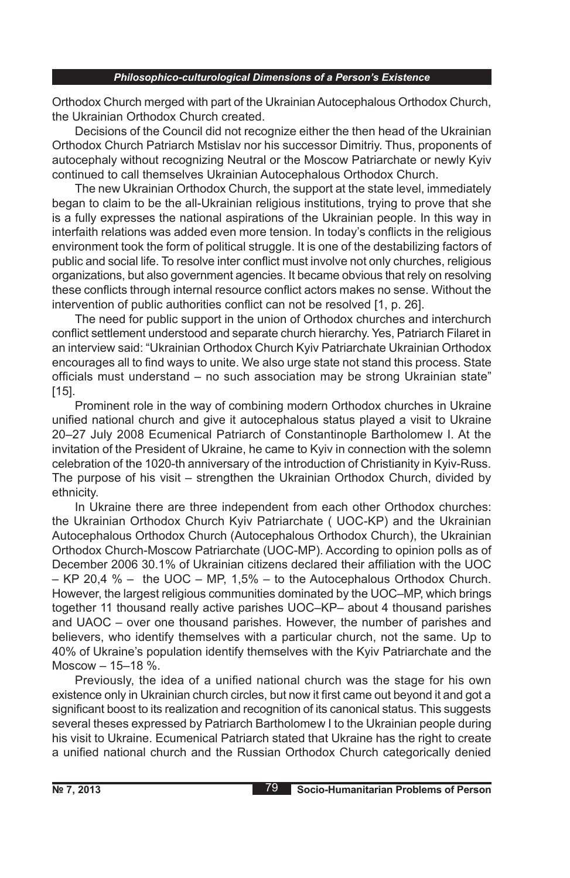Orthodox Church merged with part of the Ukrainian Autocephalous Orthodox Church, the Ukrainian Orthodox Church created.

Decisions of the Council did not recognize either the then head of the Ukrainian Orthodox Church Patriarch Mstislav nor his successor Dimitriy. Thus, proponents of autocephaly without recognizing Neutral or the Moscow Patriarchate or newly Kyiv continued to call themselves Ukrainian Autocephalous Orthodox Church.

The new Ukrainian Orthodox Church, the support at the state level, immediately began to claim to be the all-Ukrainian religious institutions, trying to prove that she is a fully expresses the national aspirations of the Ukrainian people. In this way in interfaith relations was added even more tension. In today's conflicts in the religious environment took the form of political struggle. It is one of the destabilizing factors of public and social life. To resolve inter conflict must involve not only churches, religious organizations, but also government agencies. It became obvious that rely on resolving these conflicts through internal resource conflict actors makes no sense. Without the intervention of public authorities conflict can not be resolved [1, p. 26].

The need for public support in the union of Orthodox churches and interchurch conflict settlement understood and separate church hierarchy. Yes, Patriarch Filaret in an interview said: "Ukrainian Orthodox Church Kyiv Patriarchate Ukrainian Orthodox encourages all to find ways to unite. We also urge state not stand this process. State officials must understand – no such association may be strong Ukrainian state" [15].

Prominent role in the way of combining modern Orthodox churches in Ukraine unified national church and give it autocephalous status played a visit to Ukraine 20–27 July 2008 Ecumenical Patriarch of Constantinople Bartholomew I. At the invitation of the President of Ukraine, he came to Kyiv in connection with the solemn celebration of the 1020-th anniversary of the introduction of Christianity in Kyiv-Russ. The purpose of his visit – strengthen the Ukrainian Orthodox Church, divided by ethnicity.

In Ukraine there are three independent from each other Orthodox churches: the Ukrainian Orthodox Church Kyiv Patriarchate ( UOC-KP) and the Ukrainian Autocephalous Orthodox Church (Autocephalous Orthodox Church), the Ukrainian Orthodox Church-Moscow Patriarchate (UOC-MP). According to opinion polls as of December 2006 30.1% of Ukrainian citizens declared their affiliation with the UOC – KP 20,4 % – the UOC – MP, 1,5% – to the Autocephalous Orthodox Church. However, the largest religious communities dominated by the UOC–MP, which brings together 11 thousand really active parishes UOC–KP– about 4 thousand parishes and UAOC – over one thousand parishes. However, the number of parishes and believers, who identify themselves with a particular church, not the same. Up to 40% of Ukraine's population identify themselves with the Kyiv Patriarchate and the Moscow – 15–18 %.

Previously, the idea of a unified national church was the stage for his own existence only in Ukrainian church circles, but now it first came out beyond it and got a significant boost to its realization and recognition of its canonical status. This suggests several theses expressed by Patriarch Bartholomew I to the Ukrainian people during his visit to Ukraine. Ecumenical Patriarch stated that Ukraine has the right to create a unified national church and the Russian Orthodox Church categorically denied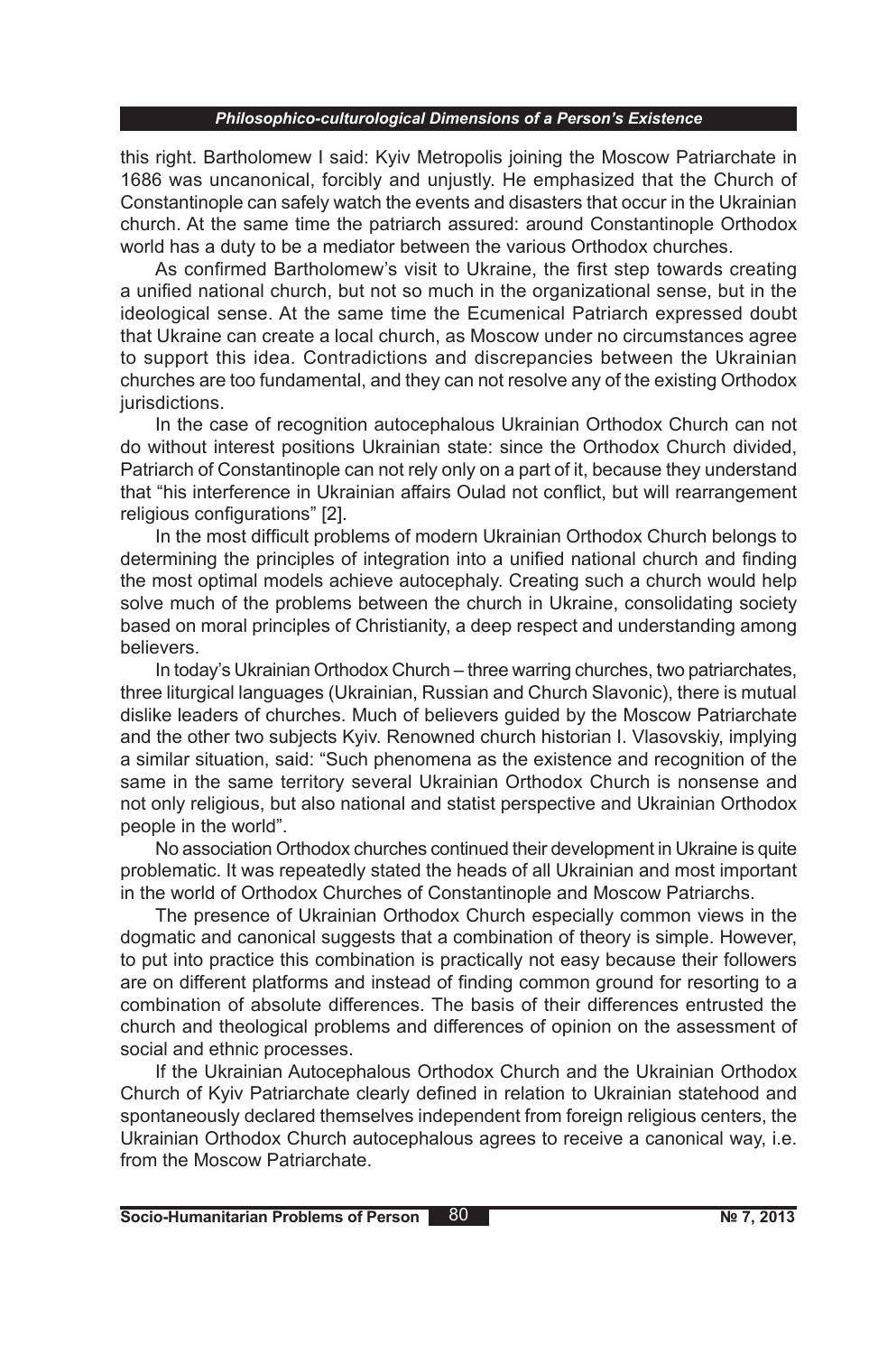this right. Bartholomew I said: Kyiv Metropolis joining the Moscow Patriarchate in 1686 was uncanonical, forcibly and unjustly. He emphasized that the Church of Constantinople can safely watch the events and disasters that occur in the Ukrainian church. At the same time the patriarch assured: around Constantinople Orthodox world has a duty to be a mediator between the various Orthodox churches.

As confirmed Bartholomew's visit to Ukraine, the first step towards creating a unified national church, but not so much in the organizational sense, but in the ideological sense. At the same time the Ecumenical Patriarch expressed doubt that Ukraine can create a local church, as Moscow under no circumstances agree to support this idea. Contradictions and discrepancies between the Ukrainian churches are too fundamental, and they can not resolve any of the existing Orthodox jurisdictions.

In the case of recognition autocephalous Ukrainian Orthodox Church can not do without interest positions Ukrainian state: since the Orthodox Church divided, Patriarch of Constantinople can not rely only on a part of it, because they understand that "his interference in Ukrainian affairs Oulad not conflict, but will rearrangement religious configurations" [2].

In the most difficult problems of modern Ukrainian Orthodox Church belongs to determining the principles of integration into a unified national church and finding the most optimal models achieve autocephaly. Creating such a church would help solve much of the problems between the church in Ukraine, consolidating society based on moral principles of Christianity, a deep respect and understanding among believers.

In today's Ukrainian Orthodox Church – three warring churches, two patriarchates, three liturgical languages (Ukrainian, Russian and Church Slavonic), there is mutual dislike leaders of churches. Much of believers guided by the Moscow Patriarchate and the other two subjects Kyiv. Renowned church historian I. Vlasovskiy, implying a similar situation, said: "Such phenomena as the existence and recognition of the same in the same territory several Ukrainian Orthodox Church is nonsense and not only religious, but also national and statist perspective and Ukrainian Orthodox people in the world".

No association Orthodox churches continued their development in Ukraine is quite problematic. It was repeatedly stated the heads of all Ukrainian and most important in the world of Orthodox Churches of Constantinople and Moscow Patriarchs.

The presence of Ukrainian Orthodox Church especially common views in the dogmatic and canonical suggests that a combination of theory is simple. However, to put into practice this combination is practically not easy because their followers are on different platforms and instead of finding common ground for resorting to a combination of absolute differences. The basis of their differences entrusted the church and theological problems and differences of opinion on the assessment of social and ethnic processes.

If the Ukrainian Autocephalous Orthodox Church and the Ukrainian Orthodox Church of Kyiv Patriarchate clearly defined in relation to Ukrainian statehood and spontaneously declared themselves independent from foreign religious centers, the Ukrainian Orthodox Church autocephalous agrees to receive a canonical way, i.e. from the Moscow Patriarchate.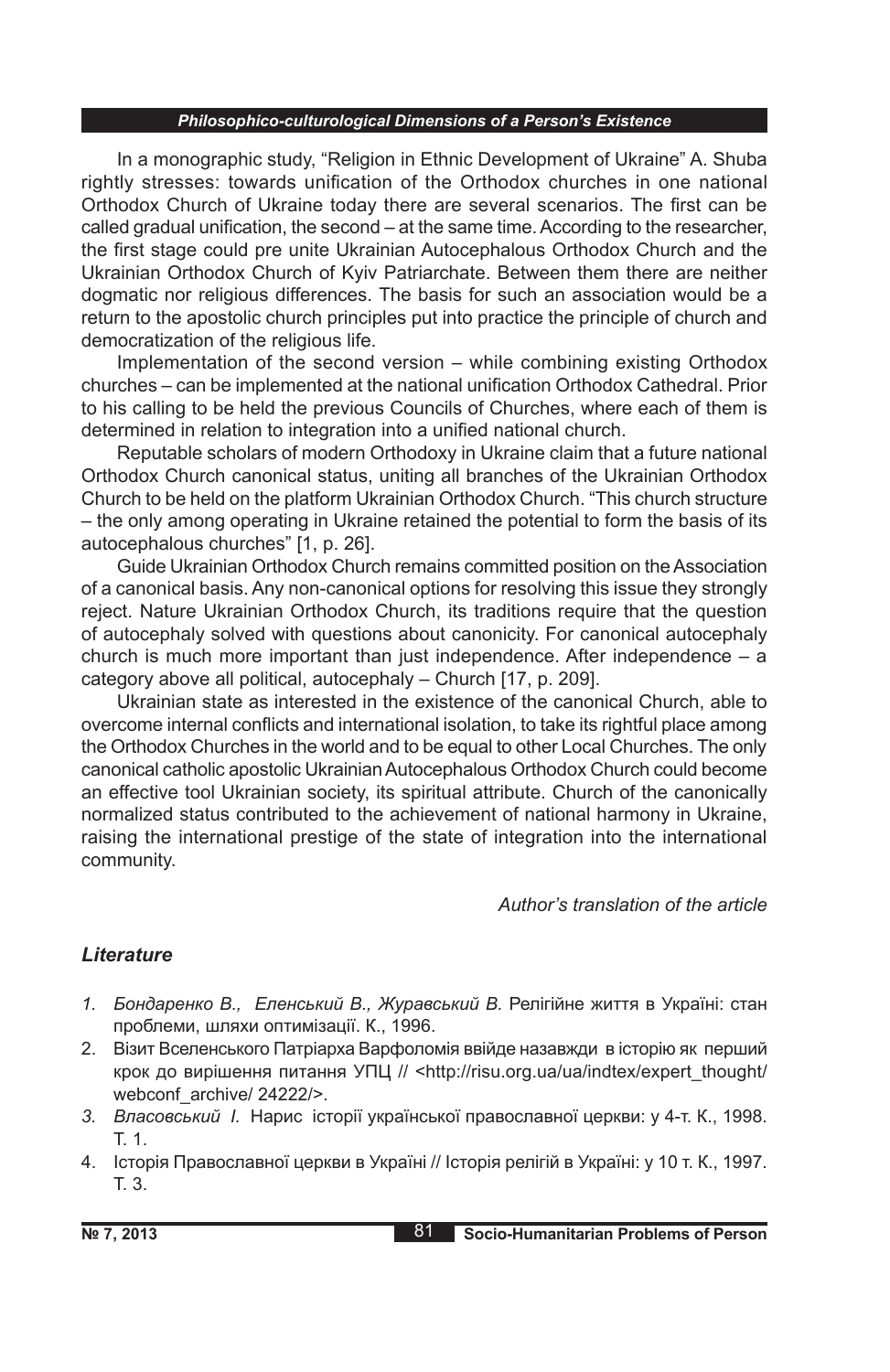In a monographic study, "Religion in Ethnic Development of Ukraine" A. Shuba rightly stresses: towards unification of the Orthodox churches in one national Orthodox Church of Ukraine today there are several scenarios. The first can be called gradual unification, the second – at the same time. According to the researcher, the first stage could pre unite Ukrainian Autocephalous Orthodox Church and the Ukrainian Orthodox Church of Kyiv Patriarchate. Between them there are neither dogmatic nor religious differences. The basis for such an association would be a return to the apostolic church principles put into practice the principle of church and democratization of the religious life.

Implementation of the second version – while combining existing Orthodox churches – can be implemented at the national unification Orthodox Cathedral. Prior to his calling to be held the previous Councils of Churches, where each of them is determined in relation to integration into a unified national church.

Reputable scholars of modern Orthodoxy in Ukraine claim that a future national Orthodox Church canonical status, uniting all branches of the Ukrainian Orthodox Church to be held on the platform Ukrainian Orthodox Church. "This church structure – the only among operating in Ukraine retained the potential to form the basis of its autocephalous churches" [1, p. 26].

Guide Ukrainian Orthodox Church remains committed position on the Association of a canonical basis. Any non-canonical options for resolving this issue they strongly reject. Nature Ukrainian Orthodox Church, its traditions require that the question of autocephaly solved with questions about canonicity. For canonical autocephaly church is much more important than just independence. After independence – a category above all political, autocephaly – Church [17, p. 209].

Ukrainian state as interested in the existence of the canonical Church, able to overcome internal conflicts and international isolation, to take its rightful place among the Orthodox Churches in the world and to be equal to other Local Churches. The only canonical catholic apostolic Ukrainian Autocephalous Orthodox Church could become an effective tool Ukrainian society, its spiritual attribute. Church of the canonically normalized status contributed to the achievement of national harmony in Ukraine, raising the international prestige of the state of integration into the international community.

*Author's translation of the article*

## *Literature*

1. *Бондаренко В., Еленський В., Журавський В.* Релігійне життя в Україні: стан проблеми, шляхи оптимізації. К., 1996.
2. Візит Вселенського Патріарха Варфоломія ввійде назавжди в історію як перший крок до вирішення питання УПЦ // <http://risu.org.ua/ua/indtex/expert_thought/webconf_archive/ 24222/>.
3. *Власовський І.* Нарис історії української православної церкви: у 4-т. К., 1998. Т. 1.
4. Історія Православної церкви в Україні // Історія релігій в Україні: у 10 т. К., 1997. Т. 3.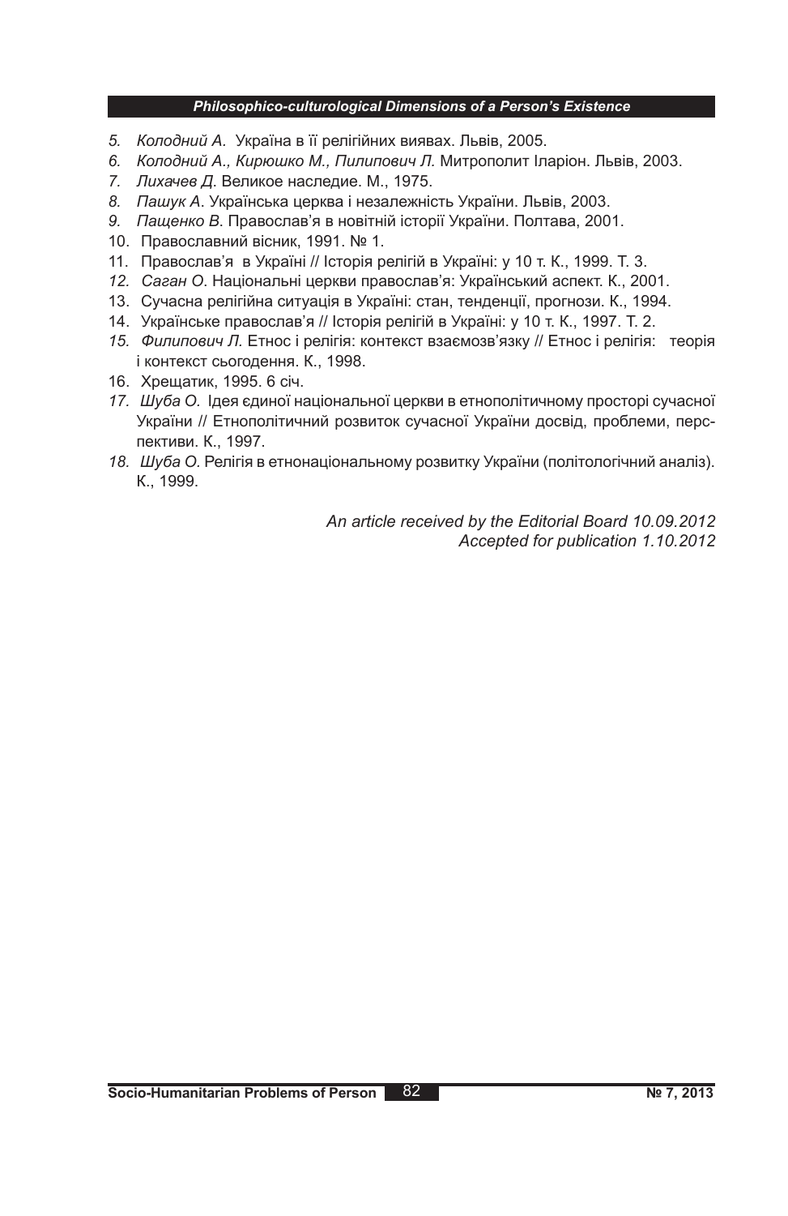5. *Колодний А.* Україна в її релігійних виявах. Львів, 2005.
6. *Колодний А., Кирюшко М., Пилипович Л.* Митрополит Іларіон. Львів, 2003.
7. *Лихачев Д.* Великое наследие. М., 1975.
8. *Пашук А.* Українська церква і незалежність України. Львів, 2003.
9. *Пащенко В.* Православ'я в новітній історії України. Полтава, 2001.
10. Православний вісник, 1991. № 1.
11. Православ'я в Україні // Історія релігій в Україні: у 10 т. К., 1999. Т. 3.
12. *Саган О.* Національні церкви православ'я: Український аспект. К., 2001.
13. Сучасна релігійна ситуація в Україні: стан, тенденції, прогнози. К., 1994.
14. Українське православ'я // Історія релігій в Україні: у 10 т. К., 1997. Т. 2.
15. *Филипович Л.* Етнос і релігія: контекст взаємозв'язку // Етнос і релігія: теорія і контекст сьогодення. К., 1998.
16. Хрещатик, 1995. 6 січ.
17. *Шуба О.* Ідея єдиної національної церкви в етнополітичному просторі сучасної України // Етнополітичний розвиток сучасної України досвід, проблеми, перспективи. К., 1997.
18. *Шуба О.* Релігія в етнонаціональному розвитку України (політологічний аналіз). К., 1999.

*An article received by the Editorial Board 10.09.2012*
*Accepted for publication 1.10.2012*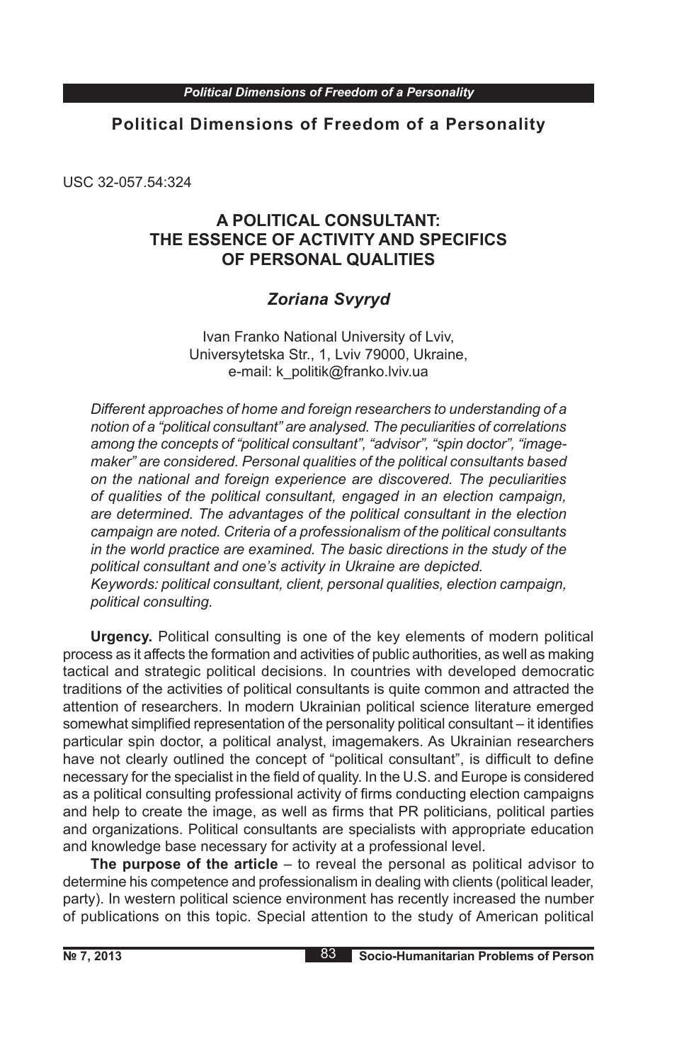## Political Dimensions of Freedom of a Personality

USC 32-057.54:324

# A POLITICAL CONSULTANT: THE ESSENCE OF ACTIVITY AND SPECIFICS OF PERSONAL QUALITIES

### *Zoriana Svyryd*

Ivan Franko National University of Lviv,
Universytetska Str., 1, Lviv 79000, Ukraine,
e-mail: k_politik@franko.lviv.ua

*Different approaches of home and foreign researchers to understanding of a notion of a "political consultant" are analysed. The peculiarities of correlations among the concepts of "political consultant", "advisor", "spin doctor", "image-maker" are considered. Personal qualities of the political consultants based on the national and foreign experience are discovered. The peculiarities of qualities of the political consultant, engaged in an election campaign, are determined. The advantages of the political consultant in the election campaign are noted. Criteria of a professionalism of the political consultants in the world practice are examined. The basic directions in the study of the political consultant and one's activity in Ukraine are depicted.*
*Keywords: political consultant, client, personal qualities, election campaign, political consulting.*

**Urgency.** Political consulting is one of the key elements of modern political process as it affects the formation and activities of public authorities, as well as making tactical and strategic political decisions. In countries with developed democratic traditions of the activities of political consultants is quite common and attracted the attention of researchers. In modern Ukrainian political science literature emerged somewhat simplified representation of the personality political consultant – it identifies particular spin doctor, a political analyst, imagemakers. As Ukrainian researchers have not clearly outlined the concept of "political consultant", is difficult to define necessary for the specialist in the field of quality. In the U.S. and Europe is considered as a political consulting professional activity of firms conducting election campaigns and help to create the image, as well as firms that PR politicians, political parties and organizations. Political consultants are specialists with appropriate education and knowledge base necessary for activity at a professional level.

**The purpose of the article** – to reveal the personal as political advisor to determine his competence and professionalism in dealing with clients (political leader, party). In western political science environment has recently increased the number of publications on this topic. Special attention to the study of American political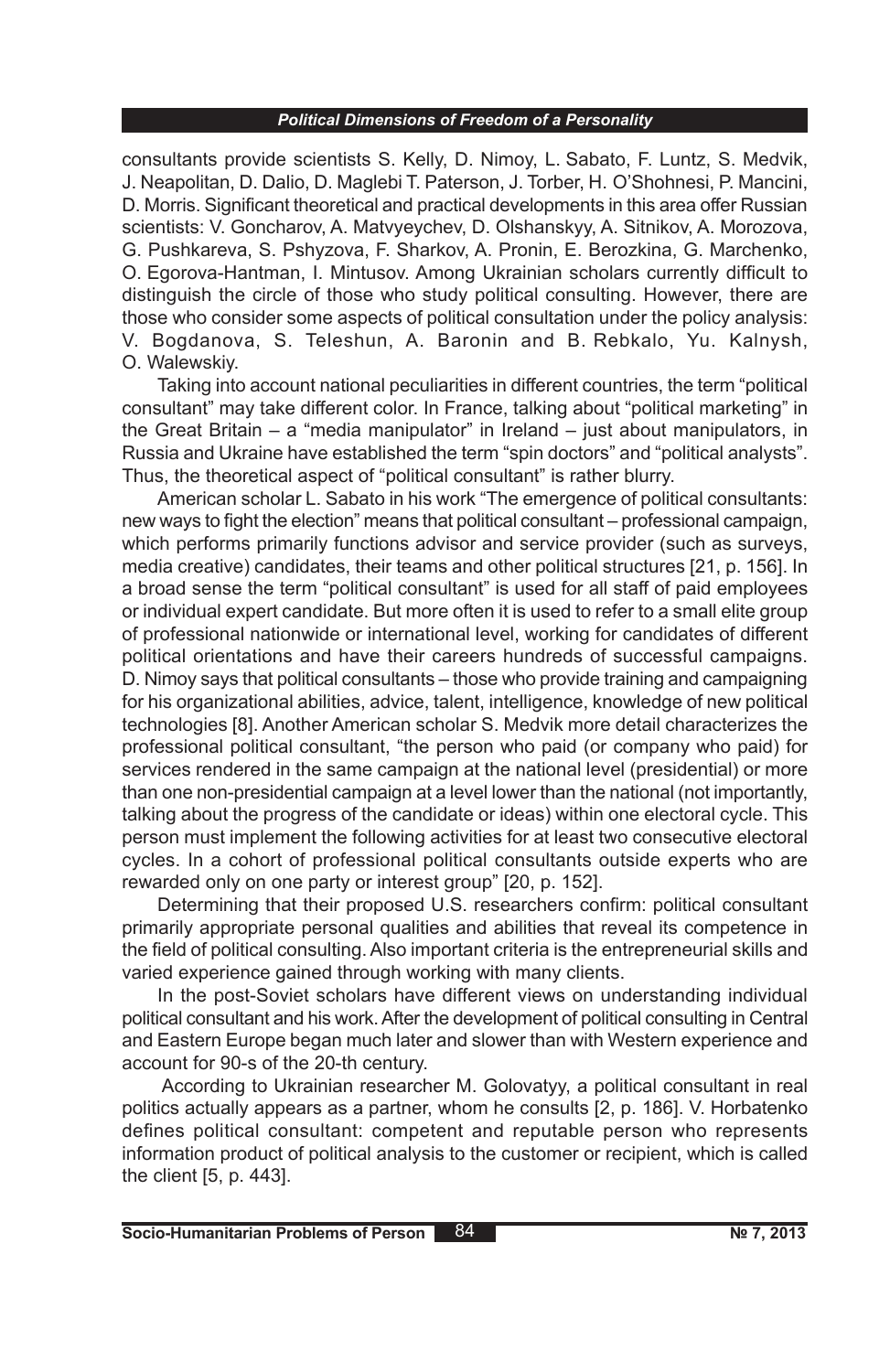consultants provide scientists S. Kelly, D. Nimoy, L. Sabato, F. Luntz, S. Medvik, J. Neapolitan, D. Dalio, D. Maglebi T. Paterson, J. Torber, H. O'Shohnesi, P. Mancini, D. Morris. Significant theoretical and practical developments in this area offer Russian scientists: V. Goncharov, A. Matvyeychev, D. Olshanskyy, A. Sitnikov, A. Morozova, G. Pushkareva, S. Pshyzova, F. Sharkov, A. Pronin, E. Berozkina, G. Marchenko, O. Egorova-Hantman, I. Mintusov. Among Ukrainian scholars currently difficult to distinguish the circle of those who study political consulting. However, there are those who consider some aspects of political consultation under the policy analysis: V. Bogdanova, S. Teleshun, A. Baronin and B. Rebkalo, Yu. Kalnysh, O. Walewskiy.

Taking into account national peculiarities in different countries, the term "political consultant" may take different color. In France, talking about "political marketing" in the Great Britain – a "media manipulator" in Ireland – just about manipulators, in Russia and Ukraine have established the term "spin doctors" and "political analysts". Thus, the theoretical aspect of "political consultant" is rather blurry.

American scholar L. Sabato in his work "The emergence of political consultants: new ways to fight the election" means that political consultant – professional campaign, which performs primarily functions advisor and service provider (such as surveys, media creative) candidates, their teams and other political structures [21, p. 156]. In a broad sense the term "political consultant" is used for all staff of paid employees or individual expert candidate. But more often it is used to refer to a small elite group of professional nationwide or international level, working for candidates of different political orientations and have their careers hundreds of successful campaigns. D. Nimoy says that political consultants – those who provide training and campaigning for his organizational abilities, advice, talent, intelligence, knowledge of new political technologies [8]. Another American scholar S. Medvik more detail characterizes the professional political consultant, "the person who paid (or company who paid) for services rendered in the same campaign at the national level (presidential) or more than one non-presidential campaign at a level lower than the national (not importantly, talking about the progress of the candidate or ideas) within one electoral cycle. This person must implement the following activities for at least two consecutive electoral cycles. In a cohort of professional political consultants outside experts who are rewarded only on one party or interest group" [20, p. 152].

Determining that their proposed U.S. researchers confirm: political consultant primarily appropriate personal qualities and abilities that reveal its competence in the field of political consulting. Also important criteria is the entrepreneurial skills and varied experience gained through working with many clients.

In the post-Soviet scholars have different views on understanding individual political consultant and his work. After the development of political consulting in Central and Eastern Europe began much later and slower than with Western experience and account for 90-s of the 20-th century.

According to Ukrainian researcher M. Golovatyy, a political consultant in real politics actually appears as a partner, whom he consults [2, p. 186]. V. Horbatenko defines political consultant: competent and reputable person who represents information product of political analysis to the customer or recipient, which is called the client [5, p. 443].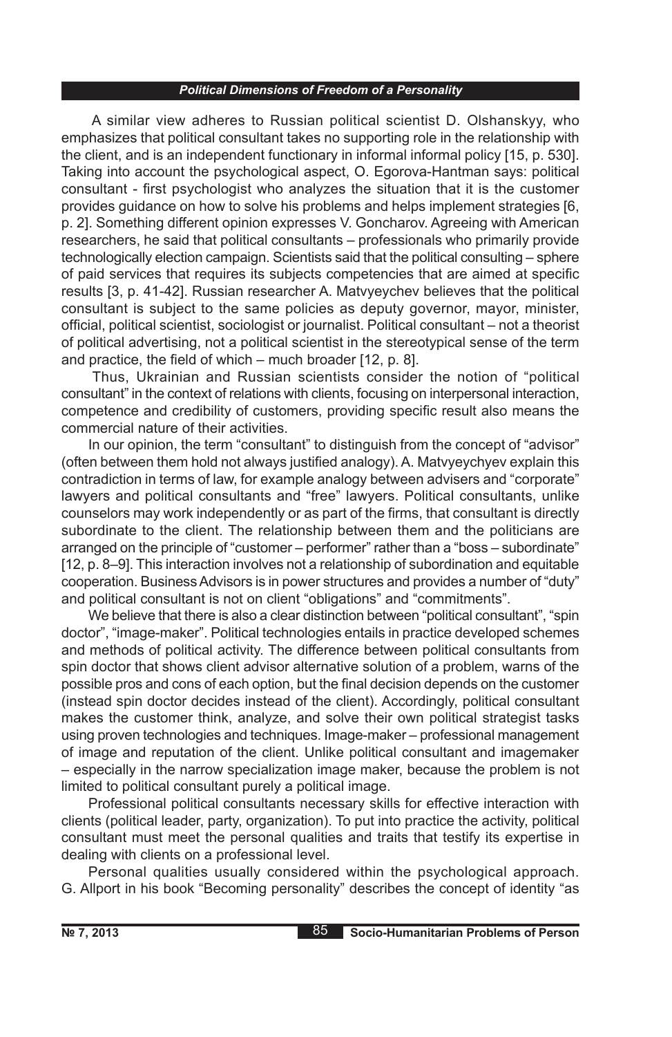A similar view adheres to Russian political scientist D. Olshanskyy, who emphasizes that political consultant takes no supporting role in the relationship with the client, and is an independent functionary in informal informal policy [15, p. 530]. Taking into account the psychological aspect, O. Egorova-Hantman says: political consultant - first psychologist who analyzes the situation that it is the customer provides guidance on how to solve his problems and helps implement strategies [6, p. 2]. Something different opinion expresses V. Goncharov. Agreeing with American researchers, he said that political consultants – professionals who primarily provide technologically election campaign. Scientists said that the political consulting – sphere of paid services that requires its subjects competencies that are aimed at specific results [3, p. 41-42]. Russian researcher A. Matvyeychev believes that the political consultant is subject to the same policies as deputy governor, mayor, minister, official, political scientist, sociologist or journalist. Political consultant – not a theorist of political advertising, not a political scientist in the stereotypical sense of the term and practice, the field of which – much broader [12, p. 8].

Thus, Ukrainian and Russian scientists consider the notion of "political consultant" in the context of relations with clients, focusing on interpersonal interaction, competence and credibility of customers, providing specific result also means the commercial nature of their activities.

In our opinion, the term "consultant" to distinguish from the concept of "advisor" (often between them hold not always justified analogy). A. Matvyeychyev explain this contradiction in terms of law, for example analogy between advisers and "corporate" lawyers and political consultants and "free" lawyers. Political consultants, unlike counselors may work independently or as part of the firms, that consultant is directly subordinate to the client. The relationship between them and the politicians are arranged on the principle of "customer – performer" rather than a "boss – subordinate" [12, p. 8–9]. This interaction involves not a relationship of subordination and equitable cooperation. Business Advisors is in power structures and provides a number of "duty" and political consultant is not on client "obligations" and "commitments".

We believe that there is also a clear distinction between "political consultant", "spin doctor", "image-maker". Political technologies entails in practice developed schemes and methods of political activity. The difference between political consultants from spin doctor that shows client advisor alternative solution of a problem, warns of the possible pros and cons of each option, but the final decision depends on the customer (instead spin doctor decides instead of the client). Accordingly, political consultant makes the customer think, analyze, and solve their own political strategist tasks using proven technologies and techniques. Image-maker – professional management of image and reputation of the client. Unlike political consultant and imagemaker – especially in the narrow specialization image maker, because the problem is not limited to political consultant purely a political image.

Professional political consultants necessary skills for effective interaction with clients (political leader, party, organization). To put into practice the activity, political consultant must meet the personal qualities and traits that testify its expertise in dealing with clients on a professional level.

Personal qualities usually considered within the psychological approach. G. Allport in his book "Becoming personality" describes the concept of identity "as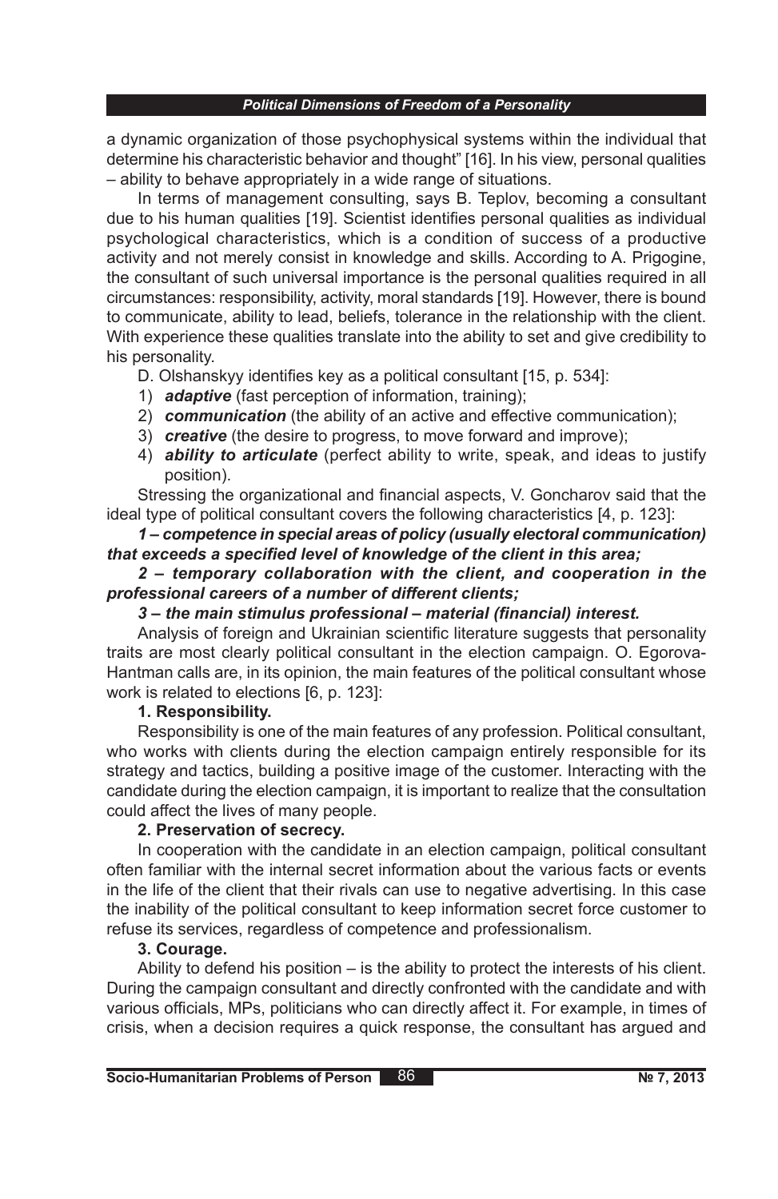a dynamic organization of those psychophysical systems within the individual that determine his characteristic behavior and thought" [16]. In his view, personal qualities – ability to behave appropriately in a wide range of situations.

In terms of management consulting, says B. Teplov, becoming a consultant due to his human qualities [19]. Scientist identifies personal qualities as individual psychological characteristics, which is a condition of success of a productive activity and not merely consist in knowledge and skills. According to A. Prigogine, the consultant of such universal importance is the personal qualities required in all circumstances: responsibility, activity, moral standards [19]. However, there is bound to communicate, ability to lead, beliefs, tolerance in the relationship with the client. With experience these qualities translate into the ability to set and give credibility to his personality.

D. Olshanskyy identifies key as a political consultant [15, p. 534]:

1) ***adaptive*** (fast perception of information, training);
2) ***communication*** (the ability of an active and effective communication);
3) ***creative*** (the desire to progress, to move forward and improve);
4) ***ability to articulate*** (perfect ability to write, speak, and ideas to justify position).

Stressing the organizational and financial aspects, V. Goncharov said that the ideal type of political consultant covers the following characteristics [4, p. 123]:

***1 – competence in special areas of policy (usually electoral communication) that exceeds a specified level of knowledge of the client in this area;***

***2 – temporary collaboration with the client, and cooperation in the professional careers of a number of different clients;***

***3 – the main stimulus professional – material (financial) interest.***

Analysis of foreign and Ukrainian scientific literature suggests that personality traits are most clearly political consultant in the election campaign. O. Egorova-Hantman calls are, in its opinion, the main features of the political consultant whose work is related to elections [6, p. 123]:

**1. Responsibility.**

Responsibility is one of the main features of any profession. Political consultant, who works with clients during the election campaign entirely responsible for its strategy and tactics, building a positive image of the customer. Interacting with the candidate during the election campaign, it is important to realize that the consultation could affect the lives of many people.

**2. Preservation of secrecy.**

In cooperation with the candidate in an election campaign, political consultant often familiar with the internal secret information about the various facts or events in the life of the client that their rivals can use to negative advertising. In this case the inability of the political consultant to keep information secret force customer to refuse its services, regardless of competence and professionalism.

**3. Courage.**

Ability to defend his position – is the ability to protect the interests of his client. During the campaign consultant and directly confronted with the candidate and with various officials, MPs, politicians who can directly affect it. For example, in times of crisis, when a decision requires a quick response, the consultant has argued and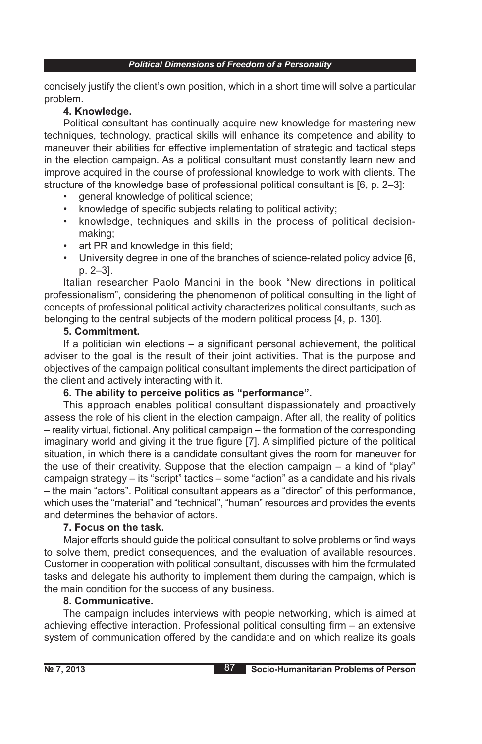concisely justify the client's own position, which in a short time will solve a particular problem.

**4. Knowledge.**

Political consultant has continually acquire new knowledge for mastering new techniques, technology, practical skills will enhance its competence and ability to maneuver their abilities for effective implementation of strategic and tactical steps in the election campaign. As a political consultant must constantly learn new and improve acquired in the course of professional knowledge to work with clients. The structure of the knowledge base of professional political consultant is [6, p. 2–3]:

- general knowledge of political science;
- knowledge of specific subjects relating to political activity;
- knowledge, techniques and skills in the process of political decision-making;
- art PR and knowledge in this field;
- University degree in one of the branches of science-related policy advice [6, p. 2–3].

Italian researcher Paolo Mancini in the book "New directions in political professionalism", considering the phenomenon of political consulting in the light of concepts of professional political activity characterizes political consultants, such as belonging to the central subjects of the modern political process [4, p. 130].

**5. Commitment.**

If a politician win elections – a significant personal achievement, the political adviser to the goal is the result of their joint activities. That is the purpose and objectives of the campaign political consultant implements the direct participation of the client and actively interacting with it.

**6. The ability to perceive politics as "performance".**

This approach enables political consultant dispassionately and proactively assess the role of his client in the election campaign. After all, the reality of politics – reality virtual, fictional. Any political campaign – the formation of the corresponding imaginary world and giving it the true figure [7]. A simplified picture of the political situation, in which there is a candidate consultant gives the room for maneuver for the use of their creativity. Suppose that the election campaign – a kind of "play" campaign strategy – its "script" tactics – some "action" as a candidate and his rivals – the main "actors". Political consultant appears as a "director" of this performance, which uses the "material" and "technical", "human" resources and provides the events and determines the behavior of actors.

**7. Focus on the task.**

Major efforts should guide the political consultant to solve problems or find ways to solve them, predict consequences, and the evaluation of available resources. Customer in cooperation with political consultant, discusses with him the formulated tasks and delegate his authority to implement them during the campaign, which is the main condition for the success of any business.

**8. Communicative.**

The campaign includes interviews with people networking, which is aimed at achieving effective interaction. Professional political consulting firm – an extensive system of communication offered by the candidate and on which realize its goals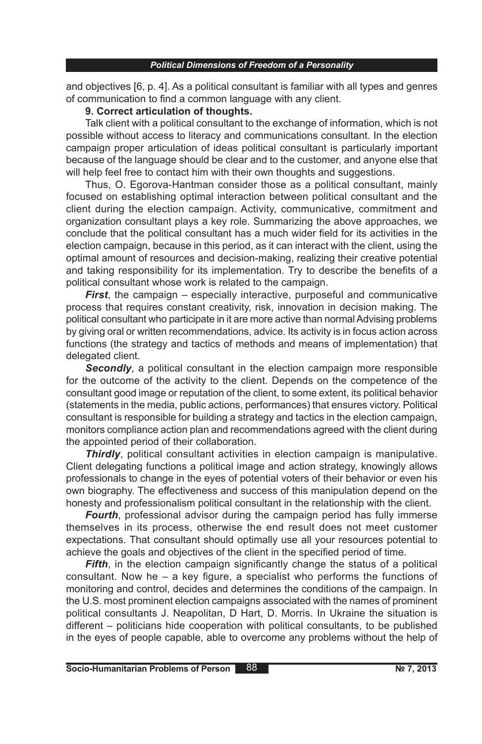and objectives [6, p. 4]. As a political consultant is familiar with all types and genres of communication to find a common language with any client.

**9. Correct articulation of thoughts.**

Talk client with a political consultant to the exchange of information, which is not possible without access to literacy and communications consultant. In the election campaign proper articulation of ideas political consultant is particularly important because of the language should be clear and to the customer, and anyone else that will help feel free to contact him with their own thoughts and suggestions.

Thus, O. Egorova-Hantman consider those as a political consultant, mainly focused on establishing optimal interaction between political consultant and the client during the election campaign. Activity, communicative, commitment and organization consultant plays a key role. Summarizing the above approaches, we conclude that the political consultant has a much wider field for its activities in the election campaign, because in this period, as it can interact with the client, using the optimal amount of resources and decision-making, realizing their creative potential and taking responsibility for its implementation. Try to describe the benefits of a political consultant whose work is related to the campaign.

***First***, the campaign – especially interactive, purposeful and communicative process that requires constant creativity, risk, innovation in decision making. The political consultant who participate in it are more active than normal Advising problems by giving oral or written recommendations, advice. Its activity is in focus action across functions (the strategy and tactics of methods and means of implementation) that delegated client.

***Secondly***, a political consultant in the election campaign more responsible for the outcome of the activity to the client. Depends on the competence of the consultant good image or reputation of the client, to some extent, its political behavior (statements in the media, public actions, performances) that ensures victory. Political consultant is responsible for building a strategy and tactics in the election campaign, monitors compliance action plan and recommendations agreed with the client during the appointed period of their collaboration.

***Thirdly***, political consultant activities in election campaign is manipulative. Client delegating functions a political image and action strategy, knowingly allows professionals to change in the eyes of potential voters of their behavior or even his own biography. The effectiveness and success of this manipulation depend on the honesty and professionalism political consultant in the relationship with the client.

***Fourth***, professional advisor during the campaign period has fully immerse themselves in its process, otherwise the end result does not meet customer expectations. That consultant should optimally use all your resources potential to achieve the goals and objectives of the client in the specified period of time.

***Fifth***, in the election campaign significantly change the status of a political consultant. Now he – a key figure, a specialist who performs the functions of monitoring and control, decides and determines the conditions of the campaign. In the U.S. most prominent election campaigns associated with the names of prominent political consultants J. Neapolitan, D Hart, D. Morris. In Ukraine the situation is different – politicians hide cooperation with political consultants, to be published in the eyes of people capable, able to overcome any problems without the help of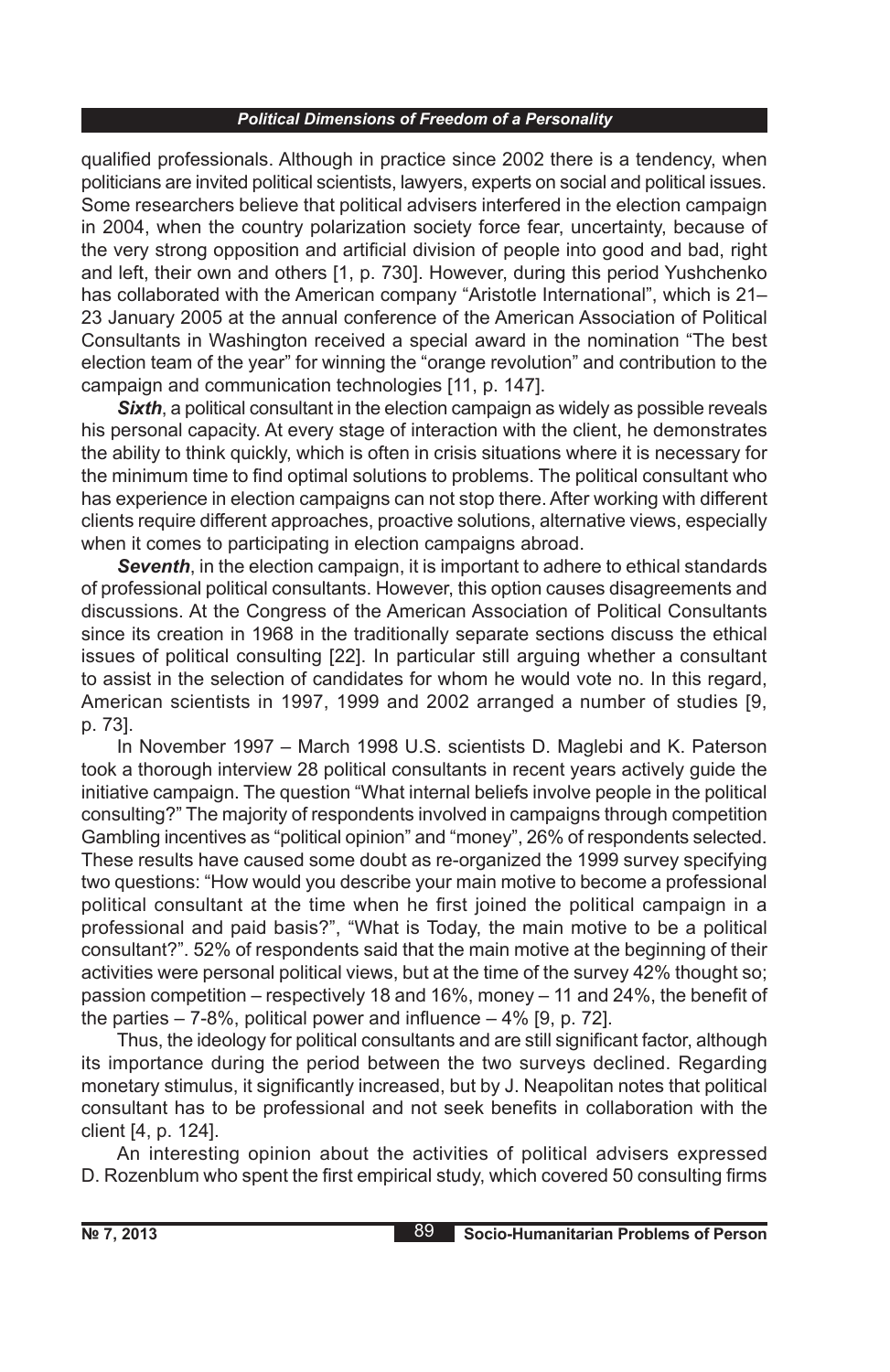qualified professionals. Although in practice since 2002 there is a tendency, when politicians are invited political scientists, lawyers, experts on social and political issues. Some researchers believe that political advisers interfered in the election campaign in 2004, when the country polarization society force fear, uncertainty, because of the very strong opposition and artificial division of people into good and bad, right and left, their own and others [1, p. 730]. However, during this period Yushchenko has collaborated with the American company "Aristotle International", which is 21–23 January 2005 at the annual conference of the American Association of Political Consultants in Washington received a special award in the nomination "The best election team of the year" for winning the "orange revolution" and contribution to the campaign and communication technologies [11, p. 147].

***Sixth***, a political consultant in the election campaign as widely as possible reveals his personal capacity. At every stage of interaction with the client, he demonstrates the ability to think quickly, which is often in crisis situations where it is necessary for the minimum time to find optimal solutions to problems. The political consultant who has experience in election campaigns can not stop there. After working with different clients require different approaches, proactive solutions, alternative views, especially when it comes to participating in election campaigns abroad.

***Seventh***, in the election campaign, it is important to adhere to ethical standards of professional political consultants. However, this option causes disagreements and discussions. At the Congress of the American Association of Political Consultants since its creation in 1968 in the traditionally separate sections discuss the ethical issues of political consulting [22]. In particular still arguing whether a consultant to assist in the selection of candidates for whom he would vote no. In this regard, American scientists in 1997, 1999 and 2002 arranged a number of studies [9, p. 73].

In November 1997 – March 1998 U.S. scientists D. Maglebi and K. Paterson took a thorough interview 28 political consultants in recent years actively guide the initiative campaign. The question "What internal beliefs involve people in the political consulting?" The majority of respondents involved in campaigns through competition Gambling incentives as "political opinion" and "money", 26% of respondents selected. These results have caused some doubt as re-organized the 1999 survey specifying two questions: "How would you describe your main motive to become a professional political consultant at the time when he first joined the political campaign in a professional and paid basis?", "What is Today, the main motive to be a political consultant?". 52% of respondents said that the main motive at the beginning of their activities were personal political views, but at the time of the survey 42% thought so; passion competition – respectively 18 and 16%, money – 11 and 24%, the benefit of the parties – 7-8%, political power and influence – 4% [9, p. 72].

Thus, the ideology for political consultants and are still significant factor, although its importance during the period between the two surveys declined. Regarding monetary stimulus, it significantly increased, but by J. Neapolitan notes that political consultant has to be professional and not seek benefits in collaboration with the client [4, p. 124].

An interesting opinion about the activities of political advisers expressed D. Rozenblum who spent the first empirical study, which covered 50 consulting firms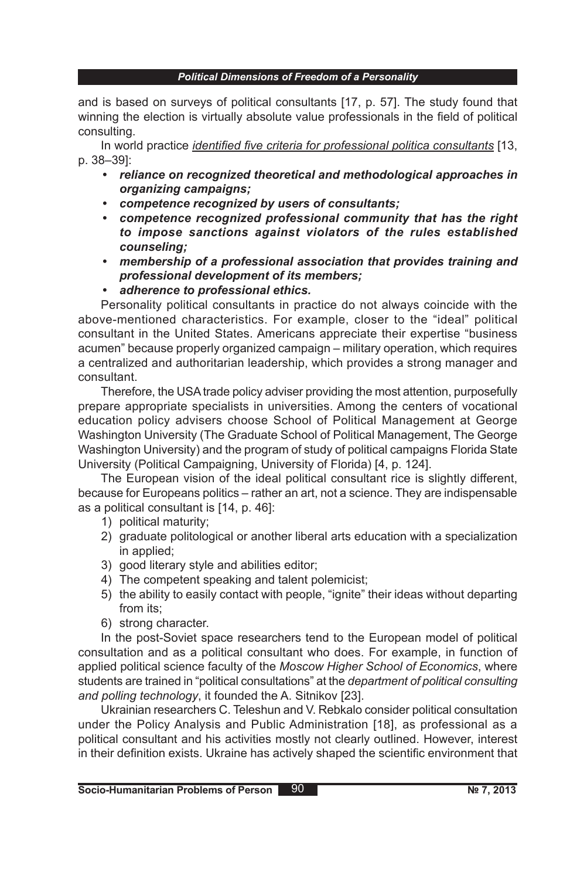and is based on surveys of political consultants [17, p. 57]. The study found that winning the election is virtually absolute value professionals in the field of political consulting.

In world practice *identified five criteria for professional politica consultants* [13, p. 38–39]:

- ***reliance on recognized theoretical and methodological approaches in organizing campaigns;***
- ***competence recognized by users of consultants;***
- ***competence recognized professional community that has the right to impose sanctions against violators of the rules established counseling;***
- ***membership of a professional association that provides training and professional development of its members;***
- ***adherence to professional ethics.***

Personality political consultants in practice do not always coincide with the above-mentioned characteristics. For example, closer to the "ideal" political consultant in the United States. Americans appreciate their expertise "business acumen" because properly organized campaign – military operation, which requires a centralized and authoritarian leadership, which provides a strong manager and consultant.

Therefore, the USA trade policy adviser providing the most attention, purposefully prepare appropriate specialists in universities. Among the centers of vocational education policy advisers choose School of Political Management at George Washington University (The Graduate School of Political Management, The George Washington University) and the program of study of political campaigns Florida State University (Political Campaigning, University of Florida) [4, p. 124].

The European vision of the ideal political consultant rice is slightly different, because for Europeans politics – rather an art, not a science. They are indispensable as a political consultant is [14, p. 46]:

1) political maturity;
2) graduate politological or another liberal arts education with a specialization in applied;
3) good literary style and abilities editor;
4) The competent speaking and talent polemicist;
5) the ability to easily contact with people, "ignite" their ideas without departing from its;
6) strong character.

In the post-Soviet space researchers tend to the European model of political consultation and as a political consultant who does. For example, in function of applied political science faculty of the *Moscow Higher School of Economics*, where students are trained in "political consultations" at the *department of political consulting and polling technology*, it founded the A. Sitnikov [23].

Ukrainian researchers C. Teleshun and V. Rebkalo consider political consultation under the Policy Analysis and Public Administration [18], as professional as a political consultant and his activities mostly not clearly outlined. However, interest in their definition exists. Ukraine has actively shaped the scientific environment that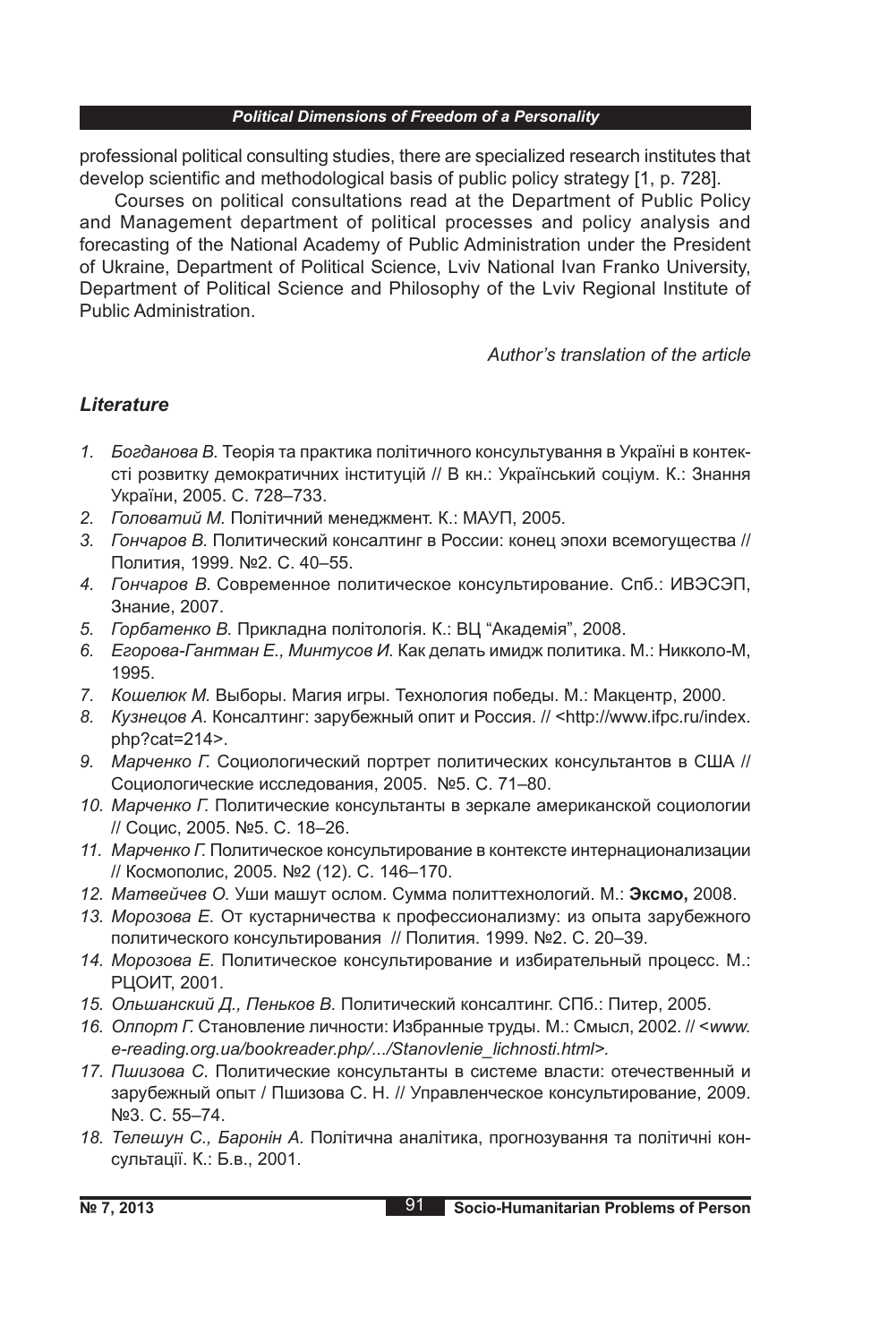professional political consulting studies, there are specialized research institutes that develop scientific and methodological basis of public policy strategy [1, p. 728].

Courses on political consultations read at the Department of Public Policy and Management department of political processes and policy analysis and forecasting of the National Academy of Public Administration under the President of Ukraine, Department of Political Science, Lviv National Ivan Franko University, Department of Political Science and Philosophy of the Lviv Regional Institute of Public Administration.

*Author's translation of the article*

## *Literature*

1. *Богданова В.* Теорія та практика політичного консультування в Україні в контексті розвитку демократичних інституцій // В кн.: Український соціум. К.: Знання України, 2005. С. 728–733.
2. *Головатий М.* Політичний менеджмент. К.: МАУП, 2005.
3. *Гончаров В.* Политический консалтинг в России: конец эпохи всемогущества // Полития, 1999. №2. С. 40–55.
4. *Гончаров В.* Современное политическое консультирование. Спб.: ИВЭСЭП, Знание, 2007.
5. *Горбатенко В.* Прикладна політологія. К.: ВЦ "Академія", 2008.
6. *Егорова-Гантман Е., Минтусов И.* Как делать имидж политика. М.: Никколо-М, 1995.
7. *Кошелюк М.* Выборы. Магия игры. Технология победы. М.: Макцентр, 2000.
8. *Кузнецов А.* Консалтинг: зарубежный опит и Россия. // <http://www.ifpc.ru/index.php?cat=214>.
9. *Марченко Г.* Социологический портрет политических консультантов в США // Социологические исследования, 2005. №5. С. 71–80.
10. *Марченко Г.* Политические консультанты в зеркале американской социологии // Социс, 2005. №5. С. 18–26.
11. *Марченко Г.* Политическое консультирование в контексте интернационализации // Космополис, 2005. №2 (12). С. 146–170.
12. *Матвейчев О.* Уши машут ослом. Сумма политтехнологий. М.: **Эксмо,** 2008.
13. *Морозова Е.* От кустарничества к профессионализму: из опыта зарубежного политического консультирования // Полития. 1999. №2. С. 20–39.
14. *Морозова Е.* Политическое консультирование и избирательный процесс. М.: РЦОИТ, 2001.
15. *Ольшанский Д., Пеньков В.* Политический консалтинг. СПб.: Питер, 2005.
16. *Олпорт Г.* Становление личности: Избранные труды. М.: Смысл, 2002. // *<www.e-reading.org.ua/bookreader.php/.../Stanovlenie_lichnosti.html>.*
17. *Пшизова С.* Политические консультанты в системе власти: отечественный и зарубежный опыт / Пшизова С. Н. // Управленческое консультирование, 2009. №3. С. 55–74.
18. *Телешун С., Баронін А.* Політична аналітика, прогнозування та політичні консультації. К.: Б.в., 2001.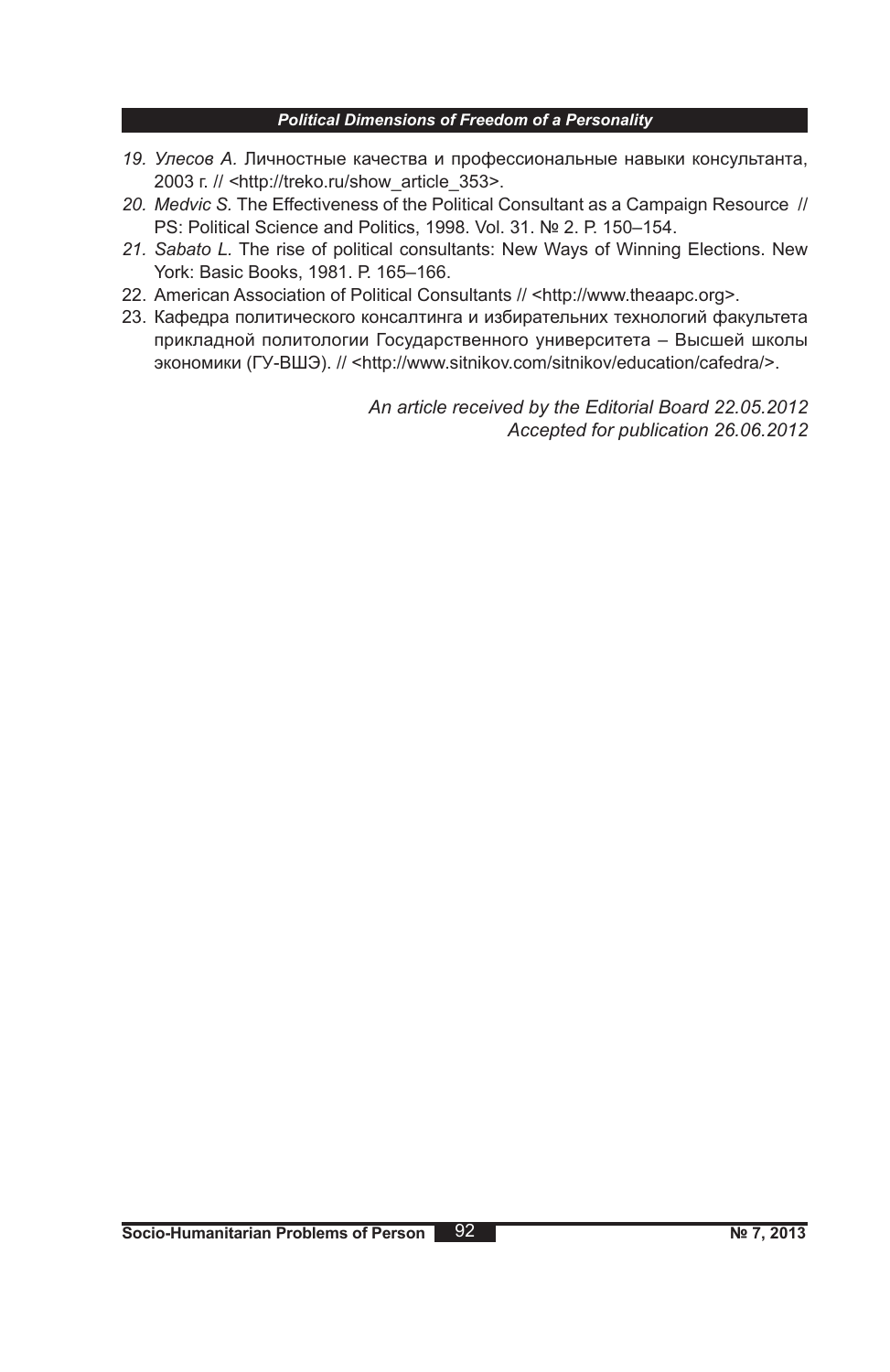19. *Улесов А.* Личностные качества и профессиональные навыки консультанта, 2003 г. // <http://treko.ru/show_article_353>.
20. *Medvic S.* The Effectiveness of the Political Consultant as a Campaign Resource // PS: Political Science and Politics, 1998. Vol. 31. № 2. P. 150–154.
21. *Sabato L.* The rise of political consultants: New Ways of Winning Elections. New York: Basic Books, 1981. P. 165–166.
22. American Association of Political Consultants // <http://www.theaapc.org>.
23. Кафедра политического консалтинга и избирательних технологий факультета прикладной политологии Государственного университета – Высшей школы экономики (ГУ-ВШЭ). // <http://www.sitnikov.com/sitnikov/education/cafedra/>.

*An article received by the Editorial Board 22.05.2012*
*Accepted for publication 26.06.2012*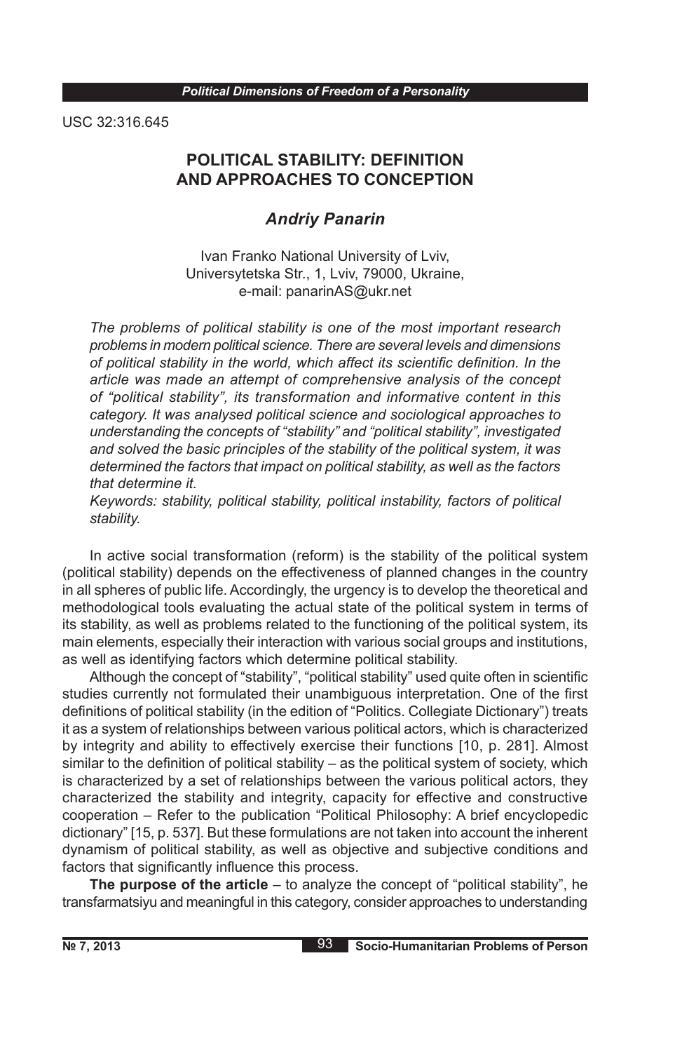USC 32:316.645

# POLITICAL STABILITY: DEFINITION AND APPROACHES TO CONCEPTION

### *Andriy Panarin*

Ivan Franko National University of Lviv,
Universytetska Str., 1, Lviv, 79000, Ukraine,
e-mail: panarinAS@ukr.net

*The problems of political stability is one of the most important research problems in modern political science. There are several levels and dimensions of political stability in the world, which affect its scientific definition. In the article was made an attempt of comprehensive analysis of the concept of "political stability", its transformation and informative content in this category. It was analysed political science and sociological approaches to understanding the concepts of "stability" and "political stability", investigated and solved the basic principles of the stability of the political system, it was determined the factors that impact on political stability, as well as the factors that determine it.*

*Keywords: stability, political stability, political instability, factors of political stability.*

In active social transformation (reform) is the stability of the political system (political stability) depends on the effectiveness of planned changes in the country in all spheres of public life. Accordingly, the urgency is to develop the theoretical and methodological tools evaluating the actual state of the political system in terms of its stability, as well as problems related to the functioning of the political system, its main elements, especially their interaction with various social groups and institutions, as well as identifying factors which determine political stability.

Although the concept of "stability", "political stability" used quite often in scientific studies currently not formulated their unambiguous interpretation. One of the first definitions of political stability (in the edition of "Politics. Collegiate Dictionary") treats it as a system of relationships between various political actors, which is characterized by integrity and ability to effectively exercise their functions [10, p. 281]. Almost similar to the definition of political stability – as the political system of society, which is characterized by a set of relationships between the various political actors, they characterized the stability and integrity, capacity for effective and constructive cooperation – Refer to the publication "Political Philosophy: A brief encyclopedic dictionary" [15, p. 537]. But these formulations are not taken into account the inherent dynamism of political stability, as well as objective and subjective conditions and factors that significantly influence this process.

**The purpose of the article** – to analyze the concept of "political stability", he transfarmatsiyu and meaningful in this category, consider approaches to understanding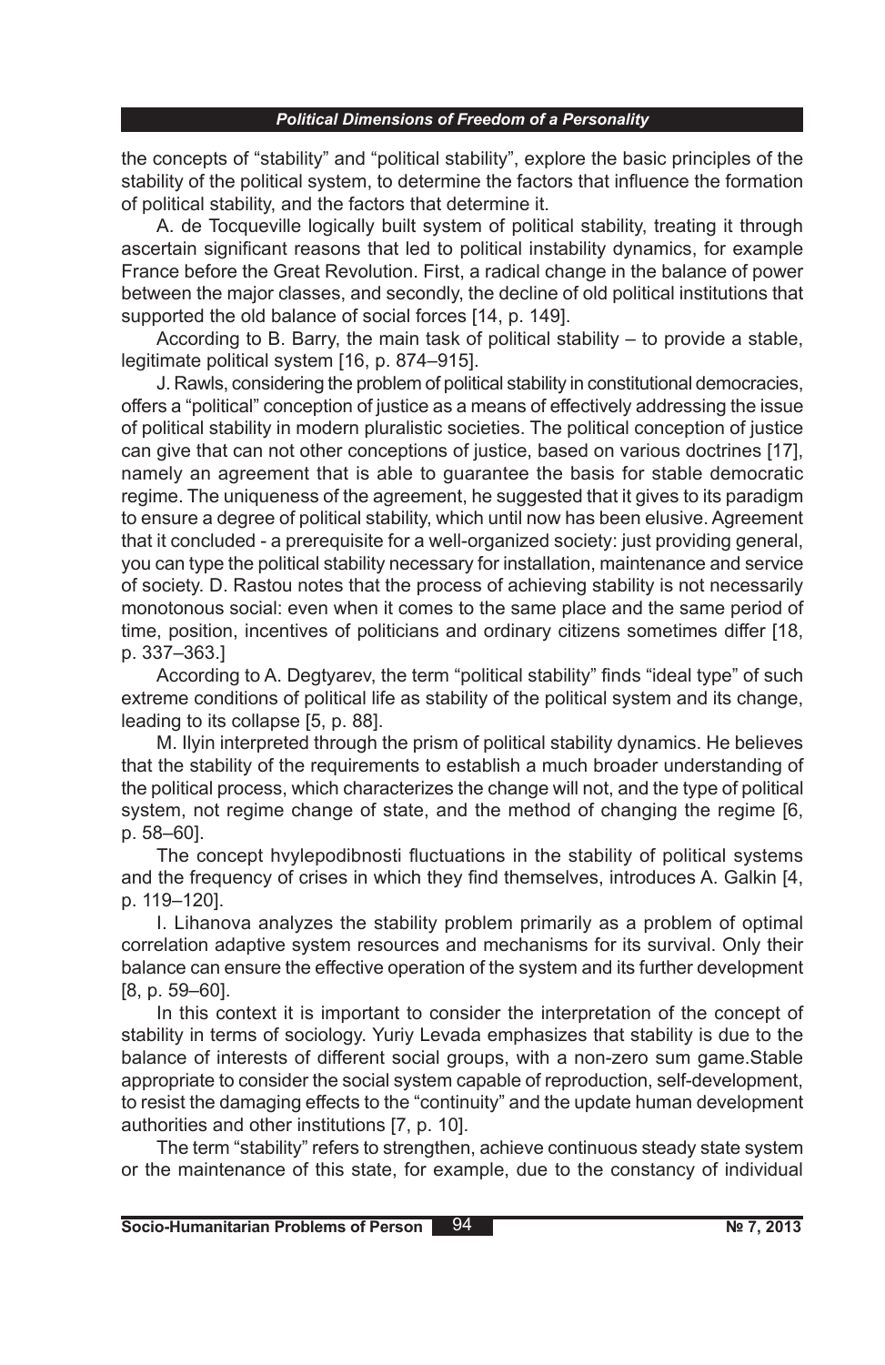the concepts of "stability" and "political stability", explore the basic principles of the stability of the political system, to determine the factors that influence the formation of political stability, and the factors that determine it.

A. de Tocqueville logically built system of political stability, treating it through ascertain significant reasons that led to political instability dynamics, for example France before the Great Revolution. First, a radical change in the balance of power between the major classes, and secondly, the decline of old political institutions that supported the old balance of social forces [14, p. 149].

According to B. Barry, the main task of political stability – to provide a stable, legitimate political system [16, p. 874–915].

J. Rawls, considering the problem of political stability in constitutional democracies, offers a "political" conception of justice as a means of effectively addressing the issue of political stability in modern pluralistic societies. The political conception of justice can give that can not other conceptions of justice, based on various doctrines [17], namely an agreement that is able to guarantee the basis for stable democratic regime. The uniqueness of the agreement, he suggested that it gives to its paradigm to ensure a degree of political stability, which until now has been elusive. Agreement that it concluded - a prerequisite for a well-organized society: just providing general, you can type the political stability necessary for installation, maintenance and service of society. D. Rastou notes that the process of achieving stability is not necessarily monotonous social: even when it comes to the same place and the same period of time, position, incentives of politicians and ordinary citizens sometimes differ [18, p. 337–363.]

According to A. Degtyarev, the term "political stability" finds "ideal type" of such extreme conditions of political life as stability of the political system and its change, leading to its collapse [5, p. 88].

M. Ilyin interpreted through the prism of political stability dynamics. He believes that the stability of the requirements to establish a much broader understanding of the political process, which characterizes the change will not, and the type of political system, not regime change of state, and the method of changing the regime [6, p. 58–60].

The concept hvylepodibnosti fluctuations in the stability of political systems and the frequency of crises in which they find themselves, introduces A. Galkin [4, p. 119–120].

I. Lihanova analyzes the stability problem primarily as a problem of optimal correlation adaptive system resources and mechanisms for its survival. Only their balance can ensure the effective operation of the system and its further development [8, p. 59–60].

In this context it is important to consider the interpretation of the concept of stability in terms of sociology. Yuriy Levada emphasizes that stability is due to the balance of interests of different social groups, with a non-zero sum game.Stable appropriate to consider the social system capable of reproduction, self-development, to resist the damaging effects to the "continuity" and the update human development authorities and other institutions [7, p. 10].

The term "stability" refers to strengthen, achieve continuous steady state system or the maintenance of this state, for example, due to the constancy of individual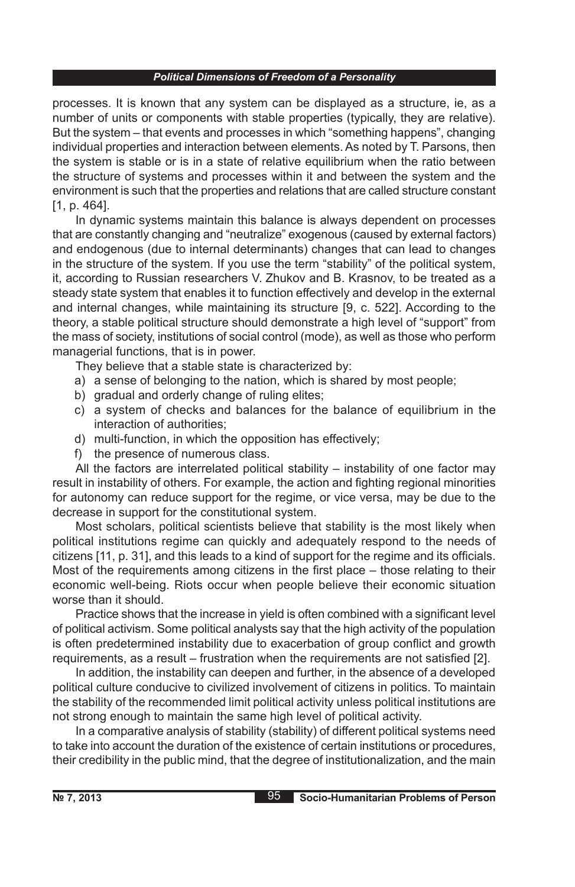processes. It is known that any system can be displayed as a structure, ie, as a number of units or components with stable properties (typically, they are relative). But the system – that events and processes in which "something happens", changing individual properties and interaction between elements. As noted by T. Parsons, then the system is stable or is in a state of relative equilibrium when the ratio between the structure of systems and processes within it and between the system and the environment is such that the properties and relations that are called structure constant [1, p. 464].

In dynamic systems maintain this balance is always dependent on processes that are constantly changing and "neutralize" exogenous (caused by external factors) and endogenous (due to internal determinants) changes that can lead to changes in the structure of the system. If you use the term "stability" of the political system, it, according to Russian researchers V. Zhukov and B. Krasnov, to be treated as a steady state system that enables it to function effectively and develop in the external and internal changes, while maintaining its structure [9, c. 522]. According to the theory, a stable political structure should demonstrate a high level of "support" from the mass of society, institutions of social control (mode), as well as those who perform managerial functions, that is in power.

They believe that a stable state is characterized by:

a) a sense of belonging to the nation, which is shared by most people;
b) gradual and orderly change of ruling elites;
c) a system of checks and balances for the balance of equilibrium in the interaction of authorities;
d) multi-function, in which the opposition has effectively;
f) the presence of numerous class.

All the factors are interrelated political stability – instability of one factor may result in instability of others. For example, the action and fighting regional minorities for autonomy can reduce support for the regime, or vice versa, may be due to the decrease in support for the constitutional system.

Most scholars, political scientists believe that stability is the most likely when political institutions regime can quickly and adequately respond to the needs of citizens [11, p. 31], and this leads to a kind of support for the regime and its officials. Most of the requirements among citizens in the first place – those relating to their economic well-being. Riots occur when people believe their economic situation worse than it should.

Practice shows that the increase in yield is often combined with a significant level of political activism. Some political analysts say that the high activity of the population is often predetermined instability due to exacerbation of group conflict and growth requirements, as a result – frustration when the requirements are not satisfied [2].

In addition, the instability can deepen and further, in the absence of a developed political culture conducive to civilized involvement of citizens in politics. To maintain the stability of the recommended limit political activity unless political institutions are not strong enough to maintain the same high level of political activity.

In a comparative analysis of stability (stability) of different political systems need to take into account the duration of the existence of certain institutions or procedures, their credibility in the public mind, that the degree of institutionalization, and the main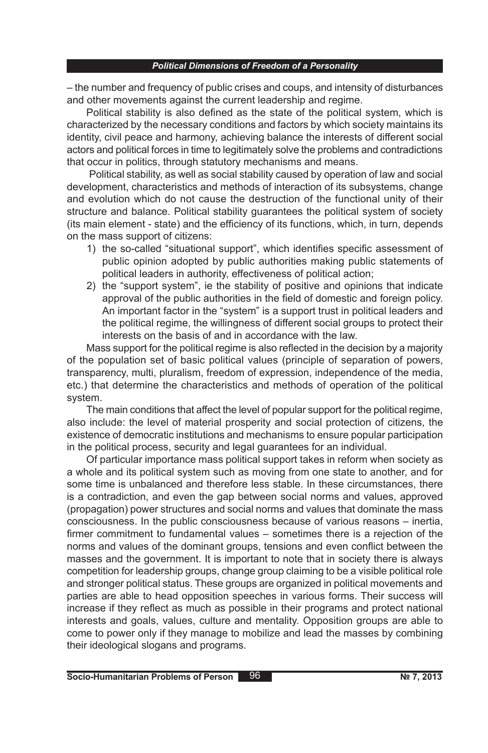– the number and frequency of public crises and coups, and intensity of disturbances and other movements against the current leadership and regime.

Political stability is also defined as the state of the political system, which is characterized by the necessary conditions and factors by which society maintains its identity, civil peace and harmony, achieving balance the interests of different social actors and political forces in time to legitimately solve the problems and contradictions that occur in politics, through statutory mechanisms and means.

Political stability, as well as social stability caused by operation of law and social development, characteristics and methods of interaction of its subsystems, change and evolution which do not cause the destruction of the functional unity of their structure and balance. Political stability guarantees the political system of society (its main element - state) and the efficiency of its functions, which, in turn, depends on the mass support of citizens:

1) the so-called "situational support", which identifies specific assessment of public opinion adopted by public authorities making public statements of political leaders in authority, effectiveness of political action;
2) the "support system", ie the stability of positive and opinions that indicate approval of the public authorities in the field of domestic and foreign policy. An important factor in the "system" is a support trust in political leaders and the political regime, the willingness of different social groups to protect their interests on the basis of and in accordance with the law.

Mass support for the political regime is also reflected in the decision by a majority of the population set of basic political values (principle of separation of powers, transparency, multi, pluralism, freedom of expression, independence of the media, etc.) that determine the characteristics and methods of operation of the political system.

The main conditions that affect the level of popular support for the political regime, also include: the level of material prosperity and social protection of citizens, the existence of democratic institutions and mechanisms to ensure popular participation in the political process, security and legal guarantees for an individual.

Of particular importance mass political support takes in reform when society as a whole and its political system such as moving from one state to another, and for some time is unbalanced and therefore less stable. In these circumstances, there is a contradiction, and even the gap between social norms and values, approved (propagation) power structures and social norms and values that dominate the mass consciousness. In the public consciousness because of various reasons – inertia, firmer commitment to fundamental values – sometimes there is a rejection of the norms and values of the dominant groups, tensions and even conflict between the masses and the government. It is important to note that in society there is always competition for leadership groups, change group claiming to be a visible political role and stronger political status. These groups are organized in political movements and parties are able to head opposition speeches in various forms. Their success will increase if they reflect as much as possible in their programs and protect national interests and goals, values, culture and mentality. Opposition groups are able to come to power only if they manage to mobilize and lead the masses by combining their ideological slogans and programs.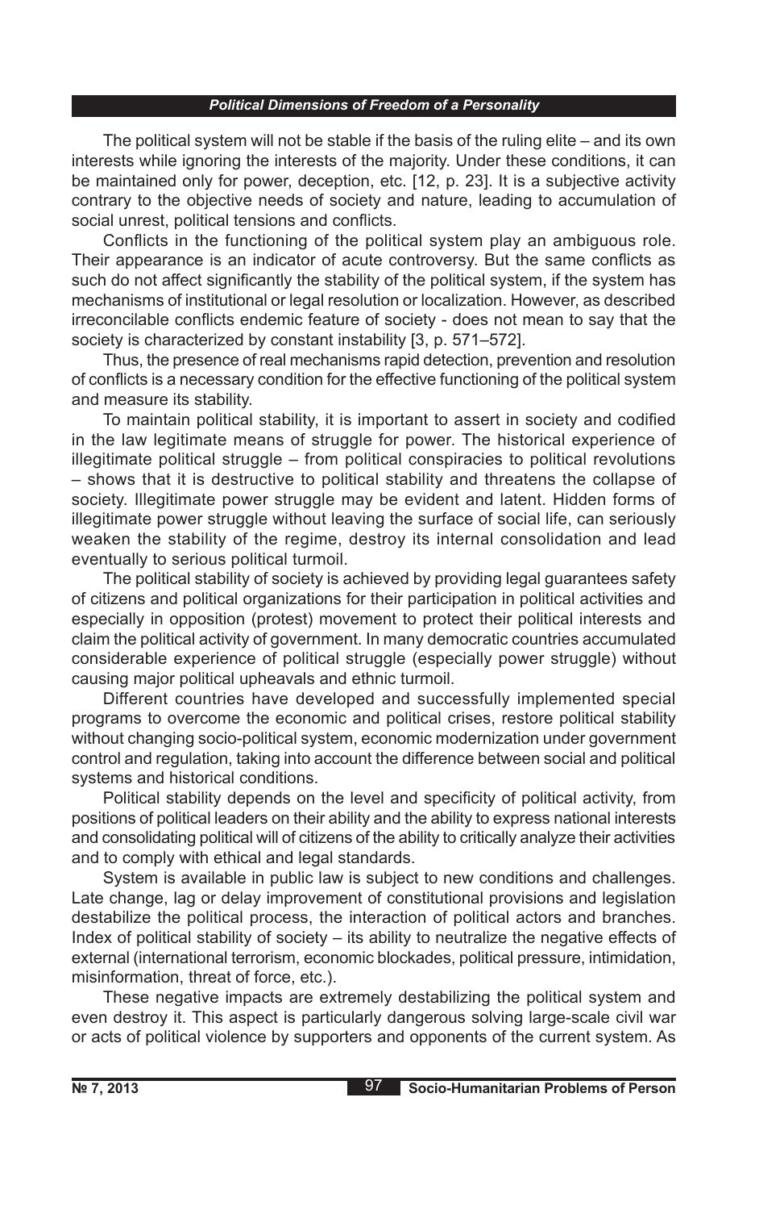The political system will not be stable if the basis of the ruling elite – and its own interests while ignoring the interests of the majority. Under these conditions, it can be maintained only for power, deception, etc. [12, p. 23]. It is a subjective activity contrary to the objective needs of society and nature, leading to accumulation of social unrest, political tensions and conflicts.

Conflicts in the functioning of the political system play an ambiguous role. Their appearance is an indicator of acute controversy. But the same conflicts as such do not affect significantly the stability of the political system, if the system has mechanisms of institutional or legal resolution or localization. However, as described irreconcilable conflicts endemic feature of society - does not mean to say that the society is characterized by constant instability [3, p. 571–572].

Thus, the presence of real mechanisms rapid detection, prevention and resolution of conflicts is a necessary condition for the effective functioning of the political system and measure its stability.

To maintain political stability, it is important to assert in society and codified in the law legitimate means of struggle for power. The historical experience of illegitimate political struggle – from political conspiracies to political revolutions – shows that it is destructive to political stability and threatens the collapse of society. Illegitimate power struggle may be evident and latent. Hidden forms of illegitimate power struggle without leaving the surface of social life, can seriously weaken the stability of the regime, destroy its internal consolidation and lead eventually to serious political turmoil.

The political stability of society is achieved by providing legal guarantees safety of citizens and political organizations for their participation in political activities and especially in opposition (protest) movement to protect their political interests and claim the political activity of government. In many democratic countries accumulated considerable experience of political struggle (especially power struggle) without causing major political upheavals and ethnic turmoil.

Different countries have developed and successfully implemented special programs to overcome the economic and political crises, restore political stability without changing socio-political system, economic modernization under government control and regulation, taking into account the difference between social and political systems and historical conditions.

Political stability depends on the level and specificity of political activity, from positions of political leaders on their ability and the ability to express national interests and consolidating political will of citizens of the ability to critically analyze their activities and to comply with ethical and legal standards.

System is available in public law is subject to new conditions and challenges. Late change, lag or delay improvement of constitutional provisions and legislation destabilize the political process, the interaction of political actors and branches. Index of political stability of society – its ability to neutralize the negative effects of external (international terrorism, economic blockades, political pressure, intimidation, misinformation, threat of force, etc.).

These negative impacts are extremely destabilizing the political system and even destroy it. This aspect is particularly dangerous solving large-scale civil war or acts of political violence by supporters and opponents of the current system. As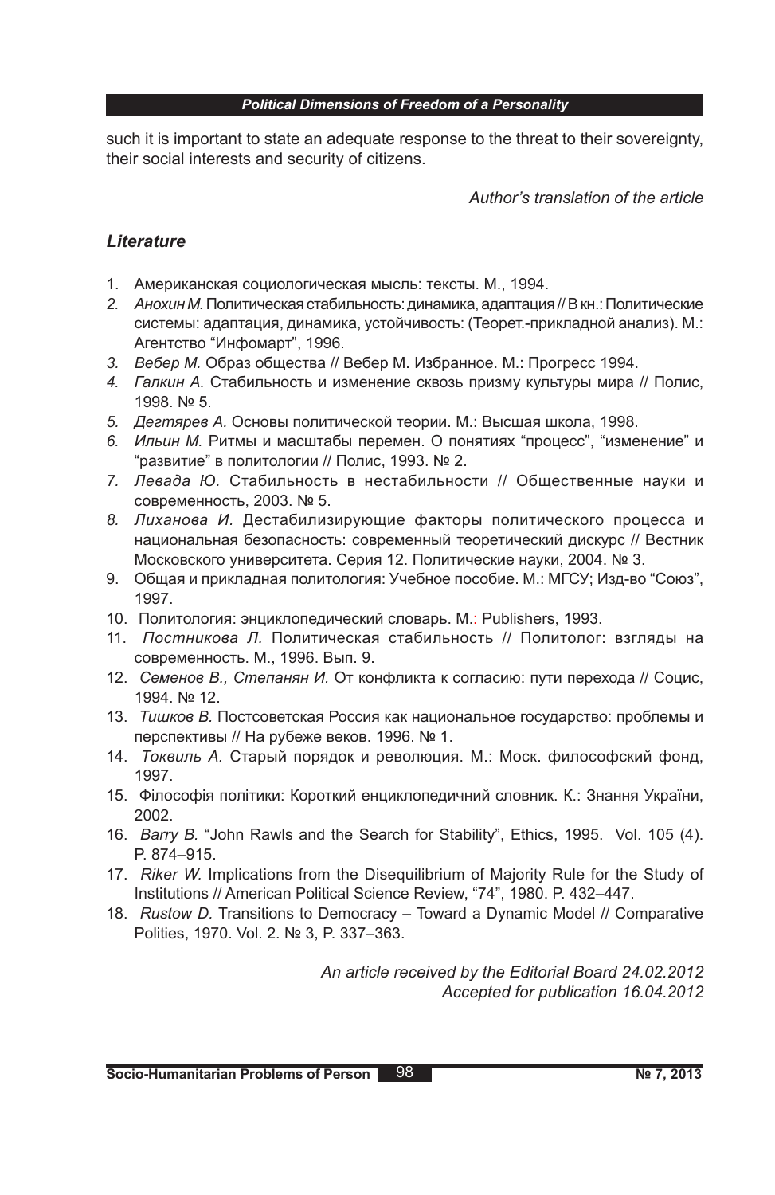such it is important to state an adequate response to the threat to their sovereignty, their social interests and security of citizens.

*Author's translation of the article*

### *Literature*

1. Американская социологическая мысль: тексты. М., 1994.
2. *Анохин М.* Политическая стабильность: динамика, адаптация // В кн.: Политические системы: адаптация, динамика, устойчивость: (Теорет.-прикладной анализ). М.: Агентство "Инфомарт", 1996.
3. *Вебер М.* Образ общества // Вебер М. Избранное. М.: Прогресс 1994.
4. *Галкин А.* Стабильность и изменение сквозь призму культуры мира // Полис, 1998. № 5.
5. *Дегтярев А.* Основы политической теории. М.: Высшая школа, 1998.
6. *Ильин М.* Ритмы и масштабы перемен. О понятиях "процесс", "изменение" и "развитие" в политологии // Полис, 1993. № 2.
7. *Левада Ю.* Стабильность в нестабильности // Общественные науки и современность, 2003. № 5.
8. *Лиханова И.* Дестабилизирующие факторы политического процесса и национальная безопасность: современный теоретический дискурс // Вестник Московского университета. Серия 12. Политические науки, 2004. № 3.
9. Общая и прикладная политология: Учебное пособие. М.: МГСУ; Изд-во "Союз", 1997.
10. Политология: энциклопедический словарь. М.: Publishers, 1993.
11. *Постникова Л.* Политическая стабильность // Политолог: взгляды на современность. М., 1996. Вып. 9.
12. *Семенов В., Степанян И.* От конфликта к согласию: пути перехода // Социс, 1994. № 12.
13. *Тишков В.* Постсоветская Россия как национальное государство: проблемы и перспективы // На рубеже веков. 1996. № 1.
14. *Токвиль А.* Старый порядок и революция. М.: Моск. философский фонд, 1997.
15. Філософія політики: Короткий енциклопедичний словник. К.: Знання України, 2002.
16. *Barry B.* "John Rawls and the Search for Stability", Ethics, 1995. Vol. 105 (4). P. 874–915.
17. *Riker W.* Implications from the Disequilibrium of Majority Rule for the Study of Institutions // American Political Science Review, "74", 1980. P. 432–447.
18. *Rustow D.* Transitions to Democracy – Toward a Dynamic Model // Comparative Polities, 1970. Vol. 2. № 3, P. 337–363.

*An article received by the Editorial Board 24.02.2012*
*Accepted for publication 16.04.2012*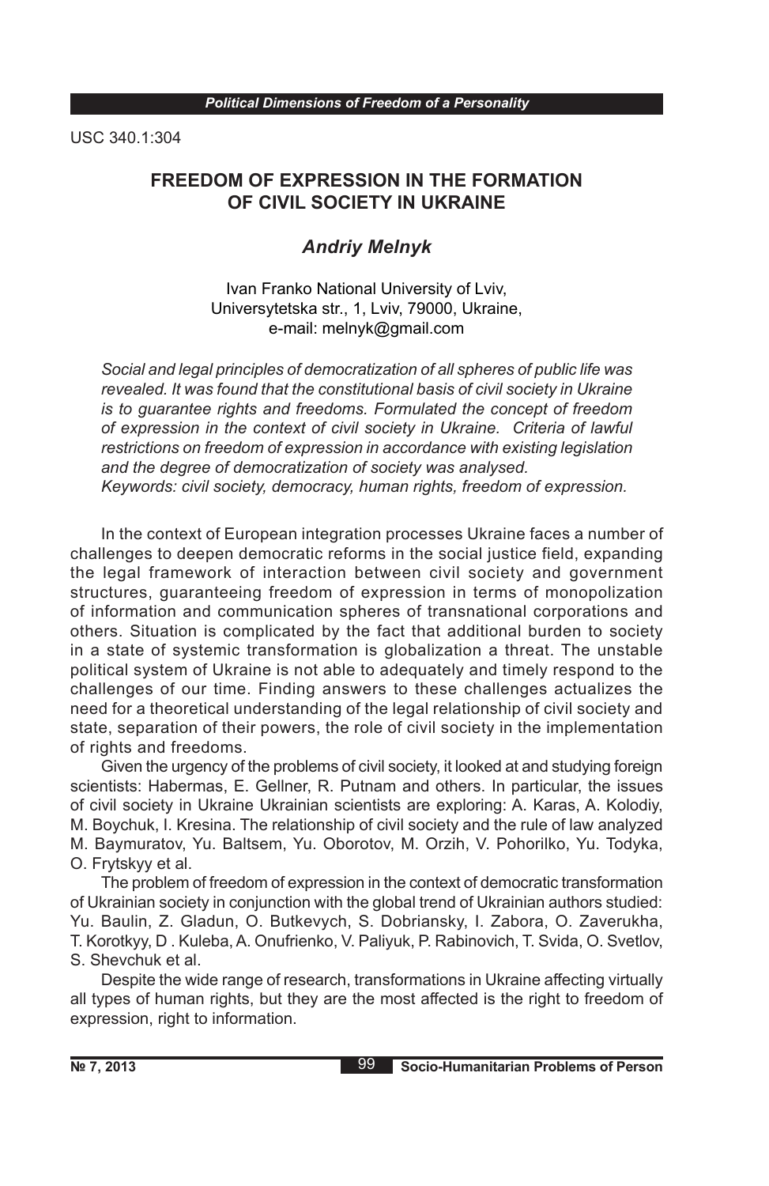USC 340.1:304

# FREEDOM OF EXPRESSION IN THE FORMATION OF CIVIL SOCIETY IN UKRAINE

## *Andriy Melnyk*

Ivan Franko National University of Lviv,
Universytetska str., 1, Lviv, 79000, Ukraine,
e-mail: melnyk@gmail.com

*Social and legal principles of democratization of all spheres of public life was revealed. It was found that the constitutional basis of civil society in Ukraine is to guarantee rights and freedoms. Formulated the concept of freedom of expression in the context of civil society in Ukraine. Criteria of lawful restrictions on freedom of expression in accordance with existing legislation and the degree of democratization of society was analysed.*
*Keywords: civil society, democracy, human rights, freedom of expression.*

In the context of European integration processes Ukraine faces a number of challenges to deepen democratic reforms in the social justice field, expanding the legal framework of interaction between civil society and government structures, guaranteeing freedom of expression in terms of monopolization of information and communication spheres of transnational corporations and others. Situation is complicated by the fact that additional burden to society in a state of systemic transformation is globalization a threat. The unstable political system of Ukraine is not able to adequately and timely respond to the challenges of our time. Finding answers to these challenges actualizes the need for a theoretical understanding of the legal relationship of civil society and state, separation of their powers, the role of civil society in the implementation of rights and freedoms.

Given the urgency of the problems of civil society, it looked at and studying foreign scientists: Habermas, E. Gellner, R. Putnam and others. In particular, the issues of civil society in Ukraine Ukrainian scientists are exploring: A. Karas, A. Kolodiy, M. Boychuk, I. Kresina. The relationship of civil society and the rule of law analyzed M. Baymuratov, Yu. Baltsem, Yu. Oborotov, M. Orzih, V. Pohorilko, Yu. Todyka, O. Frytskyy et al.

The problem of freedom of expression in the context of democratic transformation of Ukrainian society in conjunction with the global trend of Ukrainian authors studied: Yu. Baulin, Z. Gladun, O. Butkevych, S. Dobriansky, I. Zabora, O. Zaverukha, T. Korotkyy, D . Kuleba, A. Onufrienko, V. Paliyuk, P. Rabinovich, T. Svida, O. Svetlov, S. Shevchuk et al.

Despite the wide range of research, transformations in Ukraine affecting virtually all types of human rights, but they are the most affected is the right to freedom of expression, right to information.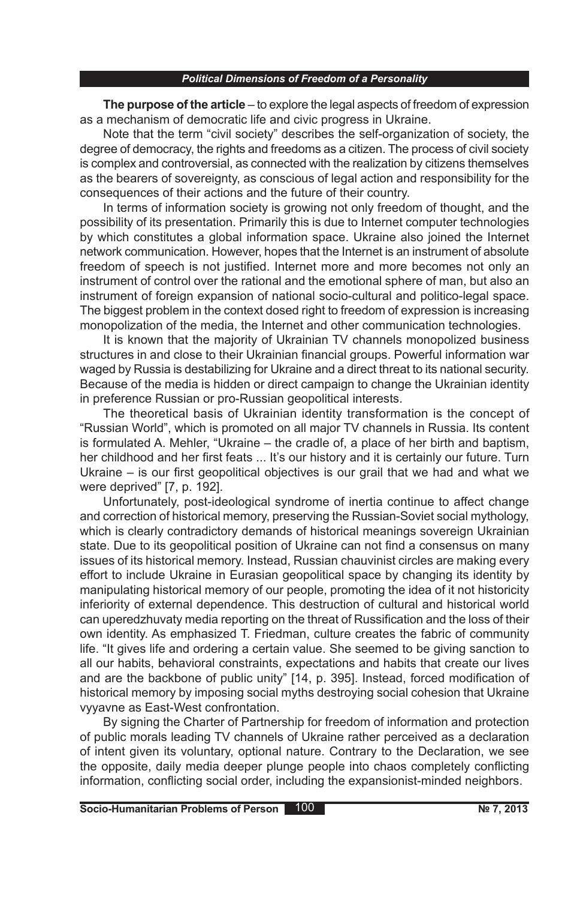**The purpose of the article** – to explore the legal aspects of freedom of expression as a mechanism of democratic life and civic progress in Ukraine.

Note that the term "civil society" describes the self-organization of society, the degree of democracy, the rights and freedoms as a citizen. The process of civil society is complex and controversial, as connected with the realization by citizens themselves as the bearers of sovereignty, as conscious of legal action and responsibility for the consequences of their actions and the future of their country.

In terms of information society is growing not only freedom of thought, and the possibility of its presentation. Primarily this is due to Internet computer technologies by which constitutes a global information space. Ukraine also joined the Internet network communication. However, hopes that the Internet is an instrument of absolute freedom of speech is not justified. Internet more and more becomes not only an instrument of control over the rational and the emotional sphere of man, but also an instrument of foreign expansion of national socio-cultural and politico-legal space. The biggest problem in the context dosed right to freedom of expression is increasing monopolization of the media, the Internet and other communication technologies.

It is known that the majority of Ukrainian TV channels monopolized business structures in and close to their Ukrainian financial groups. Powerful information war waged by Russia is destabilizing for Ukraine and a direct threat to its national security. Because of the media is hidden or direct campaign to change the Ukrainian identity in preference Russian or pro-Russian geopolitical interests.

The theoretical basis of Ukrainian identity transformation is the concept of "Russian World", which is promoted on all major TV channels in Russia. Its content is formulated A. Mehler, "Ukraine – the cradle of, a place of her birth and baptism, her childhood and her first feats ... It's our history and it is certainly our future. Turn Ukraine – is our first geopolitical objectives is our grail that we had and what we were deprived" [7, p. 192].

Unfortunately, post-ideological syndrome of inertia continue to affect change and correction of historical memory, preserving the Russian-Soviet social mythology, which is clearly contradictory demands of historical meanings sovereign Ukrainian state. Due to its geopolitical position of Ukraine can not find a consensus on many issues of its historical memory. Instead, Russian chauvinist circles are making every effort to include Ukraine in Eurasian geopolitical space by changing its identity by manipulating historical memory of our people, promoting the idea of it not historicity inferiority of external dependence. This destruction of cultural and historical world can uperedzhuvaty media reporting on the threat of Russification and the loss of their own identity. As emphasized T. Friedman, culture creates the fabric of community life. "It gives life and ordering a certain value. She seemed to be giving sanction to all our habits, behavioral constraints, expectations and habits that create our lives and are the backbone of public unity" [14, p. 395]. Instead, forced modification of historical memory by imposing social myths destroying social cohesion that Ukraine vyyavne as East-West confrontation.

By signing the Charter of Partnership for freedom of information and protection of public morals leading TV channels of Ukraine rather perceived as a declaration of intent given its voluntary, optional nature. Contrary to the Declaration, we see the opposite, daily media deeper plunge people into chaos completely conflicting information, conflicting social order, including the expansionist-minded neighbors.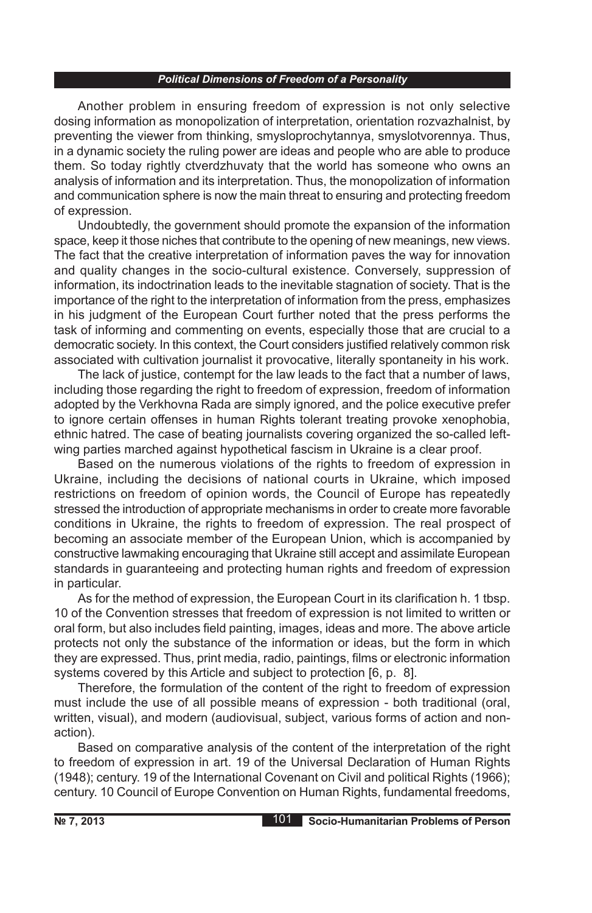Another problem in ensuring freedom of expression is not only selective dosing information as monopolization of interpretation, orientation rozvazhalnist, by preventing the viewer from thinking, smysloprochytannya, smyslotvorennya. Thus, in a dynamic society the ruling power are ideas and people who are able to produce them. So today rightly ctverdzhuvaty that the world has someone who owns an analysis of information and its interpretation. Thus, the monopolization of information and communication sphere is now the main threat to ensuring and protecting freedom of expression.

Undoubtedly, the government should promote the expansion of the information space, keep it those niches that contribute to the opening of new meanings, new views. The fact that the creative interpretation of information paves the way for innovation and quality changes in the socio-cultural existence. Conversely, suppression of information, its indoctrination leads to the inevitable stagnation of society. That is the importance of the right to the interpretation of information from the press, emphasizes in his judgment of the European Court further noted that the press performs the task of informing and commenting on events, especially those that are crucial to a democratic society. In this context, the Court considers justified relatively common risk associated with cultivation journalist it provocative, literally spontaneity in his work.

The lack of justice, contempt for the law leads to the fact that a number of laws, including those regarding the right to freedom of expression, freedom of information adopted by the Verkhovna Rada are simply ignored, and the police executive prefer to ignore certain offenses in human Rights tolerant treating provoke xenophobia, ethnic hatred. The case of beating journalists covering organized the so-called left-wing parties marched against hypothetical fascism in Ukraine is a clear proof.

Based on the numerous violations of the rights to freedom of expression in Ukraine, including the decisions of national courts in Ukraine, which imposed restrictions on freedom of opinion words, the Council of Europe has repeatedly stressed the introduction of appropriate mechanisms in order to create more favorable conditions in Ukraine, the rights to freedom of expression. The real prospect of becoming an associate member of the European Union, which is accompanied by constructive lawmaking encouraging that Ukraine still accept and assimilate European standards in guaranteeing and protecting human rights and freedom of expression in particular.

As for the method of expression, the European Court in its clarification h. 1 tbsp. 10 of the Convention stresses that freedom of expression is not limited to written or oral form, but also includes field painting, images, ideas and more. The above article protects not only the substance of the information or ideas, but the form in which they are expressed. Thus, print media, radio, paintings, films or electronic information systems covered by this Article and subject to protection [6, p. 8].

Therefore, the formulation of the content of the right to freedom of expression must include the use of all possible means of expression - both traditional (oral, written, visual), and modern (audiovisual, subject, various forms of action and non-action).

Based on comparative analysis of the content of the interpretation of the right to freedom of expression in art. 19 of the Universal Declaration of Human Rights (1948); century. 19 of the International Covenant on Civil and political Rights (1966); century. 10 Council of Europe Convention on Human Rights, fundamental freedoms,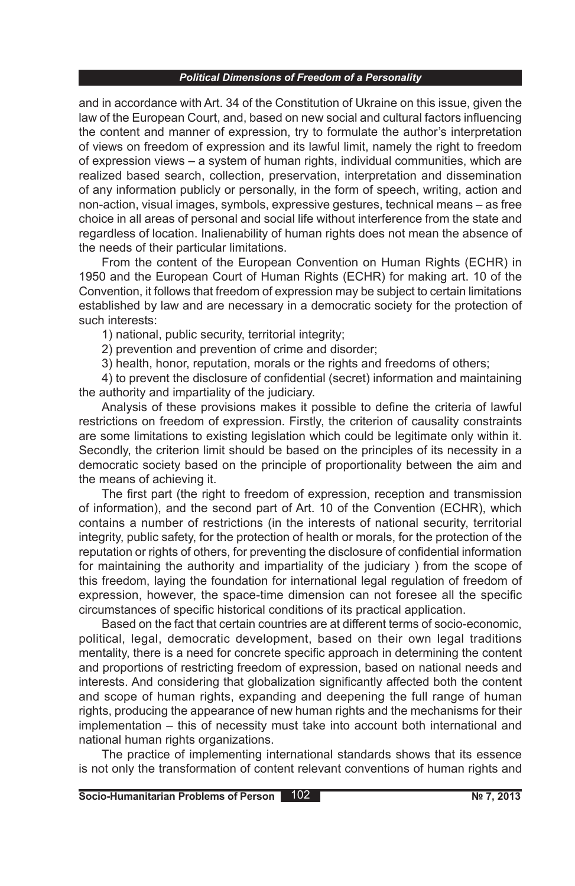and in accordance with Art. 34 of the Constitution of Ukraine on this issue, given the law of the European Court, and, based on new social and cultural factors influencing the content and manner of expression, try to formulate the author's interpretation of views on freedom of expression and its lawful limit, namely the right to freedom of expression views – a system of human rights, individual communities, which are realized based search, collection, preservation, interpretation and dissemination of any information publicly or personally, in the form of speech, writing, action and non-action, visual images, symbols, expressive gestures, technical means – as free choice in all areas of personal and social life without interference from the state and regardless of location. Inalienability of human rights does not mean the absence of the needs of their particular limitations.

From the content of the European Convention on Human Rights (ECHR) in 1950 and the European Court of Human Rights (ECHR) for making art. 10 of the Convention, it follows that freedom of expression may be subject to certain limitations established by law and are necessary in a democratic society for the protection of such interests:

1) national, public security, territorial integrity;

2) prevention and prevention of crime and disorder;

3) health, honor, reputation, morals or the rights and freedoms of others;

4) to prevent the disclosure of confidential (secret) information and maintaining the authority and impartiality of the judiciary.

Analysis of these provisions makes it possible to define the criteria of lawful restrictions on freedom of expression. Firstly, the criterion of causality constraints are some limitations to existing legislation which could be legitimate only within it. Secondly, the criterion limit should be based on the principles of its necessity in a democratic society based on the principle of proportionality between the aim and the means of achieving it.

The first part (the right to freedom of expression, reception and transmission of information), and the second part of Art. 10 of the Convention (ECHR), which contains a number of restrictions (in the interests of national security, territorial integrity, public safety, for the protection of health or morals, for the protection of the reputation or rights of others, for preventing the disclosure of confidential information for maintaining the authority and impartiality of the judiciary ) from the scope of this freedom, laying the foundation for international legal regulation of freedom of expression, however, the space-time dimension can not foresee all the specific circumstances of specific historical conditions of its practical application.

Based on the fact that certain countries are at different terms of socio-economic, political, legal, democratic development, based on their own legal traditions mentality, there is a need for concrete specific approach in determining the content and proportions of restricting freedom of expression, based on national needs and interests. And considering that globalization significantly affected both the content and scope of human rights, expanding and deepening the full range of human rights, producing the appearance of new human rights and the mechanisms for their implementation – this of necessity must take into account both international and national human rights organizations.

The practice of implementing international standards shows that its essence is not only the transformation of content relevant conventions of human rights and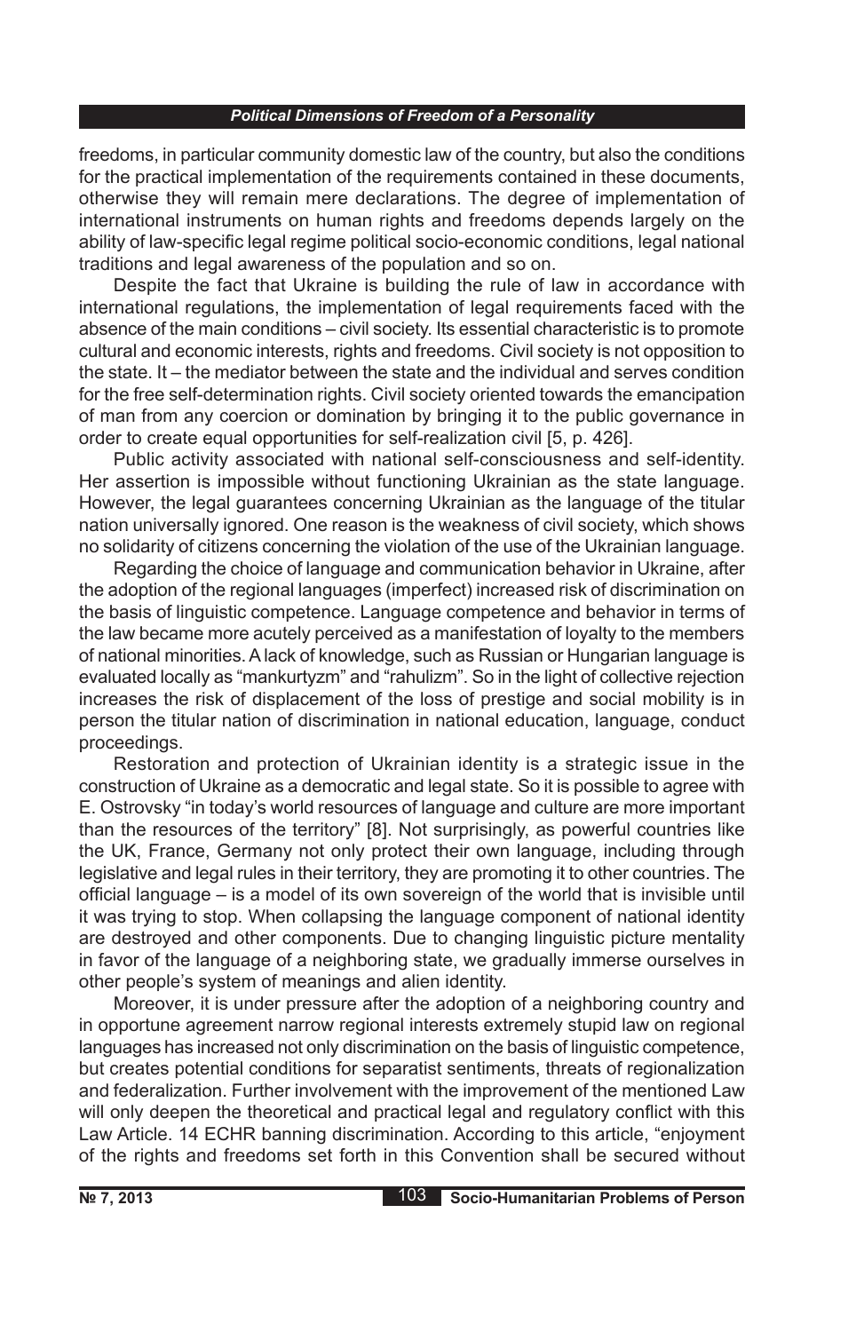freedoms, in particular community domestic law of the country, but also the conditions for the practical implementation of the requirements contained in these documents, otherwise they will remain mere declarations. The degree of implementation of international instruments on human rights and freedoms depends largely on the ability of law-specific legal regime political socio-economic conditions, legal national traditions and legal awareness of the population and so on.

Despite the fact that Ukraine is building the rule of law in accordance with international regulations, the implementation of legal requirements faced with the absence of the main conditions – civil society. Its essential characteristic is to promote cultural and economic interests, rights and freedoms. Civil society is not opposition to the state. It – the mediator between the state and the individual and serves condition for the free self-determination rights. Civil society oriented towards the emancipation of man from any coercion or domination by bringing it to the public governance in order to create equal opportunities for self-realization civil [5, p. 426].

Public activity associated with national self-consciousness and self-identity. Her assertion is impossible without functioning Ukrainian as the state language. However, the legal guarantees concerning Ukrainian as the language of the titular nation universally ignored. One reason is the weakness of civil society, which shows no solidarity of citizens concerning the violation of the use of the Ukrainian language.

Regarding the choice of language and communication behavior in Ukraine, after the adoption of the regional languages (imperfect) increased risk of discrimination on the basis of linguistic competence. Language competence and behavior in terms of the law became more acutely perceived as a manifestation of loyalty to the members of national minorities. A lack of knowledge, such as Russian or Hungarian language is evaluated locally as "mankurtyzm" and "rahulizm". So in the light of collective rejection increases the risk of displacement of the loss of prestige and social mobility is in person the titular nation of discrimination in national education, language, conduct proceedings.

Restoration and protection of Ukrainian identity is a strategic issue in the construction of Ukraine as a democratic and legal state. So it is possible to agree with E. Ostrovsky "in today's world resources of language and culture are more important than the resources of the territory" [8]. Not surprisingly, as powerful countries like the UK, France, Germany not only protect their own language, including through legislative and legal rules in their territory, they are promoting it to other countries. The official language – is a model of its own sovereign of the world that is invisible until it was trying to stop. When collapsing the language component of national identity are destroyed and other components. Due to changing linguistic picture mentality in favor of the language of a neighboring state, we gradually immerse ourselves in other people's system of meanings and alien identity.

Moreover, it is under pressure after the adoption of a neighboring country and in opportune agreement narrow regional interests extremely stupid law on regional languages has increased not only discrimination on the basis of linguistic competence, but creates potential conditions for separatist sentiments, threats of regionalization and federalization. Further involvement with the improvement of the mentioned Law will only deepen the theoretical and practical legal and regulatory conflict with this Law Article. 14 ECHR banning discrimination. According to this article, "enjoyment of the rights and freedoms set forth in this Convention shall be secured without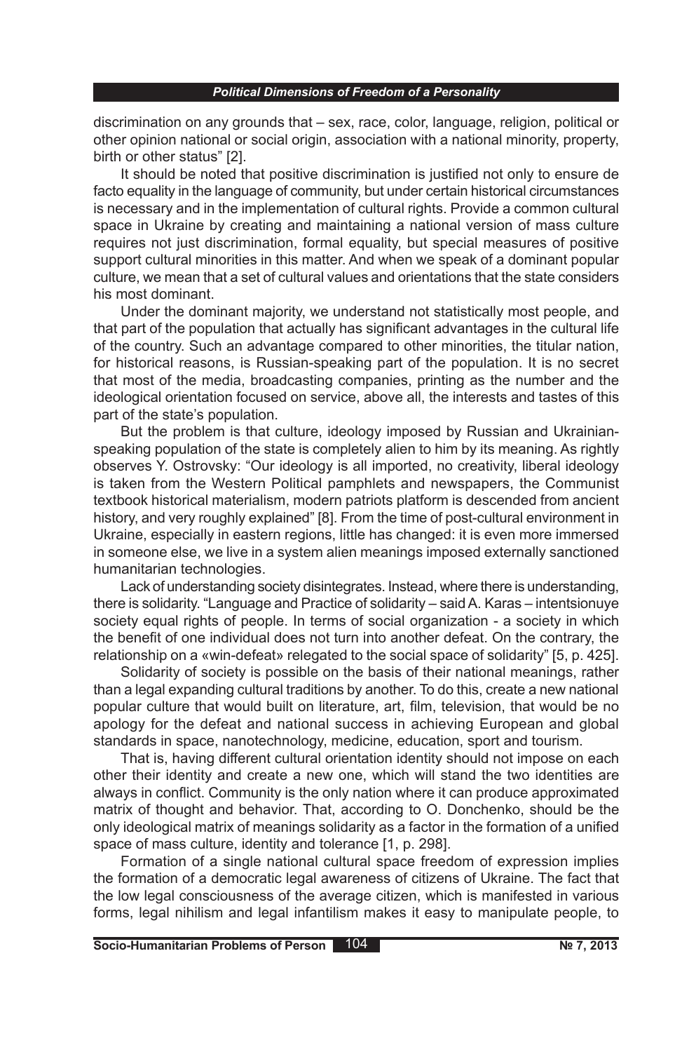discrimination on any grounds that – sex, race, color, language, religion, political or other opinion national or social origin, association with a national minority, property, birth or other status" [2].

It should be noted that positive discrimination is justified not only to ensure de facto equality in the language of community, but under certain historical circumstances is necessary and in the implementation of cultural rights. Provide a common cultural space in Ukraine by creating and maintaining a national version of mass culture requires not just discrimination, formal equality, but special measures of positive support cultural minorities in this matter. And when we speak of a dominant popular culture, we mean that a set of cultural values and orientations that the state considers his most dominant.

Under the dominant majority, we understand not statistically most people, and that part of the population that actually has significant advantages in the cultural life of the country. Such an advantage compared to other minorities, the titular nation, for historical reasons, is Russian-speaking part of the population. It is no secret that most of the media, broadcasting companies, printing as the number and the ideological orientation focused on service, above all, the interests and tastes of this part of the state's population.

But the problem is that culture, ideology imposed by Russian and Ukrainian-speaking population of the state is completely alien to him by its meaning. As rightly observes Y. Ostrovsky: "Our ideology is all imported, no creativity, liberal ideology is taken from the Western Political pamphlets and newspapers, the Communist textbook historical materialism, modern patriots platform is descended from ancient history, and very roughly explained" [8]. From the time of post-cultural environment in Ukraine, especially in eastern regions, little has changed: it is even more immersed in someone else, we live in a system alien meanings imposed externally sanctioned humanitarian technologies.

Lack of understanding society disintegrates. Instead, where there is understanding, there is solidarity. "Language and Practice of solidarity – said A. Karas – intentsionuye society equal rights of people. In terms of social organization - a society in which the benefit of one individual does not turn into another defeat. On the contrary, the relationship on a «win-defeat» relegated to the social space of solidarity" [5, p. 425].

Solidarity of society is possible on the basis of their national meanings, rather than a legal expanding cultural traditions by another. To do this, create a new national popular culture that would built on literature, art, film, television, that would be no apology for the defeat and national success in achieving European and global standards in space, nanotechnology, medicine, education, sport and tourism.

That is, having different cultural orientation identity should not impose on each other their identity and create a new one, which will stand the two identities are always in conflict. Community is the only nation where it can produce approximated matrix of thought and behavior. That, according to O. Donchenko, should be the only ideological matrix of meanings solidarity as a factor in the formation of a unified space of mass culture, identity and tolerance [1, p. 298].

Formation of a single national cultural space freedom of expression implies the formation of a democratic legal awareness of citizens of Ukraine. The fact that the low legal consciousness of the average citizen, which is manifested in various forms, legal nihilism and legal infantilism makes it easy to manipulate people, to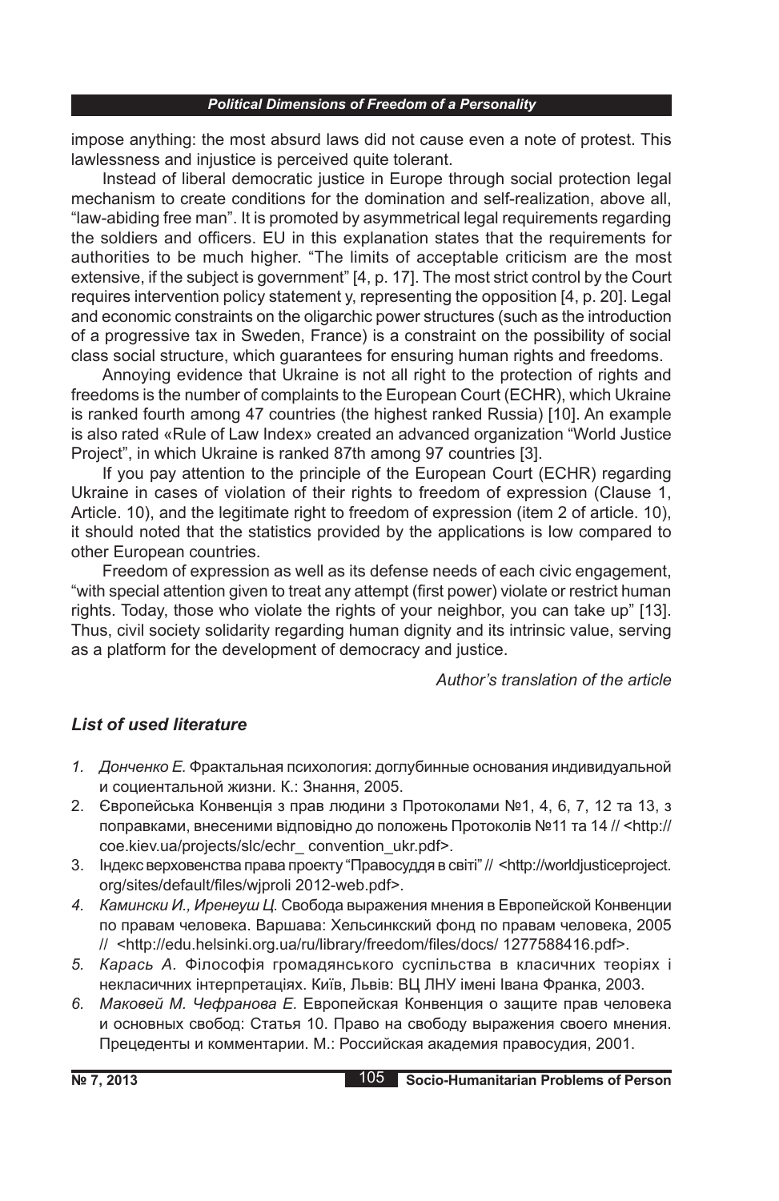impose anything: the most absurd laws did not cause even a note of protest. This lawlessness and injustice is perceived quite tolerant.

Instead of liberal democratic justice in Europe through social protection legal mechanism to create conditions for the domination and self-realization, above all, "law-abiding free man". It is promoted by asymmetrical legal requirements regarding the soldiers and officers. EU in this explanation states that the requirements for authorities to be much higher. "The limits of acceptable criticism are the most extensive, if the subject is government" [4, p. 17]. The most strict control by the Court requires intervention policy statement y, representing the opposition [4, p. 20]. Legal and economic constraints on the oligarchic power structures (such as the introduction of a progressive tax in Sweden, France) is a constraint on the possibility of social class social structure, which guarantees for ensuring human rights and freedoms.

Annoying evidence that Ukraine is not all right to the protection of rights and freedoms is the number of complaints to the European Court (ECHR), which Ukraine is ranked fourth among 47 countries (the highest ranked Russia) [10]. An example is also rated «Rule of Law Index» created an advanced organization "World Justice Project", in which Ukraine is ranked 87th among 97 countries [3].

If you pay attention to the principle of the European Court (ECHR) regarding Ukraine in cases of violation of their rights to freedom of expression (Clause 1, Article. 10), and the legitimate right to freedom of expression (item 2 of article. 10), it should noted that the statistics provided by the applications is low compared to other European countries.

Freedom of expression as well as its defense needs of each civic engagement, "with special attention given to treat any attempt (first power) violate or restrict human rights. Today, those who violate the rights of your neighbor, you can take up" [13]. Thus, civil society solidarity regarding human dignity and its intrinsic value, serving as a platform for the development of democracy and justice.

*Author's translation of the article*

## *List of used literature*

1. *Донченко Е.* Фрактальная психология: доглубинные основания индивидуальной и социентальной жизни. К.: Знання, 2005.
2. Європейська Конвенція з прав людини з Протоколами №1, 4, 6, 7, 12 та 13, з поправками, внесеними відповідно до положень Протоколів №11 та 14 // <http://coe.kiev.ua/projects/slc/echr_ convention_ukr.pdf>.
3. Індекс верховенства права проекту "Правосуддя в світі" // <http://worldjusticeproject.org/sites/default/files/wjproli 2012-web.pdf>.
4. *Камински И., Иренеуш Ц.* Свобода выражения мнения в Европейской Конвенции по правам человека. Варшава: Хельсинкский фонд по правам человека, 2005 // <http://edu.helsinki.org.ua/ru/library/freedom/files/docs/ 1277588416.pdf>.
5. *Карась А.* Філософія громадянського суспільства в класичних теоріях і некласичних інтерпретаціях. Київ, Львів: ВЦ ЛНУ імені Івана Франка, 2003.
6. *Маковей М. Чефранова Е.* Европейская Конвенция о защите прав человека и основных свобод: Статья 10. Право на свободу выражения своего мнения. Прецеденты и комментарии. М.: Российская академия правосудия, 2001.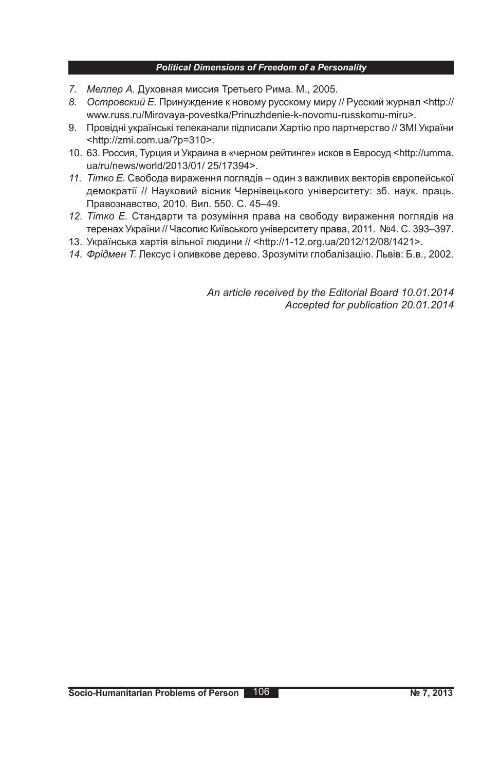7. *Меллер А.* Духовная миссия Третьего Рима. М., 2005.
8. *Островский Е.* Принуждение к новому русскому миру // Русский журнал <http://www.russ.ru/Mirovaya-povestka/Prinuzhdenie-k-novomu-russkomu-miru>.
9. Провідні українські телеканали підписали Хартію про партнерство // ЗМІ України <http://zmi.com.ua/?p=310>.
10. 63. Россия, Турция и Украина в «черном рейтинге» исков в Евросуд <http://umma.ua/ru/news/world/2013/01/ 25/17394>.
11. *Тітко Е.* Свобода вираження поглядів – один з важливих векторів європейської демократії // Науковий вісник Чернівецького університету: зб. наук. праць. Правознавство, 2010. Вип. 550. С. 45–49.
12. *Тітко Е.* Стандарти та розуміння права на свободу вираження поглядів на теренах України // Часопис Київського університету права, 2011. №4. С. 393–397.
13. Українська хартія вільної людини // <http://1-12.org.ua/2012/12/08/1421>.
14. *Фрідмен Т.* Лексус і оливкове дерево. Зрозуміти глобалізацію. Львів: Б.в., 2002.

*An article received by the Editorial Board 10.01.2014*
*Accepted for publication 20.01.2014*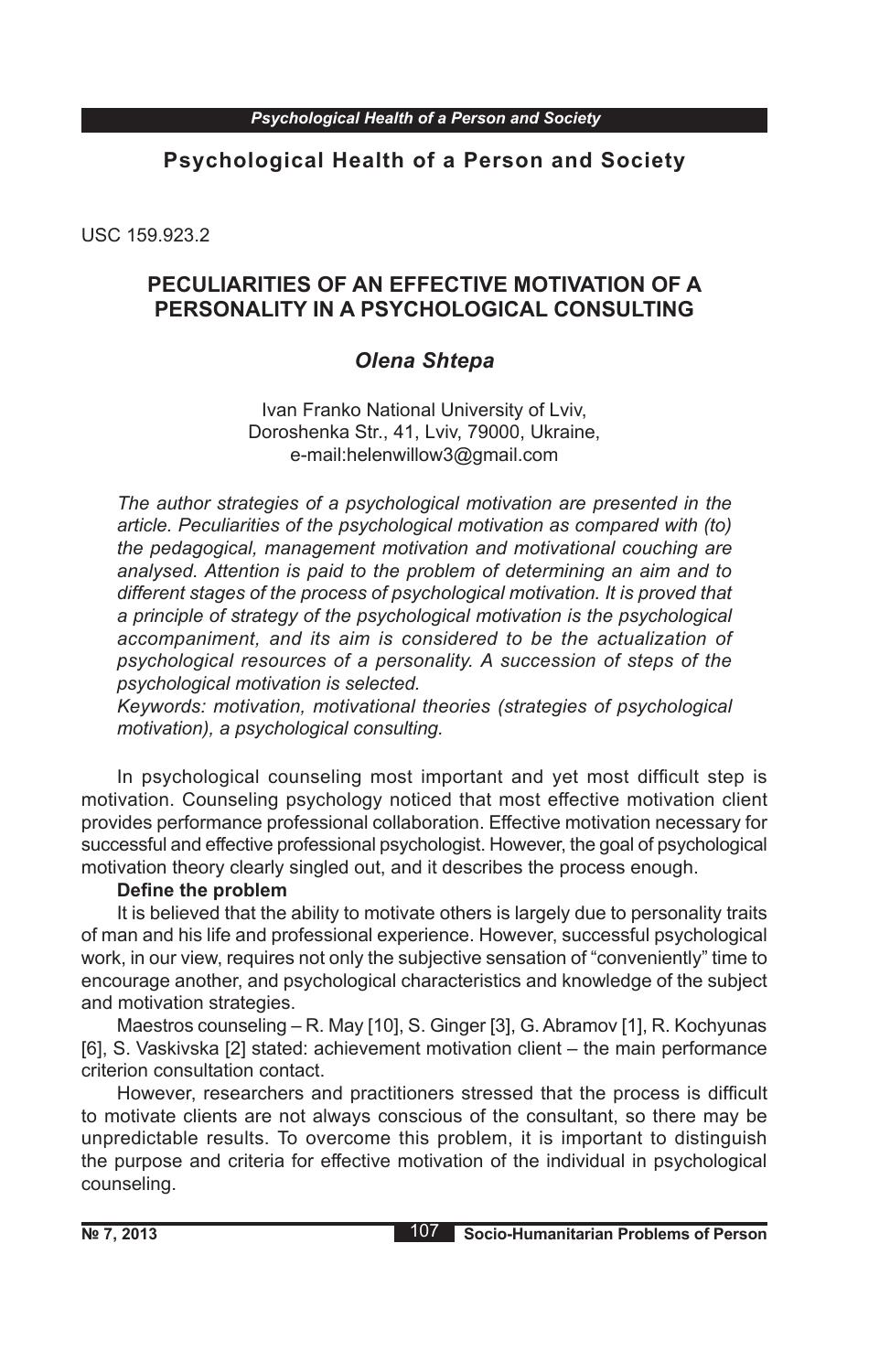## Psychological Health of a Person and Society

USC 159.923.2

# PECULIARITIES OF AN EFFECTIVE MOTIVATION OF A PERSONALITY IN A PSYCHOLOGICAL CONSULTING

### *Olena Shtepa*

Ivan Franko National University of Lviv,
Doroshenka Str., 41, Lviv, 79000, Ukraine,
e-mail:helenwillow3@gmail.com

*The author strategies of a psychological motivation are presented in the article. Peculiarities of the psychological motivation as compared with (to) the pedagogical, management motivation and motivational couching are analysed. Attention is paid to the problem of determining an aim and to different stages of the process of psychological motivation. It is proved that a principle of strategy of the psychological motivation is the psychological accompaniment, and its aim is considered to be the actualization of psychological resources of a personality. A succession of steps of the psychological motivation is selected.*

*Keywords: motivation, motivational theories (strategies of psychological motivation), a psychological consulting.*

In psychological counseling most important and yet most difficult step is motivation. Counseling psychology noticed that most effective motivation client provides performance professional collaboration. Effective motivation necessary for successful and effective professional psychologist. However, the goal of psychological motivation theory clearly singled out, and it describes the process enough.

**Define the problem**

It is believed that the ability to motivate others is largely due to personality traits of man and his life and professional experience. However, successful psychological work, in our view, requires not only the subjective sensation of "conveniently" time to encourage another, and psychological characteristics and knowledge of the subject and motivation strategies.

Maestros counseling – R. May [10], S. Ginger [3], G. Abramov [1], R. Kochyunas [6], S. Vaskivska [2] stated: achievement motivation client – the main performance criterion consultation contact.

However, researchers and practitioners stressed that the process is difficult to motivate clients are not always conscious of the consultant, so there may be unpredictable results. To overcome this problem, it is important to distinguish the purpose and criteria for effective motivation of the individual in psychological counseling.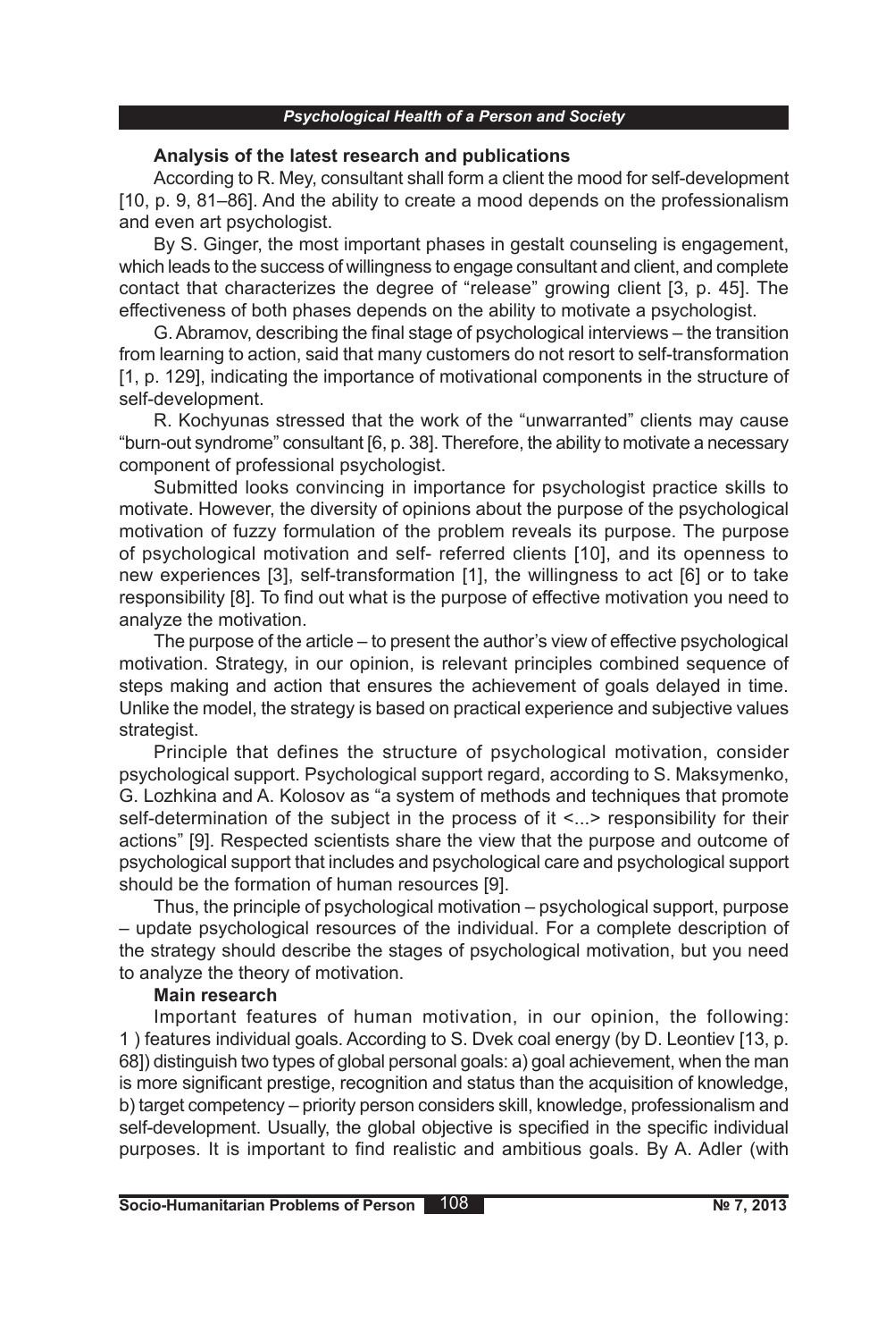**Analysis of the latest research and publications**

According to R. Mey, consultant shall form a client the mood for self-development [10, p. 9, 81–86]. And the ability to create a mood depends on the professionalism and even art psychologist.

By S. Ginger, the most important phases in gestalt counseling is engagement, which leads to the success of willingness to engage consultant and client, and complete contact that characterizes the degree of "release" growing client [3, p. 45]. The effectiveness of both phases depends on the ability to motivate a psychologist.

G. Abramov, describing the final stage of psychological interviews – the transition from learning to action, said that many customers do not resort to self-transformation [1, p. 129], indicating the importance of motivational components in the structure of self-development.

R. Kochyunas stressed that the work of the "unwarranted" clients may cause "burn-out syndrome" consultant [6, p. 38]. Therefore, the ability to motivate a necessary component of professional psychologist.

Submitted looks convincing in importance for psychologist practice skills to motivate. However, the diversity of opinions about the purpose of the psychological motivation of fuzzy formulation of the problem reveals its purpose. The purpose of psychological motivation and self- referred clients [10], and its openness to new experiences [3], self-transformation [1], the willingness to act [6] or to take responsibility [8]. To find out what is the purpose of effective motivation you need to analyze the motivation.

The purpose of the article – to present the author's view of effective psychological motivation. Strategy, in our opinion, is relevant principles combined sequence of steps making and action that ensures the achievement of goals delayed in time. Unlike the model, the strategy is based on practical experience and subjective values strategist.

Principle that defines the structure of psychological motivation, consider psychological support. Psychological support regard, according to S. Maksymenko, G. Lozhkina and A. Kolosov as "a system of methods and techniques that promote self-determination of the subject in the process of it <...> responsibility for their actions" [9]. Respected scientists share the view that the purpose and outcome of psychological support that includes and psychological care and psychological support should be the formation of human resources [9].

Thus, the principle of psychological motivation – psychological support, purpose – update psychological resources of the individual. For a complete description of the strategy should describe the stages of psychological motivation, but you need to analyze the theory of motivation.

**Main research**

Important features of human motivation, in our opinion, the following: 1 ) features individual goals. According to S. Dvek coal energy (by D. Leontiev [13, p. 68]) distinguish two types of global personal goals: a) goal achievement, when the man is more significant prestige, recognition and status than the acquisition of knowledge, b) target competency – priority person considers skill, knowledge, professionalism and self-development. Usually, the global objective is specified in the specific individual purposes. It is important to find realistic and ambitious goals. By A. Adler (with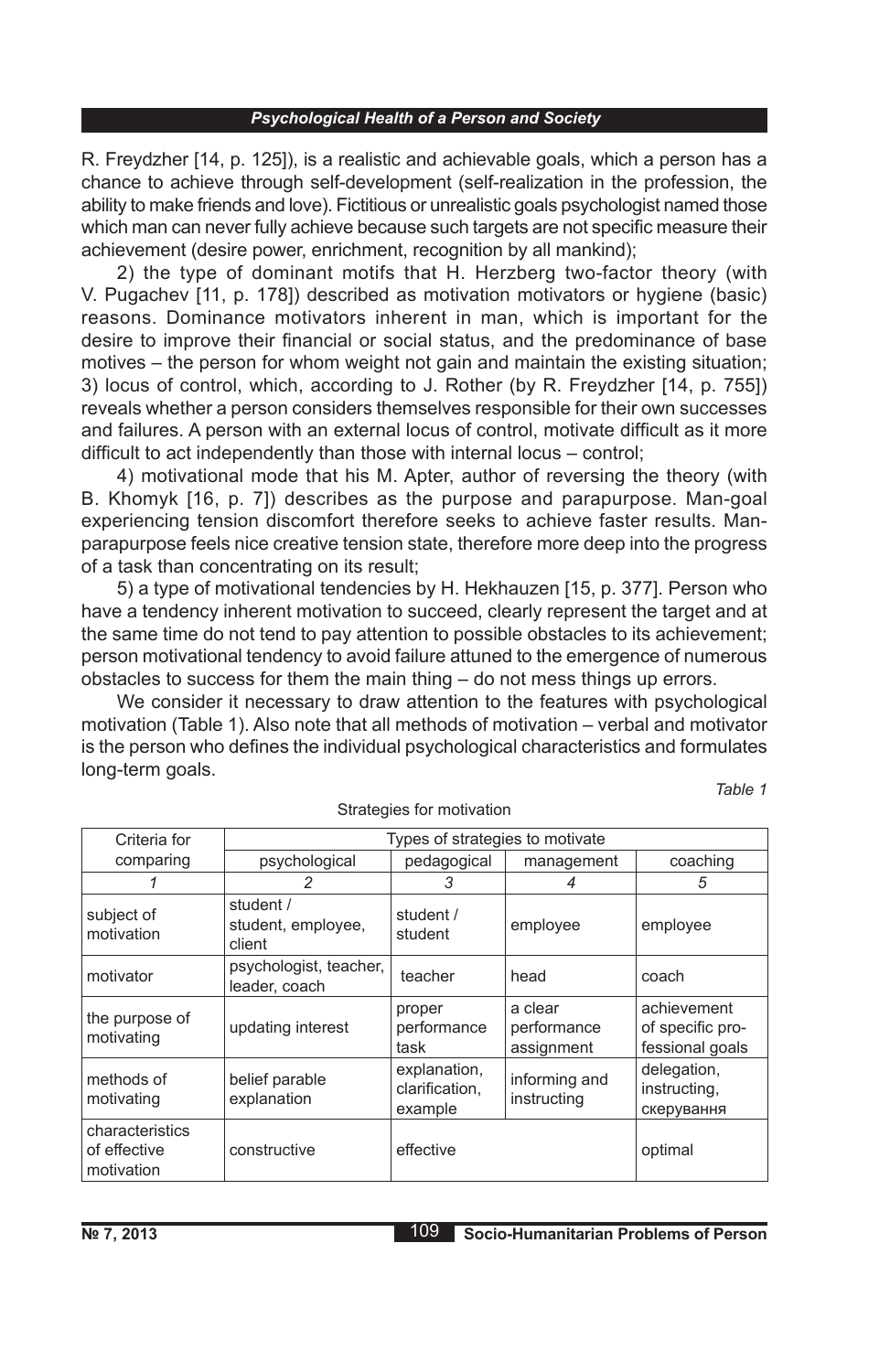R. Freydzher [14, p. 125]), is a realistic and achievable goals, which a person has a chance to achieve through self-development (self-realization in the profession, the ability to make friends and love). Fictitious or unrealistic goals psychologist named those which man can never fully achieve because such targets are not specific measure their achievement (desire power, enrichment, recognition by all mankind);

2) the type of dominant motifs that H. Herzberg two-factor theory (with V. Pugachev [11, p. 178]) described as motivation motivators or hygiene (basic) reasons. Dominance motivators inherent in man, which is important for the desire to improve their financial or social status, and the predominance of base motives – the person for whom weight not gain and maintain the existing situation;
3) locus of control, which, according to J. Rother (by R. Freydzher [14, p. 755]) reveals whether a person considers themselves responsible for their own successes and failures. A person with an external locus of control, motivate difficult as it more difficult to act independently than those with internal locus – control;

4) motivational mode that his M. Apter, author of reversing the theory (with B. Khomyk [16, p. 7]) describes as the purpose and parapurpose. Man-goal experiencing tension discomfort therefore seeks to achieve faster results. Man-parapurpose feels nice creative tension state, therefore more deep into the progress of a task than concentrating on its result;

5) a type of motivational tendencies by H. Hekhauzen [15, p. 377]. Person who have a tendency inherent motivation to succeed, clearly represent the target and at the same time do not tend to pay attention to possible obstacles to its achievement; person motivational tendency to avoid failure attuned to the emergence of numerous obstacles to success for them the main thing – do not mess things up errors.

We consider it necessary to draw attention to the features with psychological motivation (Table 1). Also note that all methods of motivation – verbal and motivator is the person who defines the individual psychological characteristics and formulates long-term goals.

*Table 1*

Strategies for motivation

| Criteria for comparing | Types of strategies to motivate | | | |
|---|---|---|---|---|
| | psychological | pedagogical | management | coaching |
| *1* | *2* | *3* | *4* | *5* |
| subject of motivation | student / student, employee, client | student / student | employee | employee |
| motivator | psychologist, teacher, leader, coach | teacher | head | coach |
| the purpose of motivating | updating interest | proper performance task | a clear performance assignment | achievement of specific professional goals |
| methods of motivating | belief parable explanation | explanation, clarification, example | informing and instructing | delegation, instructing, скерування |
| characteristics of effective motivation | constructive | effective | | optimal |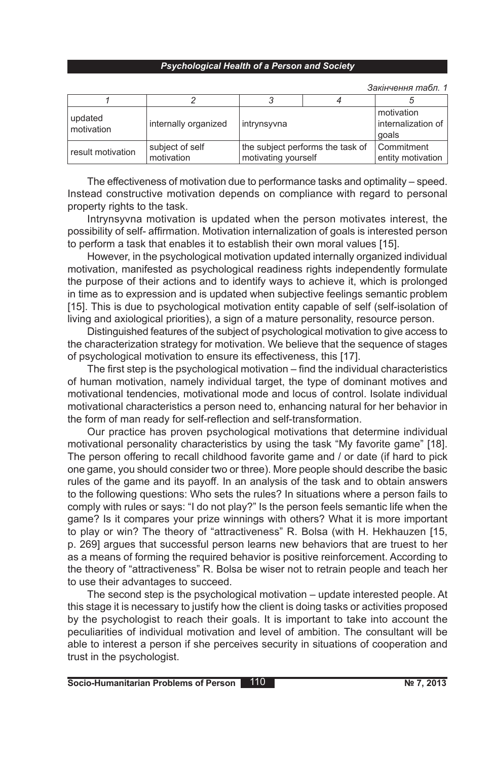*Закінчення табл. 1*

| 1 | 2 | 3 | 4 | 5 |
|---|---|---|---|---|
| updated motivation | internally organized | intrynsyvna | | motivation internalization of goals |
| result motivation | subject of self motivation | the subject performs the task of motivating yourself | | Commitment entity motivation |

The effectiveness of motivation due to performance tasks and optimality – speed. Instead constructive motivation depends on compliance with regard to personal property rights to the task.

Intrynsyvna motivation is updated when the person motivates interest, the possibility of self- affirmation. Motivation internalization of goals is interested person to perform a task that enables it to establish their own moral values [15].

However, in the psychological motivation updated internally organized individual motivation, manifested as psychological readiness rights independently formulate the purpose of their actions and to identify ways to achieve it, which is prolonged in time as to expression and is updated when subjective feelings semantic problem [15]. This is due to psychological motivation entity capable of self (self-isolation of living and axiological priorities), a sign of a mature personality, resource person.

Distinguished features of the subject of psychological motivation to give access to the characterization strategy for motivation. We believe that the sequence of stages of psychological motivation to ensure its effectiveness, this [17].

The first step is the psychological motivation – find the individual characteristics of human motivation, namely individual target, the type of dominant motives and motivational tendencies, motivational mode and locus of control. Isolate individual motivational characteristics a person need to, enhancing natural for her behavior in the form of man ready for self-reflection and self-transformation.

Our practice has proven psychological motivations that determine individual motivational personality characteristics by using the task "My favorite game" [18]. The person offering to recall childhood favorite game and / or date (if hard to pick one game, you should consider two or three). More people should describe the basic rules of the game and its payoff. In an analysis of the task and to obtain answers to the following questions: Who sets the rules? In situations where a person fails to comply with rules or says: "I do not play?" Is the person feels semantic life when the game? Is it compares your prize winnings with others? What it is more important to play or win? The theory of "attractiveness" R. Bolsa (with H. Hekhauzen [15, p. 269] argues that successful person learns new behaviors that are truest to her as a means of forming the required behavior is positive reinforcement. According to the theory of "attractiveness" R. Bolsa be wiser not to retrain people and teach her to use their advantages to succeed.

The second step is the psychological motivation – update interested people. At this stage it is necessary to justify how the client is doing tasks or activities proposed by the psychologist to reach their goals. It is important to take into account the peculiarities of individual motivation and level of ambition. The consultant will be able to interest a person if she perceives security in situations of cooperation and trust in the psychologist.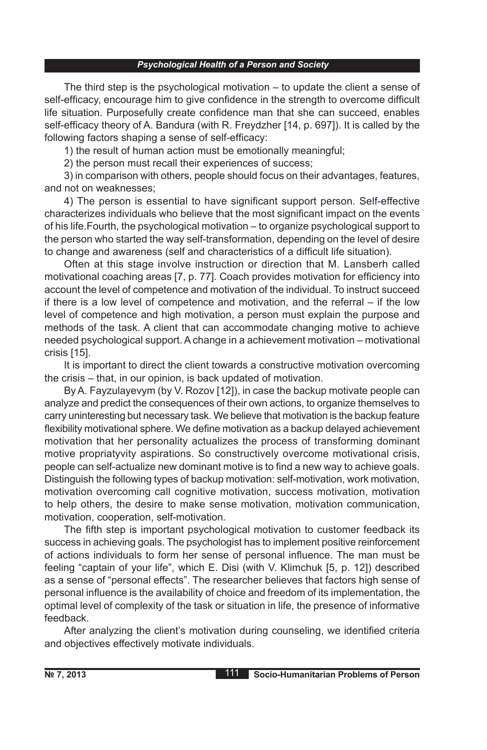The third step is the psychological motivation – to update the client a sense of self-efficacy, encourage him to give confidence in the strength to overcome difficult life situation. Purposefully create confidence man that she can succeed, enables self-efficacy theory of A. Bandura (with R. Freydzher [14, p. 697]). It is called by the following factors shaping a sense of self-efficacy:

1) the result of human action must be emotionally meaningful;

2) the person must recall their experiences of success;

3) in comparison with others, people should focus on their advantages, features, and not on weaknesses;

4) The person is essential to have significant support person. Self-effective characterizes individuals who believe that the most significant impact on the events of his life.Fourth, the psychological motivation – to organize psychological support to the person who started the way self-transformation, depending on the level of desire to change and awareness (self and characteristics of a difficult life situation).

Often at this stage involve instruction or direction that M. Lansberh called motivational coaching areas [7, p. 77]. Coach provides motivation for efficiency into account the level of competence and motivation of the individual. To instruct succeed if there is a low level of competence and motivation, and the referral – if the low level of competence and high motivation, a person must explain the purpose and methods of the task. A client that can accommodate changing motive to achieve needed psychological support. A change in a achievement motivation – motivational crisis [15].

It is important to direct the client towards a constructive motivation overcoming the crisis – that, in our opinion, is back updated of motivation.

By A. Fayzulayevym (by V. Rozov [12]), in case the backup motivate people can analyze and predict the consequences of their own actions, to organize themselves to carry uninteresting but necessary task. We believe that motivation is the backup feature flexibility motivational sphere. We define motivation as a backup delayed achievement motivation that her personality actualizes the process of transforming dominant motive propriatyvity aspirations. So constructively overcome motivational crisis, people can self-actualize new dominant motive is to find a new way to achieve goals. Distinguish the following types of backup motivation: self-motivation, work motivation, motivation overcoming call cognitive motivation, success motivation, motivation to help others, the desire to make sense motivation, motivation communication, motivation, cooperation, self-motivation.

The fifth step is important psychological motivation to customer feedback its success in achieving goals. The psychologist has to implement positive reinforcement of actions individuals to form her sense of personal influence. The man must be feeling "captain of your life", which E. Disi (with V. Klimchuk [5, p. 12]) described as a sense of "personal effects". The researcher believes that factors high sense of personal influence is the availability of choice and freedom of its implementation, the optimal level of complexity of the task or situation in life, the presence of informative feedback.

After analyzing the client's motivation during counseling, we identified criteria and objectives effectively motivate individuals.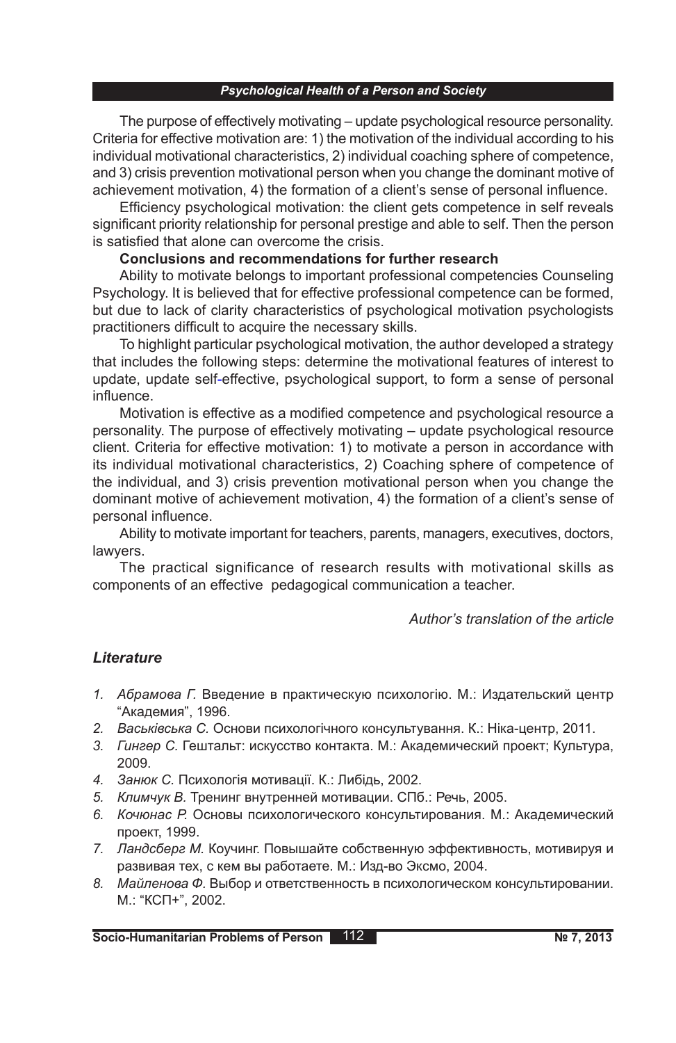The purpose of effectively motivating – update psychological resource personality. Criteria for effective motivation are: 1) the motivation of the individual according to his individual motivational characteristics, 2) individual coaching sphere of competence, and 3) crisis prevention motivational person when you change the dominant motive of achievement motivation, 4) the formation of a client's sense of personal influence.

Efficiency psychological motivation: the client gets competence in self reveals significant priority relationship for personal prestige and able to self. Then the person is satisfied that alone can overcome the crisis.

**Conclusions and recommendations for further research**

Ability to motivate belongs to important professional competencies Counseling Psychology. It is believed that for effective professional competence can be formed, but due to lack of clarity characteristics of psychological motivation psychologists practitioners difficult to acquire the necessary skills.

To highlight particular psychological motivation, the author developed a strategy that includes the following steps: determine the motivational features of interest to update, update self-effective, psychological support, to form a sense of personal influence.

Motivation is effective as a modified competence and psychological resource a personality. The purpose of effectively motivating – update psychological resource client. Criteria for effective motivation: 1) to motivate a person in accordance with its individual motivational characteristics, 2) Coaching sphere of competence of the individual, and 3) crisis prevention motivational person when you change the dominant motive of achievement motivation, 4) the formation of a client's sense of personal influence.

Ability to motivate important for teachers, parents, managers, executives, doctors, lawyers.

The practical significance of research results with motivational skills as components of an effective pedagogical communication a teacher.

*Author's translation of the article*

## *Literature*

1. *Абрамова Г.* Введение в практическую психологію. М.: Издательский центр "Академия", 1996.
2. *Васьківська С.* Основи психологічного консультування. К.: Ніка-центр, 2011.
3. *Гингер С.* Гештальт: искусство контакта. М.: Академический проект; Культура, 2009.
4. *Занюк С.* Психологія мотивації. К.: Либідь, 2002.
5. *Климчук В.* Тренинг внутренней мотивации. СПб.: Речь, 2005.
6. *Кочюнас Р.* Основы психологического консультирования. М.: Академический проект, 1999.
7. *Ландсберг М.* Коучинг. Повышайте собственную эффективность, мотивируя и развивая тех, с кем вы работаете. М.: Изд-во Эксмо, 2004.
8. *Майленова Ф.* Выбор и ответственность в психологическом консультировании. М.: "КСП+", 2002.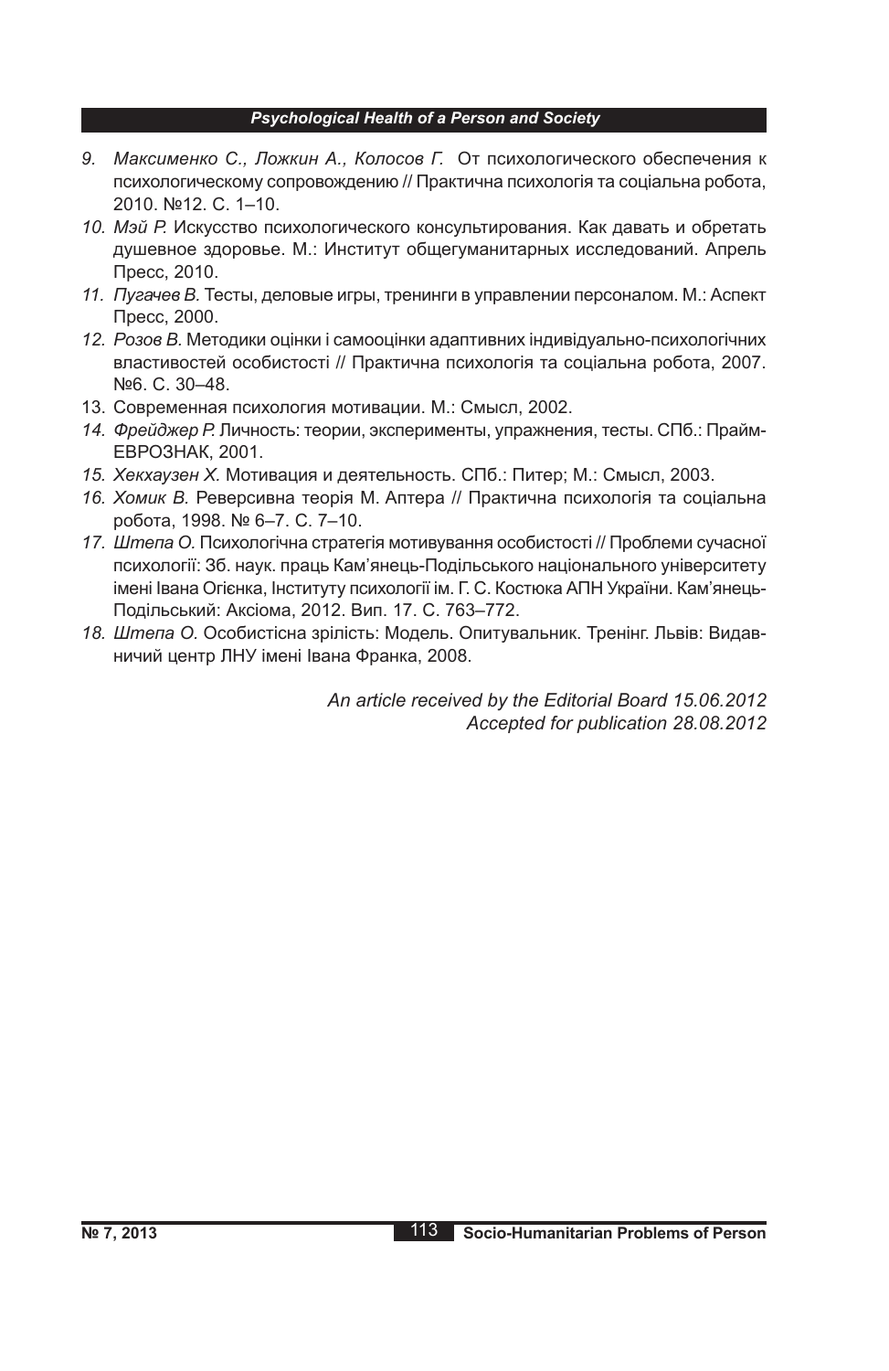9. *Максименко С., Ложкин А., Колосов Г.* От психологического обеспечения к психологическому сопровождению // Практична психологія та соціальна робота, 2010. №12. С. 1–10.
10. *Мэй Р.* Искусство психологического консультирования. Как давать и обретать душевное здоровье. М.: Институт общегуманитарных исследований. Апрель Пресс, 2010.
11. *Пугачев В.* Тесты, деловые игры, тренинги в управлении персоналом. М.: Аспект Пресс, 2000.
12. *Розов В.* Методики оцінки і самооцінки адаптивних індивідуально-психологічних властивостей особистості // Практична психологія та соціальна робота, 2007. №6. С. 30–48.
13. Современная психология мотивации. М.: Смысл, 2002.
14. *Фрейджер Р.* Личность: теории, эксперименты, упражнения, тесты. СПб.: Прайм-ЕВРОЗНАК, 2001.
15. *Хекхаузен Х.* Мотивация и деятельность. СПб.: Питер; М.: Смысл, 2003.
16. *Хомик В.* Реверсивна теорія М. Аптера // Практична психологія та соціальна робота, 1998. № 6–7. С. 7–10.
17. *Штепа О.* Психологічна стратегія мотивування особистості // Проблеми сучасної психології: Зб. наук. праць Кам'янець-Подільського національного університету імені Івана Огієнка, Інституту психології ім. Г. С. Костюка АПН України. Кам'янець-Подільський: Аксіома, 2012. Вип. 17. С. 763–772.
18. *Штепа О.* Особистісна зрілість: Модель. Опитувальник. Тренінг. Львів: Видавничий центр ЛНУ імені Івана Франка, 2008.

*An article received by the Editorial Board 15.06.2012*
*Accepted for publication 28.08.2012*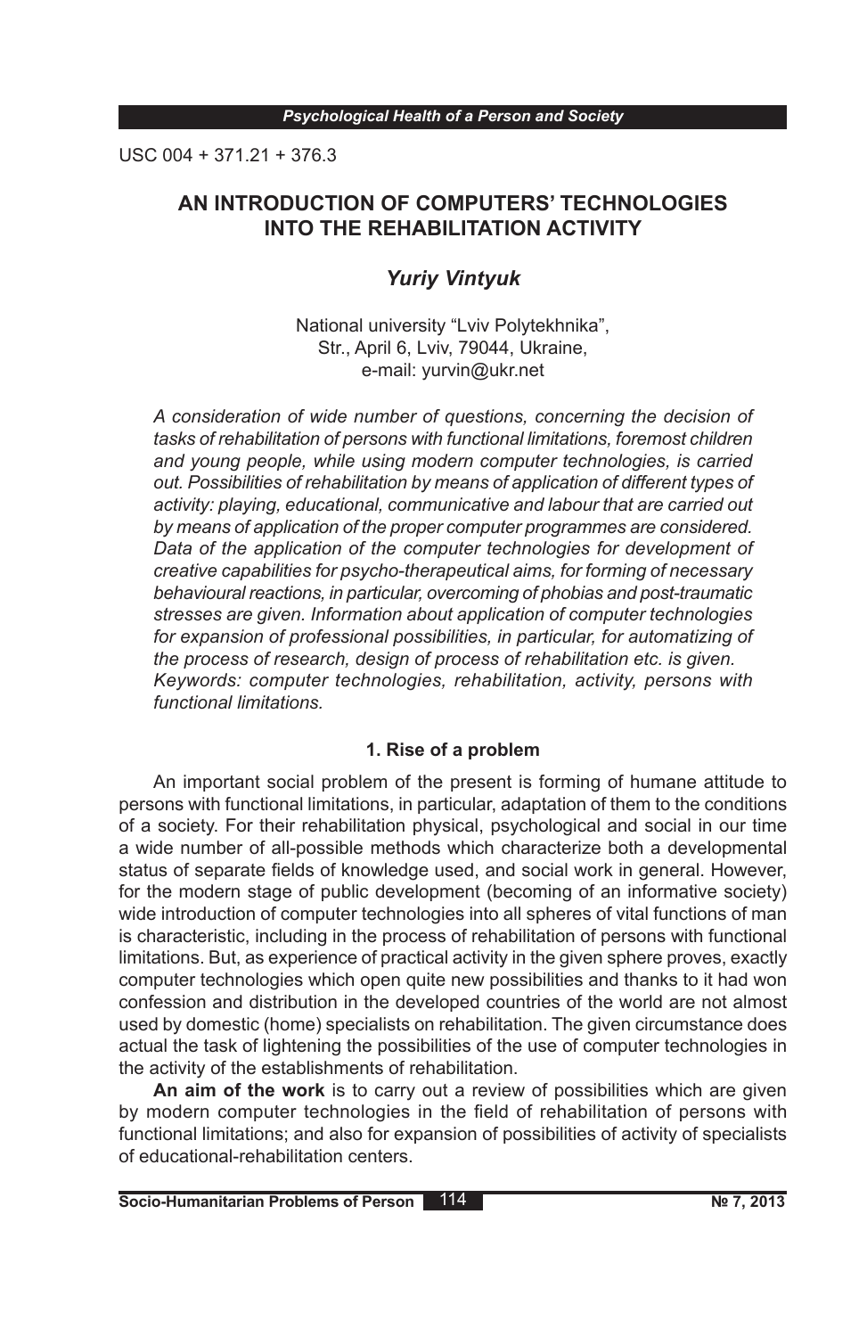USC 004 + 371.21 + 376.3

# AN INTRODUCTION OF COMPUTERS' TECHNOLOGIES INTO THE REHABILITATION ACTIVITY

***Yuriy Vintyuk***

National university "Lviv Polytekhnika",
Str., April 6, Lviv, 79044, Ukraine,
e-mail: yurvin@ukr.net

*A consideration of wide number of questions, concerning the decision of tasks of rehabilitation of persons with functional limitations, foremost children and young people, while using modern computer technologies, is carried out. Possibilities of rehabilitation by means of application of different types of activity: playing, educational, communicative and labour that are carried out by means of application of the proper computer programmes are considered. Data of the application of the computer technologies for development of creative capabilities for psycho-therapeutical aims, for forming of necessary behavioural reactions, in particular, overcoming of phobias and post-traumatic stresses are given. Information about application of computer technologies for expansion of professional possibilities, in particular, for automatizing of the process of research, design of process of rehabilitation etc. is given.*
*Keywords: computer technologies, rehabilitation, activity, persons with functional limitations.*

## 1. Rise of a problem

An important social problem of the present is forming of humane attitude to persons with functional limitations, in particular, adaptation of them to the conditions of a society. For their rehabilitation physical, psychological and social in our time a wide number of all-possible methods which characterize both a developmental status of separate fields of knowledge used, and social work in general. However, for the modern stage of public development (becoming of an informative society) wide introduction of computer technologies into all spheres of vital functions of man is characteristic, including in the process of rehabilitation of persons with functional limitations. But, as experience of practical activity in the given sphere proves, exactly computer technologies which open quite new possibilities and thanks to it had won confession and distribution in the developed countries of the world are not almost used by domestic (home) specialists on rehabilitation. The given circumstance does actual the task of lightening the possibilities of the use of computer technologies in the activity of the establishments of rehabilitation.

**An aim of the work** is to carry out a review of possibilities which are given by modern computer technologies in the field of rehabilitation of persons with functional limitations; and also for expansion of possibilities of activity of specialists of educational-rehabilitation centers.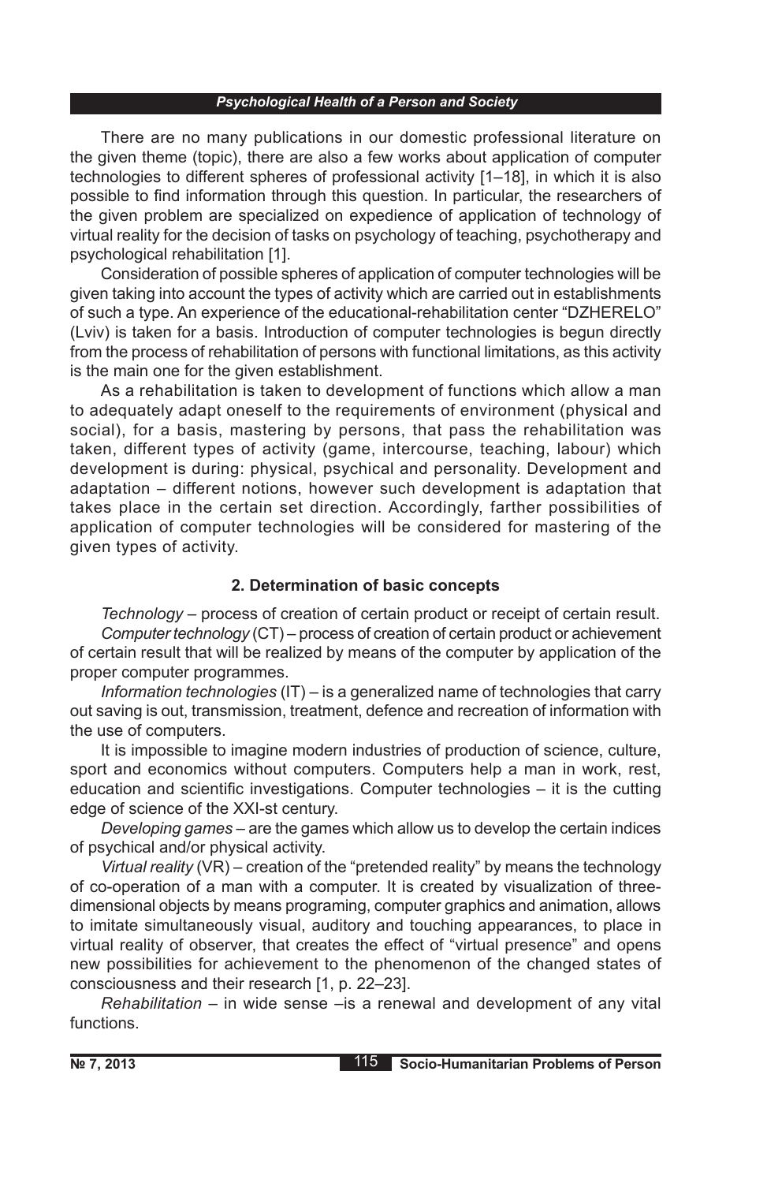There are no many publications in our domestic professional literature on the given theme (topic), there are also a few works about application of computer technologies to different spheres of professional activity [1–18], in which it is also possible to find information through this question. In particular, the researchers of the given problem are specialized on expedience of application of technology of virtual reality for the decision of tasks on psychology of teaching, psychotherapy and psychological rehabilitation [1].

Consideration of possible spheres of application of computer technologies will be given taking into account the types of activity which are carried out in establishments of such a type. An experience of the educational-rehabilitation center "DZHERELO" (Lviv) is taken for a basis. Introduction of computer technologies is begun directly from the process of rehabilitation of persons with functional limitations, as this activity is the main one for the given establishment.

As a rehabilitation is taken to development of functions which allow a man to adequately adapt oneself to the requirements of environment (physical and social), for a basis, mastering by persons, that pass the rehabilitation was taken, different types of activity (game, intercourse, teaching, labour) which development is during: physical, psychical and personality. Development and adaptation – different notions, however such development is adaptation that takes place in the certain set direction. Accordingly, farther possibilities of application of computer technologies will be considered for mastering of the given types of activity.

## 2. Determination of basic concepts

*Technology* – process of creation of certain product or receipt of certain result.

*Computer technology* (CT) – process of creation of certain product or achievement of certain result that will be realized by means of the computer by application of the proper computer programmes.

*Information technologies* (IT) – is a generalized name of technologies that carry out saving is out, transmission, treatment, defence and recreation of information with the use of computers.

It is impossible to imagine modern industries of production of science, culture, sport and economics without computers. Computers help a man in work, rest, education and scientific investigations. Computer technologies – it is the cutting edge of science of the XXI-st century.

*Developing games* – are the games which allow us to develop the certain indices of psychical and/or physical activity.

*Virtual reality* (VR) – creation of the "pretended reality" by means the technology of co-operation of a man with a computer. It is created by visualization of three-dimensional objects by means programing, computer graphics and animation, allows to imitate simultaneously visual, auditory and touching appearances, to place in virtual reality of observer, that creates the effect of "virtual presence" and opens new possibilities for achievement to the phenomenon of the changed states of consciousness and their research [1, p. 22–23].

*Rehabilitation* – in wide sense –is a renewal and development of any vital functions.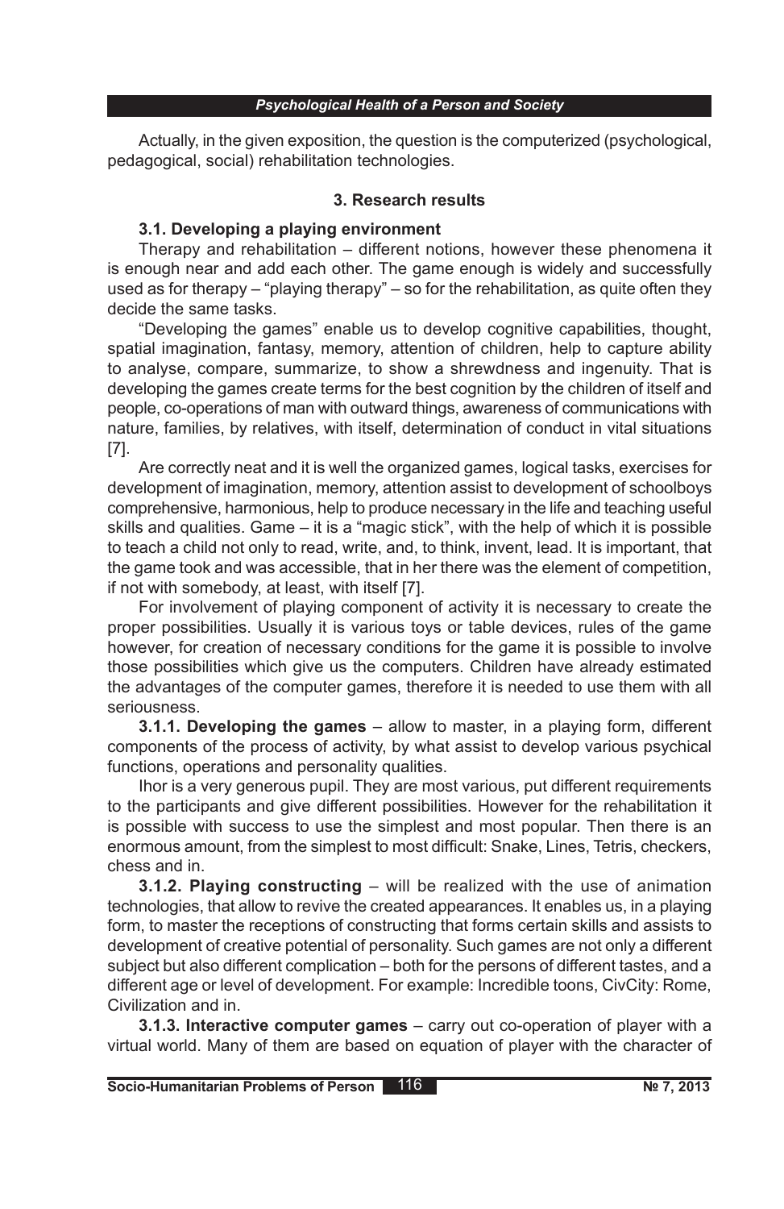Actually, in the given exposition, the question is the computerized (psychological, pedagogical, social) rehabilitation technologies.

### 3. Research results

#### 3.1. Developing a playing environment

Therapy and rehabilitation – different notions, however these phenomena it is enough near and add each other. The game enough is widely and successfully used as for therapy – "playing therapy" – so for the rehabilitation, as quite often they decide the same tasks.

"Developing the games" enable us to develop cognitive capabilities, thought, spatial imagination, fantasy, memory, attention of children, help to capture ability to analyse, compare, summarize, to show a shrewdness and ingenuity. That is developing the games create terms for the best cognition by the children of itself and people, co-operations of man with outward things, awareness of communications with nature, families, by relatives, with itself, determination of conduct in vital situations [7].

Are correctly neat and it is well the organized games, logical tasks, exercises for development of imagination, memory, attention assist to development of schoolboys comprehensive, harmonious, help to produce necessary in the life and teaching useful skills and qualities. Game – it is a "magic stick", with the help of which it is possible to teach a child not only to read, write, and, to think, invent, lead. It is important, that the game took and was accessible, that in her there was the element of competition, if not with somebody, at least, with itself [7].

For involvement of playing component of activity it is necessary to create the proper possibilities. Usually it is various toys or table devices, rules of the game however, for creation of necessary conditions for the game it is possible to involve those possibilities which give us the computers. Children have already estimated the advantages of the computer games, therefore it is needed to use them with all seriousness.

**3.1.1. Developing the games** – allow to master, in a playing form, different components of the process of activity, by what assist to develop various psychical functions, operations and personality qualities.

Ihor is a very generous pupil. They are most various, put different requirements to the participants and give different possibilities. However for the rehabilitation it is possible with success to use the simplest and most popular. Then there is an enormous amount, from the simplest to most difficult: Snake, Lines, Tetris, checkers, chess and in.

**3.1.2. Playing constructing** – will be realized with the use of animation technologies, that allow to revive the created appearances. It enables us, in a playing form, to master the receptions of constructing that forms certain skills and assists to development of creative potential of personality. Such games are not only a different subject but also different complication – both for the persons of different tastes, and a different age or level of development. For example: Incredible toons, CivCity: Rome, Civilization and in.

**3.1.3. Interactive computer games** – carry out co-operation of player with a virtual world. Many of them are based on equation of player with the character of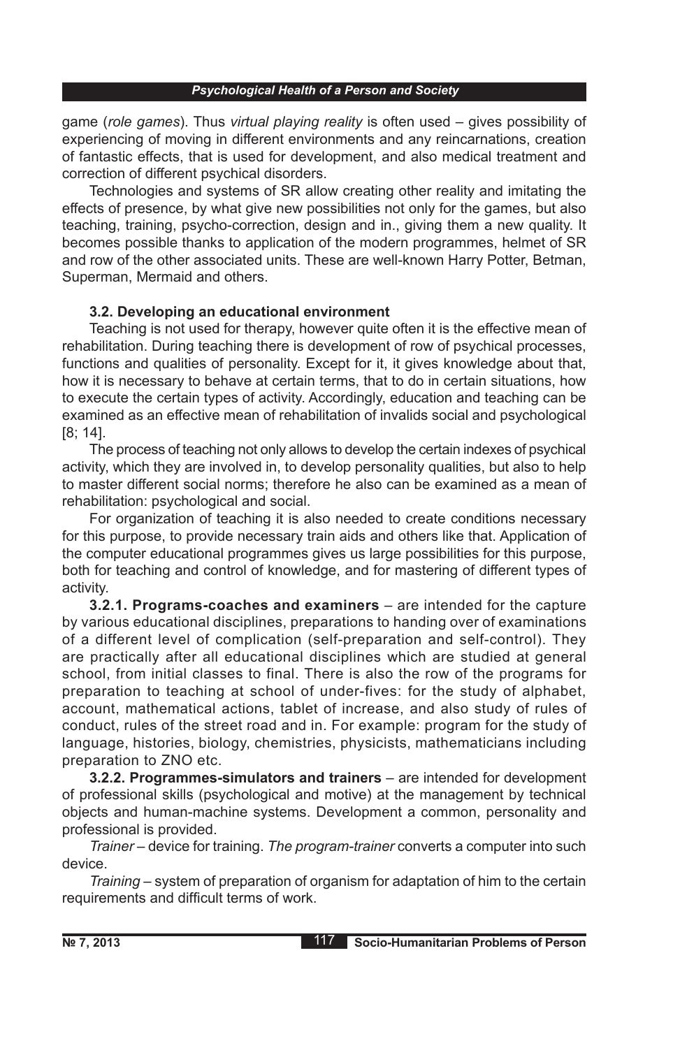game (*role games*). Thus *virtual playing reality* is often used – gives possibility of experiencing of moving in different environments and any reincarnations, creation of fantastic effects, that is used for development, and also medical treatment and correction of different psychical disorders.

Technologies and systems of SR allow creating other reality and imitating the effects of presence, by what give new possibilities not only for the games, but also teaching, training, psycho-correction, design and in., giving them a new quality. It becomes possible thanks to application of the modern programmes, helmet of SR and row of the other associated units. These are well-known Harry Potter, Betman, Superman, Mermaid and others.

### 3.2. Developing an educational environment

Teaching is not used for therapy, however quite often it is the effective mean of rehabilitation. During teaching there is development of row of psychical processes, functions and qualities of personality. Except for it, it gives knowledge about that, how it is necessary to behave at certain terms, that to do in certain situations, how to execute the certain types of activity. Accordingly, education and teaching can be examined as an effective mean of rehabilitation of invalids social and psychological [8; 14].

The process of teaching not only allows to develop the certain indexes of psychical activity, which they are involved in, to develop personality qualities, but also to help to master different social norms; therefore he also can be examined as a mean of rehabilitation: psychological and social.

For organization of teaching it is also needed to create conditions necessary for this purpose, to provide necessary train aids and others like that. Application of the computer educational programmes gives us large possibilities for this purpose, both for teaching and control of knowledge, and for mastering of different types of activity.

**3.2.1. Programs-coaches and examiners** – are intended for the capture by various educational disciplines, preparations to handing over of examinations of a different level of complication (self-preparation and self-control). They are practically after all educational disciplines which are studied at general school, from initial classes to final. There is also the row of the programs for preparation to teaching at school of under-fives: for the study of alphabet, account, mathematical actions, tablet of increase, and also study of rules of conduct, rules of the street road and in. For example: program for the study of language, histories, biology, chemistries, physicists, mathematicians including preparation to ZNO etc.

**3.2.2. Programmes-simulators and trainers** – are intended for development of professional skills (psychological and motive) at the management by technical objects and human-machine systems. Development a common, personality and professional is provided.

*Trainer* – device for training. *The program-trainer* converts a computer into such device.

*Training* – system of preparation of organism for adaptation of him to the certain requirements and difficult terms of work.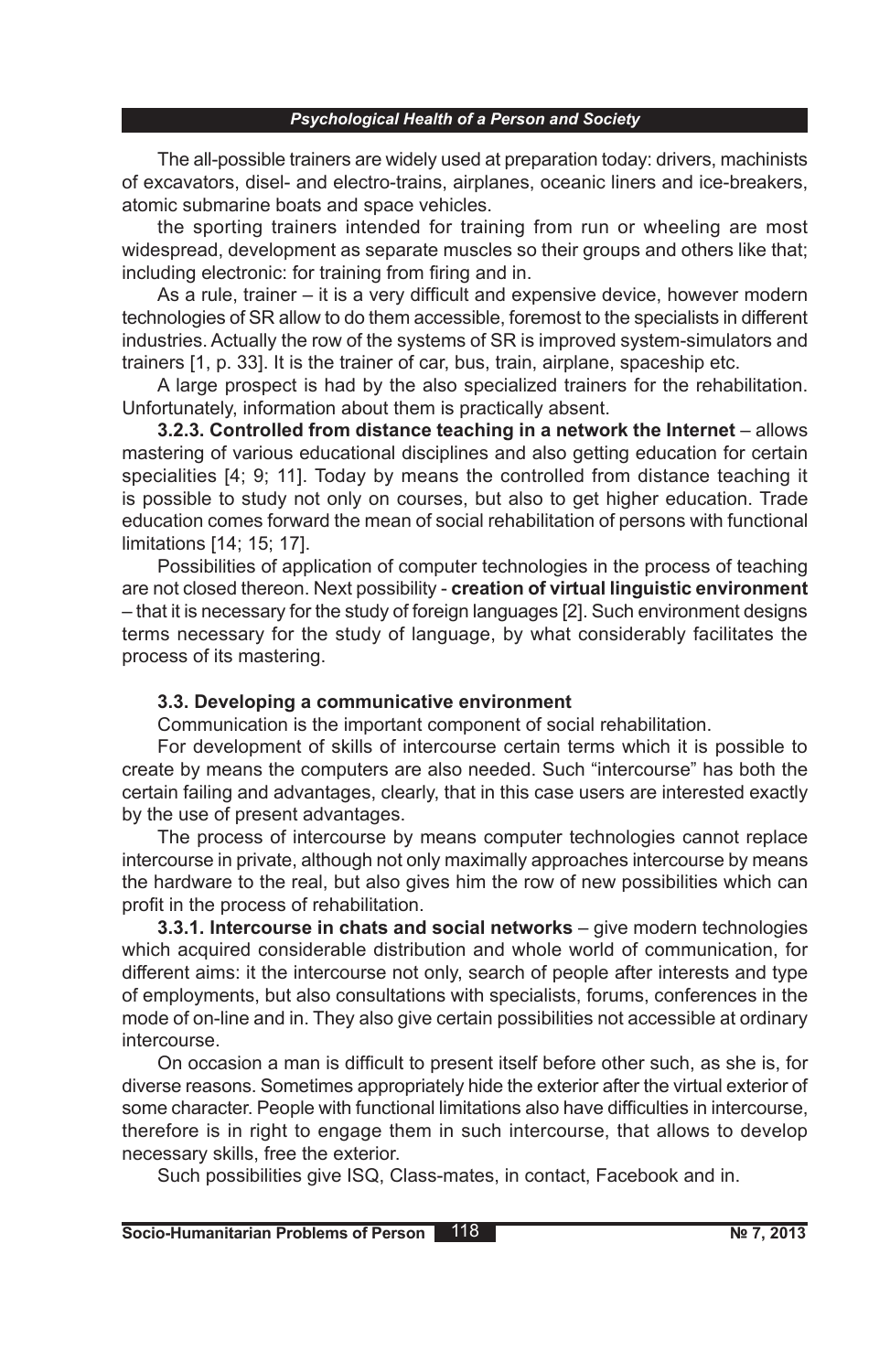The all-possible trainers are widely used at preparation today: drivers, machinists of excavators, disel- and electro-trains, airplanes, oceanic liners and ice-breakers, atomic submarine boats and space vehicles.

the sporting trainers intended for training from run or wheeling are most widespread, development as separate muscles so their groups and others like that; including electronic: for training from firing and in.

As a rule, trainer – it is a very difficult and expensive device, however modern technologies of SR allow to do them accessible, foremost to the specialists in different industries. Actually the row of the systems of SR is improved system-simulators and trainers [1, p. 33]. It is the trainer of car, bus, train, airplane, spaceship etc.

A large prospect is had by the also specialized trainers for the rehabilitation. Unfortunately, information about them is practically absent.

**3.2.3. Controlled from distance teaching in a network the Internet** – allows mastering of various educational disciplines and also getting education for certain specialities [4; 9; 11]. Today by means the controlled from distance teaching it is possible to study not only on courses, but also to get higher education. Trade education comes forward the mean of social rehabilitation of persons with functional limitations [14; 15; 17].

Possibilities of application of computer technologies in the process of teaching are not closed thereon. Next possibility - **creation of virtual linguistic environment** – that it is necessary for the study of foreign languages [2]. Such environment designs terms necessary for the study of language, by what considerably facilitates the process of its mastering.

### 3.3. Developing a communicative environment

Communication is the important component of social rehabilitation.

For development of skills of intercourse certain terms which it is possible to create by means the computers are also needed. Such "intercourse" has both the certain failing and advantages, clearly, that in this case users are interested exactly by the use of present advantages.

The process of intercourse by means computer technologies cannot replace intercourse in private, although not only maximally approaches intercourse by means the hardware to the real, but also gives him the row of new possibilities which can profit in the process of rehabilitation.

**3.3.1. Intercourse in chats and social networks** – give modern technologies which acquired considerable distribution and whole world of communication, for different aims: it the intercourse not only, search of people after interests and type of employments, but also consultations with specialists, forums, conferences in the mode of on-line and in. They also give certain possibilities not accessible at ordinary intercourse.

On occasion a man is difficult to present itself before other such, as she is, for diverse reasons. Sometimes appropriately hide the exterior after the virtual exterior of some character. People with functional limitations also have difficulties in intercourse, therefore is in right to engage them in such intercourse, that allows to develop necessary skills, free the exterior.

Such possibilities give ISQ, Class-mates, in contact, Facebook and in.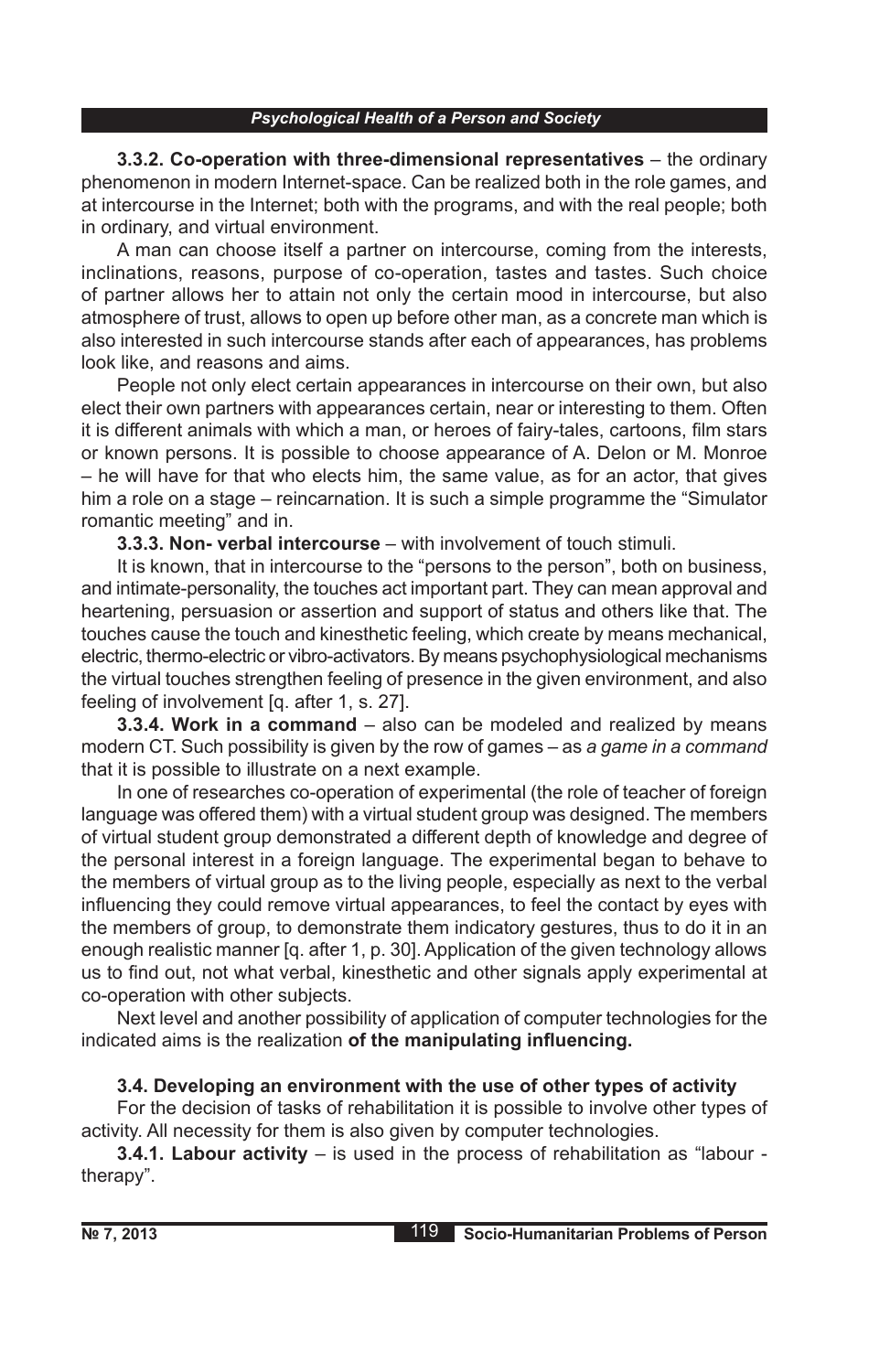**3.3.2. Co-operation with three-dimensional representatives** – the ordinary phenomenon in modern Internet-space. Can be realized both in the role games, and at intercourse in the Internet; both with the programs, and with the real people; both in ordinary, and virtual environment.

A man can choose itself a partner on intercourse, coming from the interests, inclinations, reasons, purpose of co-operation, tastes and tastes. Such choice of partner allows her to attain not only the certain mood in intercourse, but also atmosphere of trust, allows to open up before other man, as a concrete man which is also interested in such intercourse stands after each of appearances, has problems look like, and reasons and aims.

People not only elect certain appearances in intercourse on their own, but also elect their own partners with appearances certain, near or interesting to them. Often it is different animals with which a man, or heroes of fairy-tales, cartoons, film stars or known persons. It is possible to choose appearance of A. Delon or M. Monroe – he will have for that who elects him, the same value, as for an actor, that gives him a role on a stage – reincarnation. It is such a simple programme the "Simulator romantic meeting" and in.

**3.3.3. Non- verbal intercourse** – with involvement of touch stimuli.

It is known, that in intercourse to the "persons to the person", both on business, and intimate-personality, the touches act important part. They can mean approval and heartening, persuasion or assertion and support of status and others like that. The touches cause the touch and kinesthetic feeling, which create by means mechanical, electric, thermo-electric or vibro-activators. By means psychophysiological mechanisms the virtual touches strengthen feeling of presence in the given environment, and also feeling of involvement [q. after 1, s. 27].

**3.3.4. Work in a command** – also can be modeled and realized by means modern CT. Such possibility is given by the row of games – as *a game in a command* that it is possible to illustrate on a next example.

In one of researches co-operation of experimental (the role of teacher of foreign language was offered them) with a virtual student group was designed. The members of virtual student group demonstrated a different depth of knowledge and degree of the personal interest in a foreign language. The experimental began to behave to the members of virtual group as to the living people, especially as next to the verbal influencing they could remove virtual appearances, to feel the contact by eyes with the members of group, to demonstrate them indicatory gestures, thus to do it in an enough realistic manner [q. after 1, p. 30]. Application of the given technology allows us to find out, not what verbal, kinesthetic and other signals apply experimental at co-operation with other subjects.

Next level and another possibility of application of computer technologies for the indicated aims is the realization **of the manipulating influencing.**

### 3.4. Developing an environment with the use of other types of activity

For the decision of tasks of rehabilitation it is possible to involve other types of activity. All necessity for them is also given by computer technologies.

**3.4.1. Labour activity** – is used in the process of rehabilitation as "labour - therapy".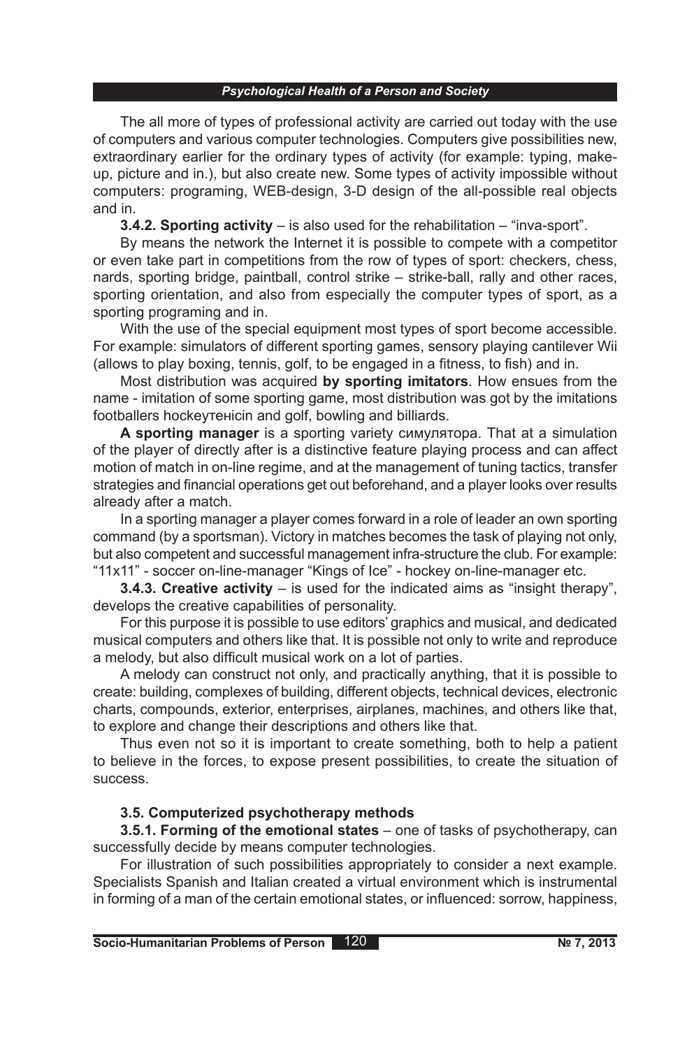The all more of types of professional activity are carried out today with the use of computers and various computer technologies. Computers give possibilities new, extraordinary earlier for the ordinary types of activity (for example: typing, make-up, picture and in.), but also create new. Some types of activity impossible without computers: programing, WEB-design, 3-D design of the all-possible real objects and in.

**3.4.2. Sporting activity** – is also used for the rehabilitation – "inva-sport".

By means the network the Internet it is possible to compete with a competitor or even take part in competitions from the row of types of sport: checkers, chess, nards, sporting bridge, paintball, control strike – strike-ball, rally and other races, sporting orientation, and also from especially the computer types of sport, as a sporting programing and in.

With the use of the special equipment most types of sport become accessible. For example: simulators of different sporting games, sensory playing cantilever Wii (allows to play boxing, tennis, golf, to be engaged in a fitness, to fish) and in.

Most distribution was acquired **by sporting imitators**. How ensues from the name - imitation of some sporting game, most distribution was got by the imitations footballers hockeyтенісin and golf, bowling and billiards.

**A sporting manager** is a sporting variety симулятора. That at a simulation of the player of directly after is a distinctive feature playing process and can affect motion of match in on-line regime, and at the management of tuning tactics, transfer strategies and financial operations get out beforehand, and a player looks over results already after a match.

In a sporting manager a player comes forward in a role of leader an own sporting command (by a sportsman). Victory in matches becomes the task of playing not only, but also competent and successful management infra-structure the club. For example: "11x11" - soccer on-line-manager "Kings of Ice" - hockey on-line-manager etc.

**3.4.3. Creative activity** – is used for the indicated aims as "insight therapy", develops the creative capabilities of personality.

For this purpose it is possible to use editors' graphics and musical, and dedicated musical computers and others like that. It is possible not only to write and reproduce a melody, but also difficult musical work on a lot of parties.

A melody can construct not only, and practically anything, that it is possible to create: building, complexes of building, different objects, technical devices, electronic charts, compounds, exterior, enterprises, airplanes, machines, and others like that, to explore and change their descriptions and others like that.

Thus even not so it is important to create something, both to help a patient to believe in the forces, to expose present possibilities, to create the situation of success.

### 3.5. Computerized psychotherapy methods

**3.5.1. Forming of the emotional states** – one of tasks of psychotherapy, can successfully decide by means computer technologies.

For illustration of such possibilities appropriately to consider a next example. Specialists Spanish and Italian created a virtual environment which is instrumental in forming of a man of the certain emotional states, or influenced: sorrow, happiness,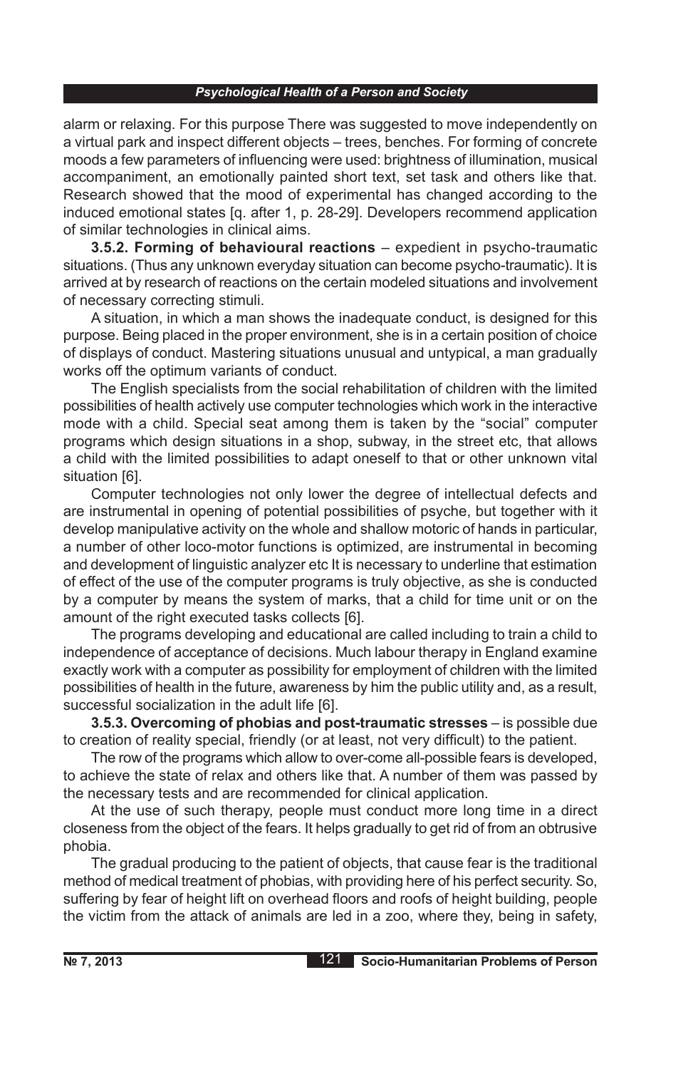alarm or relaxing. For this purpose There was suggested to move independently on a virtual park and inspect different objects – trees, benches. For forming of concrete moods a few parameters of influencing were used: brightness of illumination, musical accompaniment, an emotionally painted short text, set task and others like that. Research showed that the mood of experimental has changed according to the induced emotional states [q. after 1, p. 28-29]. Developers recommend application of similar technologies in clinical aims.

**3.5.2. Forming of behavioural reactions** – expedient in psycho-traumatic situations. (Thus any unknown everyday situation can become psycho-traumatic). It is arrived at by research of reactions on the certain modeled situations and involvement of necessary correcting stimuli.

A situation, in which a man shows the inadequate conduct, is designed for this purpose. Being placed in the proper environment, she is in a certain position of choice of displays of conduct. Mastering situations unusual and untypical, a man gradually works off the optimum variants of conduct.

The English specialists from the social rehabilitation of children with the limited possibilities of health actively use computer technologies which work in the interactive mode with a child. Special seat among them is taken by the "social" computer programs which design situations in a shop, subway, in the street etc, that allows a child with the limited possibilities to adapt oneself to that or other unknown vital situation [6].

Computer technologies not only lower the degree of intellectual defects and are instrumental in opening of potential possibilities of psyche, but together with it develop manipulative activity on the whole and shallow motoric of hands in particular, a number of other loco-motor functions is optimized, are instrumental in becoming and development of linguistic analyzer etc It is necessary to underline that estimation of effect of the use of the computer programs is truly objective, as she is conducted by a computer by means the system of marks, that a child for time unit or on the amount of the right executed tasks collects [6].

The programs developing and educational are called including to train a child to independence of acceptance of decisions. Much labour therapy in England examine exactly work with a computer as possibility for employment of children with the limited possibilities of health in the future, awareness by him the public utility and, as a result, successful socialization in the adult life [6].

**3.5.3. Overcoming of phobias and post-traumatic stresses** – is possible due to creation of reality special, friendly (or at least, not very difficult) to the patient.

The row of the programs which allow to over-come all-possible fears is developed, to achieve the state of relax and others like that. A number of them was passed by the necessary tests and are recommended for clinical application.

At the use of such therapy, people must conduct more long time in a direct closeness from the object of the fears. It helps gradually to get rid of from an obtrusive phobia.

The gradual producing to the patient of objects, that cause fear is the traditional method of medical treatment of phobias, with providing here of his perfect security. So, suffering by fear of height lift on overhead floors and roofs of height building, people the victim from the attack of animals are led in a zoo, where they, being in safety,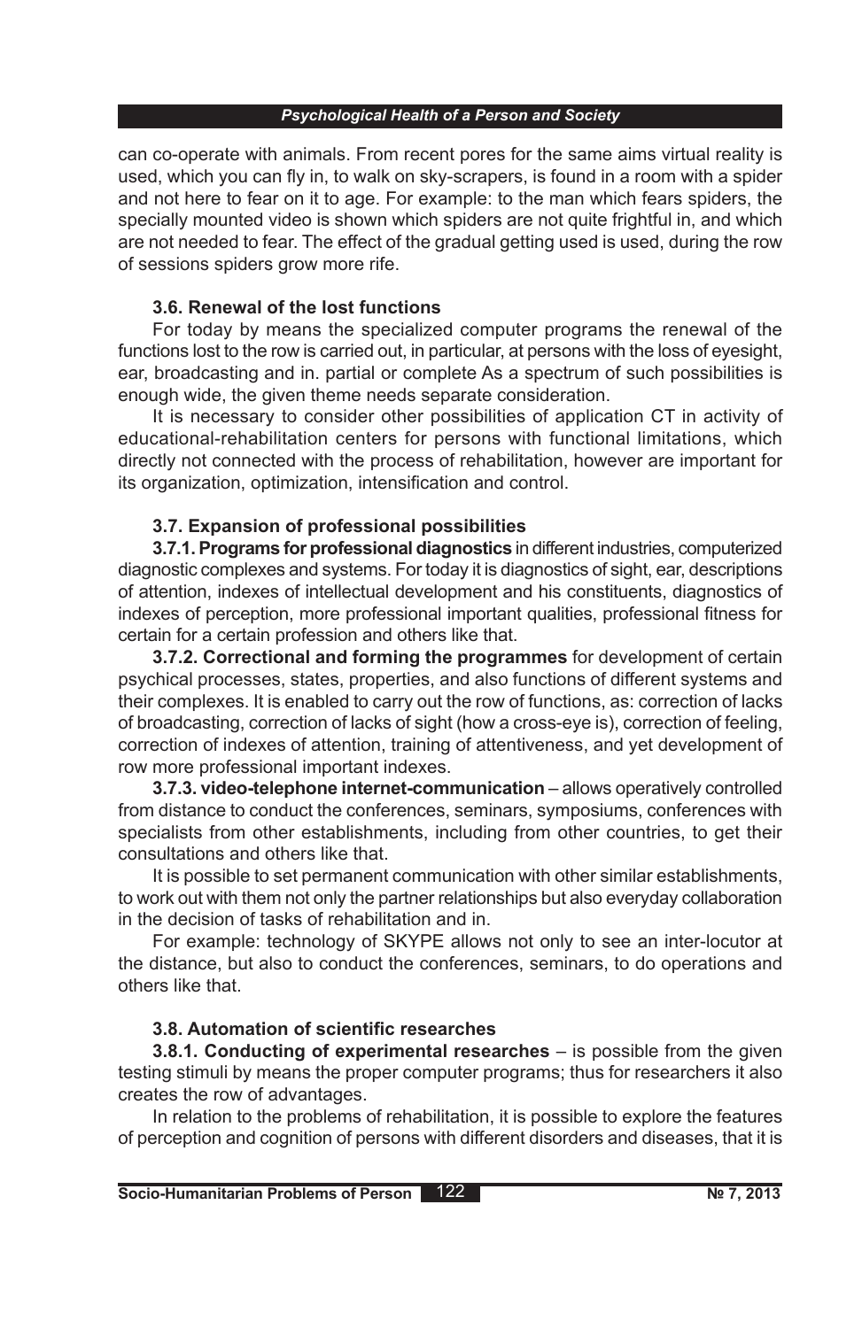can co-operate with animals. From recent pores for the same aims virtual reality is used, which you can fly in, to walk on sky-scrapers, is found in a room with a spider and not here to fear on it to age. For example: to the man which fears spiders, the specially mounted video is shown which spiders are not quite frightful in, and which are not needed to fear. The effect of the gradual getting used is used, during the row of sessions spiders grow more rife.

### 3.6. Renewal of the lost functions

For today by means the specialized computer programs the renewal of the functions lost to the row is carried out, in particular, at persons with the loss of eyesight, ear, broadcasting and in. partial or complete As a spectrum of such possibilities is enough wide, the given theme needs separate consideration.

It is necessary to consider other possibilities of application CT in activity of educational-rehabilitation centers for persons with functional limitations, which directly not connected with the process of rehabilitation, however are important for its organization, optimization, intensification and control.

### 3.7. Expansion of professional possibilities

**3.7.1. Programs for professional diagnostics** in different industries, computerized diagnostic complexes and systems. For today it is diagnostics of sight, ear, descriptions of attention, indexes of intellectual development and his constituents, diagnostics of indexes of perception, more professional important qualities, professional fitness for certain for a certain profession and others like that.

**3.7.2. Correctional and forming the programmes** for development of certain psychical processes, states, properties, and also functions of different systems and their complexes. It is enabled to carry out the row of functions, as: correction of lacks of broadcasting, correction of lacks of sight (how a cross-eye is), correction of feeling, correction of indexes of attention, training of attentiveness, and yet development of row more professional important indexes.

**3.7.3. video-telephone internet-communication** – allows operatively controlled from distance to conduct the conferences, seminars, symposiums, conferences with specialists from other establishments, including from other countries, to get their consultations and others like that.

It is possible to set permanent communication with other similar establishments, to work out with them not only the partner relationships but also everyday collaboration in the decision of tasks of rehabilitation and in.

For example: technology of SKYPE allows not only to see an inter-locutor at the distance, but also to conduct the conferences, seminars, to do operations and others like that.

### 3.8. Automation of scientific researches

**3.8.1. Conducting of experimental researches** – is possible from the given testing stimuli by means the proper computer programs; thus for researchers it also creates the row of advantages.

In relation to the problems of rehabilitation, it is possible to explore the features of perception and cognition of persons with different disorders and diseases, that it is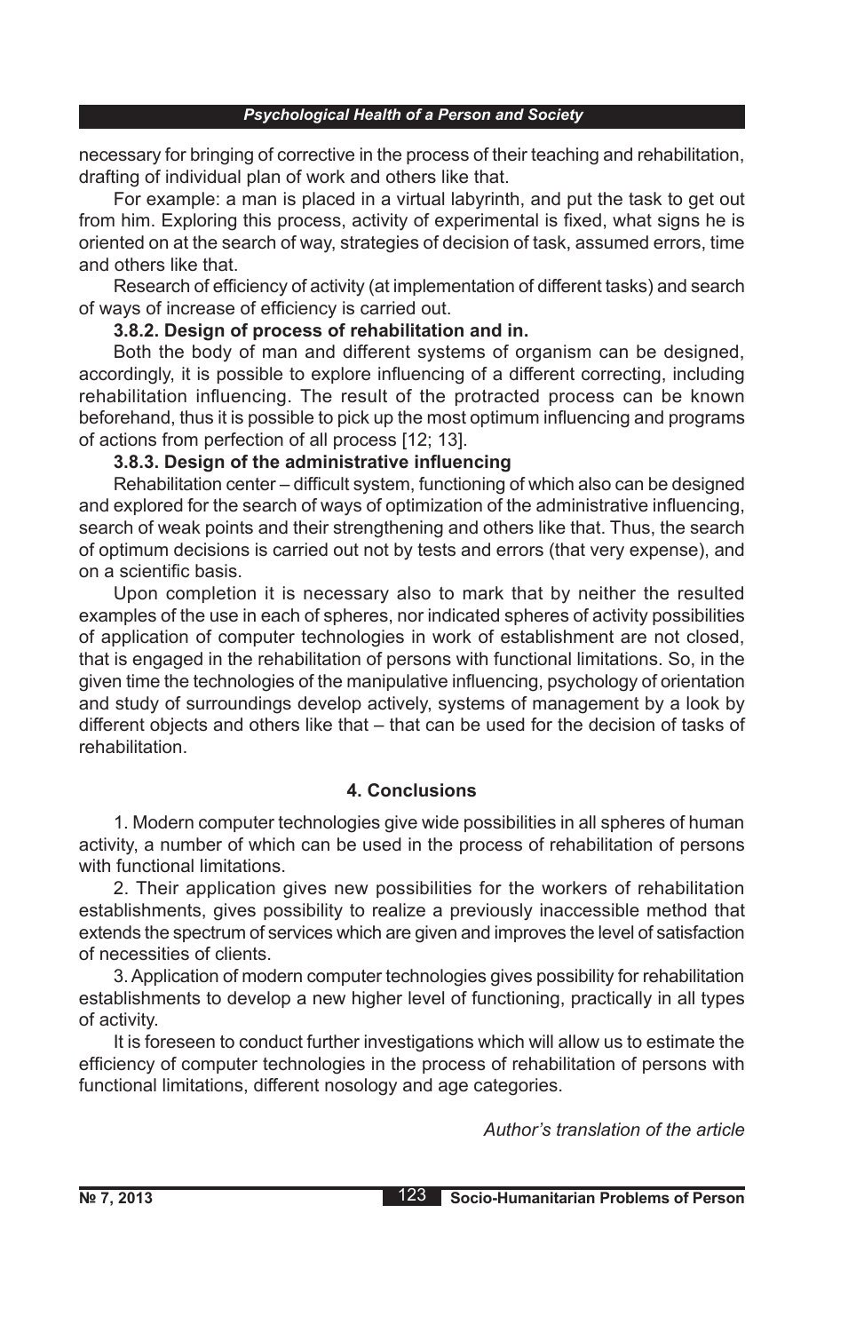necessary for bringing of corrective in the process of their teaching and rehabilitation, drafting of individual plan of work and others like that.

For example: a man is placed in a virtual labyrinth, and put the task to get out from him. Exploring this process, activity of experimental is fixed, what signs he is oriented on at the search of way, strategies of decision of task, assumed errors, time and others like that.

Research of efficiency of activity (at implementation of different tasks) and search of ways of increase of efficiency is carried out.

**3.8.2. Design of process of rehabilitation and in.**

Both the body of man and different systems of organism can be designed, accordingly, it is possible to explore influencing of a different correcting, including rehabilitation influencing. The result of the protracted process can be known beforehand, thus it is possible to pick up the most optimum influencing and programs of actions from perfection of all process [12; 13].

**3.8.3. Design of the administrative influencing**

Rehabilitation center – difficult system, functioning of which also can be designed and explored for the search of ways of optimization of the administrative influencing, search of weak points and their strengthening and others like that. Thus, the search of optimum decisions is carried out not by tests and errors (that very expense), and on a scientific basis.

Upon completion it is necessary also to mark that by neither the resulted examples of the use in each of spheres, nor indicated spheres of activity possibilities of application of computer technologies in work of establishment are not closed, that is engaged in the rehabilitation of persons with functional limitations. So, in the given time the technologies of the manipulative influencing, psychology of orientation and study of surroundings develop actively, systems of management by a look by different objects and others like that – that can be used for the decision of tasks of rehabilitation.

## 4. Conclusions

1. Modern computer technologies give wide possibilities in all spheres of human activity, a number of which can be used in the process of rehabilitation of persons with functional limitations.

2. Their application gives new possibilities for the workers of rehabilitation establishments, gives possibility to realize a previously inaccessible method that extends the spectrum of services which are given and improves the level of satisfaction of necessities of clients.

3. Application of modern computer technologies gives possibility for rehabilitation establishments to develop a new higher level of functioning, practically in all types of activity.

It is foreseen to conduct further investigations which will allow us to estimate the efficiency of computer technologies in the process of rehabilitation of persons with functional limitations, different nosology and age categories.

*Author's translation of the article*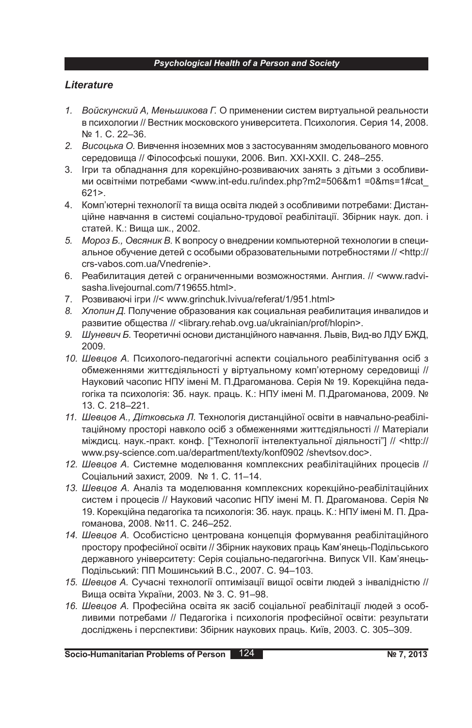### *Literature*

1. *Войскунский А, Меньшикова Г.* О применении систем виртуальной реальности в психологии // Вестник московского университета. Психология. Серия 14, 2008. № 1. С. 22–36.
2. *Висоцька О.* Вивчення іноземних мов з застосуванням змодельованого мовного середовища // Філософські пошуки, 2006. Вип. XXI-XXII. С. 248–255.
3. Ігри та обладнання для корекційно-розвиваючих занять з дітьми з особливими освітніми потребами <www.int-edu.ru/index.php?m2=506&m1 =0&ms=1#cat_621>.
4. Комп'ютерні технології та вища освіта людей з особливими потребами: Дистанційне навчання в системі соціально-трудової реабілітації. Збірник наук. доп. і статей. К.: Вища шк., 2002.
5. *Мороз Б., Овсяник В.* К вопросу о внедрении компьютерной технологии в специальное обучение детей с особыми образовательными потребностями // <http://crs-vabos.com.ua/Vnedrenie>.
6. Реабилитация детей с ограниченными возможностями. Англия. // <www.radvisasha.livejournal.com/719655.html>.
7. Розвиваючі ігри //< www.grinchuk.lvivua/referat/1/951.html>
8. *Хлопин Д.* Получение образования как социальная реабилитация инвалидов и развитие общества // <library.rehab.ovg.ua/ukrainian/prof/hlopin>.
9. *Шуневич Б.* Теоретичні основи дистанційного навчання. Львів, Вид-во ЛДУ БЖД, 2009.
10. *Шевцов А.* Психолого-педагогічні аспекти соціального реабілітування осіб з обмеженнями життєдіяльності у віртуальному комп'ютерному середовищі // Науковий часопис НПУ імені М. П.Драгоманова. Серія № 19. Корекційна педагогіка та психологія: Зб. наук. праць. К.: НПУ імені М. П.Драгоманова, 2009. № 13. С. 218–221.
11. *Шевцов А., Дітковська Л.* Технологія дистанційної освіти в навчально-реабілітаційному просторі навколо осіб з обмеженнями життєдіяльності // Матеріали міждисц. наук.-практ. конф. ["Технології інтелектуальної діяльності"] // <http://www.psy-science.com.ua/department/texty/konf0902 /shevtsov.doc>.
12. *Шевцов А.* Системне моделювання комплексних реабілітаційних процесів // Соціальний захист, 2009. № 1. С. 11–14.
13. *Шевцов А.* Аналіз та моделювання комплексних корекційно-реабілітаційних систем і процесів // Науковий часопис НПУ імені М. П. Драгоманова. Серія № 19. Корекційна педагогіка та психологія: Зб. наук. праць. К.: НПУ імені М. П. Драгоманова, 2008. №11. С. 246–252.
14. *Шевцов А.* Особистісно центрована концепція формування реабілітаційного простору професійної освіти // Збірник наукових праць Кам'янець-Подільського державного університету: Серія соціально-педагогічна. Випуск VII. Кам'янець-Подільський: ПП Мошинський В.С., 2007. С. 94–103.
15. *Шевцов А.* Сучасні технології оптимізації вищої освіти людей з інвалідністю // Вища освіта України, 2003. № 3. С. 91–98.
16. *Шевцов А.* Професійна освіта як засіб соціальної реабілітації людей з особливими потребами // Педагогіка і психологія професійної освіти: результати досліджень і перспективи: Збірник наукових праць. Київ, 2003. С. 305–309.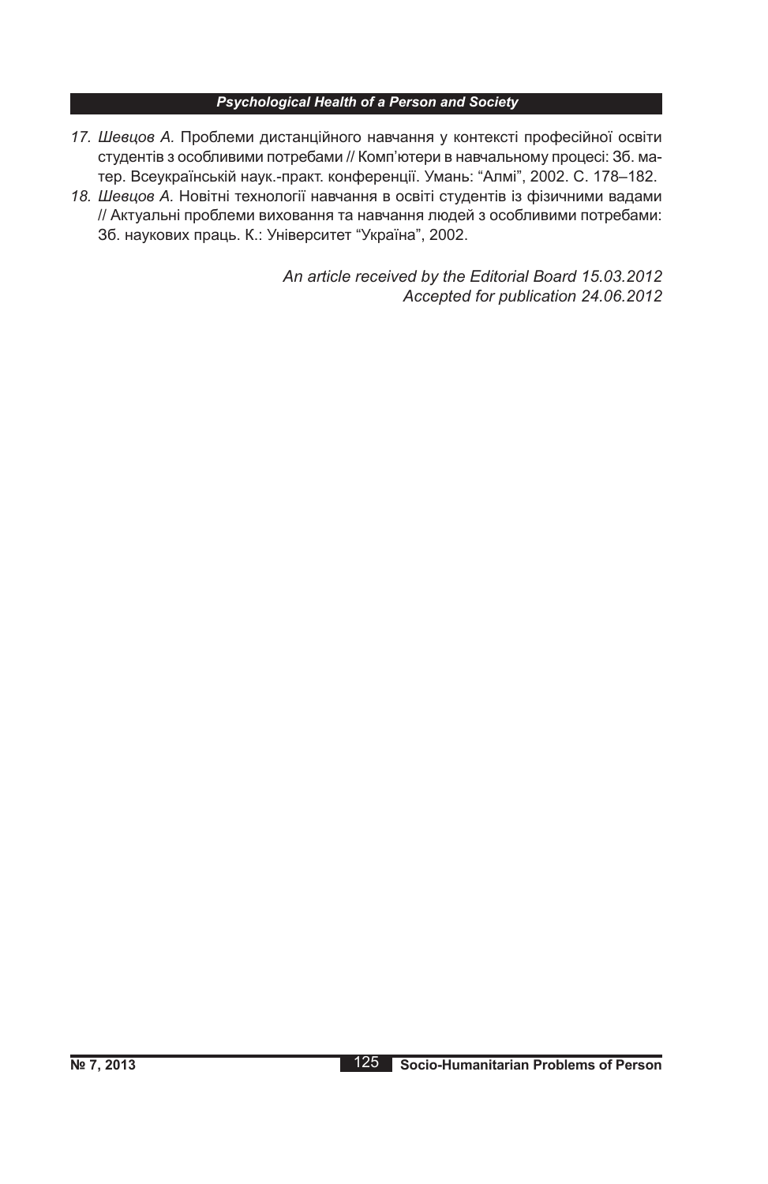17. *Шевцов А.* Проблеми дистанційного навчання у контексті професійної освіти студентів з особливими потребами // Комп'ютери в навчальному процесі: Зб. матер. Всеукраїнській наук.-практ. конференції. Умань: "Алмі", 2002. С. 178–182.
18. *Шевцов А.* Новітні технології навчання в освіті студентів із фізичними вадами // Актуальні проблеми виховання та навчання людей з особливими потребами: Зб. наукових праць. К.: Університет "Україна", 2002.

*An article received by the Editorial Board 15.03.2012*
*Accepted for publication 24.06.2012*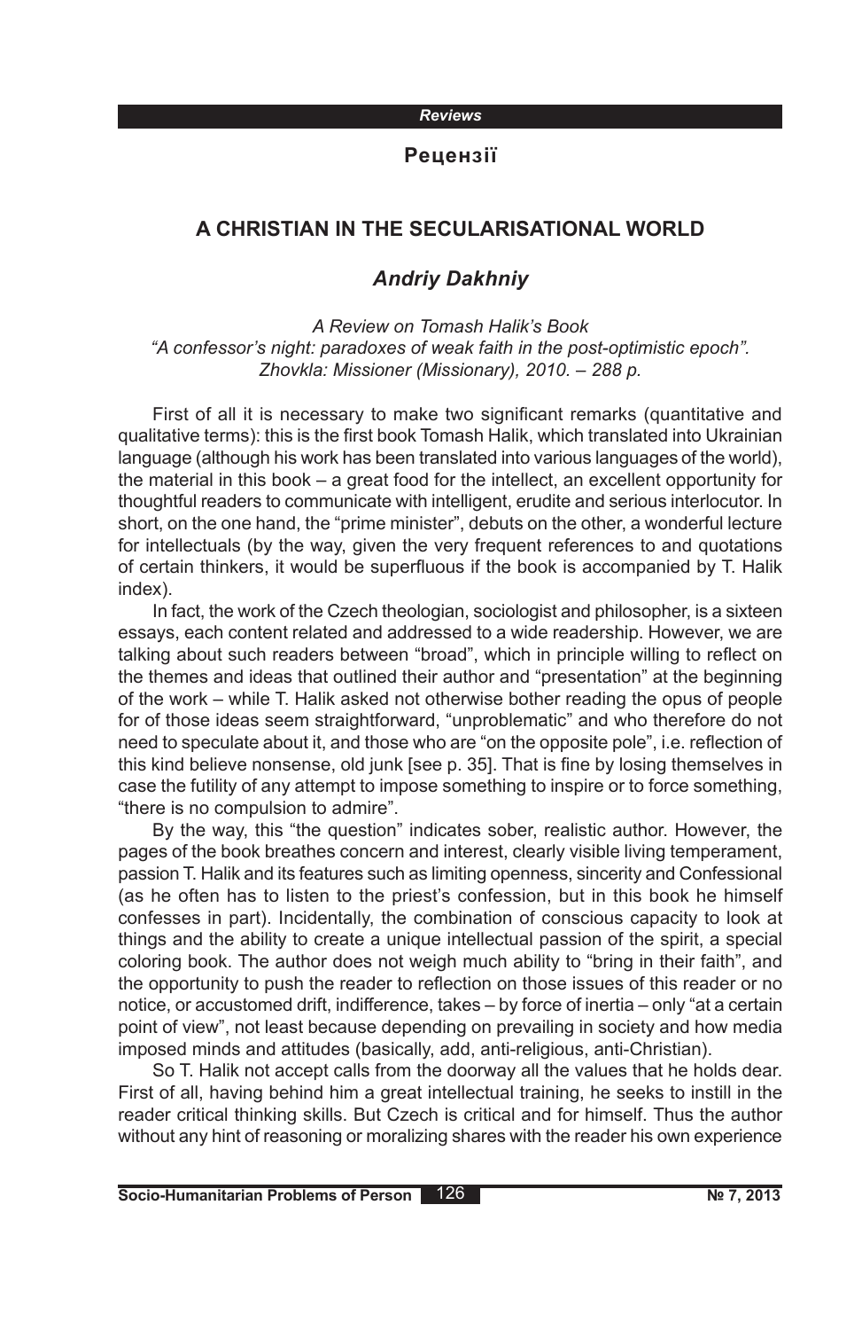*Reviews*

**Рецензії**

## A CHRISTIAN IN THE SECULARISATIONAL WORLD

### *Andriy Dakhniy*

*A Review on Tomash Halik's Book*
*"A confessor's night: paradoxes of weak faith in the post-optimistic epoch".*
*Zhovkla: Missioner (Missionary), 2010. – 288 p.*

First of all it is necessary to make two significant remarks (quantitative and qualitative terms): this is the first book Tomash Halik, which translated into Ukrainian language (although his work has been translated into various languages of the world), the material in this book – a great food for the intellect, an excellent opportunity for thoughtful readers to communicate with intelligent, erudite and serious interlocutor. In short, on the one hand, the "prime minister", debuts on the other, a wonderful lecture for intellectuals (by the way, given the very frequent references to and quotations of certain thinkers, it would be superfluous if the book is accompanied by T. Halik index).

In fact, the work of the Czech theologian, sociologist and philosopher, is a sixteen essays, each content related and addressed to a wide readership. However, we are talking about such readers between "broad", which in principle willing to reflect on the themes and ideas that outlined their author and "presentation" at the beginning of the work – while T. Halik asked not otherwise bother reading the opus of people for of those ideas seem straightforward, "unproblematic" and who therefore do not need to speculate about it, and those who are "on the opposite pole", i.e. reflection of this kind believe nonsense, old junk [see p. 35]. That is fine by losing themselves in case the futility of any attempt to impose something to inspire or to force something, "there is no compulsion to admire".

By the way, this "the question" indicates sober, realistic author. However, the pages of the book breathes concern and interest, clearly visible living temperament, passion T. Halik and its features such as limiting openness, sincerity and Confessional (as he often has to listen to the priest's confession, but in this book he himself confesses in part). Incidentally, the combination of conscious capacity to look at things and the ability to create a unique intellectual passion of the spirit, a special coloring book. The author does not weigh much ability to "bring in their faith", and the opportunity to push the reader to reflection on those issues of this reader or no notice, or accustomed drift, indifference, takes – by force of inertia – only "at a certain point of view", not least because depending on prevailing in society and how media imposed minds and attitudes (basically, add, anti-religious, anti-Christian).

So T. Halik not accept calls from the doorway all the values that he holds dear. First of all, having behind him a great intellectual training, he seeks to instill in the reader critical thinking skills. But Czech is critical and for himself. Thus the author without any hint of reasoning or moralizing shares with the reader his own experience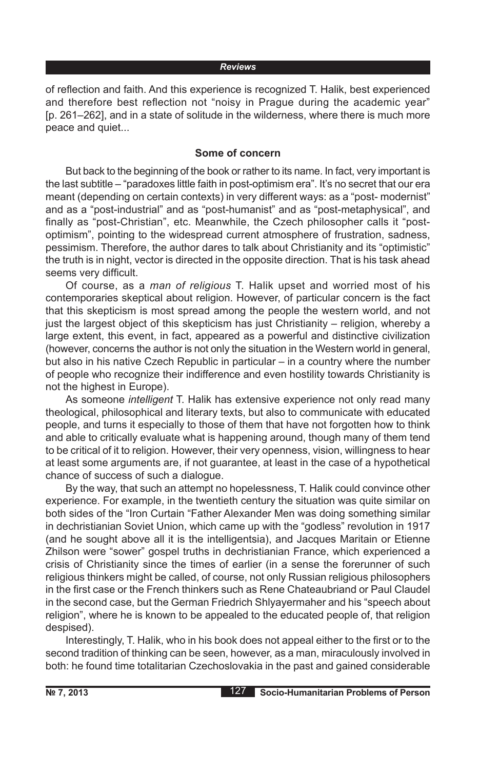of reflection and faith. And this experience is recognized T. Halik, best experienced and therefore best reflection not "noisy in Prague during the academic year" [p. 261–262], and in a state of solitude in the wilderness, where there is much more peace and quiet...

### Some of concern

But back to the beginning of the book or rather to its name. In fact, very important is the last subtitle – "paradoxes little faith in post-optimism era". It's no secret that our era meant (depending on certain contexts) in very different ways: as a "post- modernist" and as a "post-industrial" and as "post-humanist" and as "post-metaphysical", and finally as "post-Christian", etc. Meanwhile, the Czech philosopher calls it "post-optimism", pointing to the widespread current atmosphere of frustration, sadness, pessimism. Therefore, the author dares to talk about Christianity and its "optimistic" the truth is in night, vector is directed in the opposite direction. That is his task ahead seems very difficult.

Of course, as a *man of religious* T. Halik upset and worried most of his contemporaries skeptical about religion. However, of particular concern is the fact that this skepticism is most spread among the people the western world, and not just the largest object of this skepticism has just Christianity – religion, whereby a large extent, this event, in fact, appeared as a powerful and distinctive civilization (however, concerns the author is not only the situation in the Western world in general, but also in his native Czech Republic in particular – in a country where the number of people who recognize their indifference and even hostility towards Christianity is not the highest in Europe).

As someone *intelligent* T. Halik has extensive experience not only read many theological, philosophical and literary texts, but also to communicate with educated people, and turns it especially to those of them that have not forgotten how to think and able to critically evaluate what is happening around, though many of them tend to be critical of it to religion. However, their very openness, vision, willingness to hear at least some arguments are, if not guarantee, at least in the case of a hypothetical chance of success of such a dialogue.

By the way, that such an attempt no hopelessness, T. Halik could convince other experience. For example, in the twentieth century the situation was quite similar on both sides of the "Iron Curtain "Father Alexander Men was doing something similar in dechristianian Soviet Union, which came up with the "godless" revolution in 1917 (and he sought above all it is the intelligentsia), and Jacques Maritain or Etienne Zhilson were "sower" gospel truths in dechristianian France, which experienced a crisis of Christianity since the times of earlier (in a sense the forerunner of such religious thinkers might be called, of course, not only Russian religious philosophers in the first case or the French thinkers such as Rene Chateaubriand or Paul Claudel in the second case, but the German Friedrich Shlyayermaher and his "speech about religion", where he is known to be appealed to the educated people of, that religion despised).

Interestingly, T. Halik, who in his book does not appeal either to the first or to the second tradition of thinking can be seen, however, as a man, miraculously involved in both: he found time totalitarian Czechoslovakia in the past and gained considerable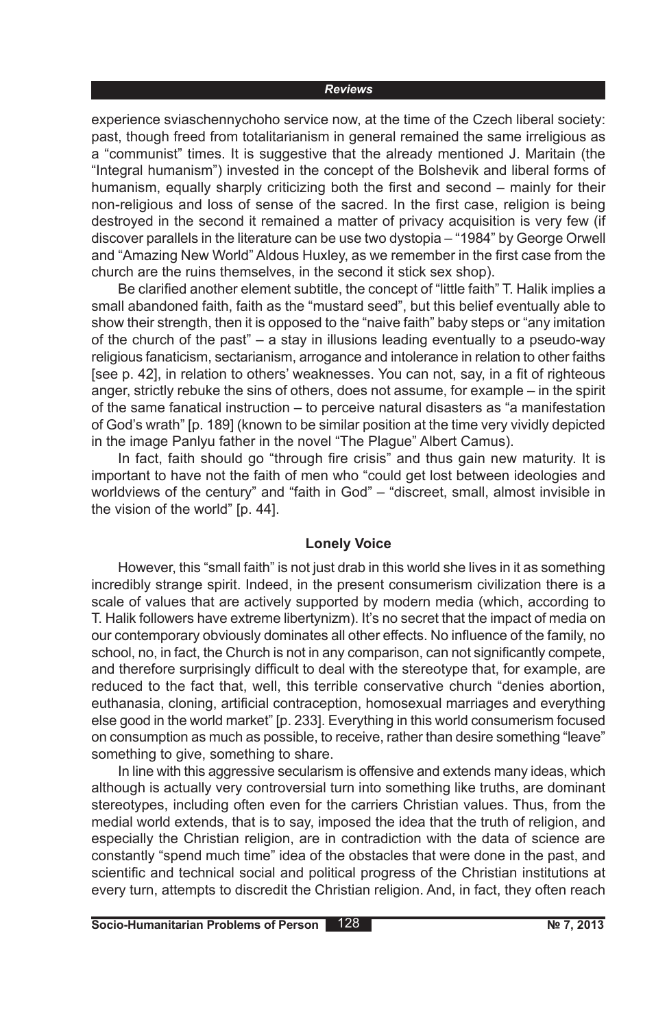experience sviaschennychoho service now, at the time of the Czech liberal society: past, though freed from totalitarianism in general remained the same irreligious as a "communist" times. It is suggestive that the already mentioned J. Maritain (the "Integral humanism") invested in the concept of the Bolshevik and liberal forms of humanism, equally sharply criticizing both the first and second – mainly for their non-religious and loss of sense of the sacred. In the first case, religion is being destroyed in the second it remained a matter of privacy acquisition is very few (if discover parallels in the literature can be use two dystopia – "1984" by George Orwell and "Amazing New World" Aldous Huxley, as we remember in the first case from the church are the ruins themselves, in the second it stick sex shop).

Be clarified another element subtitle, the concept of "little faith" T. Halik implies a small abandoned faith, faith as the "mustard seed", but this belief eventually able to show their strength, then it is opposed to the "naive faith" baby steps or "any imitation of the church of the past" – a stay in illusions leading eventually to a pseudo-way religious fanaticism, sectarianism, arrogance and intolerance in relation to other faiths [see p. 42], in relation to others' weaknesses. You can not, say, in a fit of righteous anger, strictly rebuke the sins of others, does not assume, for example – in the spirit of the same fanatical instruction – to perceive natural disasters as "a manifestation of God's wrath" [p. 189] (known to be similar position at the time very vividly depicted in the image Panlyu father in the novel "The Plague" Albert Camus).

In fact, faith should go "through fire crisis" and thus gain new maturity. It is important to have not the faith of men who "could get lost between ideologies and worldviews of the century" and "faith in God" – "discreet, small, almost invisible in the vision of the world" [p. 44].

## Lonely Voice

However, this "small faith" is not just drab in this world she lives in it as something incredibly strange spirit. Indeed, in the present consumerism civilization there is a scale of values that are actively supported by modern media (which, according to T. Halik followers have extreme libertynizm). It's no secret that the impact of media on our contemporary obviously dominates all other effects. No influence of the family, no school, no, in fact, the Church is not in any comparison, can not significantly compete, and therefore surprisingly difficult to deal with the stereotype that, for example, are reduced to the fact that, well, this terrible conservative church "denies abortion, euthanasia, cloning, artificial contraception, homosexual marriages and everything else good in the world market" [p. 233]. Everything in this world consumerism focused on consumption as much as possible, to receive, rather than desire something "leave" something to give, something to share.

In line with this aggressive secularism is offensive and extends many ideas, which although is actually very controversial turn into something like truths, are dominant stereotypes, including often even for the carriers Christian values. Thus, from the medial world extends, that is to say, imposed the idea that the truth of religion, and especially the Christian religion, are in contradiction with the data of science are constantly "spend much time" idea of the obstacles that were done in the past, and scientific and technical social and political progress of the Christian institutions at every turn, attempts to discredit the Christian religion. And, in fact, they often reach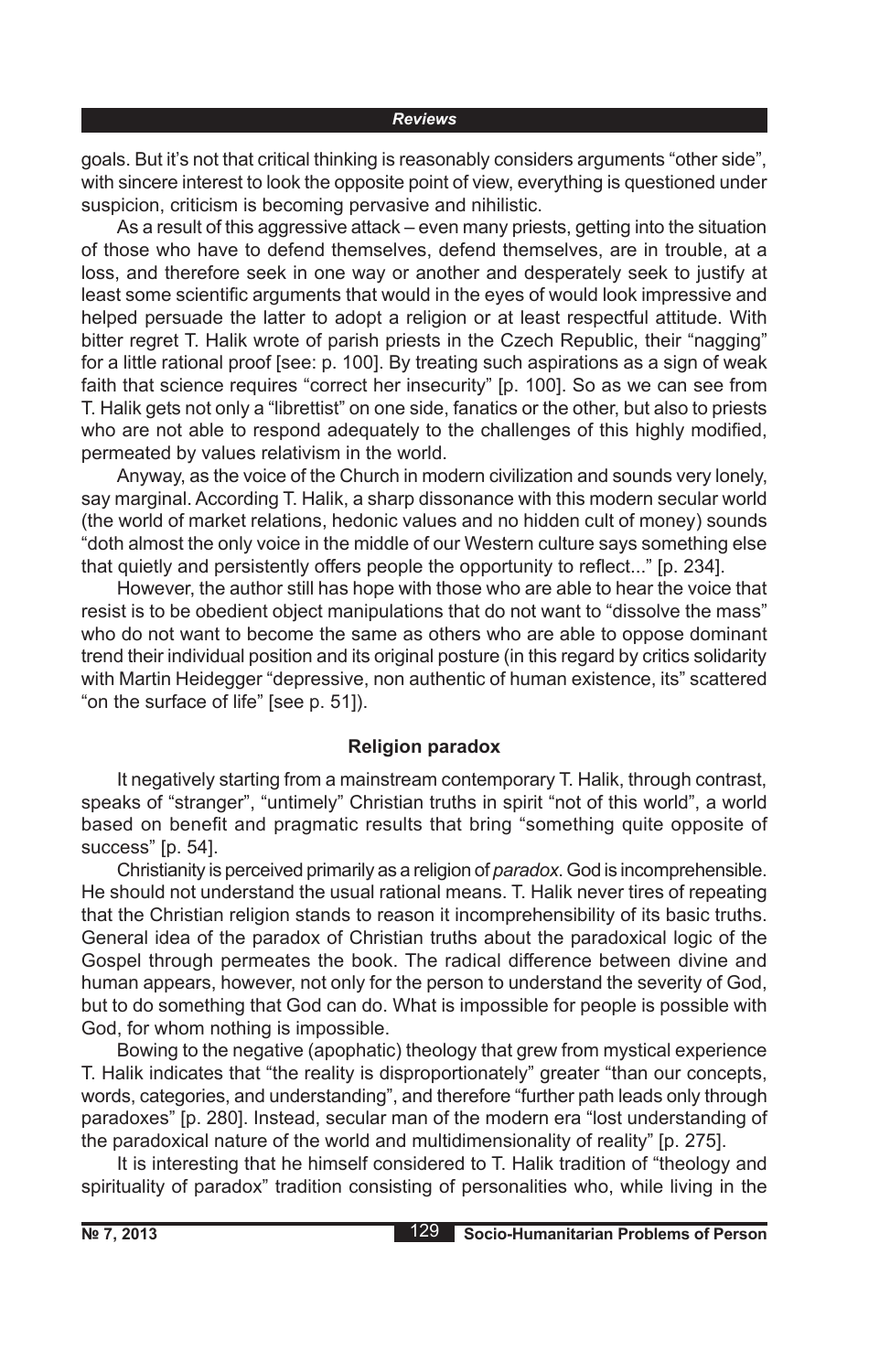goals. But it's not that critical thinking is reasonably considers arguments "other side", with sincere interest to look the opposite point of view, everything is questioned under suspicion, criticism is becoming pervasive and nihilistic.

As a result of this aggressive attack – even many priests, getting into the situation of those who have to defend themselves, defend themselves, are in trouble, at a loss, and therefore seek in one way or another and desperately seek to justify at least some scientific arguments that would in the eyes of would look impressive and helped persuade the latter to adopt a religion or at least respectful attitude. With bitter regret T. Halik wrote of parish priests in the Czech Republic, their "nagging" for a little rational proof [see: p. 100]. By treating such aspirations as a sign of weak faith that science requires "correct her insecurity" [p. 100]. So as we can see from T. Halik gets not only a "librettist" on one side, fanatics or the other, but also to priests who are not able to respond adequately to the challenges of this highly modified, permeated by values relativism in the world.

Anyway, as the voice of the Church in modern civilization and sounds very lonely, say marginal. According T. Halik, a sharp dissonance with this modern secular world (the world of market relations, hedonic values and no hidden cult of money) sounds "doth almost the only voice in the middle of our Western culture says something else that quietly and persistently offers people the opportunity to reflect..." [p. 234].

However, the author still has hope with those who are able to hear the voice that resist is to be obedient object manipulations that do not want to "dissolve the mass" who do not want to become the same as others who are able to oppose dominant trend their individual position and its original posture (in this regard by critics solidarity with Martin Heidegger "depressive, non authentic of human existence, its" scattered "on the surface of life" [see p. 51]).

### Religion paradox

It negatively starting from a mainstream contemporary T. Halik, through contrast, speaks of "stranger", "untimely" Christian truths in spirit "not of this world", a world based on benefit and pragmatic results that bring "something quite opposite of success" [p. 54].

Christianity is perceived primarily as a religion of *paradox*. God is incomprehensible. He should not understand the usual rational means. T. Halik never tires of repeating that the Christian religion stands to reason it incomprehensibility of its basic truths. General idea of the paradox of Christian truths about the paradoxical logic of the Gospel through permeates the book. The radical difference between divine and human appears, however, not only for the person to understand the severity of God, but to do something that God can do. What is impossible for people is possible with God, for whom nothing is impossible.

Bowing to the negative (apophatic) theology that grew from mystical experience T. Halik indicates that "the reality is disproportionately" greater "than our concepts, words, categories, and understanding", and therefore "further path leads only through paradoxes" [p. 280]. Instead, secular man of the modern era "lost understanding of the paradoxical nature of the world and multidimensionality of reality" [p. 275].

It is interesting that he himself considered to T. Halik tradition of "theology and spirituality of paradox" tradition consisting of personalities who, while living in the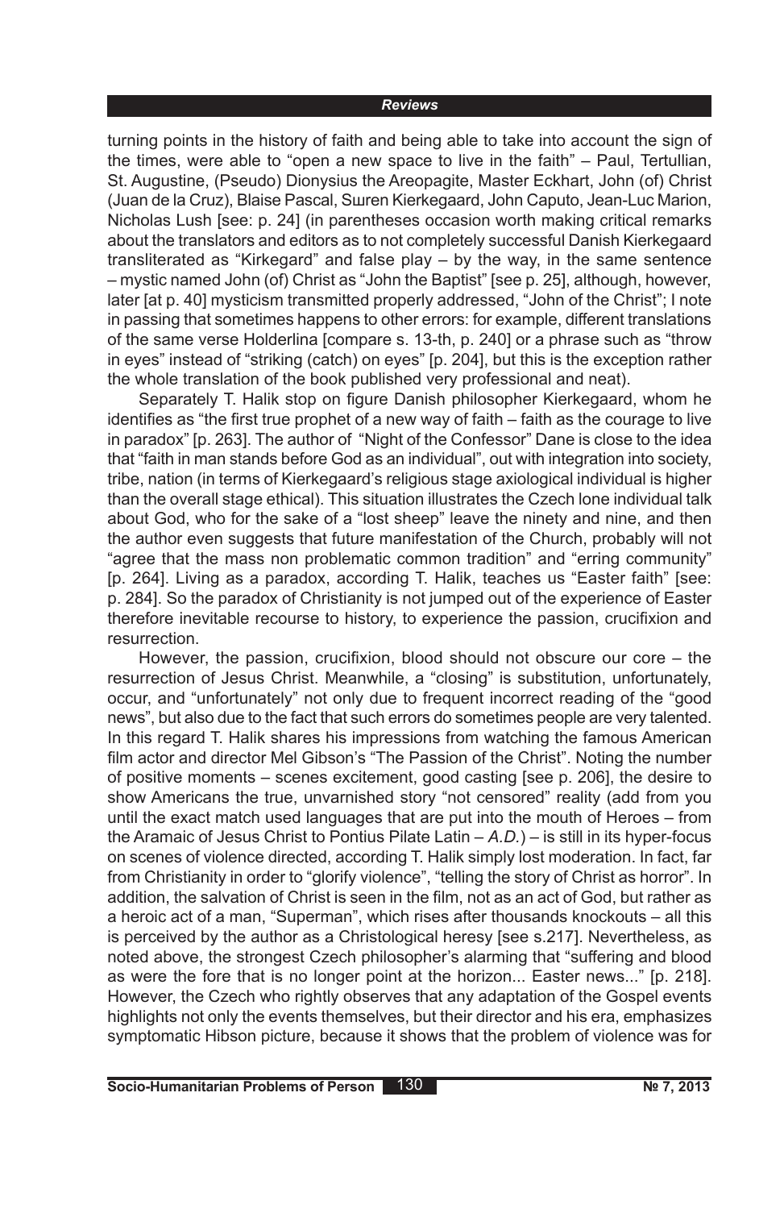turning points in the history of faith and being able to take into account the sign of the times, were able to "open a new space to live in the faith" – Paul, Tertullian, St. Augustine, (Pseudo) Dionysius the Areopagite, Master Eckhart, John (of) Christ (Juan de la Cruz), Blaise Pascal, Sшren Kierkegaard, John Caputo, Jean-Luc Marion, Nicholas Lush [see: p. 24] (in parentheses occasion worth making critical remarks about the translators and editors as to not completely successful Danish Kierkegaard transliterated as "Kirkegard" and false play – by the way, in the same sentence – mystic named John (of) Christ as "John the Baptist" [see p. 25], although, however, later [at p. 40] mysticism transmitted properly addressed, "John of the Christ"; I note in passing that sometimes happens to other errors: for example, different translations of the same verse Holderlina [compare s. 13-th, p. 240] or a phrase such as "throw in eyes" instead of "striking (catch) on eyes" [p. 204], but this is the exception rather the whole translation of the book published very professional and neat).

Separately T. Halik stop on figure Danish philosopher Kierkegaard, whom he identifies as "the first true prophet of a new way of faith – faith as the courage to live in paradox" [p. 263]. The author of "Night of the Confessor" Dane is close to the idea that "faith in man stands before God as an individual", out with integration into society, tribe, nation (in terms of Kierkegaard's religious stage axiological individual is higher than the overall stage ethical). This situation illustrates the Czech lone individual talk about God, who for the sake of a "lost sheep" leave the ninety and nine, and then the author even suggests that future manifestation of the Church, probably will not "agree that the mass non problematic common tradition" and "erring community" [p. 264]. Living as a paradox, according T. Halik, teaches us "Easter faith" [see: p. 284]. So the paradox of Christianity is not jumped out of the experience of Easter therefore inevitable recourse to history, to experience the passion, crucifixion and resurrection.

However, the passion, crucifixion, blood should not obscure our core – the resurrection of Jesus Christ. Meanwhile, a "closing" is substitution, unfortunately, occur, and "unfortunately" not only due to frequent incorrect reading of the "good news", but also due to the fact that such errors do sometimes people are very talented. In this regard T. Halik shares his impressions from watching the famous American film actor and director Mel Gibson's "The Passion of the Christ". Noting the number of positive moments – scenes excitement, good casting [see p. 206], the desire to show Americans the true, unvarnished story "not censored" reality (add from you until the exact match used languages that are put into the mouth of Heroes – from the Aramaic of Jesus Christ to Pontius Pilate Latin – *A.D.*) – is still in its hyper-focus on scenes of violence directed, according T. Halik simply lost moderation. In fact, far from Christianity in order to "glorify violence", "telling the story of Christ as horror". In addition, the salvation of Christ is seen in the film, not as an act of God, but rather as a heroic act of a man, "Superman", which rises after thousands knockouts – all this is perceived by the author as a Christological heresy [see s.217]. Nevertheless, as noted above, the strongest Czech philosopher's alarming that "suffering and blood as were the fore that is no longer point at the horizon... Easter news..." [p. 218]. However, the Czech who rightly observes that any adaptation of the Gospel events highlights not only the events themselves, but their director and his era, emphasizes symptomatic Hibson picture, because it shows that the problem of violence was for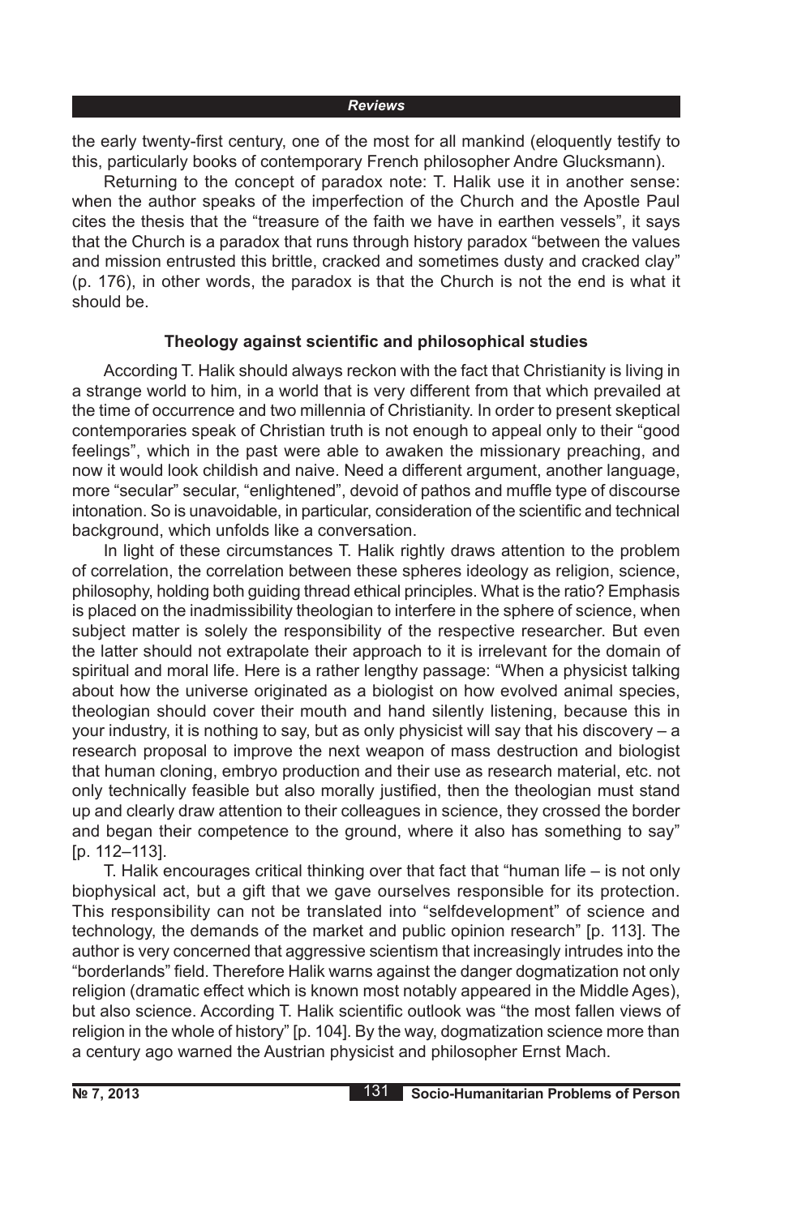the early twenty-first century, one of the most for all mankind (eloquently testify to this, particularly books of contemporary French philosopher Andre Glucksmann).

Returning to the concept of paradox note: T. Halik use it in another sense: when the author speaks of the imperfection of the Church and the Apostle Paul cites the thesis that the "treasure of the faith we have in earthen vessels", it says that the Church is a paradox that runs through history paradox "between the values and mission entrusted this brittle, cracked and sometimes dusty and cracked clay" (p. 176), in other words, the paradox is that the Church is not the end is what it should be.

### Theology against scientific and philosophical studies

According T. Halik should always reckon with the fact that Christianity is living in a strange world to him, in a world that is very different from that which prevailed at the time of occurrence and two millennia of Christianity. In order to present skeptical contemporaries speak of Christian truth is not enough to appeal only to their "good feelings", which in the past were able to awaken the missionary preaching, and now it would look childish and naive. Need a different argument, another language, more "secular" secular, "enlightened", devoid of pathos and muffle type of discourse intonation. So is unavoidable, in particular, consideration of the scientific and technical background, which unfolds like a conversation.

In light of these circumstances T. Halik rightly draws attention to the problem of correlation, the correlation between these spheres ideology as religion, science, philosophy, holding both guiding thread ethical principles. What is the ratio? Emphasis is placed on the inadmissibility theologian to interfere in the sphere of science, when subject matter is solely the responsibility of the respective researcher. But even the latter should not extrapolate their approach to it is irrelevant for the domain of spiritual and moral life. Here is a rather lengthy passage: "When a physicist talking about how the universe originated as a biologist on how evolved animal species, theologian should cover their mouth and hand silently listening, because this in your industry, it is nothing to say, but as only physicist will say that his discovery – a research proposal to improve the next weapon of mass destruction and biologist that human cloning, embryo production and their use as research material, etc. not only technically feasible but also morally justified, then the theologian must stand up and clearly draw attention to their colleagues in science, they crossed the border and began their competence to the ground, where it also has something to say" [p. 112–113].

T. Halik encourages critical thinking over that fact that "human life – is not only biophysical act, but a gift that we gave ourselves responsible for its protection. This responsibility can not be translated into "selfdevelopment" of science and technology, the demands of the market and public opinion research" [p. 113]. The author is very concerned that aggressive scientism that increasingly intrudes into the "borderlands" field. Therefore Halik warns against the danger dogmatization not only religion (dramatic effect which is known most notably appeared in the Middle Ages), but also science. According T. Halik scientific outlook was "the most fallen views of religion in the whole of history" [p. 104]. By the way, dogmatization science more than a century ago warned the Austrian physicist and philosopher Ernst Mach.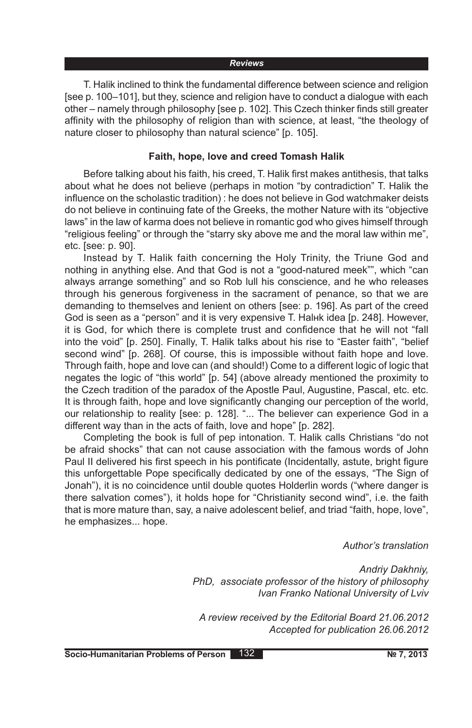T. Halik inclined to think the fundamental difference between science and religion [see p. 100–101], but they, science and religion have to conduct a dialogue with each other – namely through philosophy [see p. 102]. This Czech thinker finds still greater affinity with the philosophy of religion than with science, at least, "the theology of nature closer to philosophy than natural science" [p. 105].

### Faith, hope, love and creed Tomash Halik

Before talking about his faith, his creed, T. Halik first makes antithesis, that talks about what he does not believe (perhaps in motion "by contradiction" T. Halik the influence on the scholastic tradition) : he does not believe in God watchmaker deists do not believe in continuing fate of the Greeks, the mother Nature with its "objective laws" in the law of karma does not believe in romantic god who gives himself through "religious feeling" or through the "starry sky above me and the moral law within me", etc. [see: p. 90].

Instead by T. Halik faith concerning the Holy Trinity, the Triune God and nothing in anything else. And that God is not a "good-natured meek"", which "can always arrange something" and so Rob lull his conscience, and he who releases through his generous forgiveness in the sacrament of penance, so that we are demanding to themselves and lenient on others [see: p. 196]. As part of the creed God is seen as a "person" and it is very expensive T. Halнk idea [p. 248]. However, it is God, for which there is complete trust and confidence that he will not "fall into the void" [p. 250]. Finally, T. Halik talks about his rise to "Easter faith", "belief second wind" [p. 268]. Of course, this is impossible without faith hope and love. Through faith, hope and love can (and should!) Come to a different logic of logic that negates the logic of "this world" [p. 54] (above already mentioned the proximity to the Czech tradition of the paradox of the Apostle Paul, Augustine, Pascal, etc. etc. It is through faith, hope and love significantly changing our perception of the world, our relationship to reality [see: p. 128]. "... The believer can experience God in a different way than in the acts of faith, love and hope" [p. 282].

Completing the book is full of pep intonation. T. Halik calls Christians "do not be afraid shocks" that can not cause association with the famous words of John Paul II delivered his first speech in his pontificate (Incidentally, astute, bright figure this unforgettable Pope specifically dedicated by one of the essays, "The Sign of Jonah"), it is no coincidence until double quotes Holderlin words ("where danger is there salvation comes"), it holds hope for "Christianity second wind", i.e. the faith that is more mature than, say, a naive adolescent belief, and triad "faith, hope, love", he emphasizes... hope.

*Author's translation*

*Andriy Dakhniy,*
*PhD, associate professor of the history of philosophy*
*Ivan Franko National University of Lviv*

*A review received by the Editorial Board 21.06.2012*
*Accepted for publication 26.06.2012*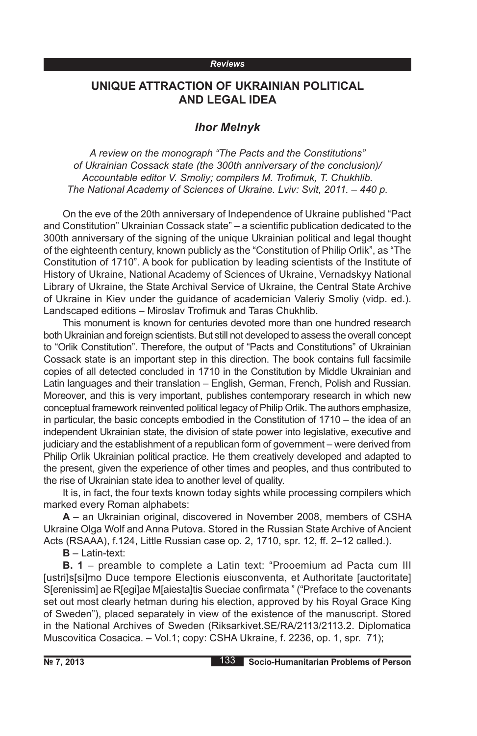*Reviews*

## UNIQUE ATTRACTION OF UKRAINIAN POLITICAL AND LEGAL IDEA

### *Ihor Melnyk*

*A review on the monograph "The Pacts and the Constitutions" of Ukrainian Cossack state (the 300th anniversary of the conclusion)/ Accountable editor V. Smoliy; compilers M. Trofimuk, T. Chukhlib. The National Academy of Sciences of Ukraine. Lviv: Svit, 2011. – 440 p.*

On the eve of the 20th anniversary of Independence of Ukraine published "Pact and Constitution" Ukrainian Cossack state" – a scientific publication dedicated to the 300th anniversary of the signing of the unique Ukrainian political and legal thought of the eighteenth century, known publicly as the "Constitution of Philip Orlik", as "The Constitution of 1710". A book for publication by leading scientists of the Institute of History of Ukraine, National Academy of Sciences of Ukraine, Vernadskyy National Library of Ukraine, the State Archival Service of Ukraine, the Central State Archive of Ukraine in Kiev under the guidance of academician Valeriy Smoliy (vidp. ed.). Landscaped editions – Miroslav Trofimuk and Taras Chukhlib.

This monument is known for centuries devoted more than one hundred research both Ukrainian and foreign scientists. But still not developed to assess the overall concept to "Orlik Constitution". Therefore, the output of "Pacts and Constitutions" of Ukrainian Cossack state is an important step in this direction. The book contains full facsimile copies of all detected concluded in 1710 in the Constitution by Middle Ukrainian and Latin languages and their translation – English, German, French, Polish and Russian. Moreover, and this is very important, publishes contemporary research in which new conceptual framework reinvented political legacy of Philip Orlik. The authors emphasize, in particular, the basic concepts embodied in the Constitution of 1710 – the idea of an independent Ukrainian state, the division of state power into legislative, executive and judiciary and the establishment of a republican form of government – were derived from Philip Orlik Ukrainian political practice. He them creatively developed and adapted to the present, given the experience of other times and peoples, and thus contributed to the rise of Ukrainian state idea to another level of quality.

It is, in fact, the four texts known today sights while processing compilers which marked every Roman alphabets:

**A** – an Ukrainian original, discovered in November 2008, members of CSHA Ukraine Olga Wolf and Anna Putova. Stored in the Russian State Archive of Ancient Acts (RSAAA), f.124, Little Russian case op. 2, 1710, spr. 12, ff. 2–12 called.).

**B** – Latin-text:

**B. 1** – preamble to complete a Latin text: "Prooemium ad Pacta cum Ill [ustri]s[si]mo Duce tempore Electionis eiusconventa, et Authoritate [auctoritate] S[erenissim] ae R[egi]ae M[aiesta]tis Sueciae confirmata " ("Preface to the covenants set out most clearly hetman during his election, approved by his Royal Grace King of Sweden"), placed separately in view of the existence of the manuscript. Stored in the National Archives of Sweden (Riksarkivet.SE/RA/2113/2113.2. Diplomatica Muscovitica Cosacica. – Vol.1; copy: CSHA Ukraine, f. 2236, op. 1, spr. 71);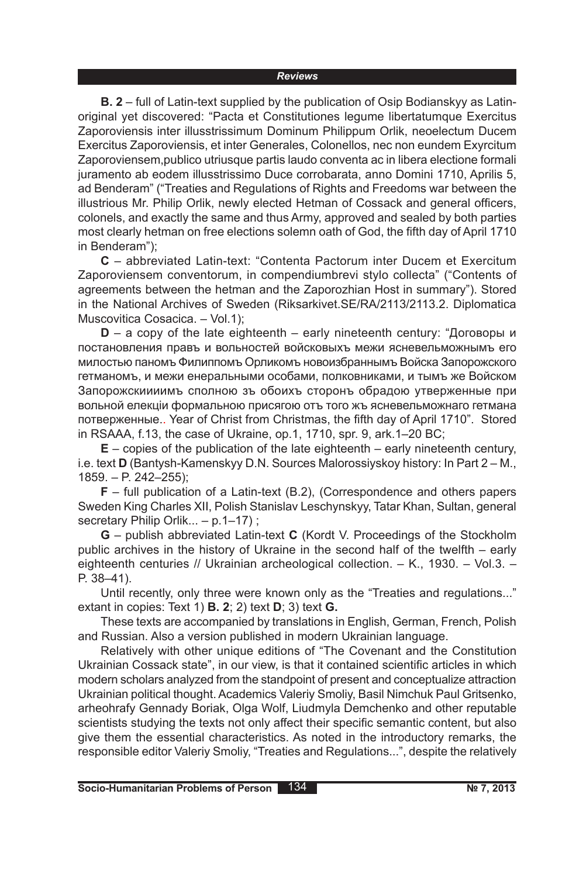**B. 2** – full of Latin-text supplied by the publication of Osip Bodianskyy as Latin-original yet discovered: "Pacta et Constitutiones legume libertatumque Exercitus Zaporoviensis inter illusstrissimum Dominum Philippum Orlik, neoelectum Ducem Exercitus Zaporoviensis, et inter Generales, Colonellos, nec non eundem Exyrcitum Zaporoviensem,publico utriusque partis laudo conventa ac in libera electione formali juramento ab eodem illusstrissimo Duce corrobarata, anno Domini 1710, Aprilis 5, ad Benderam" ("Treaties and Regulations of Rights and Freedoms war between the illustrious Mr. Philip Orlik, newly elected Hetman of Cossack and general officers, colonels, and exactly the same and thus Army, approved and sealed by both parties most clearly hetman on free elections solemn oath of God, the fifth day of April 1710 in Benderam");

**C** – abbreviated Latin-text: "Contenta Pactorum inter Ducem et Exercitum Zaporoviensem conventorum, in compendiumbrevi stylo collecta" ("Contents of agreements between the hetman and the Zaporozhian Host in summary"). Stored in the National Archives of Sweden (Riksarkivet.SE/RA/2113/2113.2. Diplomatica Muscovitica Cosacica. – Vol.1);

**D** – a copy of the late eighteenth – early nineteenth century: "Договоры и постановления правъ и вольностей войсковыхъ межи ясневельможнымъ его милостью паномъ Филиппомъ Орликомъ новоизбраннымъ Войска Запорожского гетманомъ, и межи енеральными особами, полковниками, и тымъ же Войском Запорожскиииимъ сполною зъ обоихъ сторонъ обрадою утверженные при вольной елекціи формальною присягою отъ того жъ ясневельможнаго гетмана потверженные.. Year of Christ from Christmas, the fifth day of April 1710". Stored in RSAAA, f.13, the case of Ukraine, op.1, 1710, spr. 9, ark.1–20 BC;

**E** – copies of the publication of the late eighteenth – early nineteenth century, i.e. text **D** (Bantysh-Kamenskyy D.N. Sources Malorossiyskoy history: In Part 2 – M., 1859. – P. 242–255);

**F** – full publication of a Latin-text (B.2), (Correspondence and others papers Sweden King Charles XII, Polish Stanislav Leschynskyy, Tatar Khan, Sultan, general secretary Philip Orlik... – p.1–17) ;

**G** – publish abbreviated Latin-text **C** (Kordt V. Proceedings of the Stockholm public archives in the history of Ukraine in the second half of the twelfth – early eighteenth centuries // Ukrainian archeological collection. – K., 1930. – Vol.3. – P. 38–41).

Until recently, only three were known only as the "Treaties and regulations..." extant in copies: Text 1) **B. 2**; 2) text **D**; 3) text **G.**

These texts are accompanied by translations in English, German, French, Polish and Russian. Also a version published in modern Ukrainian language.

Relatively with other unique editions of "The Covenant and the Constitution Ukrainian Cossack state", in our view, is that it contained scientific articles in which modern scholars analyzed from the standpoint of present and conceptualize attraction Ukrainian political thought. Academics Valeriy Smoliy, Basil Nimchuk Paul Gritsenko, arheohrafy Gennady Boriak, Olga Wolf, Liudmyla Demchenko and other reputable scientists studying the texts not only affect their specific semantic content, but also give them the essential characteristics. As noted in the introductory remarks, the responsible editor Valeriy Smoliy, "Treaties and Regulations...", despite the relatively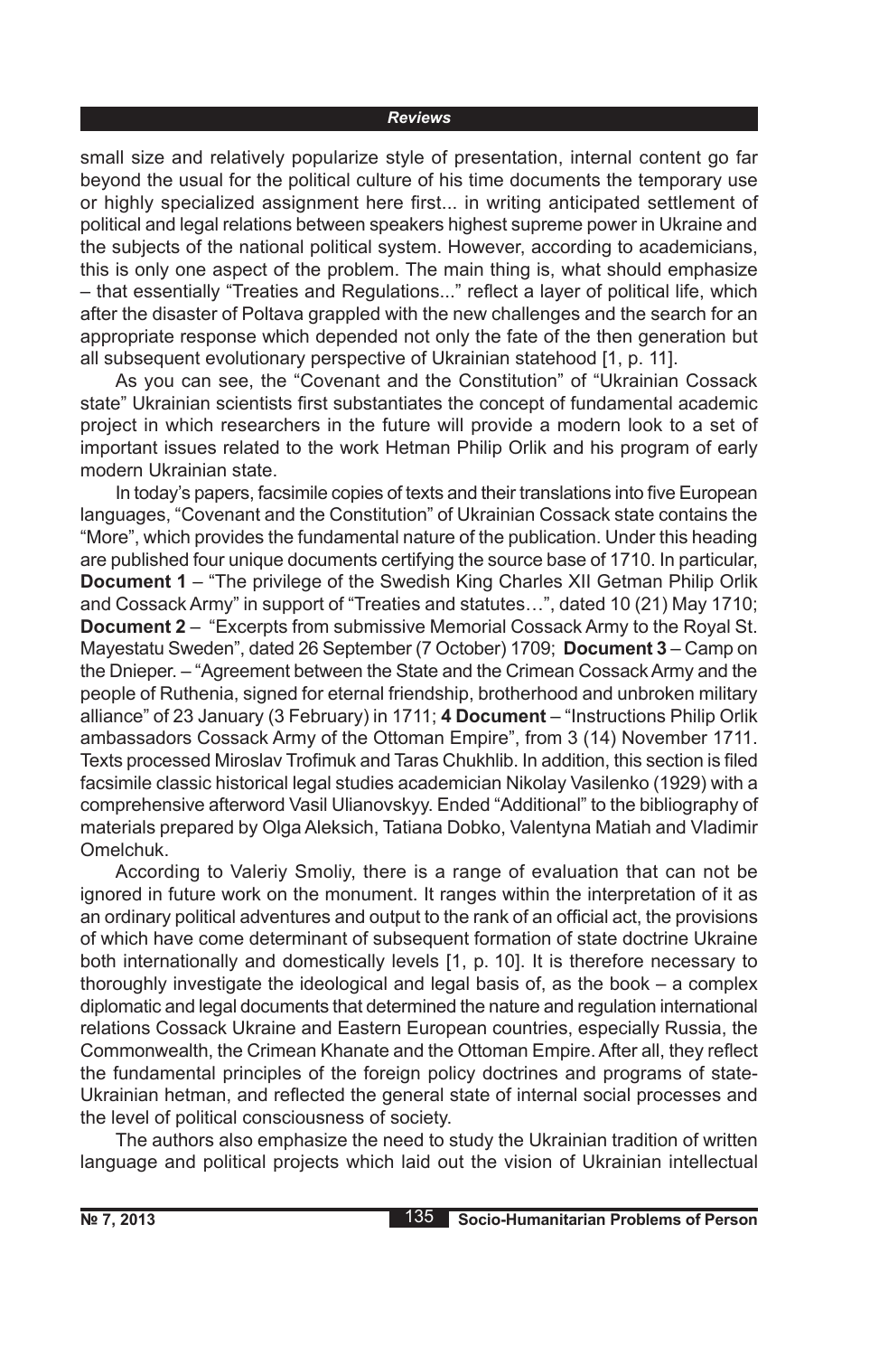small size and relatively popularize style of presentation, internal content go far beyond the usual for the political culture of his time documents the temporary use or highly specialized assignment here first... in writing anticipated settlement of political and legal relations between speakers highest supreme power in Ukraine and the subjects of the national political system. However, according to academicians, this is only one aspect of the problem. The main thing is, what should emphasize – that essentially "Treaties and Regulations..." reflect a layer of political life, which after the disaster of Poltava grappled with the new challenges and the search for an appropriate response which depended not only the fate of the then generation but all subsequent evolutionary perspective of Ukrainian statehood [1, p. 11].

As you can see, the "Covenant and the Constitution" of "Ukrainian Cossack state" Ukrainian scientists first substantiates the concept of fundamental academic project in which researchers in the future will provide a modern look to a set of important issues related to the work Hetman Philip Orlik and his program of early modern Ukrainian state.

In today's papers, facsimile copies of texts and their translations into five European languages, "Covenant and the Constitution" of Ukrainian Cossack state contains the "More", which provides the fundamental nature of the publication. Under this heading are published four unique documents certifying the source base of 1710. In particular, **Document 1** – "The privilege of the Swedish King Charles XII Getman Philip Orlik and Cossack Army" in support of "Treaties and statutes…", dated 10 (21) May 1710; **Document 2** – "Excerpts from submissive Memorial Cossack Army to the Royal St. Mayestatu Sweden", dated 26 September (7 October) 1709; **Document 3** – Camp on the Dnieper. – "Agreement between the State and the Crimean Cossack Army and the people of Ruthenia, signed for eternal friendship, brotherhood and unbroken military alliance" of 23 January (3 February) in 1711; **4 Document** – "Instructions Philip Orlik ambassadors Cossack Army of the Ottoman Empire", from 3 (14) November 1711. Texts processed Miroslav Trofimuk and Taras Chukhlib. In addition, this section is filed facsimile classic historical legal studies academician Nikolay Vasilenko (1929) with a comprehensive afterword Vasil Ulianovskyy. Ended "Additional" to the bibliography of materials prepared by Olga Aleksich, Tatiana Dobko, Valentyna Matiah and Vladimir Omelchuk.

According to Valeriy Smoliy, there is a range of evaluation that can not be ignored in future work on the monument. It ranges within the interpretation of it as an ordinary political adventures and output to the rank of an official act, the provisions of which have come determinant of subsequent formation of state doctrine Ukraine both internationally and domestically levels [1, p. 10]. It is therefore necessary to thoroughly investigate the ideological and legal basis of, as the book – a complex diplomatic and legal documents that determined the nature and regulation international relations Cossack Ukraine and Eastern European countries, especially Russia, the Commonwealth, the Crimean Khanate and the Ottoman Empire. After all, they reflect the fundamental principles of the foreign policy doctrines and programs of state-Ukrainian hetman, and reflected the general state of internal social processes and the level of political consciousness of society.

The authors also emphasize the need to study the Ukrainian tradition of written language and political projects which laid out the vision of Ukrainian intellectual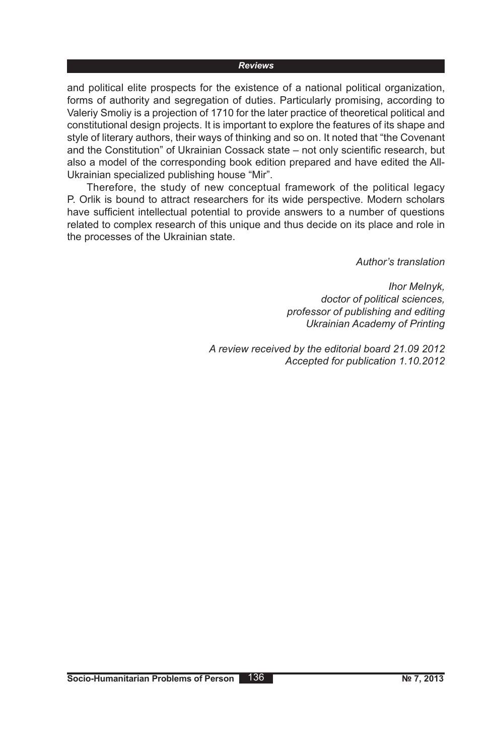and political elite prospects for the existence of a national political organization, forms of authority and segregation of duties. Particularly promising, according to Valeriy Smoliy is a projection of 1710 for the later practice of theoretical political and constitutional design projects. It is important to explore the features of its shape and style of literary authors, their ways of thinking and so on. It noted that "the Covenant and the Constitution" of Ukrainian Cossack state – not only scientific research, but also a model of the corresponding book edition prepared and have edited the All-Ukrainian specialized publishing house "Mir".

Therefore, the study of new conceptual framework of the political legacy P. Orlik is bound to attract researchers for its wide perspective. Modern scholars have sufficient intellectual potential to provide answers to a number of questions related to complex research of this unique and thus decide on its place and role in the processes of the Ukrainian state.

*Author's translation*

*Ihor Melnyk,*
*doctor of political sciences,*
*professor of publishing and editing*
*Ukrainian Academy of Printing*

*A review received by the editorial board 21.09 2012*
*Accepted for publication 1.10.2012*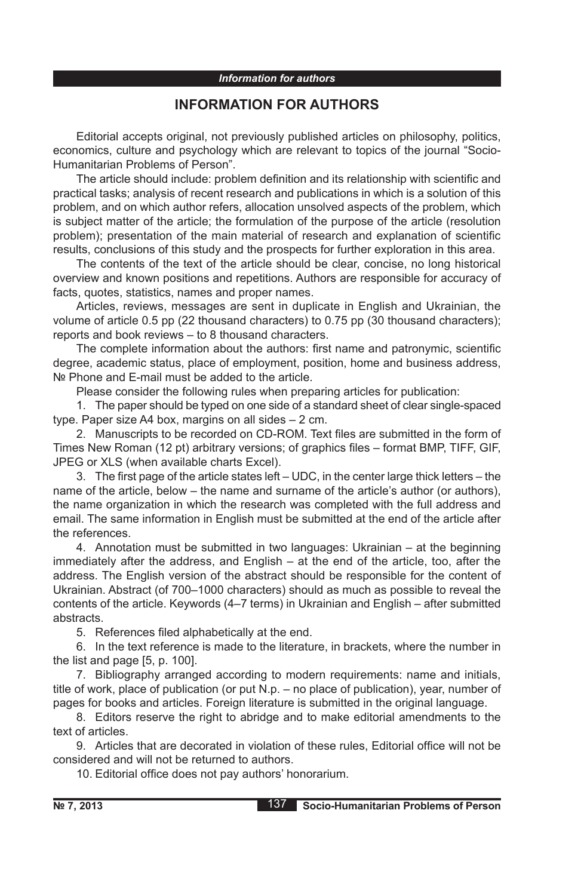# INFORMATION FOR AUTHORS

Editorial accepts original, not previously published articles on philosophy, politics, economics, culture and psychology which are relevant to topics of the journal "Socio-Humanitarian Problems of Person".

The article should include: problem definition and its relationship with scientific and practical tasks; analysis of recent research and publications in which is a solution of this problem, and on which author refers, allocation unsolved aspects of the problem, which is subject matter of the article; the formulation of the purpose of the article (resolution problem); presentation of the main material of research and explanation of scientific results, conclusions of this study and the prospects for further exploration in this area.

The contents of the text of the article should be clear, concise, no long historical overview and known positions and repetitions. Authors are responsible for accuracy of facts, quotes, statistics, names and proper names.

Articles, reviews, messages are sent in duplicate in English and Ukrainian, the volume of article 0.5 pp (22 thousand characters) to 0.75 pp (30 thousand characters); reports and book reviews – to 8 thousand characters.

The complete information about the authors: first name and patronymic, scientific degree, academic status, place of employment, position, home and business address, № Phone and E-mail must be added to the article.

Please consider the following rules when preparing articles for publication:

1. The paper should be typed on one side of a standard sheet of clear single-spaced type. Paper size A4 box, margins on all sides – 2 cm.
2. Manuscripts to be recorded on CD-ROM. Text files are submitted in the form of Times New Roman (12 pt) arbitrary versions; of graphics files – format BMP, TIFF, GIF, JPEG or XLS (when available charts Excel).
3. The first page of the article states left – UDC, in the center large thick letters – the name of the article, below – the name and surname of the article's author (or authors), the name organization in which the research was completed with the full address and email. The same information in English must be submitted at the end of the article after the references.
4. Annotation must be submitted in two languages: Ukrainian – at the beginning immediately after the address, and English – at the end of the article, too, after the address. The English version of the abstract should be responsible for the content of Ukrainian. Abstract (of 700–1000 characters) should as much as possible to reveal the contents of the article. Keywords (4–7 terms) in Ukrainian and English – after submitted abstracts.
5. References filed alphabetically at the end.
6. In the text reference is made to the literature, in brackets, where the number in the list and page [5, p. 100].
7. Bibliography arranged according to modern requirements: name and initials, title of work, place of publication (or put N.p. – no place of publication), year, number of pages for books and articles. Foreign literature is submitted in the original language.
8. Editors reserve the right to abridge and to make editorial amendments to the text of articles.
9. Articles that are decorated in violation of these rules, Editorial office will not be considered and will not be returned to authors.
10. Editorial office does not pay authors' honorarium.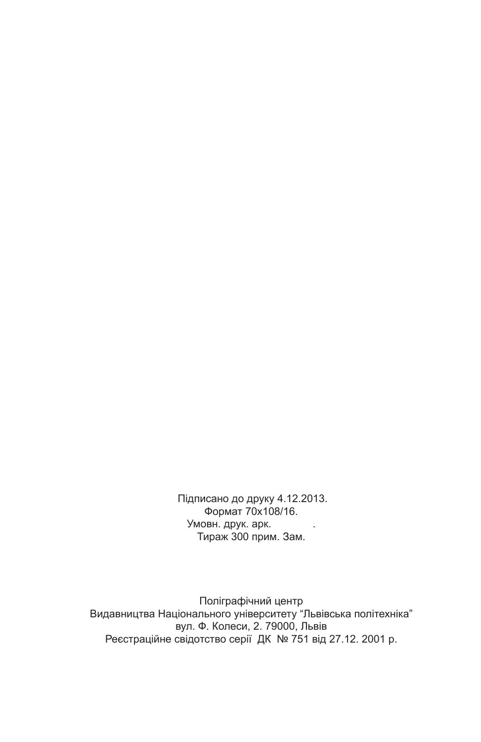Підписано до друку 4.12.2013.
Формат 70х108/16.
Умовн. друк. арк.            .
Тираж 300 прим. Зам.

Поліграфічний центр
Видавництва Національного університету “Львівська політехніка”
вул. Ф. Колеси, 2. 79000, Львів
Реєстраційне свідотство серії  ДК  № 751 від 27.12. 2001 р.